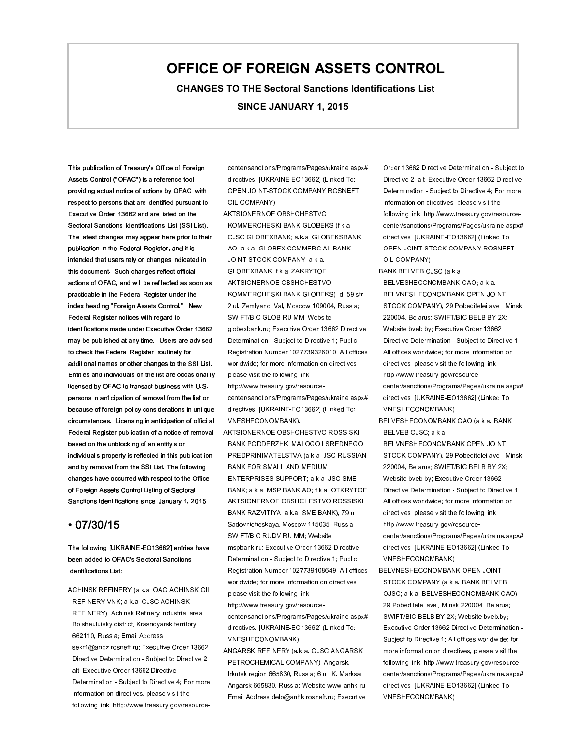# OFFICE OF FOREIGN ASSETS CONTROL

**CHANGES TO THE Sectoral Sanctions Identifications List**

**SINCE JANUARY 1, 2015**

This publication of Treasury's Office of Foreign Assets Control ("OFAC") is a reference tool providing actual notice of actions by OFAC with respect to persons that are identified pursuant to Executive Order 13662 and are listed on the Sectoral Sanctions Identifications List (SSI List). The latest changes may appear here prior to their publication in the Federal Register, and it is intended that users rely on changes indicated in this document. Such changes reflect official actions of OFAC, and will be reflected as soon as practicable in the Federal Register under the index heading "Foreign Assets Control." New Federal Register notices with regard to identifications made under Executive Order 13662 may be published at any time. Users are advised to check the Federal Register routinely for additional names or other changes to the SSI List. Entities and individuals on the list are occasionally licensed by OFAC to transact business with U.S. persons in anticipation of removal from the list or because of foreign policy considerations in unique circumstances. Licensing in anticipation of official Federal Register publication of a notice of removal based on the unblocking of an entity's or individual's property is reflected in this publication and by removal from the SSI List. The following changes have occurred with respect to the Office of Foreign Assets Control Listing of Sectoral Sanctions Identifications since January 1, 2015:

## • 07/30/15

The following [UKRAINE-EO13662] entries have been added to OFAC's Sectoral Sanctions Identifications List:

ACHINSK REFINERY (a.k.a. OAO ACHINSK OIL REFINERY VNK; a.k.a. OJSC ACHINSK REFINERY), Achinsk Refinery industrial area, Bolsheuluisky district, Krasnoyarsk territory 662110, Russia; Email Address sekr1@anpz.rosneft.ru; Executive Order 13662 Directive Determination - Subject to Directive 2; alt. Executive Order 13662 Directive Determination - Subject to Directive 4; For more information on directives, please visit the following link: http://www.treasury.gov/resource-center/sanctions/Programs/Pages/ukraine.aspx#directives. [UKRAINE-EO13662] (Linked To: OPEN JOINT-STOCK COMPANY ROSNEFT OIL COMPANY).

AKTSIONERNOE OBSHCHESTVO KOMMERCHESKI BANK GLOBEKS (f.k.a. CJSC GLOBEXBANK; a.k.a. GLOBEKSBANK, AO; a.k.a. GLOBEX COMMERCIAL BANK, JOINT STOCK COMPANY; a.k.a. GLOBEXBANK; f.k.a. ZAKRYTOE AKTSIONERNOE OBSHCHESTVO KOMMERCHESKI BANK GLOBEKS), d. 59 str. 2 ul. Zemlyanoi Val, Moscow 109004, Russia; SWIFT/BIC GLOB RU MM; Website globexbank.ru; Executive Order 13662 Directive Determination - Subject to Directive 1; Public Registration Number 1027739326010; All offices worldwide; for more information on directives, please visit the following link: http://www.treasury.gov/resource-center/sanctions/Programs/Pages/ukraine.aspx#directives. [UKRAINE-EO13662] (Linked To: VNESHECONOMBANK).

AKTSIONERNOE OBSHCHESTVO ROSSISKI BANK PODDERZHKI MALOGO I SREDNEGO PREDPRINIMATELSTVA (a.k.a. JSC RUSSIAN BANK FOR SMALL AND MEDIUM ENTERPRISES SUPPORT; a.k.a. JSC SME BANK; a.k.a. MSP BANK AO; f.k.a. OTKRYTOE AKTSIONERNOE OBSHCHESTVO ROSSISKI BANK RAZVITIYA; a.k.a. SME BANK), 79 ul. Sadovnicheskaya, Moscow 115035, Russia; SWIFT/BIC RUDV RU MM; Website mspbank.ru; Executive Order 13662 Directive Determination - Subject to Directive 1; Public Registration Number 1027739108649; All offices worldwide; for more information on directives, please visit the following link: http://www.treasury.gov/resource-center/sanctions/Programs/Pages/ukraine.aspx#directives. [UKRAINE-EO13662] (Linked To: VNESHECONOMBANK).

ANGARSK REFINERY (a.k.a. OJSC ANGARSK PETROCHEMICAL COMPANY), Angarsk, Irkutsk region 665830, Russia; 6 ul. K. Marksa, Angarsk 665830, Russia; Website www.anhk.ru; Email Address delo@anhk.rosneft.ru; Executive Order 13662 Directive Determination - Subject to Directive 2; alt. Executive Order 13662 Directive Determination - Subject to Directive 4; For more information on directives, please visit the following link: http://www.treasury.gov/resource-center/sanctions/Programs/Pages/ukraine.aspx#directives. [UKRAINE-EO13662] (Linked To: OPEN JOINT-STOCK COMPANY ROSNEFT OIL COMPANY).

BANK BELVEB OJSC (a.k.a. BELVESHECONOMBANK OAO; a.k.a. BELVNESHECONOMBANK OPEN JOINT STOCK COMPANY), 29 Pobeditelei ave., Minsk 220004, Belarus; SWIFT/BIC BELB BY 2X; Website bveb.by; Executive Order 13662 Directive Determination - Subject to Directive 1; All offices worldwide; for more information on directives, please visit the following link: http://www.treasury.gov/resource-center/sanctions/Programs/Pages/ukraine.aspx#directives. [UKRAINE-EO13662] (Linked To: VNESHECONOMBANK).

BELVESHECONOMBANK OAO (a.k.a. BANK BELVEB OJSC; a.k.a. BELVNESHECONOMBANK OPEN JOINT STOCK COMPANY), 29 Pobeditelei ave., Minsk 220004, Belarus; SWIFT/BIC BELB BY 2X; Website bveb.by; Executive Order 13662 Directive Determination - Subject to Directive 1; All offices worldwide; for more information on directives, please visit the following link: http://www.treasury.gov/resource-center/sanctions/Programs/Pages/ukraine.aspx#directives. [UKRAINE-EO13662] (Linked To: VNESHECONOMBANK).

BELVNESHECONOMBANK OPEN JOINT STOCK COMPANY (a.k.a. BANK BELVEB OJSC; a.k.a. BELVESHECONOMBANK OAO), 29 Pobeditelei ave., Minsk 220004, Belarus; SWIFT/BIC BELB BY 2X; Website bveb.by; Executive Order 13662 Directive Determination - Subject to Directive 1; All offices worldwide; for more information on directives, please visit the following link: http://www.treasury.gov/resource-center/sanctions/Programs/Pages/ukraine.aspx#directives. [UKRAINE-EO13662] (Linked To: VNESHECONOMBANK).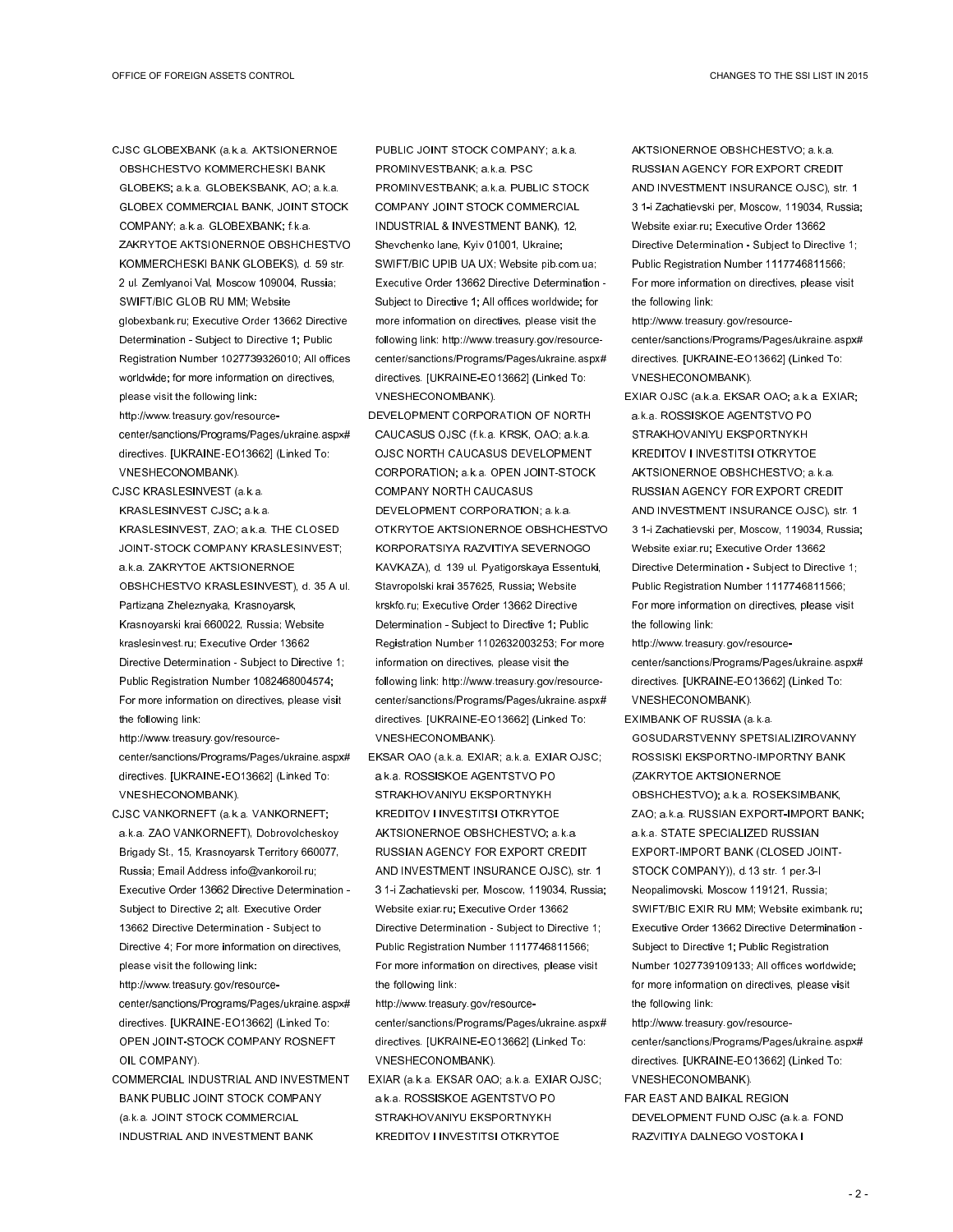CJSC GLOBEXBANK (a.k.a. AKTSIONERNOE OBSHCHESTVO KOMMERCHESKI BANK GLOBEKS; a.k.a. GLOBEKSBANK, AO; a.k.a. GLOBEX COMMERCIAL BANK, JOINT STOCK COMPANY; a.k.a. GLOBEXBANK; f.k.a. ZAKRYTOE AKTSIONERNOE OBSHCHESTVO KOMMERCHESKI BANK GLOBEKS), d. 59 str. 2 ul. Zemlyanoi Val, Moscow 109004, Russia; SWIFT/BIC GLOB RU MM; Website globexbank.ru; Executive Order 13662 Directive Determination - Subject to Directive 1; Public Registration Number 1027739326010; All offices worldwide; for more information on directives, please visit the following link: http://www.treasury.gov/resource-center/sanctions/Programs/Pages/ukraine.aspx#directives. [UKRAINE-EO13662] (Linked To: VNESHECONOMBANK).

CJSC KRASLESINVEST (a.k.a. KRASLESINVEST CJSC; a.k.a. KRASLESINVEST, ZAO; a.k.a. THE CLOSED JOINT-STOCK COMPANY KRASLESINVEST; a.k.a. ZAKRYTOE AKTSIONERNOE OBSHCHESTVO KRASLESINVEST), d. 35 A ul. Partizana Zheleznyaka, Krasnoyarsk, Krasnoyarski krai 660022, Russia; Website kraslesinvest.ru; Executive Order 13662 Directive Determination - Subject to Directive 1; Public Registration Number 1082468004574; For more information on directives, please visit the following link: http://www.treasury.gov/resource-center/sanctions/Programs/Pages/ukraine.aspx#directives. [UKRAINE-EO13662] (Linked To: VNESHECONOMBANK).

CJSC VANKORNEFT (a.k.a. VANKORNEFT; a.k.a. ZAO VANKORNEFT), Dobrovolcheskoy Brigady St., 15, Krasnoyarsk Territory 660077, Russia; Email Address info@vankoroil.ru; Executive Order 13662 Directive Determination - Subject to Directive 2; alt. Executive Order 13662 Directive Determination - Subject to Directive 4; For more information on directives, please visit the following link: http://www.treasury.gov/resource-center/sanctions/Programs/Pages/ukraine.aspx#directives. [UKRAINE-EO13662] (Linked To: OPEN JOINT-STOCK COMPANY ROSNEFT OIL COMPANY).

COMMERCIAL INDUSTRIAL AND INVESTMENT BANK PUBLIC JOINT STOCK COMPANY (a.k.a. JOINT STOCK COMMERCIAL INDUSTRIAL AND INVESTMENT BANK PUBLIC JOINT STOCK COMPANY; a.k.a. PROMINVESTBANK; a.k.a. PSC PROMINVESTBANK; a.k.a. PUBLIC STOCK COMPANY JOINT STOCK COMMERCIAL INDUSTRIAL & INVESTMENT BANK), 12, Shevchenko lane, Kyiv 01001, Ukraine; SWIFT/BIC UPIB UA UX; Website pib.com.ua; Executive Order 13662 Directive Determination - Subject to Directive 1; All offices worldwide; for more information on directives, please visit the following link: http://www.treasury.gov/resource-center/sanctions/Programs/Pages/ukraine.aspx#directives. [UKRAINE-EO13662] (Linked To: VNESHECONOMBANK).

DEVELOPMENT CORPORATION OF NORTH CAUCASUS OJSC (f.k.a. KRSK, OAO; a.k.a. OJSC NORTH CAUCASUS DEVELOPMENT CORPORATION; a.k.a. OPEN JOINT-STOCK COMPANY NORTH CAUCASUS DEVELOPMENT CORPORATION; a.k.a. OTKRYTOE AKTSIONERNOE OBSHCHESTVO KORPORATSIYA RAZVITIYA SEVERNOGO KAVKAZA), d. 139 ul. Pyatigorskaya Essentuki, Stavropolski krai 357625, Russia; Website krskfo.ru; Executive Order 13662 Directive Determination - Subject to Directive 1; Public Registration Number 1102632003253; For more information on directives, please visit the following link: http://www.treasury.gov/resource-center/sanctions/Programs/Pages/ukraine.aspx#directives. [UKRAINE-EO13662] (Linked To: VNESHECONOMBANK).

EKSAR OAO (a.k.a. EXIAR; a.k.a. EXIAR OJSC; a.k.a. ROSSISKOE AGENTSTVO PO STRAKHOVANIYU EKSPORTNYKH KREDITOV I INVESTITSI OTKRYTOE AKTSIONERNOE OBSHCHESTVO; a.k.a. RUSSIAN AGENCY FOR EXPORT CREDIT AND INVESTMENT INSURANCE OJSC), str. 1 3 1-i Zachatievski per, Moscow, 119034, Russia; Website exiar.ru; Executive Order 13662 Directive Determination - Subject to Directive 1; Public Registration Number 1117746811566; For more information on directives, please visit the following link: http://www.treasury.gov/resource-center/sanctions/Programs/Pages/ukraine.aspx#directives. [UKRAINE-EO13662] (Linked To: VNESHECONOMBANK).

EXIAR (a.k.a. EKSAR OAO; a.k.a. EXIAR OJSC; a.k.a. ROSSISKOE AGENTSTVO PO STRAKHOVANIYU EKSPORTNYKH KREDITOV I INVESTITSI OTKRYTOE AKTSIONERNOE OBSHCHESTVO; a.k.a. RUSSIAN AGENCY FOR EXPORT CREDIT AND INVESTMENT INSURANCE OJSC), str. 1 3 1-i Zachatievski per, Moscow, 119034, Russia; Website exiar.ru; Executive Order 13662 Directive Determination - Subject to Directive 1; Public Registration Number 1117746811566; For more information on directives, please visit the following link: http://www.treasury.gov/resource-center/sanctions/Programs/Pages/ukraine.aspx#directives. [UKRAINE-EO13662] (Linked To: VNESHECONOMBANK).

EXIAR OJSC (a.k.a. EKSAR OAO; a.k.a. EXIAR; a.k.a. ROSSISKOE AGENTSTVO PO STRAKHOVANIYU EKSPORTNYKH KREDITOV I INVESTITSI OTKRYTOE AKTSIONERNOE OBSHCHESTVO; a.k.a. RUSSIAN AGENCY FOR EXPORT CREDIT AND INVESTMENT INSURANCE OJSC), str. 1 3 1-i Zachatievski per, Moscow, 119034, Russia; Website exiar.ru; Executive Order 13662 Directive Determination - Subject to Directive 1; Public Registration Number 1117746811566; For more information on directives, please visit the following link: http://www.treasury.gov/resource-center/sanctions/Programs/Pages/ukraine.aspx#directives. [UKRAINE-EO13662] (Linked To: VNESHECONOMBANK).

EXIMBANK OF RUSSIA (a.k.a. GOSUDARSTVENNY SPETSIALIZIROVANNY ROSSISKI EKSPORTNO-IMPORTNY BANK (ZAKRYTOE AKTSIONERNOE OBSHCHESTVO); a.k.a. ROSEKSIMBANK, ZAO; a.k.a. RUSSIAN EXPORT-IMPORT BANK; a.k.a. STATE SPECIALIZED RUSSIAN EXPORT-IMPORT BANK (CLOSED JOINT-STOCK COMPANY)), d.13 str. 1 per.3-I Neopalimovski, Moscow 119121, Russia; SWIFT/BIC EXIR RU MM; Website eximbank.ru; Executive Order 13662 Directive Determination - Subject to Directive 1; Public Registration Number 1027739109133; All offices worldwide; for more information on directives, please visit the following link: http://www.treasury.gov/resource-center/sanctions/Programs/Pages/ukraine.aspx#directives. [UKRAINE-EO13662] (Linked To: VNESHECONOMBANK).

FAR EAST AND BAIKAL REGION DEVELOPMENT FUND OJSC (a.k.a. FOND RAZVITIYA DALNEGO VOSTOKA I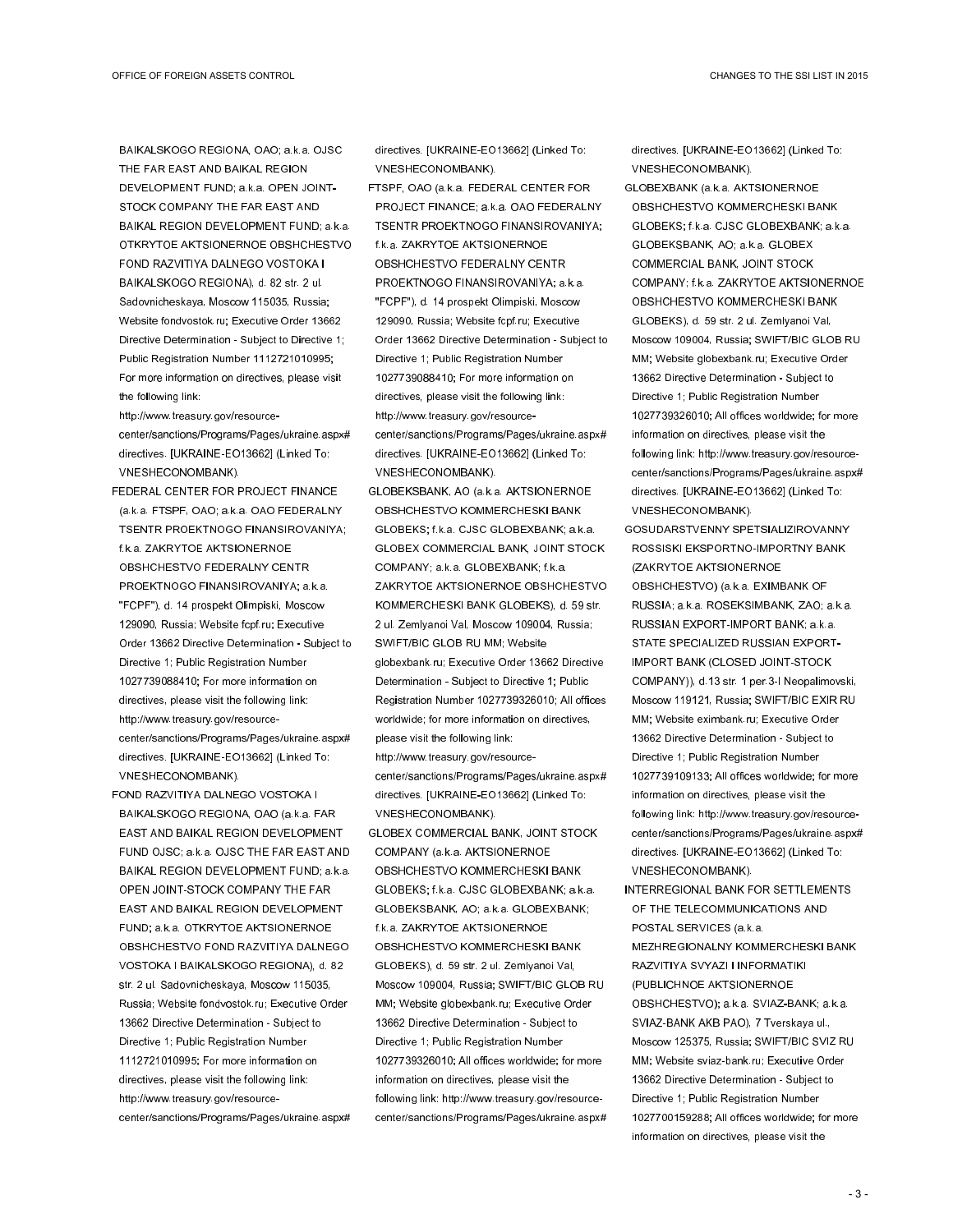BAIKALSKOGO REGIONA, OAO; a.k.a. OJSC THE FAR EAST AND BAIKAL REGION DEVELOPMENT FUND; a.k.a. OPEN JOINT-STOCK COMPANY THE FAR EAST AND BAIKAL REGION DEVELOPMENT FUND; a.k.a. OTKRYTOE AKTSIONERNOE OBSHCHESTVO FOND RAZVITIYA DALNEGO VOSTOKA I BAIKALSKOGO REGIONA), d. 82 str. 2 ul. Sadovnicheskaya, Moscow 115035, Russia; Website fondvostok.ru; Executive Order 13662 Directive Determination - Subject to Directive 1; Public Registration Number 1112721010995; For more information on directives, please visit the following link: http://www.treasury.gov/resource-center/sanctions/Programs/Pages/ukraine.aspx#directives. [UKRAINE-EO13662] (Linked To: VNESHECONOMBANK).

FEDERAL CENTER FOR PROJECT FINANCE (a.k.a. FTSPF, OAO; a.k.a. OAO FEDERALNY TSENTR PROEKTNOGO FINANSIROVANIYA; f.k.a. ZAKRYTOE AKTSIONERNOE OBSHCHESTVO FEDERALNY CENTR PROEKTNOGO FINANSIROVANIYA; a.k.a. "FCPF"), d. 14 prospekt Olimpiski, Moscow 129090, Russia; Website fcpf.ru; Executive Order 13662 Directive Determination - Subject to Directive 1; Public Registration Number 1027739088410; For more information on directives, please visit the following link: http://www.treasury.gov/resource-center/sanctions/Programs/Pages/ukraine.aspx#directives. [UKRAINE-EO13662] (Linked To: VNESHECONOMBANK).

FOND RAZVITIYA DALNEGO VOSTOKA I BAIKALSKOGO REGIONA, OAO (a.k.a. FAR EAST AND BAIKAL REGION DEVELOPMENT FUND OJSC; a.k.a. OJSC THE FAR EAST AND BAIKAL REGION DEVELOPMENT FUND; a.k.a. OPEN JOINT-STOCK COMPANY THE FAR EAST AND BAIKAL REGION DEVELOPMENT FUND; a.k.a. OTKRYTOE AKTSIONERNOE OBSHCHESTVO FOND RAZVITIYA DALNEGO VOSTOKA I BAIKALSKOGO REGIONA), d. 82 str. 2 ul. Sadovnicheskaya, Moscow 115035, Russia; Website fondvostok.ru; Executive Order 13662 Directive Determination - Subject to Directive 1; Public Registration Number 1112721010995; For more information on directives, please visit the following link: http://www.treasury.gov/resource-center/sanctions/Programs/Pages/ukraine.aspx#directives. [UKRAINE-EO13662] (Linked To: VNESHECONOMBANK).

FTSPF, OAO (a.k.a. FEDERAL CENTER FOR PROJECT FINANCE; a.k.a. OAO FEDERALNY TSENTR PROEKTNOGO FINANSIROVANIYA; f.k.a. ZAKRYTOE AKTSIONERNOE OBSHCHESTVO FEDERALNY CENTR PROEKTNOGO FINANSIROVANIYA; a.k.a. "FCPF"), d. 14 prospekt Olimpiski, Moscow 129090, Russia; Website fcpf.ru; Executive Order 13662 Directive Determination - Subject to Directive 1; Public Registration Number 1027739088410; For more information on directives, please visit the following link: http://www.treasury.gov/resource-center/sanctions/Programs/Pages/ukraine.aspx#directives. [UKRAINE-EO13662] (Linked To: VNESHECONOMBANK).

GLOBEKSBANK, AO (a.k.a. AKTSIONERNOE OBSHCHESTVO KOMMERCHESKI BANK GLOBEKS; f.k.a. CJSC GLOBEXBANK; a.k.a. GLOBEX COMMERCIAL BANK, JOINT STOCK COMPANY; a.k.a. GLOBEXBANK; f.k.a. ZAKRYTOE AKTSIONERNOE OBSHCHESTVO KOMMERCHESKI BANK GLOBEKS), d. 59 str. 2 ul. Zemlyanoi Val, Moscow 109004, Russia; SWIFT/BIC GLOB RU MM; Website globexbank.ru; Executive Order 13662 Directive Determination - Subject to Directive 1; Public Registration Number 1027739326010; All offices worldwide; for more information on directives, please visit the following link: http://www.treasury.gov/resource-center/sanctions/Programs/Pages/ukraine.aspx#directives. [UKRAINE-EO13662] (Linked To: VNESHECONOMBANK).

GLOBEX COMMERCIAL BANK, JOINT STOCK COMPANY (a.k.a. AKTSIONERNOE OBSHCHESTVO KOMMERCHESKI BANK GLOBEKS; f.k.a. CJSC GLOBEXBANK; a.k.a. GLOBEKSBANK, AO; a.k.a. GLOBEXBANK; f.k.a. ZAKRYTOE AKTSIONERNOE OBSHCHESTVO KOMMERCHESKI BANK GLOBEKS), d. 59 str. 2 ul. Zemlyanoi Val, Moscow 109004, Russia; SWIFT/BIC GLOB RU MM; Website globexbank.ru; Executive Order 13662 Directive Determination - Subject to Directive 1; Public Registration Number 1027739326010; All offices worldwide; for more information on directives, please visit the following link: http://www.treasury.gov/resource-center/sanctions/Programs/Pages/ukraine.aspx#directives. [UKRAINE-EO13662] (Linked To: VNESHECONOMBANK).

GLOBEXBANK (a.k.a. AKTSIONERNOE OBSHCHESTVO KOMMERCHESKI BANK GLOBEKS; f.k.a. CJSC GLOBEXBANK; a.k.a. GLOBEKSBANK, AO; a.k.a. GLOBEX COMMERCIAL BANK, JOINT STOCK COMPANY; f.k.a. ZAKRYTOE AKTSIONERNOE OBSHCHESTVO KOMMERCHESKI BANK GLOBEKS), d. 59 str. 2 ul. Zemlyanoi Val, Moscow 109004, Russia; SWIFT/BIC GLOB RU MM; Website globexbank.ru; Executive Order 13662 Directive Determination - Subject to Directive 1; Public Registration Number 1027739326010; All offices worldwide; for more information on directives, please visit the following link: http://www.treasury.gov/resource-center/sanctions/Programs/Pages/ukraine.aspx#directives. [UKRAINE-EO13662] (Linked To: VNESHECONOMBANK).

GOSUDARSTVENNY SPETSIALIZIROVANNY ROSSISKI EKSPORTNO-IMPORTNY BANK (ZAKRYTOE AKTSIONERNOE OBSHCHESTVO) (a.k.a. EXIMBANK OF RUSSIA; a.k.a. ROSEKSIMBANK, ZAO; a.k.a. RUSSIAN EXPORT-IMPORT BANK; a.k.a. STATE SPECIALIZED RUSSIAN EXPORT-IMPORT BANK (CLOSED JOINT-STOCK COMPANY)), d.13 str. 1 per.3-I Neopalimovski, Moscow 119121, Russia; SWIFT/BIC EXIR RU MM; Website eximbank.ru; Executive Order 13662 Directive Determination - Subject to Directive 1; Public Registration Number 1027739109133; All offices worldwide; for more information on directives, please visit the following link: http://www.treasury.gov/resource-center/sanctions/Programs/Pages/ukraine.aspx#directives. [UKRAINE-EO13662] (Linked To: VNESHECONOMBANK).

INTERREGIONAL BANK FOR SETTLEMENTS OF THE TELECOMMUNICATIONS AND POSTAL SERVICES (a.k.a. MEZHREGIONALNY KOMMERCHESKI BANK RAZVITIYA SVYAZI I INFORMATIKI (PUBLICHNOE AKTSIONERNOE OBSHCHESTVO); a.k.a. SVIAZ-BANK; a.k.a. SVIAZ-BANK AKB PAO), 7 Tverskaya ul., Moscow 125375, Russia; SWIFT/BIC SVIZ RU MM; Website sviaz-bank.ru; Executive Order 13662 Directive Determination - Subject to Directive 1; Public Registration Number 1027700159288; All offices worldwide; for more information on directives, please visit the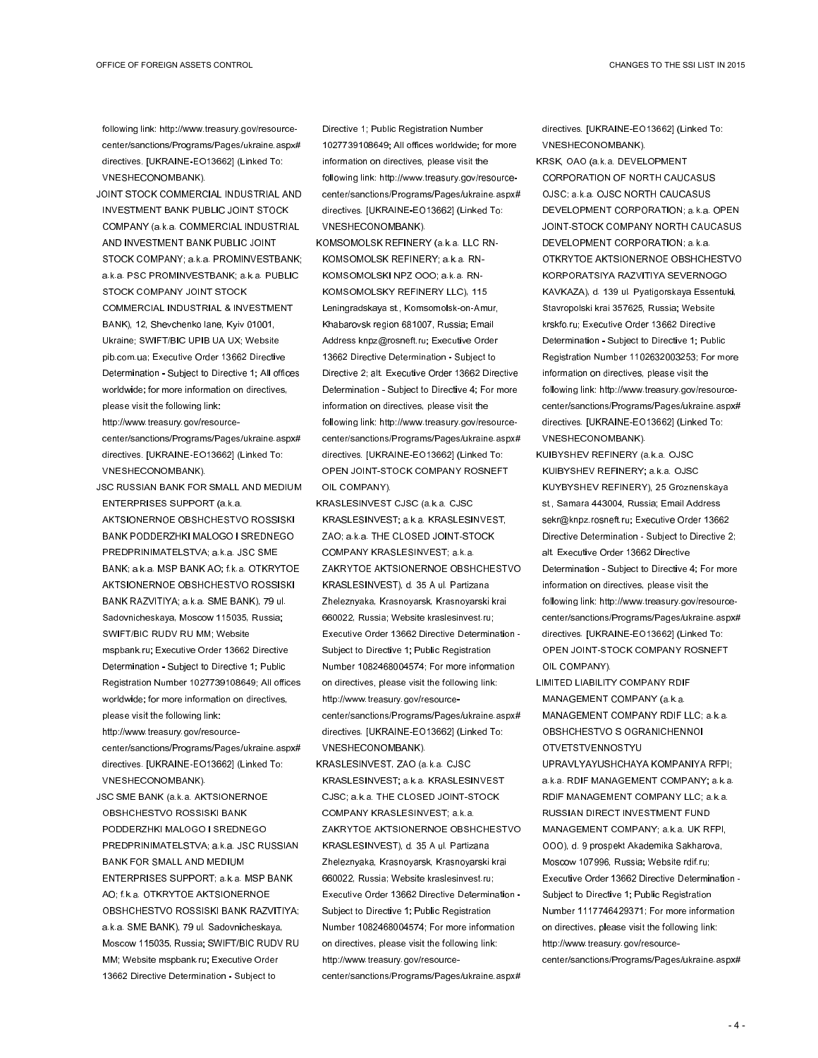following link: http://www.treasury.gov/resource-center/sanctions/Programs/Pages/ukraine.aspx#directives. [UKRAINE-EO13662] (Linked To: VNESHECONOMBANK).

JOINT STOCK COMMERCIAL INDUSTRIAL AND INVESTMENT BANK PUBLIC JOINT STOCK COMPANY (a.k.a. COMMERCIAL INDUSTRIAL AND INVESTMENT BANK PUBLIC JOINT STOCK COMPANY; a.k.a. PROMINVESTBANK; a.k.a. PSC PROMINVESTBANK; a.k.a. PUBLIC STOCK COMPANY JOINT STOCK COMMERCIAL INDUSTRIAL & INVESTMENT BANK), 12, Shevchenko lane, Kyiv 01001, Ukraine; SWIFT/BIC UPIB UA UX; Website pib.com.ua; Executive Order 13662 Directive Determination - Subject to Directive 1; All offices worldwide; for more information on directives, please visit the following link: http://www.treasury.gov/resource-center/sanctions/Programs/Pages/ukraine.aspx#directives. [UKRAINE-EO13662] (Linked To: VNESHECONOMBANK).

JSC RUSSIAN BANK FOR SMALL AND MEDIUM ENTERPRISES SUPPORT (a.k.a. AKTSIONERNOE OBSHCHESTVO ROSSISKI BANK PODDERZHKI MALOGO I SREDNEGO PREDPRINIMATELSTVA; a.k.a. JSC SME BANK; a.k.a. MSP BANK AO; f.k.a. OTKRYTOE AKTSIONERNOE OBSHCHESTVO ROSSISKI BANK RAZVITIYA; a.k.a. SME BANK), 79 ul. Sadovnicheskaya, Moscow 115035, Russia; SWIFT/BIC RUDV RU MM; Website mspbank.ru; Executive Order 13662 Directive Determination - Subject to Directive 1; Public Registration Number 1027739108649; All offices worldwide; for more information on directives, please visit the following link: http://www.treasury.gov/resource-center/sanctions/Programs/Pages/ukraine.aspx#directives. [UKRAINE-EO13662] (Linked To: VNESHECONOMBANK).

JSC SME BANK (a.k.a. AKTSIONERNOE OBSHCHESTVO ROSSISKI BANK PODDERZHKI MALOGO I SREDNEGO PREDPRINIMATELSTVA; a.k.a. JSC RUSSIAN BANK FOR SMALL AND MEDIUM ENTERPRISES SUPPORT; a.k.a. MSP BANK AO; f.k.a. OTKRYTOE AKTSIONERNOE OBSHCHESTVO ROSSISKI BANK RAZVITIYA; a.k.a. SME BANK), 79 ul. Sadovnicheskaya, Moscow 115035, Russia; SWIFT/BIC RUDV RU MM; Website mspbank.ru; Executive Order 13662 Directive Determination - Subject to Directive 1; Public Registration Number 1027739108649; All offices worldwide; for more information on directives, please visit the following link: http://www.treasury.gov/resource-center/sanctions/Programs/Pages/ukraine.aspx#directives. [UKRAINE-EO13662] (Linked To: VNESHECONOMBANK).

KOMSOMOLSK REFINERY (a.k.a. LLC RN-KOMSOMOLSK REFINERY; a.k.a. RN-KOMSOMOLSKI NPZ OOO; a.k.a. RN-KOMSOMOLSKY REFINERY LLC), 115 Leningradskaya st., Komsomolsk-on-Amur, Khabarovsk region 681007, Russia; Email Address knpz@rosneft.ru; Executive Order 13662 Directive Determination - Subject to Directive 2; alt. Executive Order 13662 Directive Determination - Subject to Directive 4; For more information on directives, please visit the following link: http://www.treasury.gov/resource-center/sanctions/Programs/Pages/ukraine.aspx#directives. [UKRAINE-EO13662] (Linked To: OPEN JOINT-STOCK COMPANY ROSNEFT OIL COMPANY).

KRASLESINVEST CJSC (a.k.a. CJSC KRASLESINVEST; a.k.a. KRASLESINVEST, ZAO; a.k.a. THE CLOSED JOINT-STOCK COMPANY KRASLESINVEST; a.k.a. ZAKRYTOE AKTSIONERNOE OBSHCHESTVO KRASLESINVEST), d. 35 A ul. Partizana Zheleznyaka, Krasnoyarsk, Krasnoyarski krai 660022, Russia; Website kraslesinvest.ru; Executive Order 13662 Directive Determination - Subject to Directive 1; Public Registration Number 1082468004574; For more information on directives, please visit the following link: http://www.treasury.gov/resource-center/sanctions/Programs/Pages/ukraine.aspx#directives. [UKRAINE-EO13662] (Linked To: VNESHECONOMBANK).

KRASLESINVEST, ZAO (a.k.a. CJSC KRASLESINVEST; a.k.a. KRASLESINVEST CJSC; a.k.a. THE CLOSED JOINT-STOCK COMPANY KRASLESINVEST; a.k.a. ZAKRYTOE AKTSIONERNOE OBSHCHESTVO KRASLESINVEST), d. 35 A ul. Partizana Zheleznyaka, Krasnoyarsk, Krasnoyarski krai 660022, Russia; Website kraslesinvest.ru; Executive Order 13662 Directive Determination - Subject to Directive 1; Public Registration Number 1082468004574; For more information on directives, please visit the following link: http://www.treasury.gov/resource-center/sanctions/Programs/Pages/ukraine.aspx#directives. [UKRAINE-EO13662] (Linked To: VNESHECONOMBANK).

KRSK, OAO (a.k.a. DEVELOPMENT CORPORATION OF NORTH CAUCASUS OJSC; a.k.a. OJSC NORTH CAUCASUS DEVELOPMENT CORPORATION; a.k.a. OPEN JOINT-STOCK COMPANY NORTH CAUCASUS DEVELOPMENT CORPORATION; a.k.a. OTKRYTOE AKTSIONERNOE OBSHCHESTVO KORPORATSIYA RAZVITIYA SEVERNOGO KAVKAZA), d. 139 ul. Pyatigorskaya Essentuki, Stavropolski krai 357625, Russia; Website krskfo.ru; Executive Order 13662 Directive Determination - Subject to Directive 1; Public Registration Number 1102632003253; For more information on directives, please visit the following link: http://www.treasury.gov/resource-center/sanctions/Programs/Pages/ukraine.aspx#directives. [UKRAINE-EO13662] (Linked To: VNESHECONOMBANK).

KUIBYSHEV REFINERY (a.k.a. OJSC KUIBYSHEV REFINERY; a.k.a. OJSC KUYBYSHEV REFINERY), 25 Groznenskaya st., Samara 443004, Russia; Email Address sekr@knpz.rosneft.ru; Executive Order 13662 Directive Determination - Subject to Directive 2; alt. Executive Order 13662 Directive Determination - Subject to Directive 4; For more information on directives, please visit the following link: http://www.treasury.gov/resource-center/sanctions/Programs/Pages/ukraine.aspx#directives. [UKRAINE-EO13662] (Linked To: OPEN JOINT-STOCK COMPANY ROSNEFT OIL COMPANY).

LIMITED LIABILITY COMPANY RDIF MANAGEMENT COMPANY (a.k.a. MANAGEMENT COMPANY RDIF LLC; a.k.a. OBSHCHESTVO S OGRANICHENNOI OTVETSTVENNOSTYU UPRAVLYAYUSHCHAYA KOMPANIYA RFPI; a.k.a. RDIF MANAGEMENT COMPANY; a.k.a. RDIF MANAGEMENT COMPANY LLC; a.k.a. RUSSIAN DIRECT INVESTMENT FUND MANAGEMENT COMPANY; a.k.a. UK RFPI, OOO), d. 9 prospekt Akademika Sakharova, Moscow 107996, Russia; Website rdif.ru; Executive Order 13662 Directive Determination - Subject to Directive 1; Public Registration Number 1117746429371; For more information on directives, please visit the following link: http://www.treasury.gov/resource-center/sanctions/Programs/Pages/ukraine.aspx#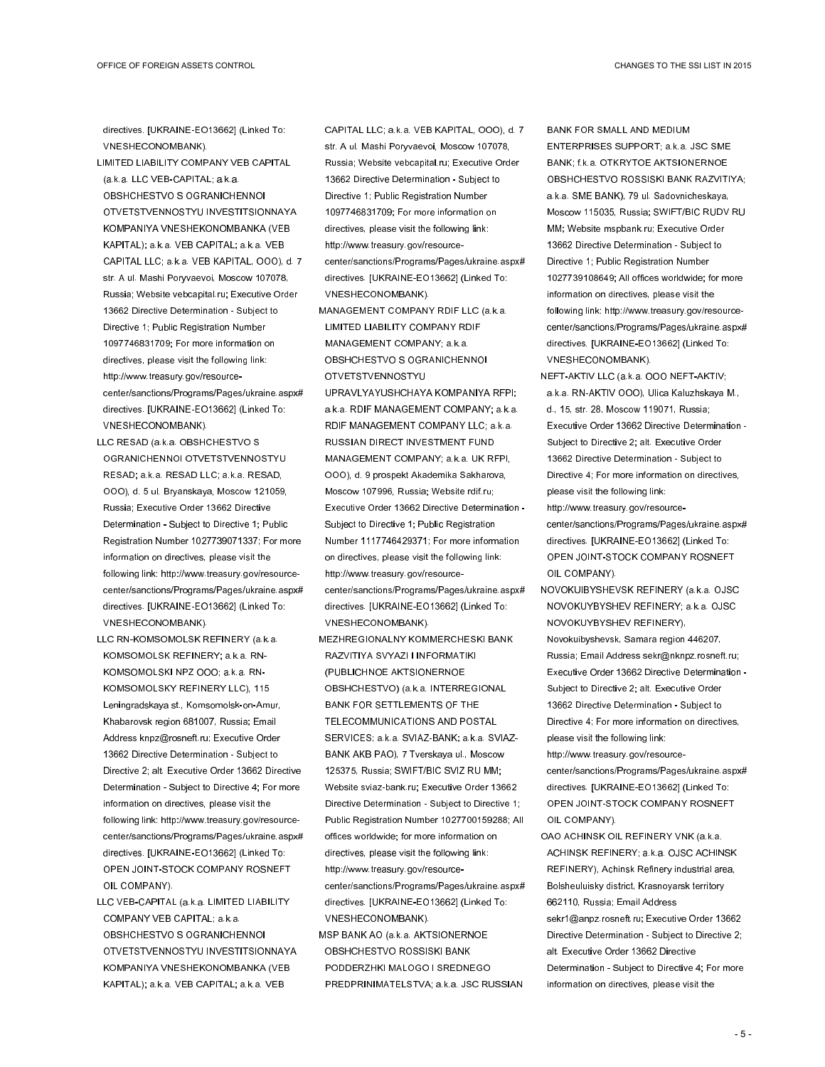directives. [UKRAINE-EO13662] (Linked To: VNESHECONOMBANK).

LIMITED LIABILITY COMPANY VEB CAPITAL (a.k.a. LLC VEB-CAPITAL; a.k.a. OBSHCHESTVO S OGRANICHENNOI OTVETSTVENNOSTYU INVESTITSIONNAYA KOMPANIYA VNESHEKONOMBANKA (VEB KAPITAL); a.k.a. VEB CAPITAL; a.k.a. VEB CAPITAL LLC; a.k.a. VEB KAPITAL, OOO), d. 7 str. A ul. Mashi Poryvaevoi, Moscow 107078, Russia; Website vebcapital.ru; Executive Order 13662 Directive Determination - Subject to Directive 1; Public Registration Number 1097746831709; For more information on directives, please visit the following link: http://www.treasury.gov/resource-center/sanctions/Programs/Pages/ukraine.aspx#directives. [UKRAINE-EO13662] (Linked To: VNESHECONOMBANK).

LLC RESAD (a.k.a. OBSHCHESTVO S OGRANICHENNOI OTVETSTVENNOSTYU RESAD; a.k.a. RESAD LLC; a.k.a. RESAD, OOO), d. 5 ul. Bryanskaya, Moscow 121059, Russia; Executive Order 13662 Directive Determination - Subject to Directive 1; Public Registration Number 1027739071337; For more information on directives, please visit the following link: http://www.treasury.gov/resource-center/sanctions/Programs/Pages/ukraine.aspx#directives. [UKRAINE-EO13662] (Linked To: VNESHECONOMBANK).

LLC RN-KOMSOMOLSK REFINERY (a.k.a. KOMSOMOLSK REFINERY; a.k.a. RN-KOMSOMOLSKI NPZ OOO; a.k.a. RN-KOMSOMOLSKY REFINERY LLC), 115 Leningradskaya st., Komsomolsk-on-Amur, Khabarovsk region 681007, Russia; Email Address knpz@rosneft.ru; Executive Order 13662 Directive Determination - Subject to Directive 2; alt. Executive Order 13662 Directive Determination - Subject to Directive 4; For more information on directives, please visit the following link: http://www.treasury.gov/resource-center/sanctions/Programs/Pages/ukraine.aspx#directives. [UKRAINE-EO13662] (Linked To: OPEN JOINT-STOCK COMPANY ROSNEFT OIL COMPANY).

LLC VEB-CAPITAL (a.k.a. LIMITED LIABILITY COMPANY VEB CAPITAL; a.k.a. OBSHCHESTVO S OGRANICHENNOI OTVETSTVENNOSTYU INVESTITSIONNAYA KOMPANIYA VNESHEKONOMBANKA (VEB KAPITAL); a.k.a. VEB CAPITAL; a.k.a. VEB CAPITAL LLC; a.k.a. VEB KAPITAL, OOO), d. 7 str. A ul. Mashi Poryvaevoi, Moscow 107078, Russia; Website vebcapital.ru; Executive Order 13662 Directive Determination - Subject to Directive 1; Public Registration Number 1097746831709; For more information on directives, please visit the following link: http://www.treasury.gov/resource-center/sanctions/Programs/Pages/ukraine.aspx#directives. [UKRAINE-EO13662] (Linked To: VNESHECONOMBANK).

MANAGEMENT COMPANY RDIF LLC (a.k.a. LIMITED LIABILITY COMPANY RDIF MANAGEMENT COMPANY; a.k.a. OBSHCHESTVO S OGRANICHENNOI OTVETSTVENNOSTYU UPRAVLYAYUSHCHAYA KOMPANIYA RFPI; a.k.a. RDIF MANAGEMENT COMPANY; a.k.a. RDIF MANAGEMENT COMPANY LLC; a.k.a. RUSSIAN DIRECT INVESTMENT FUND MANAGEMENT COMPANY; a.k.a. UK RFPI, OOO), d. 9 prospekt Akademika Sakharova, Moscow 107996, Russia; Website rdif.ru; Executive Order 13662 Directive Determination - Subject to Directive 1; Public Registration Number 1117746429371; For more information on directives, please visit the following link: http://www.treasury.gov/resource-center/sanctions/Programs/Pages/ukraine.aspx#directives. [UKRAINE-EO13662] (Linked To: VNESHECONOMBANK).

MEZHREGIONALNY KOMMERCHESKI BANK RAZVITIYA SVYAZI I INFORMATIKI (PUBLICHNOE AKTSIONERNOE OBSHCHESTVO) (a.k.a. INTERREGIONAL BANK FOR SETTLEMENTS OF THE TELECOMMUNICATIONS AND POSTAL SERVICES; a.k.a. SVIAZ-BANK; a.k.a. SVIAZ-BANK AKB PAO), 7 Tverskaya ul., Moscow 125375, Russia; SWIFT/BIC SVIZ RU MM; Website sviaz-bank.ru; Executive Order 13662 Directive Determination - Subject to Directive 1; Public Registration Number 1027700159288; All offices worldwide; for more information on directives, please visit the following link: http://www.treasury.gov/resource-center/sanctions/Programs/Pages/ukraine.aspx#directives. [UKRAINE-EO13662] (Linked To: VNESHECONOMBANK).

MSP BANK AO (a.k.a. AKTSIONERNOE OBSHCHESTVO ROSSISKI BANK PODDERZHKI MALOGO I SREDNEGO PREDPRINIMATELSTVA; a.k.a. JSC RUSSIAN BANK FOR SMALL AND MEDIUM ENTERPRISES SUPPORT; a.k.a. JSC SME BANK; f.k.a. OTKRYTOE AKTSIONERNOE OBSHCHESTVO ROSSISKI BANK RAZVITIYA; a.k.a. SME BANK), 79 ul. Sadovnicheskaya, Moscow 115035, Russia; SWIFT/BIC RUDV RU MM; Website mspbank.ru; Executive Order 13662 Directive Determination - Subject to Directive 1; Public Registration Number 1027739108649; All offices worldwide; for more information on directives, please visit the following link: http://www.treasury.gov/resource-center/sanctions/Programs/Pages/ukraine.aspx#directives. [UKRAINE-EO13662] (Linked To: VNESHECONOMBANK).

NEFT-AKTIV LLC (a.k.a. OOO NEFT-AKTIV; a.k.a. RN-AKTIV OOO), Ulica Kaluzhskaya M., d., 15, str. 28, Moscow 119071, Russia; Executive Order 13662 Directive Determination - Subject to Directive 2; alt. Executive Order 13662 Directive Determination - Subject to Directive 4; For more information on directives, please visit the following link: http://www.treasury.gov/resource-center/sanctions/Programs/Pages/ukraine.aspx#directives. [UKRAINE-EO13662] (Linked To: OPEN JOINT-STOCK COMPANY ROSNEFT OIL COMPANY).

NOVOKUIBYSHEVSK REFINERY (a.k.a. OJSC NOVOKUYBYSHEV REFINERY; a.k.a. OJSC NOVOKUYBYSHEV REFINERY), Novokuibyshevsk, Samara region 446207, Russia; Email Address sekr@nknpz.rosneft.ru; Executive Order 13662 Directive Determination - Subject to Directive 2; alt. Executive Order 13662 Directive Determination - Subject to Directive 4; For more information on directives, please visit the following link: http://www.treasury.gov/resource-center/sanctions/Programs/Pages/ukraine.aspx#directives. [UKRAINE-EO13662] (Linked To: OPEN JOINT-STOCK COMPANY ROSNEFT OIL COMPANY).

OAO ACHINSK OIL REFINERY VNK (a.k.a. ACHINSK REFINERY; a.k.a. OJSC ACHINSK REFINERY), Achinsk Refinery industrial area, Bolsheuluisky district, Krasnoyarsk territory 662110, Russia; Email Address sekr1@anpz.rosneft.ru; Executive Order 13662 Directive Determination - Subject to Directive 2; alt. Executive Order 13662 Directive Determination - Subject to Directive 4; For more information on directives, please visit the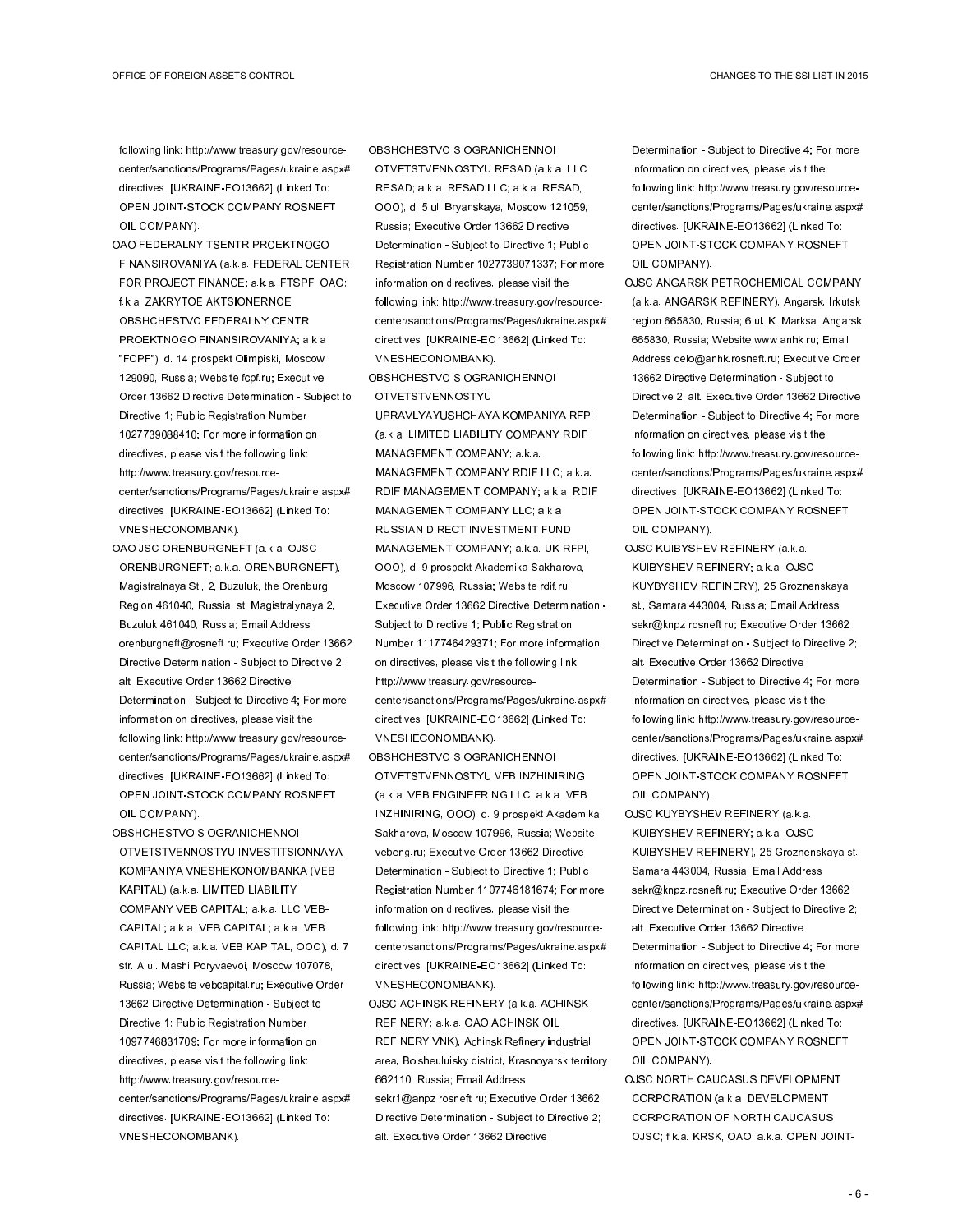following link: http://www.treasury.gov/resource-center/sanctions/Programs/Pages/ukraine.aspx#directives. [UKRAINE-EO13662] (Linked To: OPEN JOINT-STOCK COMPANY ROSNEFT OIL COMPANY).

OAO FEDERALNY TSENTR PROEKTNOGO FINANSIROVANIYA (a.k.a. FEDERAL CENTER FOR PROJECT FINANCE; a.k.a. FTSPF, OAO; f.k.a. ZAKRYTOE AKTSIONERNOE OBSHCHESTVO FEDERALNY CENTR PROEKTNOGO FINANSIROVANIYA; a.k.a. "FCPF"), d. 14 prospekt Olimpiski, Moscow 129090, Russia; Website fcpf.ru; Executive Order 13662 Directive Determination - Subject to Directive 1; Public Registration Number 1027739088410; For more information on directives, please visit the following link: http://www.treasury.gov/resource-center/sanctions/Programs/Pages/ukraine.aspx#directives. [UKRAINE-EO13662] (Linked To: VNESHECONOMBANK).

OAO JSC ORENBURGNEFT (a.k.a. OJSC ORENBURGNEFT; a.k.a. ORENBURGNEFT), Magistralnaya St., 2, Buzuluk, the Orenburg Region 461040, Russia; st. Magistralnyaya 2, Buzuluk 461040, Russia; Email Address orenburgneft@rosneft.ru; Executive Order 13662 Directive Determination - Subject to Directive 2; alt. Executive Order 13662 Directive Determination - Subject to Directive 4; For more information on directives, please visit the following link: http://www.treasury.gov/resource-center/sanctions/Programs/Pages/ukraine.aspx#directives. [UKRAINE-EO13662] (Linked To: OPEN JOINT-STOCK COMPANY ROSNEFT OIL COMPANY).

OBSHCHESTVO S OGRANICHENNOI OTVETSTVENNOSTYU INVESTITSIONNAYA KOMPANIYA VNESHEKONOMBANKA (VEB KAPITAL) (a.k.a. LIMITED LIABILITY COMPANY VEB CAPITAL; a.k.a. LLC VEB-CAPITAL; a.k.a. VEB CAPITAL; a.k.a. VEB CAPITAL LLC; a.k.a. VEB KAPITAL, OOO), d. 7 str. A ul. Mashi Poryvaevoi, Moscow 107078, Russia; Website vebcapital.ru; Executive Order 13662 Directive Determination - Subject to Directive 1; Public Registration Number 1097746831709; For more information on directives, please visit the following link: http://www.treasury.gov/resource-center/sanctions/Programs/Pages/ukraine.aspx#directives. [UKRAINE-EO13662] (Linked To: VNESHECONOMBANK).

OBSHCHESTVO S OGRANICHENNOI OTVETSTVENNOSTYU RESAD (a.k.a. LLC RESAD; a.k.a. RESAD LLC; a.k.a. RESAD, OOO), d. 5 ul. Bryanskaya, Moscow 121059, Russia; Executive Order 13662 Directive Determination - Subject to Directive 1; Public Registration Number 1027739071337; For more information on directives, please visit the following link: http://www.treasury.gov/resource-center/sanctions/Programs/Pages/ukraine.aspx#directives. [UKRAINE-EO13662] (Linked To: VNESHECONOMBANK).

OBSHCHESTVO S OGRANICHENNOI OTVETSTVENNOSTYU UPRAVLYAYUSHCHAYA KOMPANIYA RFPI (a.k.a. LIMITED LIABILITY COMPANY RDIF MANAGEMENT COMPANY; a.k.a. MANAGEMENT COMPANY RDIF LLC; a.k.a. RDIF MANAGEMENT COMPANY; a.k.a. RDIF MANAGEMENT COMPANY LLC; a.k.a. RUSSIAN DIRECT INVESTMENT FUND MANAGEMENT COMPANY; a.k.a. UK RFPI, OOO), d. 9 prospekt Akademika Sakharova, Moscow 107996, Russia; Website rdif.ru; Executive Order 13662 Directive Determination - Subject to Directive 1; Public Registration Number 1117746429371; For more information on directives, please visit the following link: http://www.treasury.gov/resource-center/sanctions/Programs/Pages/ukraine.aspx#directives. [UKRAINE-EO13662] (Linked To: VNESHECONOMBANK).

OBSHCHESTVO S OGRANICHENNOI OTVETSTVENNOSTYU VEB INZHINIRING (a.k.a. VEB ENGINEERING LLC; a.k.a. VEB INZHINIRING, OOO), d. 9 prospekt Akademika Sakharova, Moscow 107996, Russia; Website vebeng.ru; Executive Order 13662 Directive Determination - Subject to Directive 1; Public Registration Number 1107746181674; For more information on directives, please visit the following link: http://www.treasury.gov/resource-center/sanctions/Programs/Pages/ukraine.aspx#directives. [UKRAINE-EO13662] (Linked To: VNESHECONOMBANK).

OJSC ACHINSK REFINERY (a.k.a. ACHINSK REFINERY; a.k.a. OAO ACHINSK OIL REFINERY VNK), Achinsk Refinery industrial area, Bolsheuluisky district, Krasnoyarsk territory 662110, Russia; Email Address sekr1@anpz.rosneft.ru; Executive Order 13662 Directive Determination - Subject to Directive 2; alt. Executive Order 13662 Directive Determination - Subject to Directive 4; For more information on directives, please visit the following link: http://www.treasury.gov/resource-center/sanctions/Programs/Pages/ukraine.aspx#directives. [UKRAINE-EO13662] (Linked To: OPEN JOINT-STOCK COMPANY ROSNEFT OIL COMPANY).

OJSC ANGARSK PETROCHEMICAL COMPANY (a.k.a. ANGARSK REFINERY), Angarsk, Irkutsk region 665830, Russia; 6 ul. K. Marksa, Angarsk 665830, Russia; Website www.anhk.ru; Email Address delo@anhk.rosneft.ru; Executive Order 13662 Directive Determination - Subject to Directive 2; alt. Executive Order 13662 Directive Determination - Subject to Directive 4; For more information on directives, please visit the following link: http://www.treasury.gov/resource-center/sanctions/Programs/Pages/ukraine.aspx#directives. [UKRAINE-EO13662] (Linked To: OPEN JOINT-STOCK COMPANY ROSNEFT OIL COMPANY).

OJSC KUIBYSHEV REFINERY (a.k.a. KUIBYSHEV REFINERY; a.k.a. OJSC KUYBYSHEV REFINERY), 25 Groznenskaya st., Samara 443004, Russia; Email Address sekr@knpz.rosneft.ru; Executive Order 13662 Directive Determination - Subject to Directive 2; alt. Executive Order 13662 Directive Determination - Subject to Directive 4; For more information on directives, please visit the following link: http://www.treasury.gov/resource-center/sanctions/Programs/Pages/ukraine.aspx#directives. [UKRAINE-EO13662] (Linked To: OPEN JOINT-STOCK COMPANY ROSNEFT OIL COMPANY).

OJSC KUYBYSHEV REFINERY (a.k.a. KUIBYSHEV REFINERY; a.k.a. OJSC KUIBYSHEV REFINERY), 25 Groznenskaya st., Samara 443004, Russia; Email Address sekr@knpz.rosneft.ru; Executive Order 13662 Directive Determination - Subject to Directive 2; alt. Executive Order 13662 Directive Determination - Subject to Directive 4; For more information on directives, please visit the following link: http://www.treasury.gov/resource-center/sanctions/Programs/Pages/ukraine.aspx#directives. [UKRAINE-EO13662] (Linked To: OPEN JOINT-STOCK COMPANY ROSNEFT OIL COMPANY).

OJSC NORTH CAUCASUS DEVELOPMENT CORPORATION (a.k.a. DEVELOPMENT CORPORATION OF NORTH CAUCASUS OJSC; f.k.a. KRSK, OAO; a.k.a. OPEN JOINT-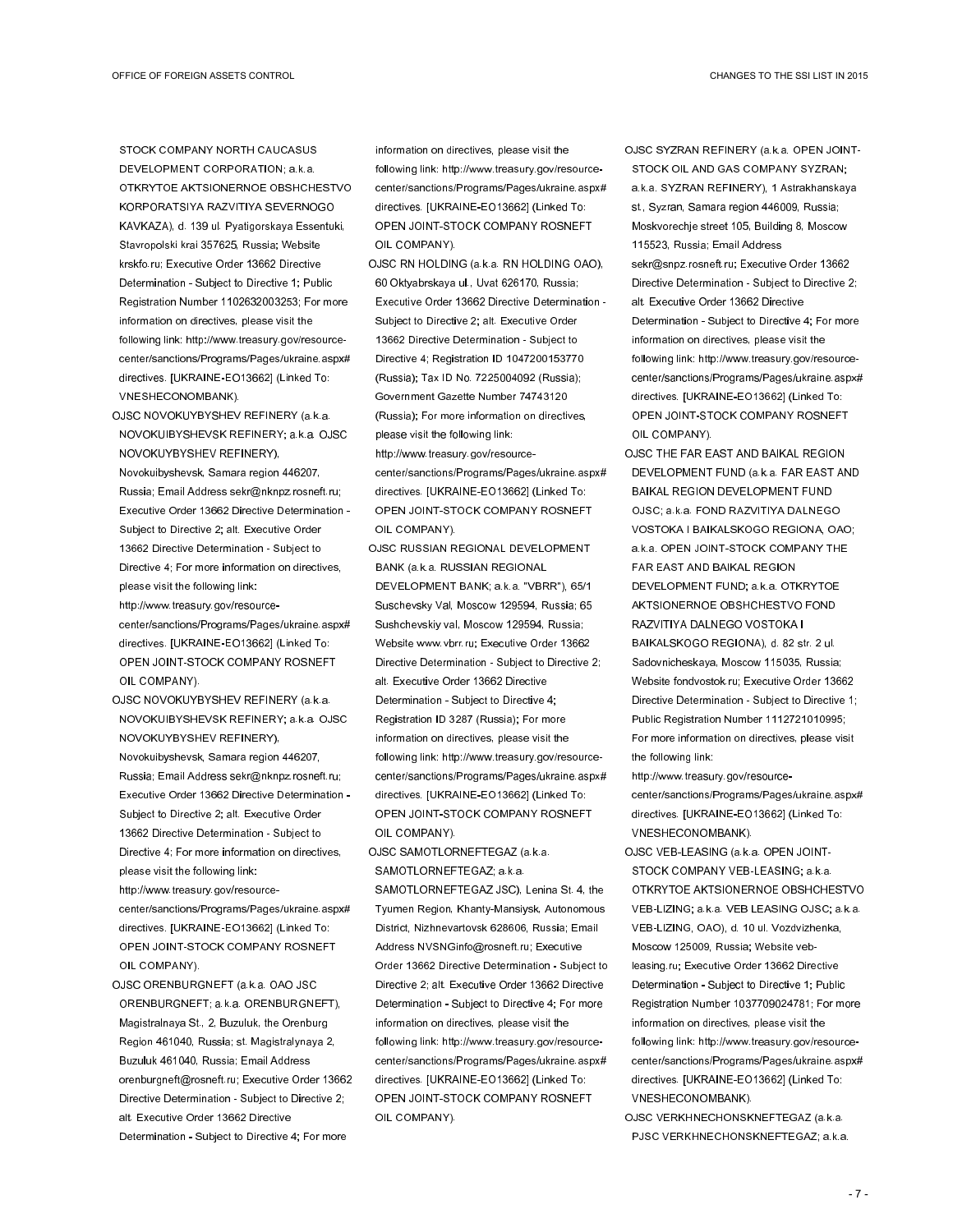STOCK COMPANY NORTH CAUCASUS DEVELOPMENT CORPORATION; a.k.a. OTKRYTOE AKTSIONERNOE OBSHCHESTVO KORPORATSIYA RAZVITIYA SEVERNOGO KAVKAZA), d. 139 ul. Pyatigorskaya Essentuki, Stavropolski krai 357625, Russia; Website krskfo.ru; Executive Order 13662 Directive Determination - Subject to Directive 1; Public Registration Number 1102632003253; For more information on directives, please visit the following link: http://www.treasury.gov/resource-center/sanctions/Programs/Pages/ukraine.aspx#directives. [UKRAINE-EO13662] (Linked To: VNESHECONOMBANK).

OJSC NOVOKUYBYSHEV REFINERY (a.k.a. NOVOKUIBYSHEVSK REFINERY; a.k.a. OJSC NOVOKUYBYSHEV REFINERY), Novokuibyshevsk, Samara region 446207, Russia; Email Address sekr@nknpz.rosneft.ru; Executive Order 13662 Directive Determination - Subject to Directive 2; alt. Executive Order 13662 Directive Determination - Subject to Directive 4; For more information on directives, please visit the following link: http://www.treasury.gov/resource-center/sanctions/Programs/Pages/ukraine.aspx#directives. [UKRAINE-EO13662] (Linked To: OPEN JOINT-STOCK COMPANY ROSNEFT OIL COMPANY).

OJSC NOVOKUYBYSHEV REFINERY (a.k.a. NOVOKUIBYSHEVSK REFINERY; a.k.a. OJSC NOVOKUYBYSHEV REFINERY), Novokuibyshevsk, Samara region 446207, Russia; Email Address sekr@nknpz.rosneft.ru; Executive Order 13662 Directive Determination - Subject to Directive 2; alt. Executive Order 13662 Directive Determination - Subject to Directive 4; For more information on directives, please visit the following link: http://www.treasury.gov/resource-center/sanctions/Programs/Pages/ukraine.aspx#directives. [UKRAINE-EO13662] (Linked To: OPEN JOINT-STOCK COMPANY ROSNEFT OIL COMPANY).

OJSC ORENBURGNEFT (a.k.a. OAO JSC ORENBURGNEFT; a.k.a. ORENBURGNEFT), Magistralnaya St., 2, Buzuluk, the Orenburg Region 461040, Russia; st. Magistralnyaya 2, Buzuluk 461040, Russia; Email Address orenburgneft@rosneft.ru; Executive Order 13662 Directive Determination - Subject to Directive 2; alt. Executive Order 13662 Directive Determination - Subject to Directive 4; For more information on directives, please visit the following link: http://www.treasury.gov/resource-center/sanctions/Programs/Pages/ukraine.aspx#directives. [UKRAINE-EO13662] (Linked To: OPEN JOINT-STOCK COMPANY ROSNEFT OIL COMPANY).

OJSC RN HOLDING (a.k.a. RN HOLDING OAO), 60 Oktyabrskaya ul., Uvat 626170, Russia; Executive Order 13662 Directive Determination - Subject to Directive 2; alt. Executive Order 13662 Directive Determination - Subject to Directive 4; Registration ID 1047200153770 (Russia); Tax ID No. 7225004092 (Russia); Government Gazette Number 74743120 (Russia); For more information on directives, please visit the following link: http://www.treasury.gov/resource-center/sanctions/Programs/Pages/ukraine.aspx#directives. [UKRAINE-EO13662] (Linked To: OPEN JOINT-STOCK COMPANY ROSNEFT OIL COMPANY).

OJSC RUSSIAN REGIONAL DEVELOPMENT BANK (a.k.a. RUSSIAN REGIONAL DEVELOPMENT BANK; a.k.a. "VBRR"), 65/1 Suschevsky Val, Moscow 129594, Russia; 65 Sushchevskiy val, Moscow 129594, Russia; Website www.vbrr.ru; Executive Order 13662 Directive Determination - Subject to Directive 2; alt. Executive Order 13662 Directive Determination - Subject to Directive 4; Registration ID 3287 (Russia); For more information on directives, please visit the following link: http://www.treasury.gov/resource-center/sanctions/Programs/Pages/ukraine.aspx#directives. [UKRAINE-EO13662] (Linked To: OPEN JOINT-STOCK COMPANY ROSNEFT OIL COMPANY).

OJSC SAMOTLORNEFTEGAZ (a.k.a. SAMOTLORNEFTEGAZ; a.k.a. SAMOTLORNEFTEGAZ JSC), Lenina St. 4, the Tyumen Region, Khanty-Mansiysk, Autonomous District, Nizhnevartovsk 628606, Russia; Email Address NVSNGinfo@rosneft.ru; Executive Order 13662 Directive Determination - Subject to Directive 2; alt. Executive Order 13662 Directive Determination - Subject to Directive 4; For more information on directives, please visit the following link: http://www.treasury.gov/resource-center/sanctions/Programs/Pages/ukraine.aspx#directives. [UKRAINE-EO13662] (Linked To: OPEN JOINT-STOCK COMPANY ROSNEFT OIL COMPANY).

OJSC SYZRAN REFINERY (a.k.a. OPEN JOINT-STOCK OIL AND GAS COMPANY SYZRAN; a.k.a. SYZRAN REFINERY), 1 Astrakhanskaya st., Syzran, Samara region 446009, Russia; Moskvorechje street 105, Building 8, Moscow 115523, Russia; Email Address sekr@snpz.rosneft.ru; Executive Order 13662 Directive Determination - Subject to Directive 2; alt. Executive Order 13662 Directive Determination - Subject to Directive 4; For more information on directives, please visit the following link: http://www.treasury.gov/resource-center/sanctions/Programs/Pages/ukraine.aspx#directives. [UKRAINE-EO13662] (Linked To: OPEN JOINT-STOCK COMPANY ROSNEFT OIL COMPANY).

OJSC THE FAR EAST AND BAIKAL REGION DEVELOPMENT FUND (a.k.a. FAR EAST AND BAIKAL REGION DEVELOPMENT FUND OJSC; a.k.a. FOND RAZVITIYA DALNEGO VOSTOKA I BAIKALSKOGO REGIONA, OAO; a.k.a. OPEN JOINT-STOCK COMPANY THE FAR EAST AND BAIKAL REGION DEVELOPMENT FUND; a.k.a. OTKRYTOE AKTSIONERNOE OBSHCHESTVO FOND RAZVITIYA DALNEGO VOSTOKA I BAIKALSKOGO REGIONA), d. 82 str. 2 ul. Sadovnicheskaya, Moscow 115035, Russia; Website fondvostok.ru; Executive Order 13662 Directive Determination - Subject to Directive 1; Public Registration Number 1112721010995; For more information on directives, please visit the following link: http://www.treasury.gov/resource-center/sanctions/Programs/Pages/ukraine.aspx#directives. [UKRAINE-EO13662] (Linked To: VNESHECONOMBANK).

OJSC VEB-LEASING (a.k.a. OPEN JOINT-STOCK COMPANY VEB-LEASING; a.k.a. OTKRYTOE AKTSIONERNOE OBSHCHESTVO VEB-LIZING; a.k.a. VEB LEASING OJSC; a.k.a. VEB-LIZING, OAO), d. 10 ul. Vozdvizhenka, Moscow 125009, Russia; Website veb-leasing.ru; Executive Order 13662 Directive Determination - Subject to Directive 1; Public Registration Number 1037709024781; For more information on directives, please visit the following link: http://www.treasury.gov/resource-center/sanctions/Programs/Pages/ukraine.aspx#directives. [UKRAINE-EO13662] (Linked To: VNESHECONOMBANK).

OJSC VERKHNECHONSKNEFTEGAZ (a.k.a. PJSC VERKHNECHONSKNEFTEGAZ; a.k.a.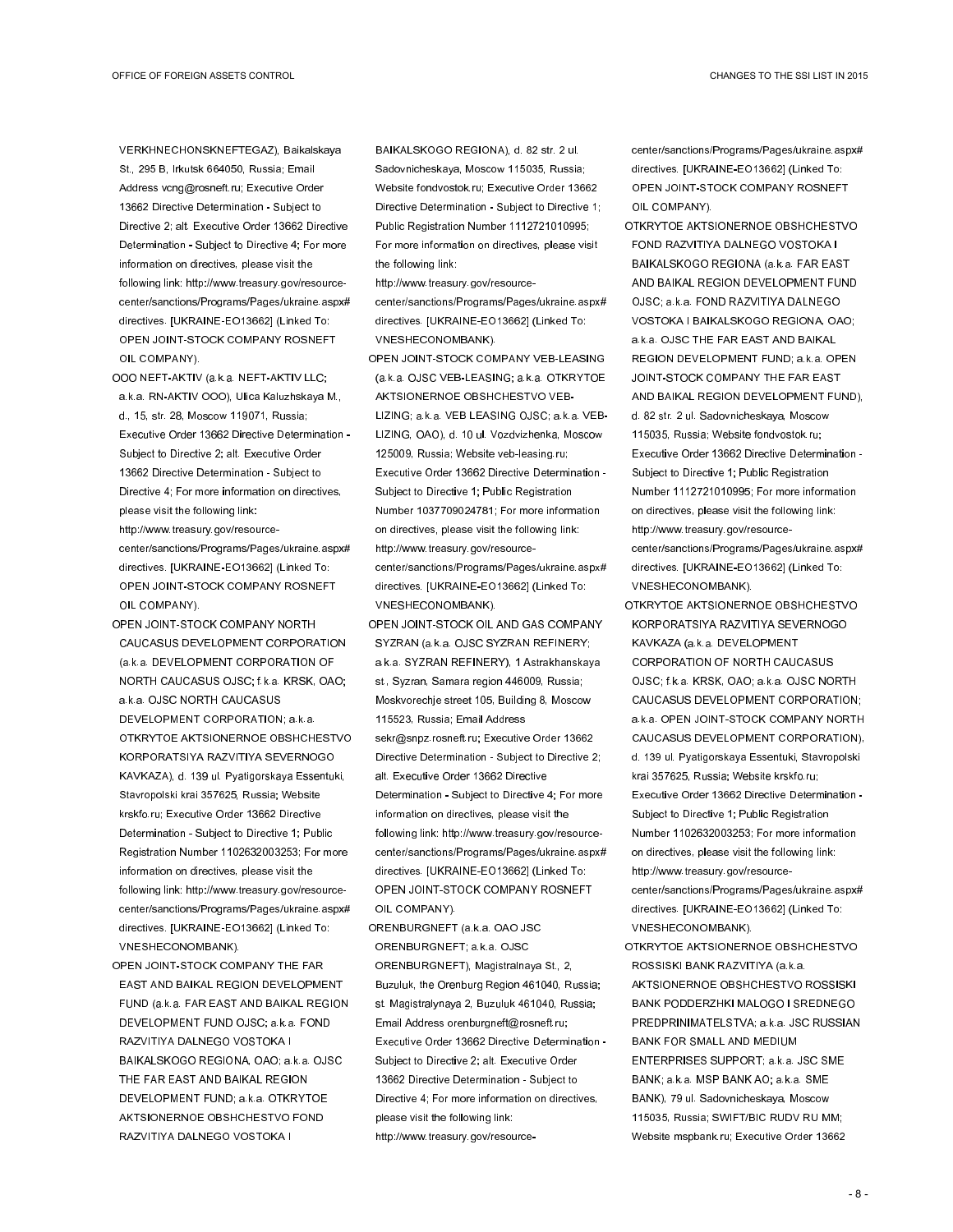VERKHNECHONSKNEFTEGAZ), Baikalskaya St., 295 B, Irkutsk 664050, Russia; Email Address vcng@rosneft.ru; Executive Order 13662 Directive Determination - Subject to Directive 2; alt. Executive Order 13662 Directive Determination - Subject to Directive 4; For more information on directives, please visit the following link: http://www.treasury.gov/resource-center/sanctions/Programs/Pages/ukraine.aspx#directives. [UKRAINE-EO13662] (Linked To: OPEN JOINT-STOCK COMPANY ROSNEFT OIL COMPANY).

OOO NEFT-AKTIV (a.k.a. NEFT-AKTIV LLC; a.k.a. RN-AKTIV OOO), Ulica Kaluzhskaya M., d., 15, str. 28, Moscow 119071, Russia; Executive Order 13662 Directive Determination - Subject to Directive 2; alt. Executive Order 13662 Directive Determination - Subject to Directive 4; For more information on directives, please visit the following link: http://www.treasury.gov/resource-center/sanctions/Programs/Pages/ukraine.aspx#directives. [UKRAINE-EO13662] (Linked To: OPEN JOINT-STOCK COMPANY ROSNEFT OIL COMPANY).

OPEN JOINT-STOCK COMPANY NORTH CAUCASUS DEVELOPMENT CORPORATION (a.k.a. DEVELOPMENT CORPORATION OF NORTH CAUCASUS OJSC; f.k.a. KRSK, OAO; a.k.a. OJSC NORTH CAUCASUS DEVELOPMENT CORPORATION; a.k.a. OTKRYTOE AKTSIONERNOE OBSHCHESTVO KORPORATSIYA RAZVITIYA SEVERNOGO KAVKAZA), d. 139 ul. Pyatigorskaya Essentuki, Stavropolski krai 357625, Russia; Website krskfo.ru; Executive Order 13662 Directive Determination - Subject to Directive 1; Public Registration Number 1102632003253; For more information on directives, please visit the following link: http://www.treasury.gov/resource-center/sanctions/Programs/Pages/ukraine.aspx#directives. [UKRAINE-EO13662] (Linked To: VNESHECONOMBANK).

OPEN JOINT-STOCK COMPANY THE FAR EAST AND BAIKAL REGION DEVELOPMENT FUND (a.k.a. FAR EAST AND BAIKAL REGION DEVELOPMENT FUND OJSC; a.k.a. FOND RAZVITIYA DALNEGO VOSTOKA I BAIKALSKOGO REGIONA, OAO; a.k.a. OJSC THE FAR EAST AND BAIKAL REGION DEVELOPMENT FUND; a.k.a. OTKRYTOE AKTSIONERNOE OBSHCHESTVO FOND RAZVITIYA DALNEGO VOSTOKA I BAIKALSKOGO REGIONA), d. 82 str. 2 ul. Sadovnicheskaya, Moscow 115035, Russia; Website fondvostok.ru; Executive Order 13662 Directive Determination - Subject to Directive 1; Public Registration Number 1112721010995; For more information on directives, please visit the following link: http://www.treasury.gov/resource-center/sanctions/Programs/Pages/ukraine.aspx#directives. [UKRAINE-EO13662] (Linked To: VNESHECONOMBANK).

OPEN JOINT-STOCK COMPANY VEB-LEASING (a.k.a. OJSC VEB-LEASING; a.k.a. OTKRYTOE AKTSIONERNOE OBSHCHESTVO VEB-LIZING; a.k.a. VEB LEASING OJSC; a.k.a. VEB-LIZING, OAO), d. 10 ul. Vozdvizhenka, Moscow 125009, Russia; Website veb-leasing.ru; Executive Order 13662 Directive Determination - Subject to Directive 1; Public Registration Number 1037709024781; For more information on directives, please visit the following link: http://www.treasury.gov/resource-center/sanctions/Programs/Pages/ukraine.aspx#directives. [UKRAINE-EO13662] (Linked To: VNESHECONOMBANK).

OPEN JOINT-STOCK OIL AND GAS COMPANY SYZRAN (a.k.a. OJSC SYZRAN REFINERY; a.k.a. SYZRAN REFINERY), 1 Astrakhanskaya st., Syzran, Samara region 446009, Russia; Moskvorechje street 105, Building 8, Moscow 115523, Russia; Email Address sekr@snpz.rosneft.ru; Executive Order 13662 Directive Determination - Subject to Directive 2; alt. Executive Order 13662 Directive Determination - Subject to Directive 4; For more information on directives, please visit the following link: http://www.treasury.gov/resource-center/sanctions/Programs/Pages/ukraine.aspx#directives. [UKRAINE-EO13662] (Linked To: OPEN JOINT-STOCK COMPANY ROSNEFT OIL COMPANY).

ORENBURGNEFT (a.k.a. OAO JSC ORENBURGNEFT; a.k.a. OJSC ORENBURGNEFT), Magistralnaya St., 2, Buzuluk, the Orenburg Region 461040, Russia; st. Magistralynaya 2, Buzuluk 461040, Russia; Email Address orenburgneft@rosneft.ru; Executive Order 13662 Directive Determination - Subject to Directive 2; alt. Executive Order 13662 Directive Determination - Subject to Directive 4; For more information on directives, please visit the following link: http://www.treasury.gov/resource-center/sanctions/Programs/Pages/ukraine.aspx#directives. [UKRAINE-EO13662] (Linked To: OPEN JOINT-STOCK COMPANY ROSNEFT OIL COMPANY).

OTKRYTOE AKTSIONERNOE OBSHCHESTVO FOND RAZVITIYA DALNEGO VOSTOKA I BAIKALSKOGO REGIONA (a.k.a. FAR EAST AND BAIKAL REGION DEVELOPMENT FUND OJSC; a.k.a. FOND RAZVITIYA DALNEGO VOSTOKA I BAIKALSKOGO REGIONA, OAO; a.k.a. OJSC THE FAR EAST AND BAIKAL REGION DEVELOPMENT FUND; a.k.a. OPEN JOINT-STOCK COMPANY THE FAR EAST AND BAIKAL REGION DEVELOPMENT FUND), d. 82 str. 2 ul. Sadovnicheskaya, Moscow 115035, Russia; Website fondvostok.ru; Executive Order 13662 Directive Determination - Subject to Directive 1; Public Registration Number 1112721010995; For more information on directives, please visit the following link: http://www.treasury.gov/resource-center/sanctions/Programs/Pages/ukraine.aspx#directives. [UKRAINE-EO13662] (Linked To: VNESHECONOMBANK).

OTKRYTOE AKTSIONERNOE OBSHCHESTVO KORPORATSIYA RAZVITIYA SEVERNOGO KAVKAZA (a.k.a. DEVELOPMENT CORPORATION OF NORTH CAUCASUS OJSC; f.k.a. KRSK, OAO; a.k.a. OJSC NORTH CAUCASUS DEVELOPMENT CORPORATION; a.k.a. OPEN JOINT-STOCK COMPANY NORTH CAUCASUS DEVELOPMENT CORPORATION), d. 139 ul. Pyatigorskaya Essentuki, Stavropolski krai 357625, Russia; Website krskfo.ru; Executive Order 13662 Directive Determination - Subject to Directive 1; Public Registration Number 1102632003253; For more information on directives, please visit the following link: http://www.treasury.gov/resource-center/sanctions/Programs/Pages/ukraine.aspx#directives. [UKRAINE-EO13662] (Linked To: VNESHECONOMBANK).

OTKRYTOE AKTSIONERNOE OBSHCHESTVO ROSSISKI BANK RAZVITIYA (a.k.a. AKTSIONERNOE OBSHCHESTVO ROSSISKI BANK PODDERZHKI MALOGO I SREDNEGO PREDPRINIMATELSTVA; a.k.a. JSC RUSSIAN BANK FOR SMALL AND MEDIUM ENTERPRISES SUPPORT; a.k.a. JSC SME BANK; a.k.a. MSP BANK AO; a.k.a. SME BANK), 79 ul. Sadovnicheskaya, Moscow 115035, Russia; SWIFT/BIC RUDV RU MM; Website mspbank.ru; Executive Order 13662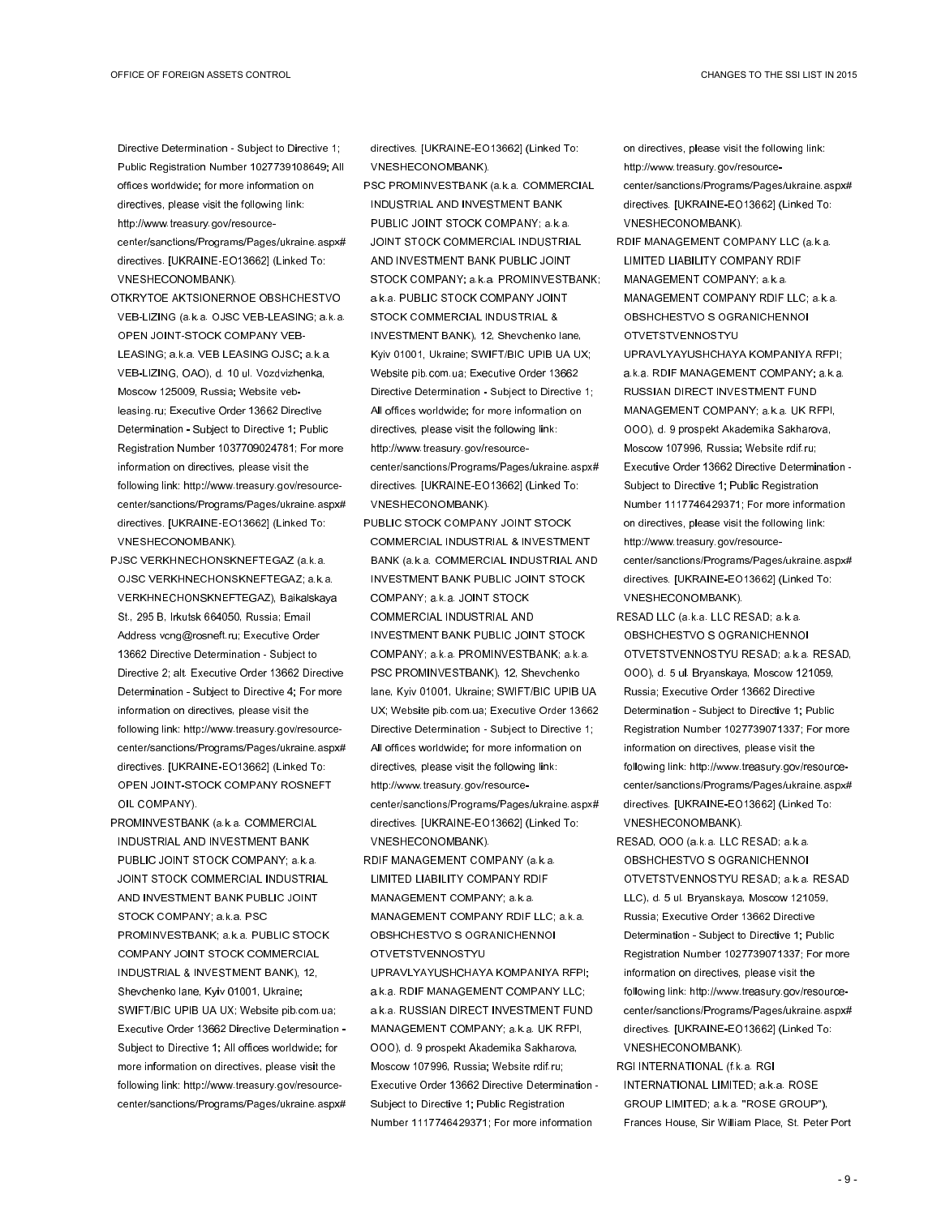Directive Determination - Subject to Directive 1; Public Registration Number 1027739108649; All offices worldwide; for more information on directives, please visit the following link: http://www.treasury.gov/resource-center/sanctions/Programs/Pages/ukraine.aspx#directives. [UKRAINE-EO13662] (Linked To: VNESHECONOMBANK).

OTKRYTOE AKTSIONERNOE OBSHCHESTVO VEB-LIZING (a.k.a. OJSC VEB-LEASING; a.k.a. OPEN JOINT-STOCK COMPANY VEB-LEASING; a.k.a. VEB LEASING OJSC; a.k.a. VEB-LIZING, OAO), d. 10 ul. Vozdvizhenka, Moscow 125009, Russia; Website veb-leasing.ru; Executive Order 13662 Directive Determination - Subject to Directive 1; Public Registration Number 1037709024781; For more information on directives, please visit the following link: http://www.treasury.gov/resource-center/sanctions/Programs/Pages/ukraine.aspx#directives. [UKRAINE-EO13662] (Linked To: VNESHECONOMBANK).

PJSC VERKHNECHONSKNEFTEGAZ (a.k.a. OJSC VERKHNECHONSKNEFTEGAZ; a.k.a. VERKHNECHONSKNEFTEGAZ), Baikalskaya St., 295 B, Irkutsk 664050, Russia; Email Address vcng@rosneft.ru; Executive Order 13662 Directive Determination - Subject to Directive 2; alt. Executive Order 13662 Directive Determination - Subject to Directive 4; For more information on directives, please visit the following link: http://www.treasury.gov/resource-center/sanctions/Programs/Pages/ukraine.aspx#directives. [UKRAINE-EO13662] (Linked To: OPEN JOINT-STOCK COMPANY ROSNEFT OIL COMPANY).

PROMINVESTBANK (a.k.a. COMMERCIAL INDUSTRIAL AND INVESTMENT BANK PUBLIC JOINT STOCK COMPANY; a.k.a. JOINT STOCK COMMERCIAL INDUSTRIAL AND INVESTMENT BANK PUBLIC JOINT STOCK COMPANY; a.k.a. PSC PROMINVESTBANK; a.k.a. PUBLIC STOCK COMPANY JOINT STOCK COMMERCIAL INDUSTRIAL & INVESTMENT BANK), 12, Shevchenko lane, Kyiv 01001, Ukraine; SWIFT/BIC UPIB UA UX; Website pib.com.ua; Executive Order 13662 Directive Determination - Subject to Directive 1; All offices worldwide; for more information on directives, please visit the following link: http://www.treasury.gov/resource-center/sanctions/Programs/Pages/ukraine.aspx#directives. [UKRAINE-EO13662] (Linked To: VNESHECONOMBANK).

PSC PROMINVESTBANK (a.k.a. COMMERCIAL INDUSTRIAL AND INVESTMENT BANK PUBLIC JOINT STOCK COMPANY; a.k.a. JOINT STOCK COMMERCIAL INDUSTRIAL AND INVESTMENT BANK PUBLIC JOINT STOCK COMPANY; a.k.a. PROMINVESTBANK; a.k.a. PUBLIC STOCK COMPANY JOINT STOCK COMMERCIAL INDUSTRIAL & INVESTMENT BANK), 12, Shevchenko lane, Kyiv 01001, Ukraine; SWIFT/BIC UPIB UA UX; Website pib.com.ua; Executive Order 13662 Directive Determination - Subject to Directive 1; All offices worldwide; for more information on directives, please visit the following link: http://www.treasury.gov/resource-center/sanctions/Programs/Pages/ukraine.aspx#directives. [UKRAINE-EO13662] (Linked To: VNESHECONOMBANK).

PUBLIC STOCK COMPANY JOINT STOCK COMMERCIAL INDUSTRIAL & INVESTMENT BANK (a.k.a. COMMERCIAL INDUSTRIAL AND INVESTMENT BANK PUBLIC JOINT STOCK COMPANY; a.k.a. JOINT STOCK COMMERCIAL INDUSTRIAL AND INVESTMENT BANK PUBLIC JOINT STOCK COMPANY; a.k.a. PROMINVESTBANK; a.k.a. PSC PROMINVESTBANK), 12, Shevchenko lane, Kyiv 01001, Ukraine; SWIFT/BIC UPIB UA UX; Website pib.com.ua; Executive Order 13662 Directive Determination - Subject to Directive 1; All offices worldwide; for more information on directives, please visit the following link: http://www.treasury.gov/resource-center/sanctions/Programs/Pages/ukraine.aspx#directives. [UKRAINE-EO13662] (Linked To: VNESHECONOMBANK).

RDIF MANAGEMENT COMPANY (a.k.a. LIMITED LIABILITY COMPANY RDIF MANAGEMENT COMPANY; a.k.a. MANAGEMENT COMPANY RDIF LLC; a.k.a. OBSHCHESTVO S OGRANICHENNOI OTVETSTVENNOSTYU UPRAVLYAYUSHCHAYA KOMPANIYA RFPI; a.k.a. RDIF MANAGEMENT COMPANY LLC; a.k.a. RUSSIAN DIRECT INVESTMENT FUND MANAGEMENT COMPANY; a.k.a. UK RFPI, OOO), d. 9 prospekt Akademika Sakharova, Moscow 107996, Russia; Website rdif.ru; Executive Order 13662 Directive Determination - Subject to Directive 1; Public Registration Number 1117746429371; For more information on directives, please visit the following link: http://www.treasury.gov/resource-center/sanctions/Programs/Pages/ukraine.aspx#directives. [UKRAINE-EO13662] (Linked To: VNESHECONOMBANK).

RDIF MANAGEMENT COMPANY LLC (a.k.a. LIMITED LIABILITY COMPANY RDIF MANAGEMENT COMPANY; a.k.a. MANAGEMENT COMPANY RDIF LLC; a.k.a. OBSHCHESTVO S OGRANICHENNOI OTVETSTVENNOSTYU UPRAVLYAYUSHCHAYA KOMPANIYA RFPI; a.k.a. RDIF MANAGEMENT COMPANY; a.k.a. RUSSIAN DIRECT INVESTMENT FUND MANAGEMENT COMPANY; a.k.a. UK RFPI, OOO), d. 9 prospekt Akademika Sakharova, Moscow 107996, Russia; Website rdif.ru; Executive Order 13662 Directive Determination - Subject to Directive 1; Public Registration Number 1117746429371; For more information on directives, please visit the following link: http://www.treasury.gov/resource-center/sanctions/Programs/Pages/ukraine.aspx#directives. [UKRAINE-EO13662] (Linked To: VNESHECONOMBANK).

RESAD LLC (a.k.a. LLC RESAD; a.k.a. OBSHCHESTVO S OGRANICHENNOI OTVETSTVENNOSTYU RESAD; a.k.a. RESAD, OOO), d. 5 ul. Bryanskaya, Moscow 121059, Russia; Executive Order 13662 Directive Determination - Subject to Directive 1; Public Registration Number 1027739071337; For more information on directives, please visit the following link: http://www.treasury.gov/resource-center/sanctions/Programs/Pages/ukraine.aspx#directives. [UKRAINE-EO13662] (Linked To: VNESHECONOMBANK).

RESAD, OOO (a.k.a. LLC RESAD; a.k.a. OBSHCHESTVO S OGRANICHENNOI OTVETSTVENNOSTYU RESAD; a.k.a. RESAD LLC), d. 5 ul. Bryanskaya, Moscow 121059, Russia; Executive Order 13662 Directive Determination - Subject to Directive 1; Public Registration Number 1027739071337; For more information on directives, please visit the following link: http://www.treasury.gov/resource-center/sanctions/Programs/Pages/ukraine.aspx#directives. [UKRAINE-EO13662] (Linked To: VNESHECONOMBANK).

RGI INTERNATIONAL (f.k.a. RGI INTERNATIONAL LIMITED; a.k.a. ROSE GROUP LIMITED; a.k.a. "ROSE GROUP"), Frances House, Sir William Place, St. Peter Port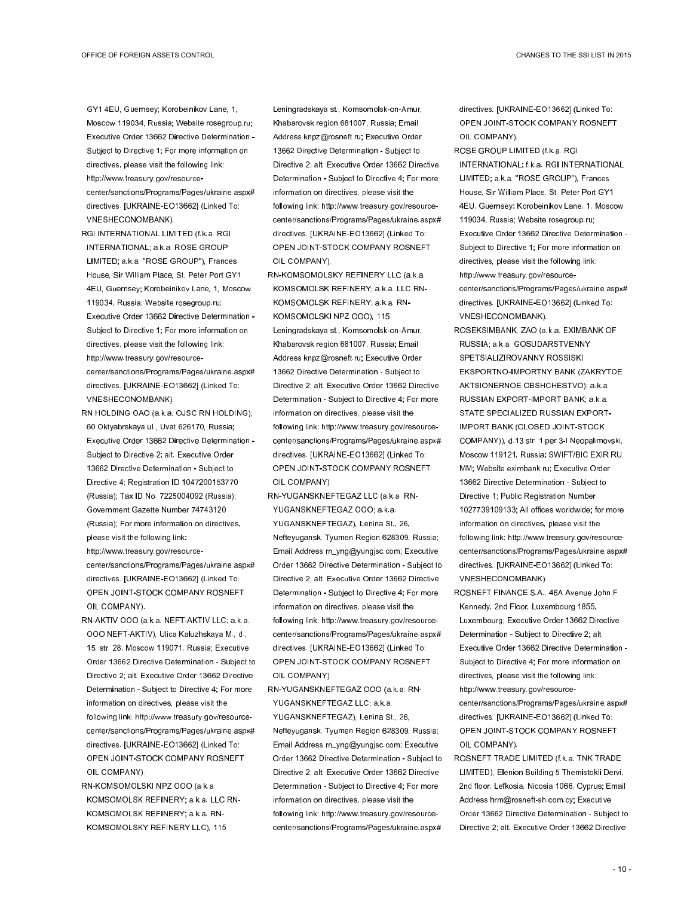GY1 4EU, Guernsey; Korobeinikov Lane, 1, Moscow 119034, Russia; Website rosegroup.ru; Executive Order 13662 Directive Determination - Subject to Directive 1; For more information on directives, please visit the following link: http://www.treasury.gov/resource-center/sanctions/Programs/Pages/ukraine.aspx#directives. [UKRAINE-EO13662] (Linked To: VNESHECONOMBANK).

RGI INTERNATIONAL LIMITED (f.k.a. RGI INTERNATIONAL; a.k.a. ROSE GROUP LIMITED; a.k.a. "ROSE GROUP"), Frances House, Sir William Place, St. Peter Port GY1 4EU, Guernsey; Korobeinikov Lane, 1, Moscow 119034, Russia; Website rosegroup.ru; Executive Order 13662 Directive Determination - Subject to Directive 1; For more information on directives, please visit the following link: http://www.treasury.gov/resource-center/sanctions/Programs/Pages/ukraine.aspx#directives. [UKRAINE-EO13662] (Linked To: VNESHECONOMBANK).

RN HOLDING OAO (a.k.a. OJSC RN HOLDING), 60 Oktyabrskaya ul., Uvat 626170, Russia; Executive Order 13662 Directive Determination - Subject to Directive 2; alt. Executive Order 13662 Directive Determination - Subject to Directive 4; Registration ID 1047200153770 (Russia); Tax ID No. 7225004092 (Russia); Government Gazette Number 74743120 (Russia); For more information on directives, please visit the following link: http://www.treasury.gov/resource-center/sanctions/Programs/Pages/ukraine.aspx#directives. [UKRAINE-EO13662] (Linked To: OPEN JOINT-STOCK COMPANY ROSNEFT OIL COMPANY).

RN-AKTIV OOO (a.k.a. NEFT-AKTIV LLC; a.k.a. OOO NEFT-AKTIV), Ulica Kaluzhskaya M., d., 15, str. 28, Moscow 119071, Russia; Executive Order 13662 Directive Determination - Subject to Directive 2; alt. Executive Order 13662 Directive Determination - Subject to Directive 4; For more information on directives, please visit the following link: http://www.treasury.gov/resource-center/sanctions/Programs/Pages/ukraine.aspx#directives. [UKRAINE-EO13662] (Linked To: OPEN JOINT-STOCK COMPANY ROSNEFT OIL COMPANY).

RN-KOMSOMOLSKI NPZ OOO (a.k.a. KOMSOMOLSK REFINERY; a.k.a. LLC RN-KOMSOMOLSK REFINERY; a.k.a. RN-KOMSOMOLSKY REFINERY LLC), 115 Leningradskaya st., Komsomolsk-on-Amur, Khabarovsk region 681007, Russia; Email Address knpz@rosneft.ru; Executive Order 13662 Directive Determination - Subject to Directive 2; alt. Executive Order 13662 Directive Determination - Subject to Directive 4; For more information on directives, please visit the following link: http://www.treasury.gov/resource-center/sanctions/Programs/Pages/ukraine.aspx#directives. [UKRAINE-EO13662] (Linked To: OPEN JOINT-STOCK COMPANY ROSNEFT OIL COMPANY).

RN-KOMSOMOLSKY REFINERY LLC (a.k.a. KOMSOMOLSK REFINERY; a.k.a. LLC RN-KOMSOMOLSK REFINERY; a.k.a. RN-KOMSOMOLSKI NPZ OOO), 115 Leningradskaya st., Komsomolsk-on-Amur, Khabarovsk region 681007, Russia; Email Address knpz@rosneft.ru; Executive Order 13662 Directive Determination - Subject to Directive 2; alt. Executive Order 13662 Directive Determination - Subject to Directive 4; For more information on directives, please visit the following link: http://www.treasury.gov/resource-center/sanctions/Programs/Pages/ukraine.aspx#directives. [UKRAINE-EO13662] (Linked To: OPEN JOINT-STOCK COMPANY ROSNEFT OIL COMPANY).

RN-YUGANSKNEFTEGAZ LLC (a.k.a. RN-YUGANSKNEFTEGAZ OOO; a.k.a. YUGANSKNEFTEGAZ), Lenina St., 26, Nefteyugansk, Tyumen Region 628309, Russia; Email Address rn_yng@yungjsc.com; Executive Order 13662 Directive Determination - Subject to Directive 2; alt. Executive Order 13662 Directive Determination - Subject to Directive 4; For more information on directives, please visit the following link: http://www.treasury.gov/resource-center/sanctions/Programs/Pages/ukraine.aspx#directives. [UKRAINE-EO13662] (Linked To: OPEN JOINT-STOCK COMPANY ROSNEFT OIL COMPANY).

RN-YUGANSKNEFTEGAZ OOO (a.k.a. RN-YUGANSKNEFTEGAZ LLC; a.k.a. YUGANSKNEFTEGAZ), Lenina St., 26, Nefteyugansk, Tyumen Region 628309, Russia; Email Address rn_yng@yungjsc.com; Executive Order 13662 Directive Determination - Subject to Directive 2; alt. Executive Order 13662 Directive Determination - Subject to Directive 4; For more information on directives, please visit the following link: http://www.treasury.gov/resource-center/sanctions/Programs/Pages/ukraine.aspx#directives. [UKRAINE-EO13662] (Linked To: OPEN JOINT-STOCK COMPANY ROSNEFT OIL COMPANY).

ROSE GROUP LIMITED (f.k.a. RGI INTERNATIONAL; f.k.a. RGI INTERNATIONAL LIMITED; a.k.a. "ROSE GROUP"), Frances House, Sir William Place, St. Peter Port GY1 4EU, Guernsey; Korobeinikov Lane, 1, Moscow 119034, Russia; Website rosegroup.ru; Executive Order 13662 Directive Determination - Subject to Directive 1; For more information on directives, please visit the following link: http://www.treasury.gov/resource-center/sanctions/Programs/Pages/ukraine.aspx#directives. [UKRAINE-EO13662] (Linked To: VNESHECONOMBANK).

ROSEKSIMBANK, ZAO (a.k.a. EXIMBANK OF RUSSIA; a.k.a. GOSUDARSTVENNY SPETSIALIZIROVANNY ROSSISKI EKSPORTNO-IMPORTNY BANK (ZAKRYTOE AKTSIONERNOE OBSHCHESTVO); a.k.a. RUSSIAN EXPORT-IMPORT BANK; a.k.a. STATE SPECIALIZED RUSSIAN EXPORT-IMPORT BANK (CLOSED JOINT-STOCK COMPANY)), d.13 str. 1 per.3-I Neopalimovski, Moscow 119121, Russia; SWIFT/BIC EXIR RU MM; Website eximbank.ru; Executive Order 13662 Directive Determination - Subject to Directive 1; Public Registration Number 1027739109133; All offices worldwide; for more information on directives, please visit the following link: http://www.treasury.gov/resource-center/sanctions/Programs/Pages/ukraine.aspx#directives. [UKRAINE-EO13662] (Linked To: VNESHECONOMBANK).

ROSNEFT FINANCE S.A., 46A Avenue John F Kennedy, 2nd Floor, Luxembourg 1855, Luxembourg; Executive Order 13662 Directive Determination - Subject to Directive 2; alt. Executive Order 13662 Directive Determination - Subject to Directive 4; For more information on directives, please visit the following link: http://www.treasury.gov/resource-center/sanctions/Programs/Pages/ukraine.aspx#directives. [UKRAINE-EO13662] (Linked To: OPEN JOINT-STOCK COMPANY ROSNEFT OIL COMPANY).

ROSNEFT TRADE LIMITED (f.k.a. TNK TRADE LIMITED), Elenion Building 5 Themistokli Dervi, 2nd floor, Lefkosia, Nicosia 1066, Cyprus; Email Address hrm@rosneft-sh.com.cy; Executive Order 13662 Directive Determination - Subject to Directive 2; alt. Executive Order 13662 Directive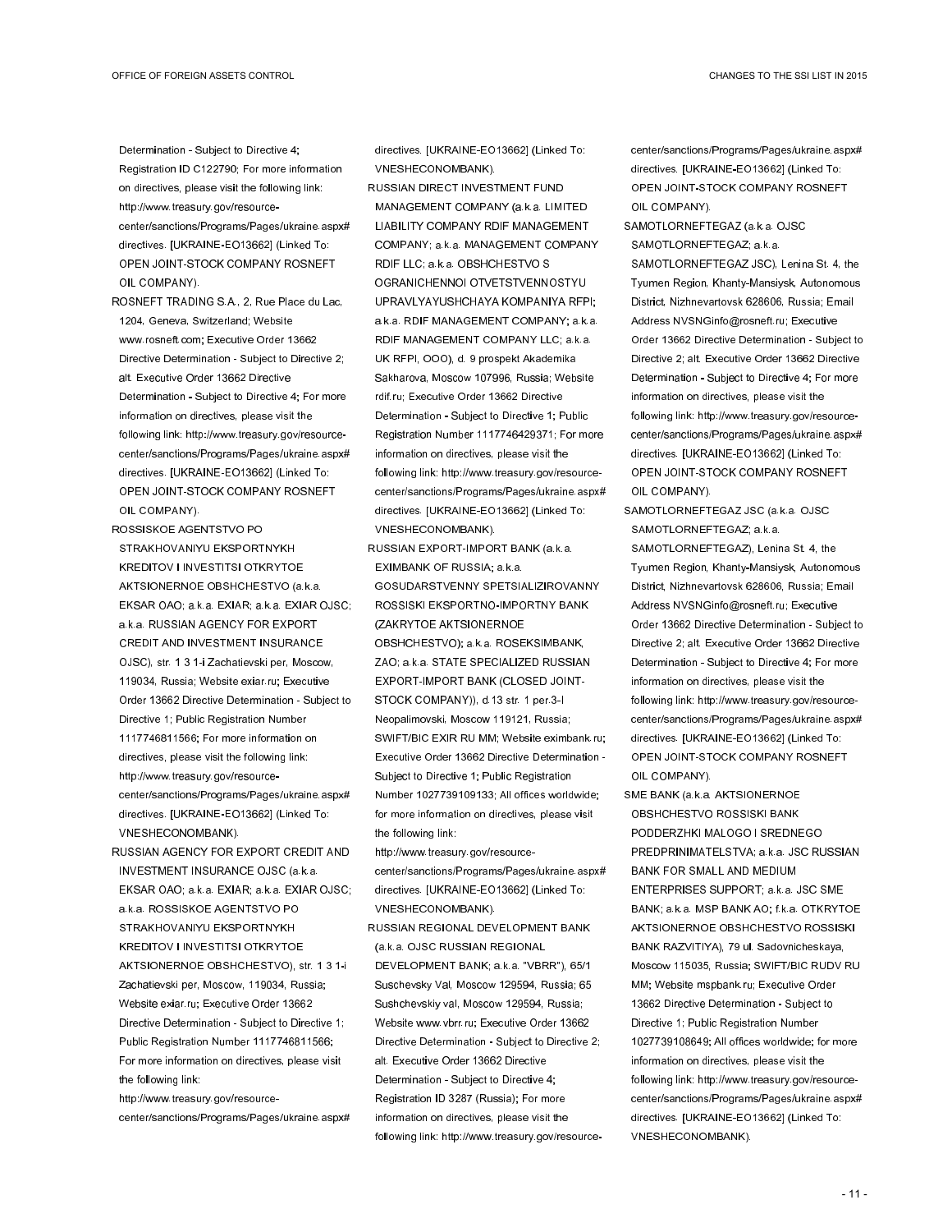Determination - Subject to Directive 4; Registration ID C122790; For more information on directives, please visit the following link: http://www.treasury.gov/resource-center/sanctions/Programs/Pages/ukraine.aspx#directives. [UKRAINE-EO13662] (Linked To: OPEN JOINT-STOCK COMPANY ROSNEFT OIL COMPANY).

ROSNEFT TRADING S.A., 2, Rue Place du Lac, 1204, Geneva, Switzerland; Website www.rosneft.com; Executive Order 13662 Directive Determination - Subject to Directive 2; alt. Executive Order 13662 Directive Determination - Subject to Directive 4; For more information on directives, please visit the following link: http://www.treasury.gov/resource-center/sanctions/Programs/Pages/ukraine.aspx#directives. [UKRAINE-EO13662] (Linked To: OPEN JOINT-STOCK COMPANY ROSNEFT OIL COMPANY).

ROSSISKOE AGENTSTVO PO STRAKHOVANIYU EKSPORTNYKH KREDITOV I INVESTITSI OTKRYTOE AKTSIONERNOE OBSHCHESTVO (a.k.a. EKSAR OAO; a.k.a. EXIAR; a.k.a. EXIAR OJSC; a.k.a. RUSSIAN AGENCY FOR EXPORT CREDIT AND INVESTMENT INSURANCE OJSC), str. 1 3 1-i Zachatievski per, Moscow, 119034, Russia; Website exiar.ru; Executive Order 13662 Directive Determination - Subject to Directive 1; Public Registration Number 1117746811566; For more information on directives, please visit the following link: http://www.treasury.gov/resource-center/sanctions/Programs/Pages/ukraine.aspx#directives. [UKRAINE-EO13662] (Linked To: VNESHECONOMBANK).

RUSSIAN AGENCY FOR EXPORT CREDIT AND INVESTMENT INSURANCE OJSC (a.k.a. EKSAR OAO; a.k.a. EXIAR; a.k.a. EXIAR OJSC; a.k.a. ROSSISKOE AGENTSTVO PO STRAKHOVANIYU EKSPORTNYKH KREDITOV I INVESTITSI OTKRYTOE AKTSIONERNOE OBSHCHESTVO), str. 1 3 1-i Zachatievski per, Moscow, 119034, Russia; Website exiar.ru; Executive Order 13662 Directive Determination - Subject to Directive 1; Public Registration Number 1117746811566; For more information on directives, please visit the following link: http://www.treasury.gov/resource-center/sanctions/Programs/Pages/ukraine.aspx#directives. [UKRAINE-EO13662] (Linked To: VNESHECONOMBANK).

RUSSIAN DIRECT INVESTMENT FUND MANAGEMENT COMPANY (a.k.a. LIMITED LIABILITY COMPANY RDIF MANAGEMENT COMPANY; a.k.a. MANAGEMENT COMPANY RDIF LLC; a.k.a. OBSHCHESTVO S OGRANICHENNOI OTVETSTVENNOSTYU UPRAVLYAYUSHCHAYA KOMPANIYA RFPI; a.k.a. RDIF MANAGEMENT COMPANY; a.k.a. RDIF MANAGEMENT COMPANY LLC; a.k.a. UK RFPI, OOO), d. 9 prospekt Akademika Sakharova, Moscow 107996, Russia; Website rdif.ru; Executive Order 13662 Directive Determination - Subject to Directive 1; Public Registration Number 1117746429371; For more information on directives, please visit the following link: http://www.treasury.gov/resource-center/sanctions/Programs/Pages/ukraine.aspx#directives. [UKRAINE-EO13662] (Linked To: VNESHECONOMBANK).

RUSSIAN EXPORT-IMPORT BANK (a.k.a. EXIMBANK OF RUSSIA; a.k.a. GOSUDARSTVENNY SPETSIALIZIROVANNY ROSSISKI EKSPORTNO-IMPORTNY BANK (ZAKRYTOE AKTSIONERNOE OBSHCHESTVO); a.k.a. ROSEKSIMBANK, ZAO; a.k.a. STATE SPECIALIZED RUSSIAN EXPORT-IMPORT BANK (CLOSED JOINT-STOCK COMPANY)), d.13 str. 1 per.3-I Neopalimovski, Moscow 119121, Russia; SWIFT/BIC EXIR RU MM; Website eximbank.ru; Executive Order 13662 Directive Determination - Subject to Directive 1; Public Registration Number 1027739109133; All offices worldwide; for more information on directives, please visit the following link: http://www.treasury.gov/resource-center/sanctions/Programs/Pages/ukraine.aspx#directives. [UKRAINE-EO13662] (Linked To: VNESHECONOMBANK).

RUSSIAN REGIONAL DEVELOPMENT BANK (a.k.a. OJSC RUSSIAN REGIONAL DEVELOPMENT BANK; a.k.a. "VBRR"), 65/1 Suschevsky Val, Moscow 129594, Russia; 65 Sushchevskiy val, Moscow 129594, Russia; Website www.vbrr.ru; Executive Order 13662 Directive Determination - Subject to Directive 2; alt. Executive Order 13662 Directive Determination - Subject to Directive 4; Registration ID 3287 (Russia); For more information on directives, please visit the following link: http://www.treasury.gov/resource-center/sanctions/Programs/Pages/ukraine.aspx#directives. [UKRAINE-EO13662] (Linked To: OPEN JOINT-STOCK COMPANY ROSNEFT OIL COMPANY).

SAMOTLORNEFTEGAZ (a.k.a. OJSC SAMOTLORNEFTEGAZ; a.k.a. SAMOTLORNEFTEGAZ JSC), Lenina St. 4, the Tyumen Region, Khanty-Mansiysk, Autonomous District, Nizhnevartovsk 628606, Russia; Email Address NVSNGinfo@rosneft.ru; Executive Order 13662 Directive Determination - Subject to Directive 2; alt. Executive Order 13662 Directive Determination - Subject to Directive 4; For more information on directives, please visit the following link: http://www.treasury.gov/resource-center/sanctions/Programs/Pages/ukraine.aspx#directives. [UKRAINE-EO13662] (Linked To: OPEN JOINT-STOCK COMPANY ROSNEFT OIL COMPANY).

SAMOTLORNEFTEGAZ JSC (a.k.a. OJSC SAMOTLORNEFTEGAZ; a.k.a. SAMOTLORNEFTEGAZ), Lenina St. 4, the Tyumen Region, Khanty-Mansiysk, Autonomous District, Nizhnevartovsk 628606, Russia; Email Address NVSNGinfo@rosneft.ru; Executive Order 13662 Directive Determination - Subject to Directive 2; alt. Executive Order 13662 Directive Determination - Subject to Directive 4; For more information on directives, please visit the following link: http://www.treasury.gov/resource-center/sanctions/Programs/Pages/ukraine.aspx#directives. [UKRAINE-EO13662] (Linked To: OPEN JOINT-STOCK COMPANY ROSNEFT OIL COMPANY).

SME BANK (a.k.a. AKTSIONERNOE OBSHCHESTVO ROSSISKI BANK PODDERZHKI MALOGO I SREDNEGO PREDPRINIMATELSTVA; a.k.a. JSC RUSSIAN BANK FOR SMALL AND MEDIUM ENTERPRISES SUPPORT; a.k.a. JSC SME BANK; a.k.a. MSP BANK AO; f.k.a. OTKRYTOE AKTSIONERNOE OBSHCHESTVO ROSSISKI BANK RAZVITIYA), 79 ul. Sadovnicheskaya, Moscow 115035, Russia; SWIFT/BIC RUDV RU MM; Website mspbank.ru; Executive Order 13662 Directive Determination - Subject to Directive 1; Public Registration Number 1027739108649; All offices worldwide; for more information on directives, please visit the following link: http://www.treasury.gov/resource-center/sanctions/Programs/Pages/ukraine.aspx#directives. [UKRAINE-EO13662] (Linked To: VNESHECONOMBANK).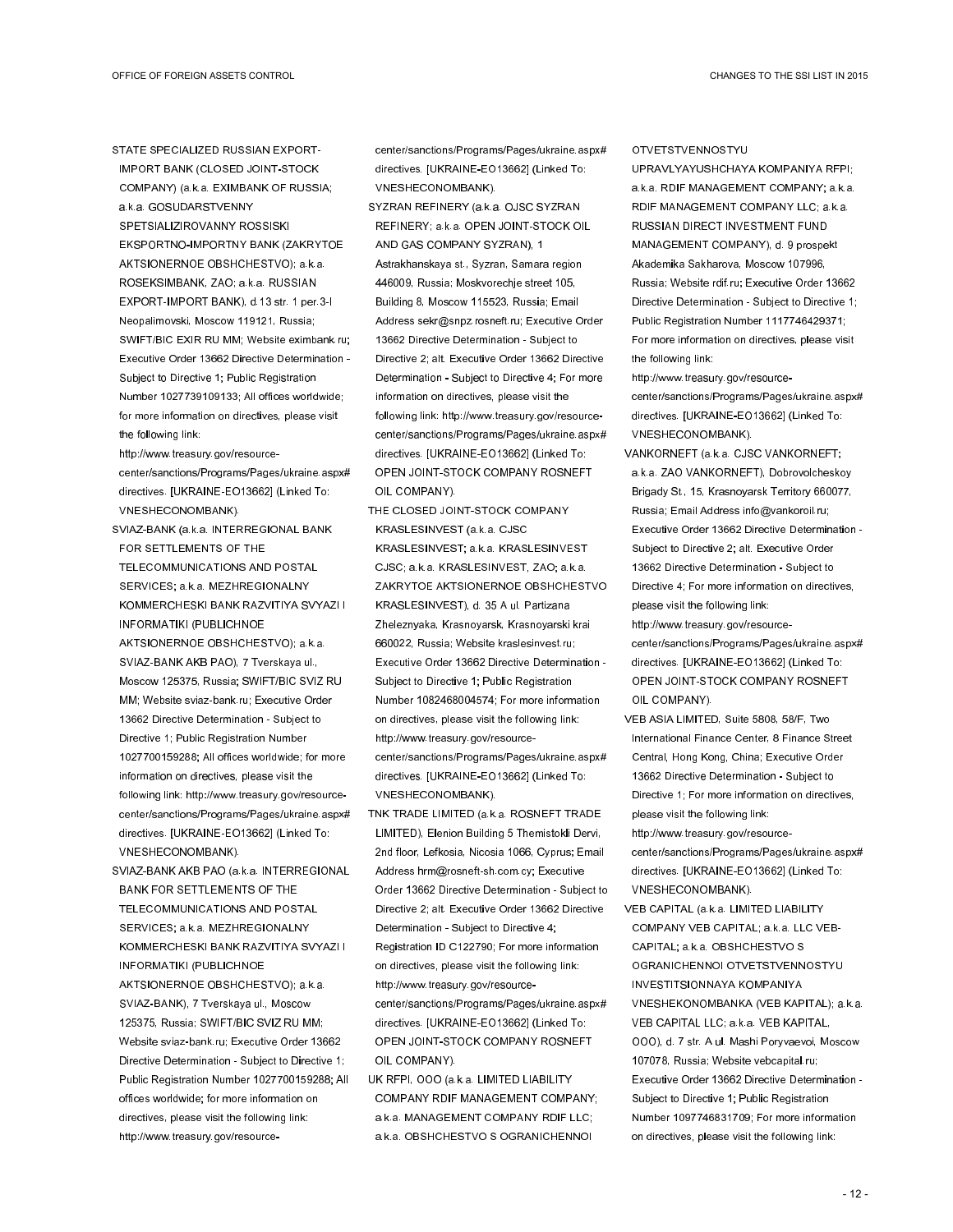STATE SPECIALIZED RUSSIAN EXPORT-IMPORT BANK (CLOSED JOINT-STOCK COMPANY) (a.k.a. EXIMBANK OF RUSSIA; a.k.a. GOSUDARSTVENNY SPETSIALIZIROVANNY ROSSISKI EKSPORTNO-IMPORTNY BANK (ZAKRYTOE AKTSIONERNOE OBSHCHESTVO); a.k.a. ROSEKSIMBANK, ZAO; a.k.a. RUSSIAN EXPORT-IMPORT BANK), d.13 str. 1 per.3-I Neopalimovski, Moscow 119121, Russia; SWIFT/BIC EXIR RU MM; Website eximbank.ru; Executive Order 13662 Directive Determination - Subject to Directive 1; Public Registration Number 1027739109133; All offices worldwide; for more information on directives, please visit the following link: http://www.treasury.gov/resource-center/sanctions/Programs/Pages/ukraine.aspx#directives. [UKRAINE-EO13662] (Linked To: VNESHECONOMBANK).

SVIAZ-BANK (a.k.a. INTERREGIONAL BANK FOR SETTLEMENTS OF THE TELECOMMUNICATIONS AND POSTAL SERVICES; a.k.a. MEZHREGIONALNY KOMMERCHESKI BANK RAZVITIYA SVYAZI I INFORMATIKI (PUBLICHNOE AKTSIONERNOE OBSHCHESTVO); a.k.a. SVIAZ-BANK AKB PAO), 7 Tverskaya ul., Moscow 125375, Russia; SWIFT/BIC SVIZ RU MM; Website sviaz-bank.ru; Executive Order 13662 Directive Determination - Subject to Directive 1; Public Registration Number 1027700159288; All offices worldwide; for more information on directives, please visit the following link: http://www.treasury.gov/resource-center/sanctions/Programs/Pages/ukraine.aspx#directives. [UKRAINE-EO13662] (Linked To: VNESHECONOMBANK).

SVIAZ-BANK AKB PAO (a.k.a. INTERREGIONAL BANK FOR SETTLEMENTS OF THE TELECOMMUNICATIONS AND POSTAL SERVICES; a.k.a. MEZHREGIONALNY KOMMERCHESKI BANK RAZVITIYA SVYAZI I INFORMATIKI (PUBLICHNOE AKTSIONERNOE OBSHCHESTVO); a.k.a. SVIAZ-BANK), 7 Tverskaya ul., Moscow 125375, Russia; SWIFT/BIC SVIZ RU MM; Website sviaz-bank.ru; Executive Order 13662 Directive Determination - Subject to Directive 1; Public Registration Number 1027700159288; All offices worldwide; for more information on directives, please visit the following link: http://www.treasury.gov/resource-center/sanctions/Programs/Pages/ukraine.aspx#directives. [UKRAINE-EO13662] (Linked To: VNESHECONOMBANK).

SYZRAN REFINERY (a.k.a. OJSC SYZRAN REFINERY; a.k.a. OPEN JOINT-STOCK OIL AND GAS COMPANY SYZRAN), 1 Astrakhanskaya st., Syzran, Samara region 446009, Russia; Moskvorechje street 105, Building 8, Moscow 115523, Russia; Email Address sekr@snpz.rosneft.ru; Executive Order 13662 Directive Determination - Subject to Directive 2; alt. Executive Order 13662 Directive Determination - Subject to Directive 4; For more information on directives, please visit the following link: http://www.treasury.gov/resource-center/sanctions/Programs/Pages/ukraine.aspx#directives. [UKRAINE-EO13662] (Linked To: OPEN JOINT-STOCK COMPANY ROSNEFT OIL COMPANY).

THE CLOSED JOINT-STOCK COMPANY KRASLESINVEST (a.k.a. CJSC KRASLESINVEST; a.k.a. KRASLESINVEST CJSC; a.k.a. KRASLESINVEST, ZAO; a.k.a. ZAKRYTOE AKTSIONERNOE OBSHCHESTVO KRASLESINVEST), d. 35 A ul. Partizana Zheleznyaka, Krasnoyarsk, Krasnoyarski krai 660022, Russia; Website kraslesinvest.ru; Executive Order 13662 Directive Determination - Subject to Directive 1; Public Registration Number 1082468004574; For more information on directives, please visit the following link: http://www.treasury.gov/resource-center/sanctions/Programs/Pages/ukraine.aspx#directives. [UKRAINE-EO13662] (Linked To: VNESHECONOMBANK).

TNK TRADE LIMITED (a.k.a. ROSNEFT TRADE LIMITED), Elenion Building 5 Themistokli Dervi, 2nd floor, Lefkosia, Nicosia 1066, Cyprus; Email Address hrm@rosneft-sh.com.cy; Executive Order 13662 Directive Determination - Subject to Directive 2; alt. Executive Order 13662 Directive Determination - Subject to Directive 4; Registration ID C122790; For more information on directives, please visit the following link: http://www.treasury.gov/resource-center/sanctions/Programs/Pages/ukraine.aspx#directives. [UKRAINE-EO13662] (Linked To: OPEN JOINT-STOCK COMPANY ROSNEFT OIL COMPANY).

UK RFPI, OOO (a.k.a. LIMITED LIABILITY COMPANY RDIF MANAGEMENT COMPANY; a.k.a. MANAGEMENT COMPANY RDIF LLC; a.k.a. OBSHCHESTVO S OGRANICHENNOI OTVETSTVENNOSTYU UPRAVLYAYUSHCHAYA KOMPANIYA RFPI; a.k.a. RDIF MANAGEMENT COMPANY; a.k.a. RDIF MANAGEMENT COMPANY LLC; a.k.a. RUSSIAN DIRECT INVESTMENT FUND MANAGEMENT COMPANY), d. 9 prospekt Akademika Sakharova, Moscow 107996, Russia; Website rdif.ru; Executive Order 13662 Directive Determination - Subject to Directive 1; Public Registration Number 1117746429371; For more information on directives, please visit the following link: http://www.treasury.gov/resource-center/sanctions/Programs/Pages/ukraine.aspx#directives. [UKRAINE-EO13662] (Linked To: VNESHECONOMBANK).

VANKORNEFT (a.k.a. CJSC VANKORNEFT; a.k.a. ZAO VANKORNEFT), Dobrovolcheskoy Brigady St., 15, Krasnoyarsk Territory 660077, Russia; Email Address info@vankoroil.ru; Executive Order 13662 Directive Determination - Subject to Directive 2; alt. Executive Order 13662 Directive Determination - Subject to Directive 4; For more information on directives, please visit the following link: http://www.treasury.gov/resource-center/sanctions/Programs/Pages/ukraine.aspx#directives. [UKRAINE-EO13662] (Linked To: OPEN JOINT-STOCK COMPANY ROSNEFT OIL COMPANY).

VEB ASIA LIMITED, Suite 5808, 58/F, Two International Finance Center, 8 Finance Street Central, Hong Kong, China; Executive Order 13662 Directive Determination - Subject to Directive 1; For more information on directives, please visit the following link: http://www.treasury.gov/resource-center/sanctions/Programs/Pages/ukraine.aspx#directives. [UKRAINE-EO13662] (Linked To: VNESHECONOMBANK).

VEB CAPITAL (a.k.a. LIMITED LIABILITY COMPANY VEB CAPITAL; a.k.a. LLC VEB-CAPITAL; a.k.a. OBSHCHESTVO S OGRANICHENNOI OTVETSTVENNOSTYU INVESTITSIONNAYA KOMPANIYA VNESHEKONOMBANKA (VEB KAPITAL); a.k.a. VEB CAPITAL LLC; a.k.a. VEB KAPITAL, OOO), d. 7 str. A ul. Mashi Poryvaevoi, Moscow 107078, Russia; Website vebcapital.ru; Executive Order 13662 Directive Determination - Subject to Directive 1; Public Registration Number 1097746831709; For more information on directives, please visit the following link: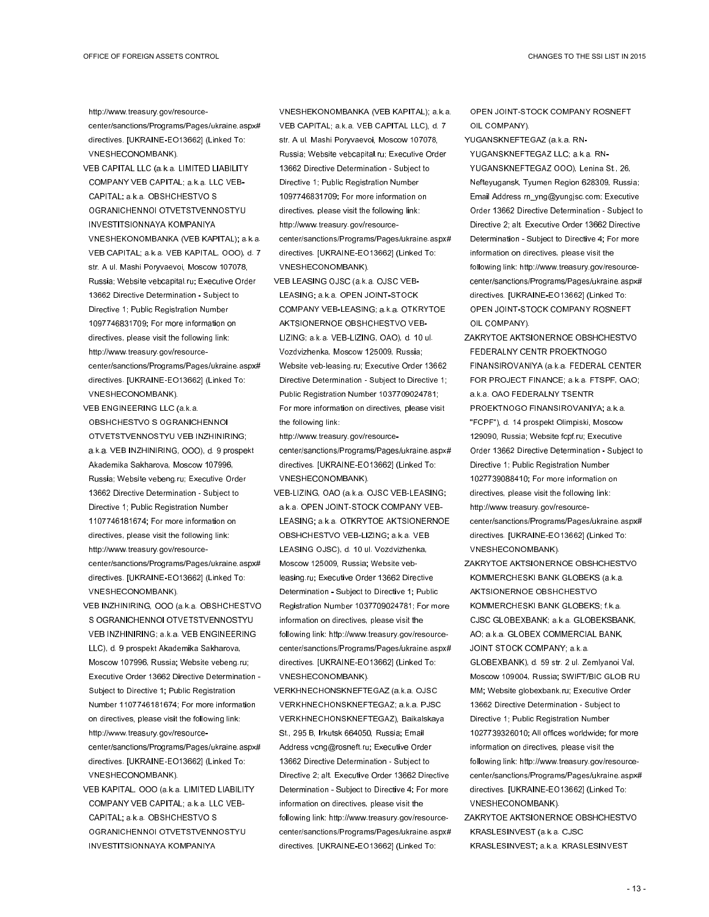http://www.treasury.gov/resource-center/sanctions/Programs/Pages/ukraine.aspx#directives. [UKRAINE-EO13662] (Linked To: VNESHECONOMBANK).

VEB CAPITAL LLC (a.k.a. LIMITED LIABILITY COMPANY VEB CAPITAL; a.k.a. LLC VEB-CAPITAL; a.k.a. OBSHCHESTVO S OGRANICHENNOI OTVETSTVENNOSTYU INVESTITSIONNAYA KOMPANIYA VNESHEKONOMBANKA (VEB KAPITAL); a.k.a. VEB CAPITAL; a.k.a. VEB KAPITAL, OOO), d. 7 str. A ul. Mashi Poryvaevoi, Moscow 107078, Russia; Website vebcapital.ru; Executive Order 13662 Directive Determination - Subject to Directive 1; Public Registration Number 1097746831709; For more information on directives, please visit the following link: http://www.treasury.gov/resource-center/sanctions/Programs/Pages/ukraine.aspx#directives. [UKRAINE-EO13662] (Linked To: VNESHECONOMBANK).

VEB ENGINEERING LLC (a.k.a. OBSHCHESTVO S OGRANICHENNOI OTVETSTVENNOSTYU VEB INZHINIRING; a.k.a. VEB INZHINIRING, OOO), d. 9 prospekt Akademika Sakharova, Moscow 107996, Russia; Website vebeng.ru; Executive Order 13662 Directive Determination - Subject to Directive 1; Public Registration Number 1107746181674; For more information on directives, please visit the following link: http://www.treasury.gov/resource-center/sanctions/Programs/Pages/ukraine.aspx#directives. [UKRAINE-EO13662] (Linked To: VNESHECONOMBANK).

VEB INZHINIRING, OOO (a.k.a. OBSHCHESTVO S OGRANICHENNOI OTVETSTVENNOSTYU VEB INZHINIRING; a.k.a. VEB ENGINEERING LLC), d. 9 prospekt Akademika Sakharova, Moscow 107996, Russia; Website vebeng.ru; Executive Order 13662 Directive Determination - Subject to Directive 1; Public Registration Number 1107746181674; For more information on directives, please visit the following link: http://www.treasury.gov/resource-center/sanctions/Programs/Pages/ukraine.aspx#directives. [UKRAINE-EO13662] (Linked To: VNESHECONOMBANK).

VEB KAPITAL, OOO (a.k.a. LIMITED LIABILITY COMPANY VEB CAPITAL; a.k.a. LLC VEB-CAPITAL; a.k.a. OBSHCHESTVO S OGRANICHENNOI OTVETSTVENNOSTYU INVESTITSIONNAYA KOMPANIYA VNESHEKONOMBANKA (VEB KAPITAL); a.k.a. VEB CAPITAL; a.k.a. VEB CAPITAL LLC), d. 7 str. A ul. Mashi Poryvaevoi, Moscow 107078, Russia; Website vebcapital.ru; Executive Order 13662 Directive Determination - Subject to Directive 1; Public Registration Number 1097746831709; For more information on directives, please visit the following link: http://www.treasury.gov/resource-center/sanctions/Programs/Pages/ukraine.aspx#directives. [UKRAINE-EO13662] (Linked To: VNESHECONOMBANK).

VEB LEASING OJSC (a.k.a. OJSC VEB-LEASING; a.k.a. OPEN JOINT-STOCK COMPANY VEB-LEASING; a.k.a. OTKRYTOE AKTSIONERNOE OBSHCHESTVO VEB-LIZING; a.k.a. VEB-LIZING, OAO), d. 10 ul. Vozdvizhenka, Moscow 125009, Russia; Website veb-leasing.ru; Executive Order 13662 Directive Determination - Subject to Directive 1; Public Registration Number 1037709024781; For more information on directives, please visit the following link: http://www.treasury.gov/resource-center/sanctions/Programs/Pages/ukraine.aspx#directives. [UKRAINE-EO13662] (Linked To: VNESHECONOMBANK).

VEB-LIZING, OAO (a.k.a. OJSC VEB-LEASING; a.k.a. OPEN JOINT-STOCK COMPANY VEB-LEASING; a.k.a. OTKRYTOE AKTSIONERNOE OBSHCHESTVO VEB-LIZING; a.k.a. VEB LEASING OJSC), d. 10 ul. Vozdvizhenka, Moscow 125009, Russia; Website veb-leasing.ru; Executive Order 13662 Directive Determination - Subject to Directive 1; Public Registration Number 1037709024781; For more information on directives, please visit the following link: http://www.treasury.gov/resource-center/sanctions/Programs/Pages/ukraine.aspx#directives. [UKRAINE-EO13662] (Linked To: VNESHECONOMBANK).

VERKHNECHONSKNEFTEGAZ (a.k.a. OJSC VERKHNECHONSKNEFTEGAZ; a.k.a. PJSC VERKHNECHONSKNEFTEGAZ), Baikalskaya St., 295 B, Irkutsk 664050, Russia; Email Address vcng@rosneft.ru; Executive Order 13662 Directive Determination - Subject to Directive 2; alt. Executive Order 13662 Directive Determination - Subject to Directive 4; For more information on directives, please visit the following link: http://www.treasury.gov/resource-center/sanctions/Programs/Pages/ukraine.aspx#directives. [UKRAINE-EO13662] (Linked To: OPEN JOINT-STOCK COMPANY ROSNEFT OIL COMPANY).

YUGANSKNEFTEGAZ (a.k.a. RN-YUGANSKNEFTEGAZ LLC; a.k.a. RN-YUGANSKNEFTEGAZ OOO), Lenina St., 26, Nefteyugansk, Tyumen Region 628309, Russia; Email Address rn_yng@yungjsc.com; Executive Order 13662 Directive Determination - Subject to Directive 2; alt. Executive Order 13662 Directive Determination - Subject to Directive 4; For more information on directives, please visit the following link: http://www.treasury.gov/resource-center/sanctions/Programs/Pages/ukraine.aspx#directives. [UKRAINE-EO13662] (Linked To: OPEN JOINT-STOCK COMPANY ROSNEFT OIL COMPANY).

ZAKRYTOE AKTSIONERNOE OBSHCHESTVO FEDERALNY CENTR PROEKTNOGO FINANSIROVANIYA (a.k.a. FEDERAL CENTER FOR PROJECT FINANCE; a.k.a. FTSPF, OAO; a.k.a. OAO FEDERALNY TSENTR PROEKTNOGO FINANSIROVANIYA; a.k.a. "FCPF"), d. 14 prospekt Olimpiski, Moscow 129090, Russia; Website fcpf.ru; Executive Order 13662 Directive Determination - Subject to Directive 1; Public Registration Number 1027739088410; For more information on directives, please visit the following link: http://www.treasury.gov/resource-center/sanctions/Programs/Pages/ukraine.aspx#directives. [UKRAINE-EO13662] (Linked To: VNESHECONOMBANK).

ZAKRYTOE AKTSIONERNOE OBSHCHESTVO KOMMERCHESKI BANK GLOBEKS (a.k.a. AKTSIONERNOE OBSHCHESTVO KOMMERCHESKI BANK GLOBEKS; f.k.a. CJSC GLOBEXBANK; a.k.a. GLOBEKSBANK, AO; a.k.a. GLOBEX COMMERCIAL BANK, JOINT STOCK COMPANY; a.k.a. GLOBEXBANK), d. 59 str. 2 ul. Zemlyanoi Val, Moscow 109004, Russia; SWIFT/BIC GLOB RU MM; Website globexbank.ru; Executive Order 13662 Directive Determination - Subject to Directive 1; Public Registration Number 1027739326010; All offices worldwide; for more information on directives, please visit the following link: http://www.treasury.gov/resource-center/sanctions/Programs/Pages/ukraine.aspx#directives. [UKRAINE-EO13662] (Linked To: VNESHECONOMBANK).

ZAKRYTOE AKTSIONERNOE OBSHCHESTVO KRASLESINVEST (a.k.a. CJSC KRASLESINVEST; a.k.a. KRASLESINVEST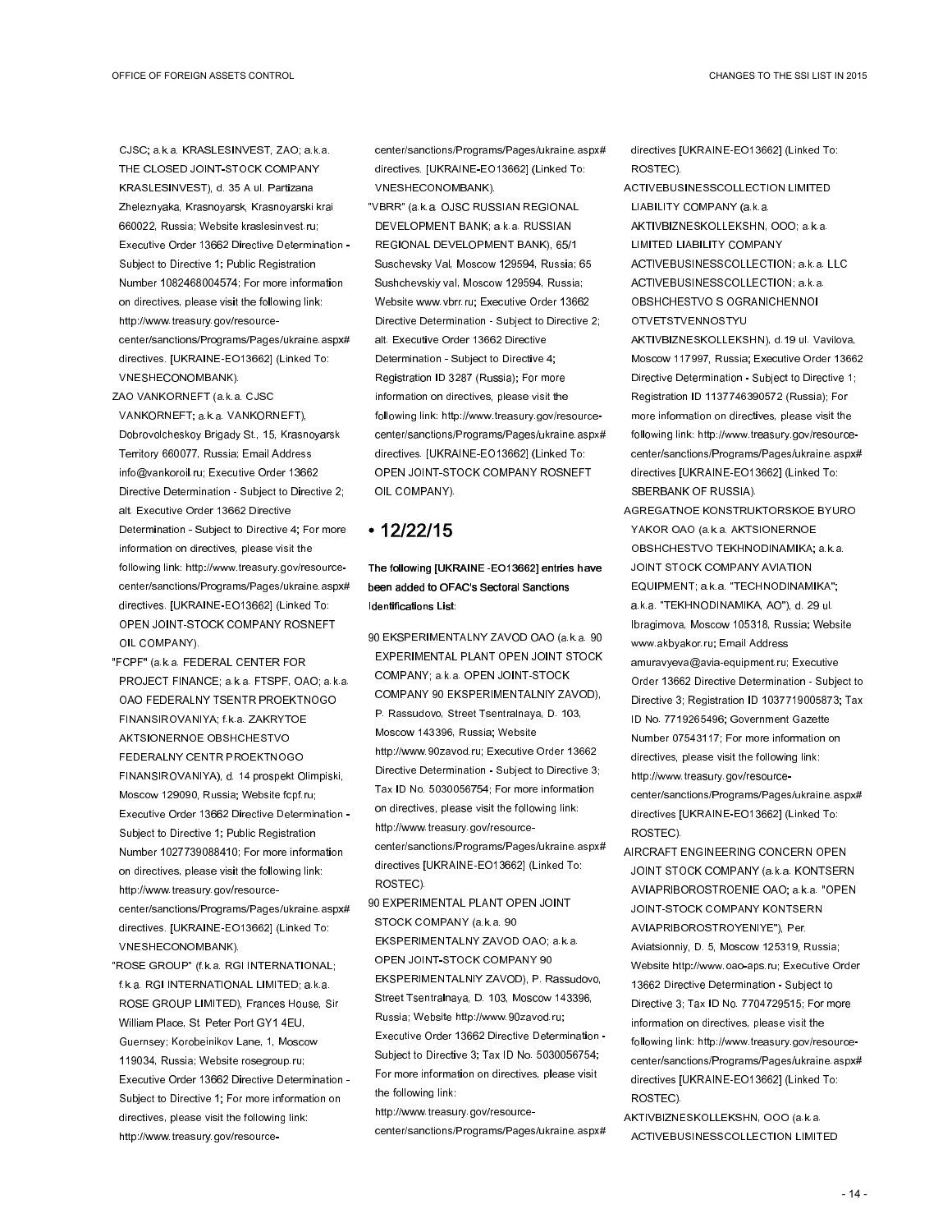CJSC; a.k.a. KRASLESINVEST, ZAO; a.k.a. THE CLOSED JOINT-STOCK COMPANY KRASLESINVEST), d. 35 A ul. Partizana Zheleznyaka, Krasnoyarsk, Krasnoyarski krai 660022, Russia; Website kraslesinvest.ru; Executive Order 13662 Directive Determination - Subject to Directive 1; Public Registration Number 1082468004574; For more information on directives, please visit the following link: http://www.treasury.gov/resource-center/sanctions/Programs/Pages/ukraine.aspx#directives. [UKRAINE-EO13662] (Linked To: VNESHECONOMBANK).

ZAO VANKORNEFT (a.k.a. CJSC VANKORNEFT; a.k.a. VANKORNEFT), Dobrovolcheskoy Brigady St., 15, Krasnoyarsk Territory 660077, Russia; Email Address info@vankoroil.ru; Executive Order 13662 Directive Determination - Subject to Directive 2; alt. Executive Order 13662 Directive Determination - Subject to Directive 4; For more information on directives, please visit the following link: http://www.treasury.gov/resource-center/sanctions/Programs/Pages/ukraine.aspx#directives. [UKRAINE-EO13662] (Linked To: OPEN JOINT-STOCK COMPANY ROSNEFT OIL COMPANY).

"FCPF" (a.k.a. FEDERAL CENTER FOR PROJECT FINANCE; a.k.a. FTSPF, OAO; a.k.a. OAO FEDERALNY TSENTR PROEKTNOGO FINANSIROVANIYA; f.k.a. ZAKRYTOE AKTSIONERNOE OBSHCHESTVO FEDERALNY CENTR PROEKTNOGO FINANSIROVANIYA), d. 14 prospekt Olimpiski, Moscow 129090, Russia; Website fcpf.ru; Executive Order 13662 Directive Determination - Subject to Directive 1; Public Registration Number 1027739088410; For more information on directives, please visit the following link: http://www.treasury.gov/resource-center/sanctions/Programs/Pages/ukraine.aspx#directives. [UKRAINE-EO13662] (Linked To: VNESHECONOMBANK).

"ROSE GROUP" (f.k.a. RGI INTERNATIONAL; f.k.a. RGI INTERNATIONAL LIMITED; a.k.a. ROSE GROUP LIMITED), Frances House, Sir William Place, St. Peter Port GY1 4EU, Guernsey; Korobeinikov Lane, 1, Moscow 119034, Russia; Website rosegroup.ru; Executive Order 13662 Directive Determination - Subject to Directive 1; For more information on directives, please visit the following link: http://www.treasury.gov/resource-center/sanctions/Programs/Pages/ukraine.aspx#directives. [UKRAINE-EO13662] (Linked To: VNESHECONOMBANK).

"VBRR" (a.k.a. OJSC RUSSIAN REGIONAL DEVELOPMENT BANK; a.k.a. RUSSIAN REGIONAL DEVELOPMENT BANK), 65/1 Suschevsky Val, Moscow 129594, Russia; 65 Sushchevskiy val, Moscow 129594, Russia; Website www.vbrr.ru; Executive Order 13662 Directive Determination - Subject to Directive 2; alt. Executive Order 13662 Directive Determination - Subject to Directive 4; Registration ID 3287 (Russia); For more information on directives, please visit the following link: http://www.treasury.gov/resource-center/sanctions/Programs/Pages/ukraine.aspx#directives. [UKRAINE-EO13662] (Linked To: OPEN JOINT-STOCK COMPANY ROSNEFT OIL COMPANY).

## • 12/22/15

**The following [UKRAINE -EO13662] entries have been added to OFAC's Sectoral Sanctions Identifications List:**

90 EKSPERIMENTALNY ZAVOD OAO (a.k.a. 90 EXPERIMENTAL PLANT OPEN JOINT STOCK COMPANY; a.k.a. OPEN JOINT-STOCK COMPANY 90 EKSPERIMENTALNIY ZAVOD), P. Rassudovo, Street Tsentralnaya, D. 103, Moscow 143396, Russia; Website http://www.90zavod.ru; Executive Order 13662 Directive Determination - Subject to Directive 3; Tax ID No. 5030056754; For more information on directives, please visit the following link: http://www.treasury.gov/resource-center/sanctions/Programs/Pages/ukraine.aspx#directives [UKRAINE-EO13662] (Linked To: ROSTEC).

90 EXPERIMENTAL PLANT OPEN JOINT STOCK COMPANY (a.k.a. 90 EKSPERIMENTALNY ZAVOD OAO; a.k.a. OPEN JOINT-STOCK COMPANY 90 EKSPERIMENTALNIY ZAVOD), P. Rassudovo, Street Tsentralnaya, D. 103, Moscow 143396, Russia; Website http://www.90zavod.ru; Executive Order 13662 Directive Determination - Subject to Directive 3; Tax ID No. 5030056754; For more information on directives, please visit the following link: http://www.treasury.gov/resource-center/sanctions/Programs/Pages/ukraine.aspx#directives [UKRAINE-EO13662] (Linked To: ROSTEC).

ACTIVEBUSINESSCOLLECTION LIMITED LIABILITY COMPANY (a.k.a. AKTIVBIZNESKOLLEKSHN, OOO; a.k.a. LIMITED LIABILITY COMPANY ACTIVEBUSINESSCOLLECTION; a.k.a. LLC ACTIVEBUSINESSCOLLECTION; a.k.a. OBSHCHESTVO S OGRANICHENNOI OTVETSTVENNOSTYU AKTIVBIZNESKOLLEKSHN), d.19 ul. Vavilova, Moscow 117997, Russia; Executive Order 13662 Directive Determination - Subject to Directive 1; Registration ID 1137746390572 (Russia); For more information on directives, please visit the following link: http://www.treasury.gov/resource-center/sanctions/Programs/Pages/ukraine.aspx#directives [UKRAINE-EO13662] (Linked To: SBERBANK OF RUSSIA).

AGREGATNOE KONSTRUKTORSKOE BYURO YAKOR OAO (a.k.a. AKTSIONERNOE OBSHCHESTVO TEKHNODINAMIKA; a.k.a. JOINT STOCK COMPANY AVIATION EQUIPMENT; a.k.a. "TECHNODINAMIKA"; a.k.a. "TEKHNODINAMIKA, AO"), d. 29 ul. Ibragimova, Moscow 105318, Russia; Website www.akbyakor.ru; Email Address amuravyeva@avia-equipment.ru; Executive Order 13662 Directive Determination - Subject to Directive 3; Registration ID 1037719005873; Tax ID No. 7719265496; Government Gazette Number 07543117; For more information on directives, please visit the following link: http://www.treasury.gov/resource-center/sanctions/Programs/Pages/ukraine.aspx#directives [UKRAINE-EO13662] (Linked To: ROSTEC).

AIRCRAFT ENGINEERING CONCERN OPEN JOINT STOCK COMPANY (a.k.a. KONTSERN AVIAPRIBOROSTROENIE OAO; a.k.a. "OPEN JOINT-STOCK COMPANY KONTSERN AVIAPRIBOROSTROYENIYE"), Per. Aviatsionniy, D. 5, Moscow 125319, Russia; Website http://www.oao-aps.ru; Executive Order 13662 Directive Determination - Subject to Directive 3; Tax ID No. 7704729515; For more information on directives, please visit the following link: http://www.treasury.gov/resource-center/sanctions/Programs/Pages/ukraine.aspx#directives [UKRAINE-EO13662] (Linked To: ROSTEC).

AKTIVBIZNESKOLLEKSHN, OOO (a.k.a. ACTIVEBUSINESSCOLLECTION LIMITED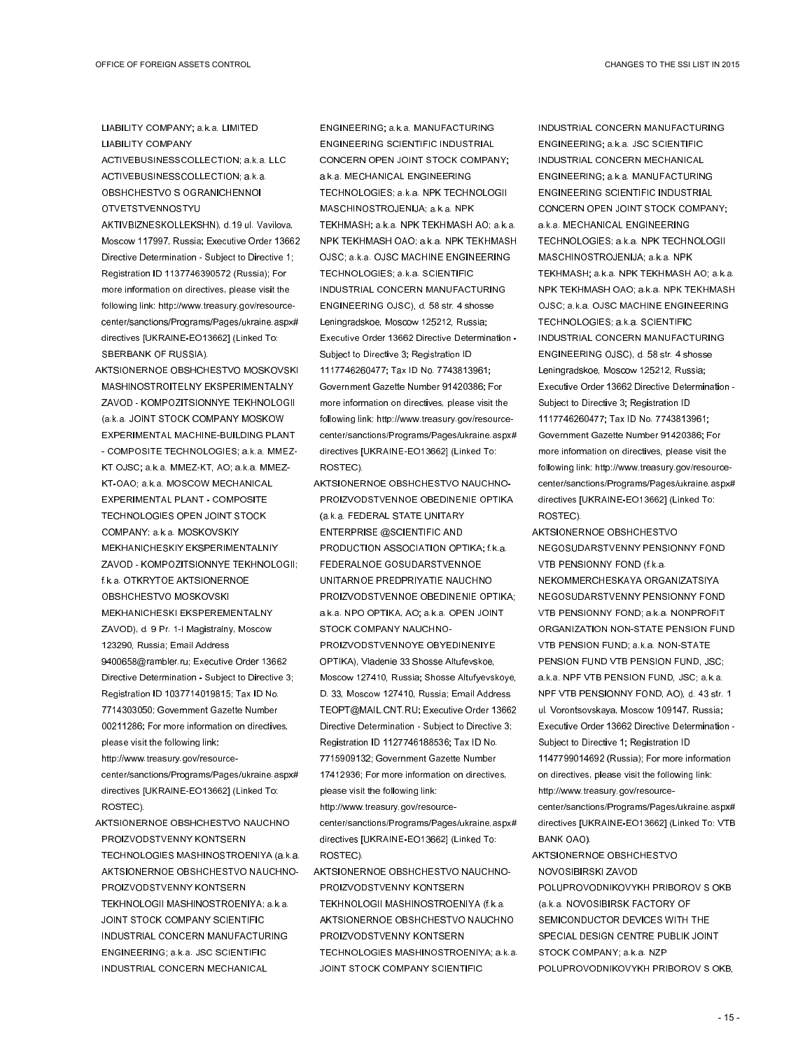LIABILITY COMPANY; a.k.a. LIMITED LIABILITY COMPANY ACTIVEBUSINESSCOLLECTION; a.k.a. LLC ACTIVEBUSINESSCOLLECTION; a.k.a. OBSHCHESTVO S OGRANICHENNOI OTVETSTVENNOSTYU AKTIVBIZNESKOLLEKSHN), d.19 ul. Vavilova, Moscow 117997, Russia; Executive Order 13662 Directive Determination - Subject to Directive 1; Registration ID 1137746390572 (Russia); For more information on directives, please visit the following link: http://www.treasury.gov/resource-center/sanctions/Programs/Pages/ukraine.aspx#directives [UKRAINE-EO13662] (Linked To: SBERBANK OF RUSSIA).

AKTSIONERNOE OBSHCHESTVO MOSKOVSKI MASHINOSTROITELNY EKSPERIMENTALNY ZAVOD - KOMPOZITSIONNYE TEKHNOLOGII (a.k.a. JOINT STOCK COMPANY MOSKOW EXPERIMENTAL MACHINE-BUILDING PLANT - COMPOSITE TECHNOLOGIES; a.k.a. MMEZ-KT OJSC; a.k.a. MMEZ-KT, AO; a.k.a. MMEZ-KT-OAO; a.k.a. MOSCOW MECHANICAL EXPERIMENTAL PLANT - COMPOSITE TECHNOLOGIES OPEN JOINT STOCK COMPANY; a.k.a. MOSKOVSKIY MEKHANICHESKIY EKSPERIMENTALNIY ZAVOD - KOMPOZITSIONNYE TEKHNOLOGII; f.k.a. OTKRYTOE AKTSIONERNOE OBSHCHESTVO MOSKOVSKI MEKHANICHESKI EKSPEREMENTALNY ZAVOD), d. 9 Pr. 1-I Magistralny, Moscow 123290, Russia; Email Address 9400658@rambler.ru; Executive Order 13662 Directive Determination - Subject to Directive 3; Registration ID 1037714019815; Tax ID No. 7714303050; Government Gazette Number 00211286; For more information on directives, please visit the following link: http://www.treasury.gov/resource-center/sanctions/Programs/Pages/ukraine.aspx#directives [UKRAINE-EO13662] (Linked To: ROSTEC).

AKTSIONERNOE OBSHCHESTVO NAUCHNO PROIZVODSTVENNY KONTSERN TECHNOLOGIES MASHINOSTROENIYA (a.k.a. AKTSIONERNOE OBSHCHESTVO NAUCHNO-PROIZVODSTVENNY KONTSERN TEKHNOLOGII MASHINOSTROENIYA; a.k.a. JOINT STOCK COMPANY SCIENTIFIC INDUSTRIAL CONCERN MANUFACTURING ENGINEERING; a.k.a. JSC SCIENTIFIC INDUSTRIAL CONCERN MECHANICAL ENGINEERING; a.k.a. MANUFACTURING ENGINEERING SCIENTIFIC INDUSTRIAL CONCERN OPEN JOINT STOCK COMPANY; a.k.a. MECHANICAL ENGINEERING TECHNOLOGIES; a.k.a. NPK TECHNOLOGII MASCHINOSTROJENIJA; a.k.a. NPK TEKHMASH; a.k.a. NPK TEKHMASH AO; a.k.a. NPK TEKHMASH OAO; a.k.a. NPK TEKHMASH OJSC; a.k.a. OJSC MACHINE ENGINEERING TECHNOLOGIES; a.k.a. SCIENTIFIC INDUSTRIAL CONCERN MANUFACTURING ENGINEERING OJSC), d. 58 str. 4 shosse Leningradskoe, Moscow 125212, Russia; Executive Order 13662 Directive Determination - Subject to Directive 3; Registration ID 1117746260477; Tax ID No. 7743813961; Government Gazette Number 91420386; For more information on directives, please visit the following link: http://www.treasury.gov/resource-center/sanctions/Programs/Pages/ukraine.aspx#directives [UKRAINE-EO13662] (Linked To: ROSTEC).

AKTSIONERNOE OBSHCHESTVO NAUCHNO-PROIZVODSTVENNOE OBEDINENIE OPTIKA (a.k.a. FEDERAL STATE UNITARY ENTERPRISE @SCIENTIFIC AND PRODUCTION ASSOCIATION OPTIKA; f.k.a. FEDERALNOE GOSUDARSTVENNOE UNITARNOE PREDPRIYATIE NAUCHNO PROIZVODSTVENNOE OBEDINENIE OPTIKA; a.k.a. NPO OPTIKA, AO; a.k.a. OPEN JOINT STOCK COMPANY NAUCHNO-PROIZVODSTVENNOYE OBYEDINENIYE OPTIKA), Vladenie 33 Shosse Altufevskoe, Moscow 127410, Russia; Shosse Altufyevskoye, D. 33, Moscow 127410, Russia; Email Address TEOPT@MAIL.CNT.RU; Executive Order 13662 Directive Determination - Subject to Directive 3; Registration ID 1127746188536; Tax ID No. 7715909132; Government Gazette Number 17412936; For more information on directives, please visit the following link: http://www.treasury.gov/resource-center/sanctions/Programs/Pages/ukraine.aspx#directives [UKRAINE-EO13662] (Linked To: ROSTEC).

AKTSIONERNOE OBSHCHESTVO NAUCHNO-PROIZVODSTVENNY KONTSERN TEKHNOLOGII MASHINOSTROENIYA (f.k.a. AKTSIONERNOE OBSHCHESTVO NAUCHNO PROIZVODSTVENNY KONTSERN TECHNOLOGIES MASHINOSTROENIYA; a.k.a. JOINT STOCK COMPANY SCIENTIFIC INDUSTRIAL CONCERN MANUFACTURING ENGINEERING; a.k.a. JSC SCIENTIFIC INDUSTRIAL CONCERN MECHANICAL ENGINEERING; a.k.a. MANUFACTURING ENGINEERING SCIENTIFIC INDUSTRIAL CONCERN OPEN JOINT STOCK COMPANY; a.k.a. MECHANICAL ENGINEERING TECHNOLOGIES; a.k.a. NPK TECHNOLOGII MASCHINOSTROJENIJA; a.k.a. NPK TEKHMASH; a.k.a. NPK TEKHMASH AO; a.k.a. NPK TEKHMASH OAO; a.k.a. NPK TEKHMASH OJSC; a.k.a. OJSC MACHINE ENGINEERING TECHNOLOGIES; a.k.a. SCIENTIFIC INDUSTRIAL CONCERN MANUFACTURING ENGINEERING OJSC), d. 58 str. 4 shosse Leningradskoe, Moscow 125212, Russia; Executive Order 13662 Directive Determination - Subject to Directive 3; Registration ID 1117746260477; Tax ID No. 7743813961; Government Gazette Number 91420386; For more information on directives, please visit the following link: http://www.treasury.gov/resource-center/sanctions/Programs/Pages/ukraine.aspx#directives [UKRAINE-EO13662] (Linked To: ROSTEC).

AKTSIONERNOE OBSHCHESTVO NEGOSUDARSTVENNY PENSIONNY FOND VTB PENSIONNY FOND (f.k.a. NEKOMMERCHESKAYA ORGANIZATSIYA NEGOSUDARSTVENNY PENSIONNY FOND VTB PENSIONNY FOND; a.k.a. NONPROFIT ORGANIZATION NON-STATE PENSION FUND VTB PENSION FUND; a.k.a. NON-STATE PENSION FUND VTB PENSION FUND, JSC; a.k.a. NPF VTB PENSION FUND, JSC; a.k.a. NPF VTB PENSIONNY FOND, AO), d. 43 str. 1 ul. Vorontsovskaya, Moscow 109147, Russia; Executive Order 13662 Directive Determination - Subject to Directive 1; Registration ID 1147799014692 (Russia); For more information on directives, please visit the following link: http://www.treasury.gov/resource-center/sanctions/Programs/Pages/ukraine.aspx#directives [UKRAINE-EO13662] (Linked To: VTB BANK OAO).

AKTSIONERNOE OBSHCHESTVO NOVOSIBIRSKI ZAVOD POLUPROVODNIKOVYKH PRIBOROV S OKB (a.k.a. NOVOSIBIRSK FACTORY OF SEMICONDUCTOR DEVICES WITH THE SPECIAL DESIGN CENTRE PUBLIK JOINT STOCK COMPANY; a.k.a. NZP POLUPROVODNIKOVYKH PRIBOROV S OKB,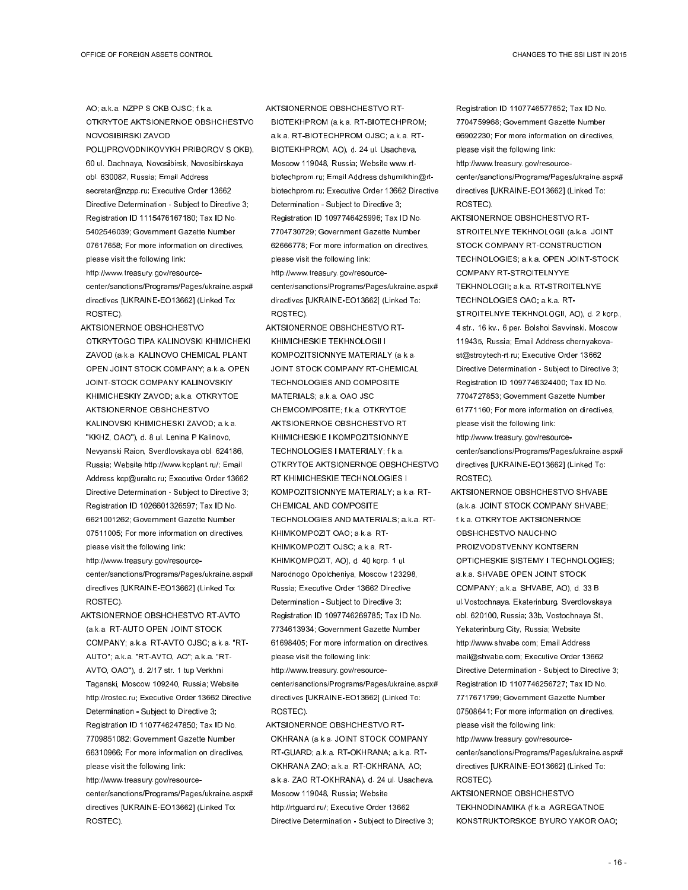AO; a.k.a. NZPP S OKB OJSC; f.k.a. OTKRYTOE AKTSIONERNOE OBSHCHESTVO NOVOSIBIRSKI ZAVOD POLUPROVODNIKOVYKH PRIBOROV S OKB), 60 ul. Dachnaya, Novosibirsk, Novosibirskaya obl. 630082, Russia; Email Address secretar@nzpp.ru; Executive Order 13662 Directive Determination - Subject to Directive 3; Registration ID 1115476167180; Tax ID No. 5402546039; Government Gazette Number 07617658; For more information on directives, please visit the following link: http://www.treasury.gov/resource-center/sanctions/Programs/Pages/ukraine.aspx#directives [UKRAINE-EO13662] (Linked To: ROSTEC).

AKTSIONERNOE OBSHCHESTVO OTKRYTOGO TIPA KALINOVSKI KHIMICHEKI ZAVOD (a.k.a. KALINOVO CHEMICAL PLANT OPEN JOINT STOCK COMPANY; a.k.a. OPEN JOINT-STOCK COMPANY KALINOVSKIY KHIMICHESKIY ZAVOD; a.k.a. OTKRYTOE AKTSIONERNOE OBSHCHESTVO KALINOVSKI KHIMICHESKI ZAVOD; a.k.a. "KKHZ, OAO"), d. 8 ul. Lenina P Kalinovo, Nevyanski Raion, Sverdlovskaya obl. 624186, Russia; Website http://www.kcplant.ru/; Email Address kcp@uraltc.ru; Executive Order 13662 Directive Determination - Subject to Directive 3; Registration ID 1026601326597; Tax ID No. 6621001262; Government Gazette Number 07511005; For more information on directives, please visit the following link: http://www.treasury.gov/resource-center/sanctions/Programs/Pages/ukraine.aspx#directives [UKRAINE-EO13662] (Linked To: ROSTEC).

AKTSIONERNOE OBSHCHESTVO RT-AVTO (a.k.a. RT-AUTO OPEN JOINT STOCK COMPANY; a.k.a. RT-AVTO OJSC; a.k.a. "RT-AUTO"; a.k.a. "RT-AVTO, AO"; a.k.a. "RT-AVTO, OAO"), d. 2/17 str. 1 tup Verkhni Taganski, Moscow 109240, Russia; Website http://rostec.ru; Executive Order 13662 Directive Determination - Subject to Directive 3; Registration ID 1107746247850; Tax ID No. 7709851082; Government Gazette Number 66310966; For more information on directives, please visit the following link: http://www.treasury.gov/resource-center/sanctions/Programs/Pages/ukraine.aspx#directives [UKRAINE-EO13662] (Linked To: ROSTEC).

AKTSIONERNOE OBSHCHESTVO RT-BIOTEKHPROM (a.k.a. RT-BIOTECHPROM; a.k.a. RT-BIOTECHPROM OJSC; a.k.a. RT-BIOTEKHPROM, AO), d. 24 ul. Usacheva, Moscow 119048, Russia; Website www.rt-biotechprom.ru; Email Address dshumikhin@rt-biotechprom.ru; Executive Order 13662 Directive Determination - Subject to Directive 3; Registration ID 1097746425996; Tax ID No. 7704730729; Government Gazette Number 62666778; For more information on directives, please visit the following link: http://www.treasury.gov/resource-center/sanctions/Programs/Pages/ukraine.aspx#directives [UKRAINE-EO13662] (Linked To: ROSTEC).

AKTSIONERNOE OBSHCHESTVO RT-KHIMICHESKIE TEKHNOLOGII I KOMPOZITSIONNYE MATERIALY (a.k.a. JOINT STOCK COMPANY RT-CHEMICAL TECHNOLOGIES AND COMPOSITE MATERIALS; a.k.a. OAO JSC CHEMCOMPOSITE; f.k.a. OTKRYTOE AKTSIONERNOE OBSHCHESTVO RT KHIMICHESKIE I KOMPOZITSIONNYE TECHNOLOGIES I MATERIALY; f.k.a. OTKRYTOE AKTSIONERNOE OBSHCHESTVO RT KHIMICHESKIE TECHNOLOGIES I KOMPOZITSIONNYE MATERIALY; a.k.a. RT-CHEMICAL AND COMPOSITE TECHNOLOGIES AND MATERIALS; a.k.a. RT-KHIMKOMPOZIT OAO; a.k.a. RT-KHIMKOMPOZIT OJSC; a.k.a. RT-KHIMKOMPOZIT, AO), d. 40 korp. 1 ul. Narodnogo Opolcheniya, Moscow 123298, Russia; Executive Order 13662 Directive Determination - Subject to Directive 3; Registration ID 1097746269785; Tax ID No. 7734613934; Government Gazette Number 61698405; For more information on directives, please visit the following link: http://www.treasury.gov/resource-center/sanctions/Programs/Pages/ukraine.aspx#directives [UKRAINE-EO13662] (Linked To: ROSTEC).

AKTSIONERNOE OBSHCHESTVO RT-OKHRANA (a.k.a. JOINT STOCK COMPANY RT-GUARD; a.k.a. RT-OKHRANA; a.k.a. RT-OKHRANA ZAO; a.k.a. RT-OKHRANA, AO; a.k.a. ZAO RT-OKHRANA), d. 24 ul. Usacheva, Moscow 119048, Russia; Website http://rtguard.ru/; Executive Order 13662 Directive Determination - Subject to Directive 3; Registration ID 1107746577652; Tax ID No. 7704759968; Government Gazette Number 66902230; For more information on directives, please visit the following link: http://www.treasury.gov/resource-center/sanctions/Programs/Pages/ukraine.aspx#directives [UKRAINE-EO13662] (Linked To: ROSTEC).

AKTSIONERNOE OBSHCHESTVO RT-STROITELNYE TEKHNOLOGII (a.k.a. JOINT STOCK COMPANY RT-CONSTRUCTION TECHNOLOGIES; a.k.a. OPEN JOINT-STOCK COMPANY RT-STROITELNYYE TEKHNOLOGII; a.k.a. RT-STROITELNYE TECHNOLOGIES OAO; a.k.a. RT-STROITELNYE TEKHNOLOGII, AO), d. 2 korp., 4 str., 16 kv., 6 per. Bolshoi Savvinski, Moscow 119435, Russia; Email Address chernyakova-st@stroytech-rt.ru; Executive Order 13662 Directive Determination - Subject to Directive 3; Registration ID 1097746324400; Tax ID No. 7704727853; Government Gazette Number 61771160; For more information on directives, please visit the following link: http://www.treasury.gov/resource-center/sanctions/Programs/Pages/ukraine.aspx#directives [UKRAINE-EO13662] (Linked To: ROSTEC).

AKTSIONERNOE OBSHCHESTVO SHVABE (a.k.a. JOINT STOCK COMPANY SHVABE; f.k.a. OTKRYTOE AKTSIONERNOE OBSHCHESTVO NAUCHNO PROIZVODSTVENNY KONTSERN OPTICHESKIE SISTEMY I TECHNOLOGIES; a.k.a. SHVABE OPEN JOINT STOCK COMPANY; a.k.a. SHVABE, AO), d. 33 B ul.Vostochnaya, Ekaterinburg, Sverdlovskaya obl. 620100, Russia; 33b, Vostochnaya St., Yekaterinburg City, Russia; Website http://www.shvabe.com; Email Address mail@shvabe.com; Executive Order 13662 Directive Determination - Subject to Directive 3; Registration ID 1107746256727; Tax ID No. 7717671799; Government Gazette Number 07508641; For more information on directives, please visit the following link: http://www.treasury.gov/resource-center/sanctions/Programs/Pages/ukraine.aspx#directives [UKRAINE-EO13662] (Linked To: ROSTEC).

AKTSIONERNOE OBSHCHESTVO TEKHNODINAMIKA (f.k.a. AGREGATNOE KONSTRUKTORSKOE BYURO YAKOR OAO;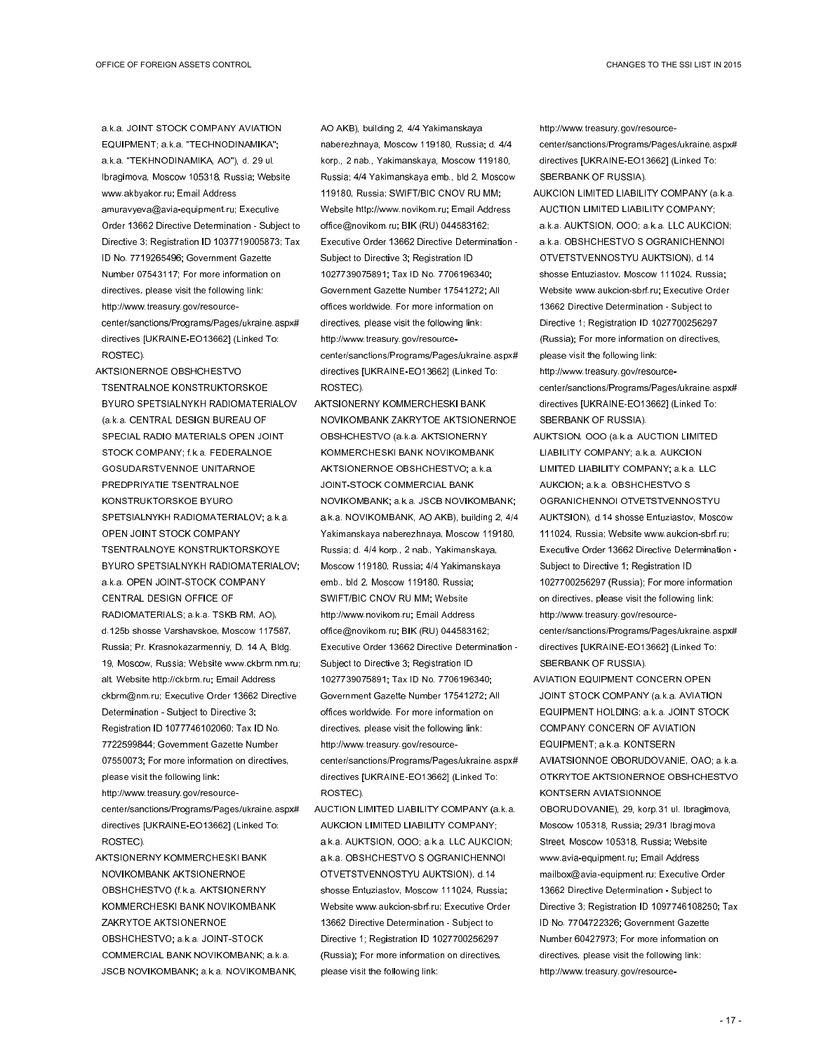a.k.a. JOINT STOCK COMPANY AVIATION EQUIPMENT; a.k.a. "TECHNODINAMIKA"; a.k.a. "TEKHNODINAMIKA, AO"), d. 29 ul. Ibragimova, Moscow 105318, Russia; Website www.akbyakor.ru; Email Address amuravyeva@avia-equipment.ru; Executive Order 13662 Directive Determination - Subject to Directive 3; Registration ID 1037719005873; Tax ID No. 7719265496; Government Gazette Number 07543117; For more information on directives, please visit the following link: http://www.treasury.gov/resource-center/sanctions/Programs/Pages/ukraine.aspx#directives [UKRAINE-EO13662] (Linked To: ROSTEC).

AKTSIONERNOE OBSHCHESTVO TSENTRALNOE KONSTRUKTORSKOE BYURO SPETSIALNYKH RADIOMATERIALOV (a.k.a. CENTRAL DESIGN BUREAU OF SPECIAL RADIO MATERIALS OPEN JOINT STOCK COMPANY; f.k.a. FEDERALNOE GOSUDARSTVENNOE UNITARNOE PREDPRIYATIE TSENTRALNOE KONSTRUKTORSKOE BYURO SPETSIALNYKH RADIOMATERIALOV; a.k.a. OPEN JOINT STOCK COMPANY TSENTRALNOYE KONSTRUKTORSKOYE BYURO SPETSIALNYKH RADIOMATERIALOV; a.k.a. OPEN JOINT-STOCK COMPANY CENTRAL DESIGN OFFICE OF RADIOMATERIALS; a.k.a. TSKB RM, AO), d.125b shosse Varshavskoe, Moscow 117587, Russia; Pr. Krasnokazarmenniy, D. 14 A, Bldg. 19, Moscow, Russia; Website www.ckbrm.nm.ru; alt. Website http://ckbrm.ru; Email Address ckbrm@nm.ru; Executive Order 13662 Directive Determination - Subject to Directive 3; Registration ID 1077746102060; Tax ID No. 7722599844; Government Gazette Number 07550073; For more information on directives, please visit the following link: http://www.treasury.gov/resource-center/sanctions/Programs/Pages/ukraine.aspx#directives [UKRAINE-EO13662] (Linked To: ROSTEC).

AKTSIONERNY KOMMERCHESKI BANK NOVIKOMBANK AKTSIONERNOE OBSHCHESTVO (f.k.a. AKTSIONERNY KOMMERCHESKI BANK NOVIKOMBANK ZAKRYTOE AKTSIONERNOE OBSHCHESTVO; a.k.a. JOINT-STOCK COMMERCIAL BANK NOVIKOMBANK; a.k.a. JSCB NOVIKOMBANK; a.k.a. NOVIKOMBANK, AO AKB), building 2, 4/4 Yakimanskaya naberezhnaya, Moscow 119180, Russia; d. 4/4 korp., 2 nab., Yakimanskaya, Moscow 119180, Russia; 4/4 Yakimanskaya emb., bld 2, Moscow 119180, Russia; SWIFT/BIC CNOV RU MM; Website http://www.novikom.ru; Email Address office@novikom.ru; BIK (RU) 044583162; Executive Order 13662 Directive Determination - Subject to Directive 3; Registration ID 1027739075891; Tax ID No. 7706196340; Government Gazette Number 17541272; All offices worldwide. For more information on directives, please visit the following link: http://www.treasury.gov/resource-center/sanctions/Programs/Pages/ukraine.aspx#directives [UKRAINE-EO13662] (Linked To: ROSTEC).

AKTSIONERNY KOMMERCHESKI BANK NOVIKOMBANK ZAKRYTOE AKTSIONERNOE OBSHCHESTVO (a.k.a. AKTSIONERNY KOMMERCHESKI BANK NOVIKOMBANK AKTSIONERNOE OBSHCHESTVO; a.k.a. JOINT-STOCK COMMERCIAL BANK NOVIKOMBANK; a.k.a. JSCB NOVIKOMBANK; a.k.a. NOVIKOMBANK, AO AKB), building 2, 4/4 Yakimanskaya naberezhnaya, Moscow 119180, Russia; d. 4/4 korp., 2 nab., Yakimanskaya, Moscow 119180, Russia; 4/4 Yakimanskaya emb., bld 2, Moscow 119180, Russia; SWIFT/BIC CNOV RU MM; Website http://www.novikom.ru; Email Address office@novikom.ru; BIK (RU) 044583162; Executive Order 13662 Directive Determination - Subject to Directive 3; Registration ID 1027739075891; Tax ID No. 7706196340; Government Gazette Number 17541272; All offices worldwide. For more information on directives, please visit the following link: http://www.treasury.gov/resource-center/sanctions/Programs/Pages/ukraine.aspx#directives [UKRAINE-EO13662] (Linked To: ROSTEC).

AUCTION LIMITED LIABILITY COMPANY (a.k.a. AUKCION LIMITED LIABILITY COMPANY; a.k.a. AUKTSION, OOO; a.k.a. LLC AUKCION; a.k.a. OBSHCHESTVO S OGRANICHENNOI OTVETSTVENNOSTYU AUKTSION), d.14 shosse Entuziastov, Moscow 111024, Russia; Website www.aukcion-sbrf.ru; Executive Order 13662 Directive Determination - Subject to Directive 1; Registration ID 1027700256297 (Russia); For more information on directives, please visit the following link: http://www.treasury.gov/resource-center/sanctions/Programs/Pages/ukraine.aspx#directives [UKRAINE-EO13662] (Linked To: SBERBANK OF RUSSIA).

AUKCION LIMITED LIABILITY COMPANY (a.k.a. AUCTION LIMITED LIABILITY COMPANY; a.k.a. AUKTSION, OOO; a.k.a. LLC AUKCION; a.k.a. OBSHCHESTVO S OGRANICHENNOI OTVETSTVENNOSTYU AUKTSION), d.14 shosse Entuziastov, Moscow 111024, Russia; Website www.aukcion-sbrf.ru; Executive Order 13662 Directive Determination - Subject to Directive 1; Registration ID 1027700256297 (Russia); For more information on directives, please visit the following link: http://www.treasury.gov/resource-center/sanctions/Programs/Pages/ukraine.aspx#directives [UKRAINE-EO13662] (Linked To: SBERBANK OF RUSSIA).

AUKTSION, OOO (a.k.a. AUCTION LIMITED LIABILITY COMPANY; a.k.a. AUKCION LIMITED LIABILITY COMPANY; a.k.a. LLC AUKCION; a.k.a. OBSHCHESTVO S OGRANICHENNOI OTVETSTVENNOSTYU AUKTSION), d.14 shosse Entuziastov, Moscow 111024, Russia; Website www.aukcion-sbrf.ru; Executive Order 13662 Directive Determination - Subject to Directive 1; Registration ID 1027700256297 (Russia); For more information on directives, please visit the following link: http://www.treasury.gov/resource-center/sanctions/Programs/Pages/ukraine.aspx#directives [UKRAINE-EO13662] (Linked To: SBERBANK OF RUSSIA).

AVIATION EQUIPMENT CONCERN OPEN JOINT STOCK COMPANY (a.k.a. AVIATION EQUIPMENT HOLDING; a.k.a. JOINT STOCK COMPANY CONCERN OF AVIATION EQUIPMENT; a.k.a. KONTSERN AVIATSIONNOE OBORUDOVANIE, OAO; a.k.a. OTKRYTOE AKTSIONERNOE OBSHCHESTVO KONTSERN AVIATSIONNOE OBORUDOVANIE), 29, korp.31 ul. Ibragimova, Moscow 105318, Russia; 29/31 Ibragimova Street, Moscow 105318, Russia; Website www.avia-equipment.ru; Email Address mailbox@avia-equipment.ru; Executive Order 13662 Directive Determination - Subject to Directive 3; Registration ID 1097746108250; Tax ID No. 7704722326; Government Gazette Number 60427973; For more information on directives, please visit the following link: http://www.treasury.gov/resource-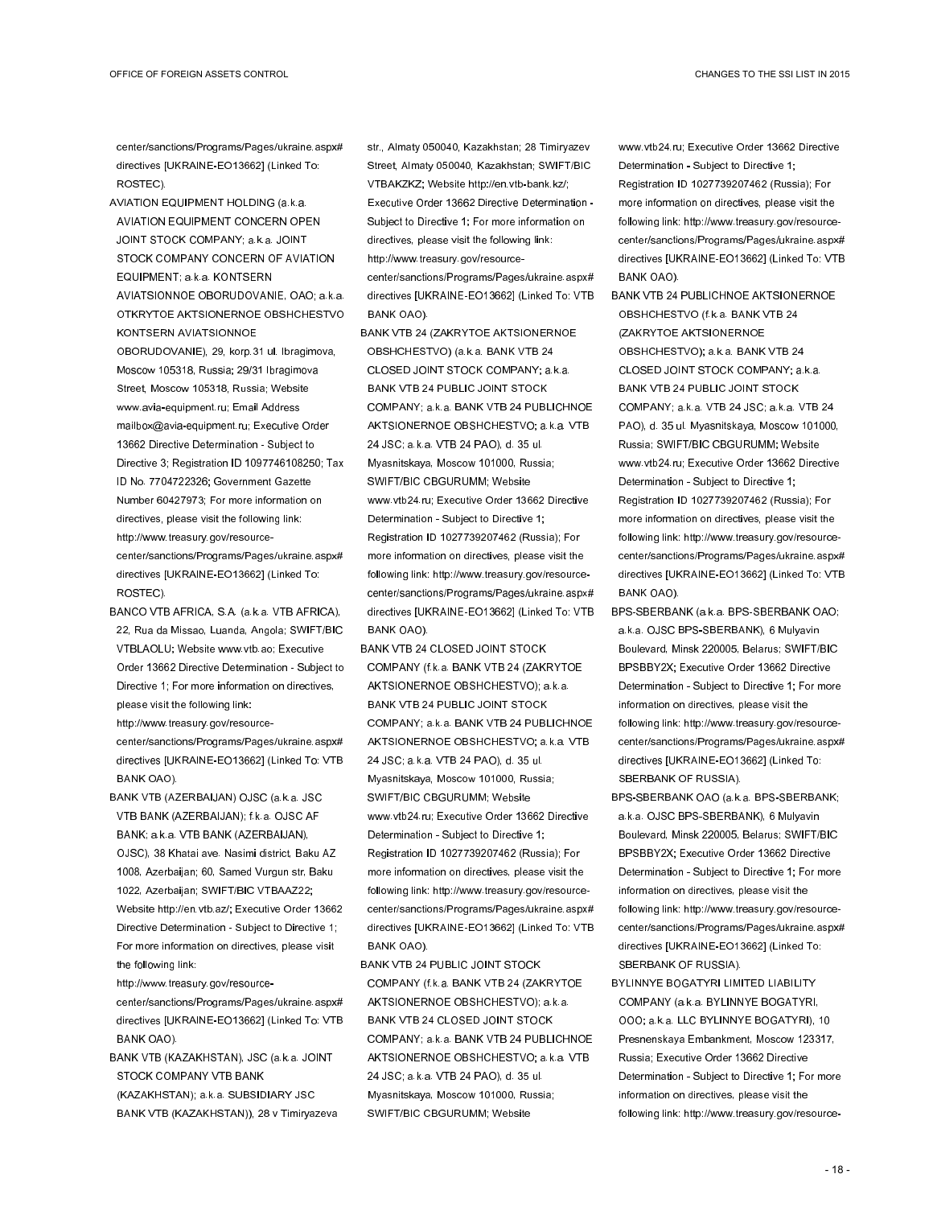center/sanctions/Programs/Pages/ukraine.aspx# directives [UKRAINE-EO13662] (Linked To: ROSTEC).

AVIATION EQUIPMENT HOLDING (a.k.a. AVIATION EQUIPMENT CONCERN OPEN JOINT STOCK COMPANY; a.k.a. JOINT STOCK COMPANY CONCERN OF AVIATION EQUIPMENT; a.k.a. KONTSERN AVIATSIONNOE OBORUDOVANIE, OAO; a.k.a. OTKRYTOE AKTSIONERNOE OBSHCHESTVO KONTSERN AVIATSIONNOE OBORUDOVANIE), 29, korp.31 ul. Ibragimova, Moscow 105318, Russia; 29/31 Ibragimova Street, Moscow 105318, Russia; Website www.avia-equipment.ru; Email Address mailbox@avia-equipment.ru; Executive Order 13662 Directive Determination - Subject to Directive 3; Registration ID 1097746108250; Tax ID No. 7704722326; Government Gazette Number 60427973; For more information on directives, please visit the following link: http://www.treasury.gov/resource-center/sanctions/Programs/Pages/ukraine.aspx# directives [UKRAINE-EO13662] (Linked To: ROSTEC).

BANCO VTB AFRICA, S.A. (a.k.a. VTB AFRICA), 22, Rua da Missao, Luanda, Angola; SWIFT/BIC VTBLAOLU; Website www.vtb.ao; Executive Order 13662 Directive Determination - Subject to Directive 1; For more information on directives, please visit the following link: http://www.treasury.gov/resource-center/sanctions/Programs/Pages/ukraine.aspx# directives [UKRAINE-EO13662] (Linked To: VTB BANK OAO).

BANK VTB (AZERBAIJAN) OJSC (a.k.a. JSC VTB BANK (AZERBAIJAN); f.k.a. OJSC AF BANK; a.k.a. VTB BANK (AZERBAIJAN), OJSC), 38 Khatai ave. Nasimi district, Baku AZ 1008, Azerbaijan; 60, Samed Vurgun str, Baku 1022, Azerbaijan; SWIFT/BIC VTBAAZ22; Website http://en.vtb.az/; Executive Order 13662 Directive Determination - Subject to Directive 1; For more information on directives, please visit the following link: http://www.treasury.gov/resource-center/sanctions/Programs/Pages/ukraine.aspx# directives [UKRAINE-EO13662] (Linked To: VTB BANK OAO).

BANK VTB (KAZAKHSTAN), JSC (a.k.a. JOINT STOCK COMPANY VTB BANK (KAZAKHSTAN); a.k.a. SUBSIDIARY JSC BANK VTB (KAZAKHSTAN)), 28 v Timiryazeva str., Almaty 050040, Kazakhstan; 28 Timiryazev Street, Almaty 050040, Kazakhstan; SWIFT/BIC VTBAKZKZ; Website http://en.vtb-bank.kz/; Executive Order 13662 Directive Determination - Subject to Directive 1; For more information on directives, please visit the following link: http://www.treasury.gov/resource-center/sanctions/Programs/Pages/ukraine.aspx# directives [UKRAINE-EO13662] (Linked To: VTB BANK OAO).

BANK VTB 24 (ZAKRYTOE AKTSIONERNOE OBSHCHESTVO) (a.k.a. BANK VTB 24 CLOSED JOINT STOCK COMPANY; a.k.a. BANK VTB 24 PUBLIC JOINT STOCK COMPANY; a.k.a. BANK VTB 24 PUBLICHNOE AKTSIONERNOE OBSHCHESTVO; a.k.a. VTB 24 JSC; a.k.a. VTB 24 PAO), d. 35 ul. Myasnitskaya, Moscow 101000, Russia; SWIFT/BIC CBGURUMM; Website www.vtb24.ru; Executive Order 13662 Directive Determination - Subject to Directive 1; Registration ID 1027739207462 (Russia); For more information on directives, please visit the following link: http://www.treasury.gov/resource-center/sanctions/Programs/Pages/ukraine.aspx# directives [UKRAINE-EO13662] (Linked To: VTB BANK OAO).

BANK VTB 24 CLOSED JOINT STOCK COMPANY (f.k.a. BANK VTB 24 (ZAKRYTOE AKTSIONERNOE OBSHCHESTVO); a.k.a. BANK VTB 24 PUBLIC JOINT STOCK COMPANY; a.k.a. BANK VTB 24 PUBLICHNOE AKTSIONERNOE OBSHCHESTVO; a.k.a. VTB 24 JSC; a.k.a. VTB 24 PAO), d. 35 ul. Myasnitskaya, Moscow 101000, Russia; SWIFT/BIC CBGURUMM; Website www.vtb24.ru; Executive Order 13662 Directive Determination - Subject to Directive 1; Registration ID 1027739207462 (Russia); For more information on directives, please visit the following link: http://www.treasury.gov/resource-center/sanctions/Programs/Pages/ukraine.aspx# directives [UKRAINE-EO13662] (Linked To: VTB BANK OAO).

BANK VTB 24 PUBLIC JOINT STOCK COMPANY (f.k.a. BANK VTB 24 (ZAKRYTOE AKTSIONERNOE OBSHCHESTVO); a.k.a. BANK VTB 24 CLOSED JOINT STOCK COMPANY; a.k.a. BANK VTB 24 PUBLICHNOE AKTSIONERNOE OBSHCHESTVO; a.k.a. VTB 24 JSC; a.k.a. VTB 24 PAO), d. 35 ul. Myasnitskaya, Moscow 101000, Russia; SWIFT/BIC CBGURUMM; Website www.vtb24.ru; Executive Order 13662 Directive Determination - Subject to Directive 1; Registration ID 1027739207462 (Russia); For more information on directives, please visit the following link: http://www.treasury.gov/resource-center/sanctions/Programs/Pages/ukraine.aspx# directives [UKRAINE-EO13662] (Linked To: VTB BANK OAO).

BANK VTB 24 PUBLICHNOE AKTSIONERNOE OBSHCHESTVO (f.k.a. BANK VTB 24 (ZAKRYTOE AKTSIONERNOE OBSHCHESTVO); a.k.a. BANK VTB 24 CLOSED JOINT STOCK COMPANY; a.k.a. BANK VTB 24 PUBLIC JOINT STOCK COMPANY; a.k.a. VTB 24 JSC; a.k.a. VTB 24 PAO), d. 35 ul. Myasnitskaya, Moscow 101000, Russia; SWIFT/BIC CBGURUMM; Website www.vtb24.ru; Executive Order 13662 Directive Determination - Subject to Directive 1; Registration ID 1027739207462 (Russia); For more information on directives, please visit the following link: http://www.treasury.gov/resource-center/sanctions/Programs/Pages/ukraine.aspx# directives [UKRAINE-EO13662] (Linked To: VTB BANK OAO).

BPS-SBERBANK (a.k.a. BPS-SBERBANK OAO; a.k.a. OJSC BPS-SBERBANK), 6 Mulyavin Boulevard, Minsk 220005, Belarus; SWIFT/BIC BPSBBY2X; Executive Order 13662 Directive Determination - Subject to Directive 1; For more information on directives, please visit the following link: http://www.treasury.gov/resource-center/sanctions/Programs/Pages/ukraine.aspx# directives [UKRAINE-EO13662] (Linked To: SBERBANK OF RUSSIA).

BPS-SBERBANK OAO (a.k.a. BPS-SBERBANK; a.k.a. OJSC BPS-SBERBANK), 6 Mulyavin Boulevard, Minsk 220005, Belarus; SWIFT/BIC BPSBBY2X; Executive Order 13662 Directive Determination - Subject to Directive 1; For more information on directives, please visit the following link: http://www.treasury.gov/resource-center/sanctions/Programs/Pages/ukraine.aspx# directives [UKRAINE-EO13662] (Linked To: SBERBANK OF RUSSIA).

BYLINNYE BOGATYRI LIMITED LIABILITY COMPANY (a.k.a. BYLINNYE BOGATYRI, OOO; a.k.a. LLC BYLINNYE BOGATYRI), 10 Presnenskaya Embankment, Moscow 123317, Russia; Executive Order 13662 Directive Determination - Subject to Directive 1; For more information on directives, please visit the following link: http://www.treasury.gov/resource-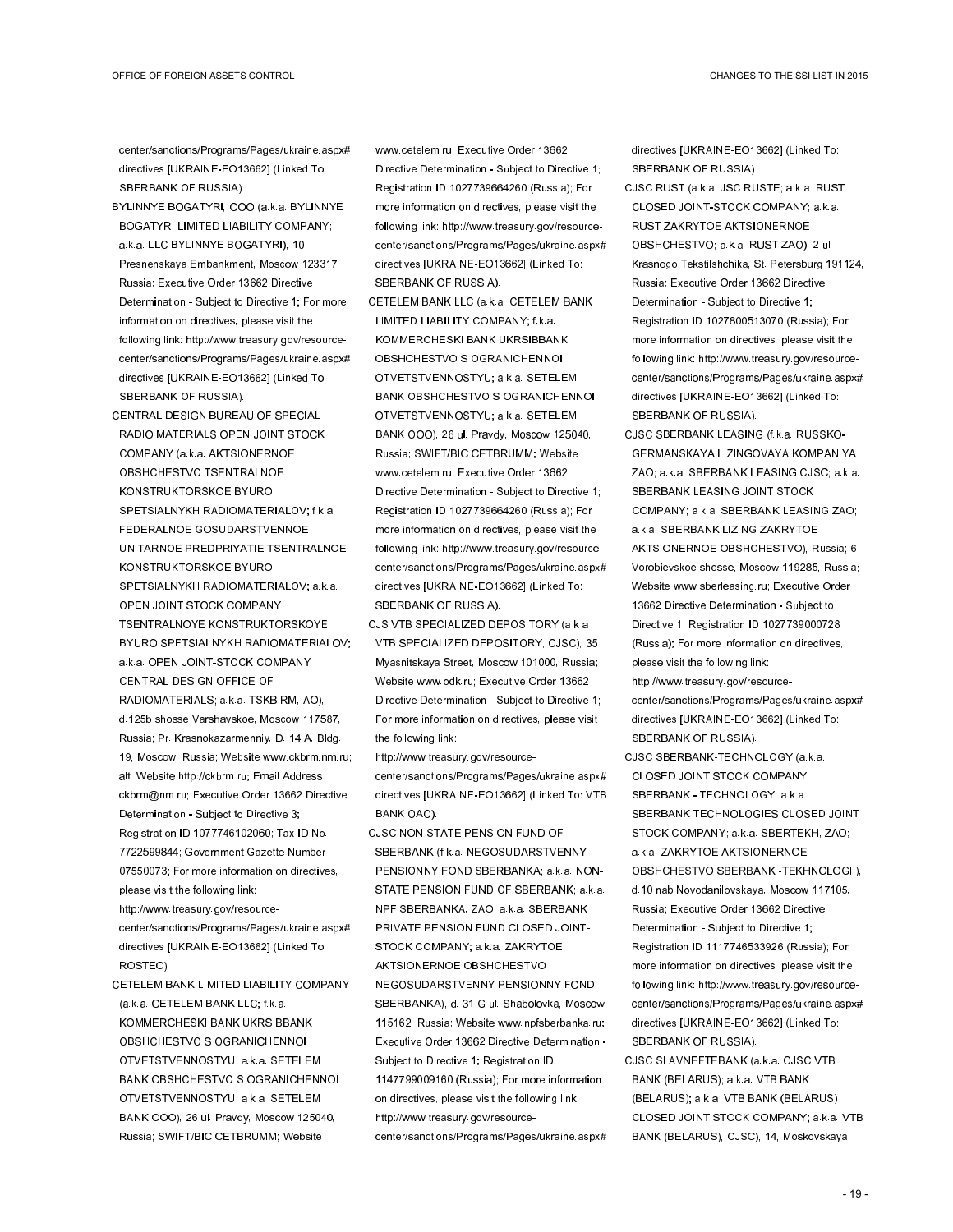center/sanctions/Programs/Pages/ukraine.aspx# directives [UKRAINE-EO13662] (Linked To: SBERBANK OF RUSSIA).

BYLINNYE BOGATYRI, OOO (a.k.a. BYLINNYE BOGATYRI LIMITED LIABILITY COMPANY; a.k.a. LLC BYLINNYE BOGATYRI), 10 Presnenskaya Embankment, Moscow 123317, Russia; Executive Order 13662 Directive Determination - Subject to Directive 1; For more information on directives, please visit the following link: http://www.treasury.gov/resource-center/sanctions/Programs/Pages/ukraine.aspx# directives [UKRAINE-EO13662] (Linked To: SBERBANK OF RUSSIA).

CENTRAL DESIGN BUREAU OF SPECIAL RADIO MATERIALS OPEN JOINT STOCK COMPANY (a.k.a. AKTSIONERNOE OBSHCHESTVO TSENTRALNOE KONSTRUKTORSKOE BYURO SPETSIALNYKH RADIOMATERIALOV; f.k.a. FEDERALNOE GOSUDARSTVENNOE UNITARNOE PREDPRIYATIE TSENTRALNOE KONSTRUKTORSKOE BYURO SPETSIALNYKH RADIOMATERIALOV; a.k.a. OPEN JOINT STOCK COMPANY TSENTRALNOYE KONSTRUKTORSKOYE BYURO SPETSIALNYKH RADIOMATERIALOV; a.k.a. OPEN JOINT-STOCK COMPANY CENTRAL DESIGN OFFICE OF RADIOMATERIALS; a.k.a. TSKB RM, AO), d.125b shosse Varshavskoe, Moscow 117587, Russia; Pr. Krasnokazarmenniy, D. 14 A, Bldg. 19, Moscow, Russia; Website www.ckbrm.nm.ru; alt. Website http://ckbrm.ru; Email Address ckbrm@nm.ru; Executive Order 13662 Directive Determination - Subject to Directive 3; Registration ID 1077746102060; Tax ID No. 7722599844; Government Gazette Number 07550073; For more information on directives, please visit the following link: http://www.treasury.gov/resource-center/sanctions/Programs/Pages/ukraine.aspx# directives [UKRAINE-EO13662] (Linked To: ROSTEC).

CETELEM BANK LIMITED LIABILITY COMPANY (a.k.a. CETELEM BANK LLC; f.k.a. KOMMERCHESKI BANK UKRSIBBANK OBSHCHESTVO S OGRANICHENNOI OTVETSTVENNOSTYU; a.k.a. SETELEM BANK OBSHCHESTVO S OGRANICHENNOI OTVETSTVENNOSTYU; a.k.a. SETELEM BANK OOO), 26 ul. Pravdy, Moscow 125040, Russia; SWIFT/BIC CETBRUMM; Website www.cetelem.ru; Executive Order 13662 Directive Determination - Subject to Directive 1; Registration ID 1027739664260 (Russia); For more information on directives, please visit the following link: http://www.treasury.gov/resource-center/sanctions/Programs/Pages/ukraine.aspx# directives [UKRAINE-EO13662] (Linked To: SBERBANK OF RUSSIA).

CETELEM BANK LLC (a.k.a. CETELEM BANK LIMITED LIABILITY COMPANY; f.k.a. KOMMERCHESKI BANK UKRSIBBANK OBSHCHESTVO S OGRANICHENNOI OTVETSTVENNOSTYU; a.k.a. SETELEM BANK OBSHCHESTVO S OGRANICHENNOI OTVETSTVENNOSTYU; a.k.a. SETELEM BANK OOO), 26 ul. Pravdy, Moscow 125040, Russia; SWIFT/BIC CETBRUMM; Website www.cetelem.ru; Executive Order 13662 Directive Determination - Subject to Directive 1; Registration ID 1027739664260 (Russia); For more information on directives, please visit the following link: http://www.treasury.gov/resource-center/sanctions/Programs/Pages/ukraine.aspx# directives [UKRAINE-EO13662] (Linked To: SBERBANK OF RUSSIA).

CJS VTB SPECIALIZED DEPOSITORY (a.k.a. VTB SPECIALIZED DEPOSITORY, CJSC), 35 Myasnitskaya Street, Moscow 101000, Russia; Website www.odk.ru; Executive Order 13662 Directive Determination - Subject to Directive 1; For more information on directives, please visit the following link: http://www.treasury.gov/resource-center/sanctions/Programs/Pages/ukraine.aspx# directives [UKRAINE-EO13662] (Linked To: VTB BANK OAO).

CJSC NON-STATE PENSION FUND OF SBERBANK (f.k.a. NEGOSUDARSTVENNY PENSIONNY FOND SBERBANKA; a.k.a. NON-STATE PENSION FUND OF SBERBANK; a.k.a. NPF SBERBANKA, ZAO; a.k.a. SBERBANK PRIVATE PENSION FUND CLOSED JOINT-STOCK COMPANY; a.k.a. ZAKRYTOE AKTSIONERNOE OBSHCHESTVO NEGOSUDARSTVENNY PENSIONNY FOND SBERBANKA), d. 31 G ul. Shabolovka, Moscow 115162, Russia; Website www.npfsberbanka.ru; Executive Order 13662 Directive Determination - Subject to Directive 1; Registration ID 1147799009160 (Russia); For more information on directives, please visit the following link: http://www.treasury.gov/resource-center/sanctions/Programs/Pages/ukraine.aspx# directives [UKRAINE-EO13662] (Linked To: SBERBANK OF RUSSIA).

CJSC RUST (a.k.a. JSC RUSTE; a.k.a. RUST CLOSED JOINT-STOCK COMPANY; a.k.a. RUST ZAKRYTOE AKTSIONERNOE OBSHCHESTVO; a.k.a. RUST ZAO), 2 ul. Krasnogo Tekstilshchika, St. Petersburg 191124, Russia; Executive Order 13662 Directive Determination - Subject to Directive 1; Registration ID 1027800513070 (Russia); For more information on directives, please visit the following link: http://www.treasury.gov/resource-center/sanctions/Programs/Pages/ukraine.aspx# directives [UKRAINE-EO13662] (Linked To: SBERBANK OF RUSSIA).

CJSC SBERBANK LEASING (f.k.a. RUSSKO-GERMANSKAYA LIZINGOVAYA KOMPANIYA ZAO; a.k.a. SBERBANK LEASING CJSC; a.k.a. SBERBANK LEASING JOINT STOCK COMPANY; a.k.a. SBERBANK LEASING ZAO; a.k.a. SBERBANK LIZING ZAKRYTOE AKTSIONERNOE OBSHCHESTVO), Russia; 6 Vorobievskoe shosse, Moscow 119285, Russia; Website www.sberleasing.ru; Executive Order 13662 Directive Determination - Subject to Directive 1; Registration ID 1027739000728 (Russia); For more information on directives, please visit the following link: http://www.treasury.gov/resource-center/sanctions/Programs/Pages/ukraine.aspx# directives [UKRAINE-EO13662] (Linked To: SBERBANK OF RUSSIA).

CJSC SBERBANK-TECHNOLOGY (a.k.a. CLOSED JOINT STOCK COMPANY SBERBANK - TECHNOLOGY; a.k.a. SBERBANK TECHNOLOGIES CLOSED JOINT STOCK COMPANY; a.k.a. SBERTEKH, ZAO; a.k.a. ZAKRYTOE AKTSIONERNOE OBSHCHESTVO SBERBANK -TEKHNOLOGII), d.10 nab.Novodanilovskaya, Moscow 117105, Russia; Executive Order 13662 Directive Determination - Subject to Directive 1; Registration ID 1117746533926 (Russia); For more information on directives, please visit the following link: http://www.treasury.gov/resource-center/sanctions/Programs/Pages/ukraine.aspx# directives [UKRAINE-EO13662] (Linked To: SBERBANK OF RUSSIA).

CJSC SLAVNEFTEBANK (a.k.a. CJSC VTB BANK (BELARUS); a.k.a. VTB BANK (BELARUS); a.k.a. VTB BANK (BELARUS) CLOSED JOINT STOCK COMPANY; a.k.a. VTB BANK (BELARUS), CJSC), 14, Moskovskaya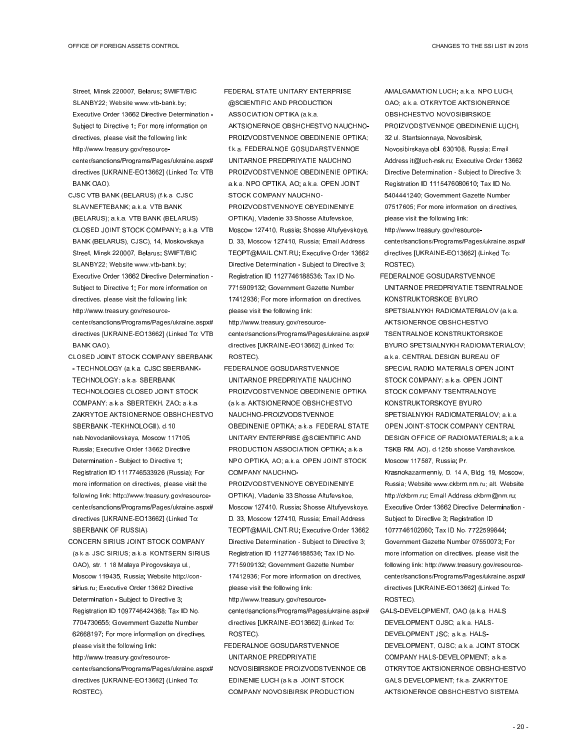Street, Minsk 220007, Belarus; SWIFT/BIC SLANBY22; Website www.vtb-bank.by; Executive Order 13662 Directive Determination - Subject to Directive 1; For more information on directives, please visit the following link: http://www.treasury.gov/resource-center/sanctions/Programs/Pages/ukraine.aspx#directives [UKRAINE-EO13662] (Linked To: VTB BANK OAO).

CJSC VTB BANK (BELARUS) (f.k.a. CJSC SLAVNEFTEBANK; a.k.a. VTB BANK (BELARUS); a.k.a. VTB BANK (BELARUS) CLOSED JOINT STOCK COMPANY; a.k.a. VTB BANK (BELARUS), CJSC), 14, Moskovskaya Street, Minsk 220007, Belarus; SWIFT/BIC SLANBY22; Website www.vtb-bank.by; Executive Order 13662 Directive Determination - Subject to Directive 1; For more information on directives, please visit the following link: http://www.treasury.gov/resource-center/sanctions/Programs/Pages/ukraine.aspx#directives [UKRAINE-EO13662] (Linked To: VTB BANK OAO).

CLOSED JOINT STOCK COMPANY SBERBANK - TECHNOLOGY (a.k.a. CJSC SBERBANK-TECHNOLOGY; a.k.a. SBERBANK TECHNOLOGIES CLOSED JOINT STOCK COMPANY; a.k.a. SBERTEKH, ZAO; a.k.a. ZAKRYTOE AKTSIONERNOE OBSHCHESTVO SBERBANK -TEKHNOLOGII), d.10 nab.Novodanilovskaya, Moscow 117105, Russia; Executive Order 13662 Directive Determination - Subject to Directive 1; Registration ID 1117746533926 (Russia); For more information on directives, please visit the following link: http://www.treasury.gov/resource-center/sanctions/Programs/Pages/ukraine.aspx#directives [UKRAINE-EO13662] (Linked To: SBERBANK OF RUSSIA).

CONCERN SIRIUS JOINT STOCK COMPANY (a.k.a. JSC SIRIUS; a.k.a. KONTSERN SIRIUS OAO), str. 1 18 Malaya Pirogovskaya ul., Moscow 119435, Russia; Website http://con-sirius.ru; Executive Order 13662 Directive Determination - Subject to Directive 3; Registration ID 1097746424368; Tax ID No. 7704730655; Government Gazette Number 62668197; For more information on directives, please visit the following link: http://www.treasury.gov/resource-center/sanctions/Programs/Pages/ukraine.aspx#directives [UKRAINE-EO13662] (Linked To: ROSTEC).

FEDERAL STATE UNITARY ENTERPRISE @SCIENTIFIC AND PRODUCTION ASSOCIATION OPTIKA (a.k.a. AKTSIONERNOE OBSHCHESTVO NAUCHNO-PROIZVODSTVENNOE OBEDINENIE OPTIKA; f.k.a. FEDERALNOE GOSUDARSTVENNOE UNITARNOE PREDPRIYATIE NAUCHNO PROIZVODSTVENNOE OBEDINENIE OPTIKA; a.k.a. NPO OPTIKA, AO; a.k.a. OPEN JOINT STOCK COMPANY NAUCHNO-PROIZVODSTVENNOYE OBYEDINENIYE OPTIKA), Vladenie 33 Shosse Altufevskoe, Moscow 127410, Russia; Shosse Altufyevskoye, D. 33, Moscow 127410, Russia; Email Address TEOPT@MAIL.CNT.RU; Executive Order 13662 Directive Determination - Subject to Directive 3; Registration ID 1127746188536; Tax ID No. 7715909132; Government Gazette Number 17412936; For more information on directives, please visit the following link: http://www.treasury.gov/resource-center/sanctions/Programs/Pages/ukraine.aspx#directives [UKRAINE-EO13662] (Linked To: ROSTEC).

FEDERALNOE GOSUDARSTVENNOE UNITARNOE PREDPRIYATIE NAUCHNO PROIZVODSTVENNOE OBEDINENIE OPTIKA (a.k.a. AKTSIONERNOE OBSHCHESTVO NAUCHNO-PROIZVODSTVENNOE OBEDINENIE OPTIKA; a.k.a. FEDERAL STATE UNITARY ENTERPRISE @SCIENTIFIC AND PRODUCTION ASSOCIATION OPTIKA; a.k.a. NPO OPTIKA, AO; a.k.a. OPEN JOINT STOCK COMPANY NAUCHNO-PROIZVODSTVENNOYE OBYEDINENIYE OPTIKA), Vladenie 33 Shosse Altufevskoe, Moscow 127410, Russia; Shosse Altufyevskoye, D. 33, Moscow 127410, Russia; Email Address TEOPT@MAIL.CNT.RU; Executive Order 13662 Directive Determination - Subject to Directive 3; Registration ID 1127746188536; Tax ID No. 7715909132; Government Gazette Number 17412936; For more information on directives, please visit the following link: http://www.treasury.gov/resource-center/sanctions/Programs/Pages/ukraine.aspx#directives [UKRAINE-EO13662] (Linked To: ROSTEC).

FEDERALNOE GOSUDARSTVENNOE UNITARNOE PREDPRIYATIE NOVOSIBIRSKOE PROIZVODSTVENNOE OB EDINENIE LUCH (a.k.a. JOINT STOCK COMPANY NOVOSIBIRSK PRODUCTION AMALGAMATION LUCH; a.k.a. NPO LUCH, OAO; a.k.a. OTKRYTOE AKTSIONERNOE OBSHCHESTVO NOVOSIBIRSKOE PROIZVODSTVENNOE OBEDINENIE LUCH), 32 ul. Stantsionnaya, Novosibirsk, Novosibirskaya obl. 630108, Russia; Email Address it@luch-nsk.ru; Executive Order 13662 Directive Determination - Subject to Directive 3; Registration ID 1115476080610; Tax ID No. 5404441240; Government Gazette Number 07517605; For more information on directives, please visit the following link: http://www.treasury.gov/resource-center/sanctions/Programs/Pages/ukraine.aspx#directives [UKRAINE-EO13662] (Linked To: ROSTEC).

FEDERALNOE GOSUDARSTVENNOE UNITARNOE PREDPRIYATIE TSENTRALNOE KONSTRUKTORSKOE BYURO SPETSIALNYKH RADIOMATERIALOV (a.k.a. AKTSIONERNOE OBSHCHESTVO TSENTRALNOE KONSTRUKTORSKOE BYURO SPETSIALNYKH RADIOMATERIALOV; a.k.a. CENTRAL DESIGN BUREAU OF SPECIAL RADIO MATERIALS OPEN JOINT STOCK COMPANY; a.k.a. OPEN JOINT STOCK COMPANY TSENTRALNOYE KONSTRUKTORSKOYE BYURO SPETSIALNYKH RADIOMATERIALOV; a.k.a. OPEN JOINT-STOCK COMPANY CENTRAL DESIGN OFFICE OF RADIOMATERIALS; a.k.a. TSKB RM, AO), d.125b shosse Varshavskoe, Moscow 117587, Russia; Pr. Krasnokazarmenniy, D. 14 A, Bldg. 19, Moscow, Russia; Website www.ckbrm.nm.ru; alt. Website http://ckbrm.ru; Email Address ckbrm@nm.ru; Executive Order 13662 Directive Determination - Subject to Directive 3; Registration ID 1077746102060; Tax ID No. 7722599844; Government Gazette Number 07550073; For more information on directives, please visit the following link: http://www.treasury.gov/resource-center/sanctions/Programs/Pages/ukraine.aspx#directives [UKRAINE-EO13662] (Linked To: ROSTEC).

GALS-DEVELOPMENT, OAO (a.k.a. HALS DEVELOPMENT OJSC; a.k.a. HALS-DEVELOPMENT JSC; a.k.a. HALS-DEVELOPMENT, OJSC; a.k.a. JOINT STOCK COMPANY HALS-DEVELOPMENT; a.k.a. OTKRYTOE AKTSIONERNOE OBSHCHESTVO GALS DEVELOPMENT; f.k.a. ZAKRYTOE AKTSIONERNOE OBSHCHESTVO SISTEMA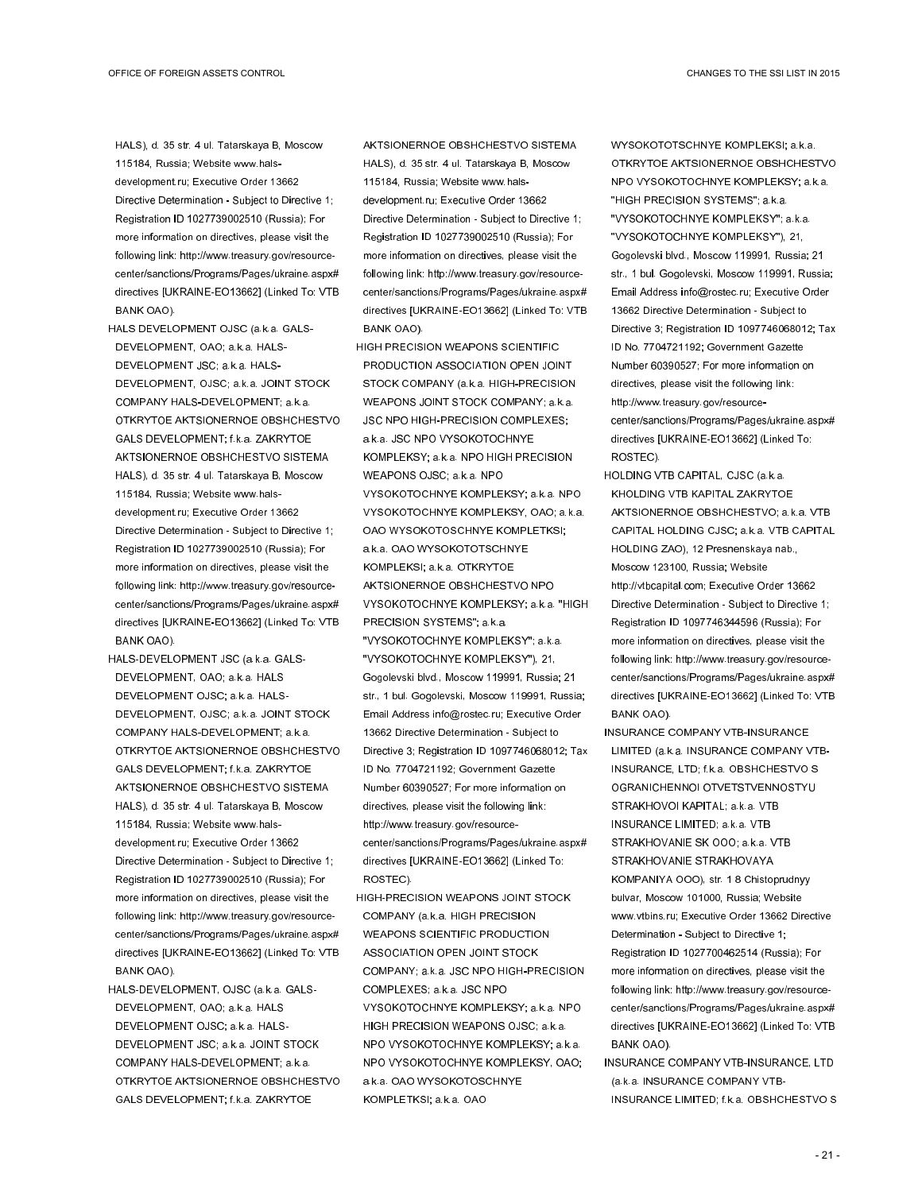HALS), d. 35 str. 4 ul. Tatarskaya B, Moscow 115184, Russia; Website www.hals-development.ru; Executive Order 13662 Directive Determination - Subject to Directive 1; Registration ID 1027739002510 (Russia); For more information on directives, please visit the following link: http://www.treasury.gov/resource-center/sanctions/Programs/Pages/ukraine.aspx#directives [UKRAINE-EO13662] (Linked To: VTB BANK OAO).

HALS DEVELOPMENT OJSC (a.k.a. GALS-DEVELOPMENT, OAO; a.k.a. HALS-DEVELOPMENT JSC; a.k.a. HALS-DEVELOPMENT, OJSC; a.k.a. JOINT STOCK COMPANY HALS-DEVELOPMENT; a.k.a. OTKRYTOE AKTSIONERNOE OBSHCHESTVO GALS DEVELOPMENT; f.k.a. ZAKRYTOE AKTSIONERNOE OBSHCHESTVO SISTEMA HALS), d. 35 str. 4 ul. Tatarskaya B, Moscow 115184, Russia; Website www.hals-development.ru; Executive Order 13662 Directive Determination - Subject to Directive 1; Registration ID 1027739002510 (Russia); For more information on directives, please visit the following link: http://www.treasury.gov/resource-center/sanctions/Programs/Pages/ukraine.aspx#directives [UKRAINE-EO13662] (Linked To: VTB BANK OAO).

HALS-DEVELOPMENT JSC (a.k.a. GALS-DEVELOPMENT, OAO; a.k.a. HALS DEVELOPMENT OJSC; a.k.a. HALS-DEVELOPMENT, OJSC; a.k.a. JOINT STOCK COMPANY HALS-DEVELOPMENT; a.k.a. OTKRYTOE AKTSIONERNOE OBSHCHESTVO GALS DEVELOPMENT; f.k.a. ZAKRYTOE AKTSIONERNOE OBSHCHESTVO SISTEMA HALS), d. 35 str. 4 ul. Tatarskaya B, Moscow 115184, Russia; Website www.hals-development.ru; Executive Order 13662 Directive Determination - Subject to Directive 1; Registration ID 1027739002510 (Russia); For more information on directives, please visit the following link: http://www.treasury.gov/resource-center/sanctions/Programs/Pages/ukraine.aspx#directives [UKRAINE-EO13662] (Linked To: VTB BANK OAO).

HALS-DEVELOPMENT, OJSC (a.k.a. GALS-DEVELOPMENT, OAO; a.k.a. HALS DEVELOPMENT OJSC; a.k.a. HALS-DEVELOPMENT JSC; a.k.a. JOINT STOCK COMPANY HALS-DEVELOPMENT; a.k.a. OTKRYTOE AKTSIONERNOE OBSHCHESTVO GALS DEVELOPMENT; f.k.a. ZAKRYTOE AKTSIONERNOE OBSHCHESTVO SISTEMA HALS), d. 35 str. 4 ul. Tatarskaya B, Moscow 115184, Russia; Website www.hals-development.ru; Executive Order 13662 Directive Determination - Subject to Directive 1; Registration ID 1027739002510 (Russia); For more information on directives, please visit the following link: http://www.treasury.gov/resource-center/sanctions/Programs/Pages/ukraine.aspx#directives [UKRAINE-EO13662] (Linked To: VTB BANK OAO).

HIGH PRECISION WEAPONS SCIENTIFIC PRODUCTION ASSOCIATION OPEN JOINT STOCK COMPANY (a.k.a. HIGH-PRECISION WEAPONS JOINT STOCK COMPANY; a.k.a. JSC NPO HIGH-PRECISION COMPLEXES; a.k.a. JSC NPO VYSOKOTOCHNYE KOMPLEKSY; a.k.a. NPO HIGH PRECISION WEAPONS OJSC; a.k.a. NPO VYSOKOTOCHNYE KOMPLEKSY; a.k.a. NPO VYSOKOTOCHNYE KOMPLEKSY, OAO; a.k.a. OAO WYSOKOTOSCHNYE KOMPLETKSI; a.k.a. OAO WYSOKOTOTSCHNYE KOMPLEKSI; a.k.a. OTKRYTOE AKTSIONERNOE OBSHCHESTVO NPO VYSOKOTOCHNYE KOMPLEKSY; a.k.a. "HIGH PRECISION SYSTEMS"; a.k.a. "VYSOKOTOCHNYE KOMPLEKSY"; a.k.a. "VYSOKOTOCHNYE KOMPLEKSY"), 21, Gogolevski blvd., Moscow 119991, Russia; 21 str., 1 bul. Gogolevski, Moscow 119991, Russia; Email Address info@rostec.ru; Executive Order 13662 Directive Determination - Subject to Directive 3; Registration ID 1097746068012; Tax ID No. 7704721192; Government Gazette Number 60390527; For more information on directives, please visit the following link: http://www.treasury.gov/resource-center/sanctions/Programs/Pages/ukraine.aspx#directives [UKRAINE-EO13662] (Linked To: ROSTEC).

HIGH-PRECISION WEAPONS JOINT STOCK COMPANY (a.k.a. HIGH PRECISION WEAPONS SCIENTIFIC PRODUCTION ASSOCIATION OPEN JOINT STOCK COMPANY; a.k.a. JSC NPO HIGH-PRECISION COMPLEXES; a.k.a. JSC NPO VYSOKOTOCHNYE KOMPLEKSY; a.k.a. NPO HIGH PRECISION WEAPONS OJSC; a.k.a. NPO VYSOKOTOCHNYE KOMPLEKSY; a.k.a. NPO VYSOKOTOCHNYE KOMPLEKSY, OAO; a.k.a. OAO WYSOKOTOSCHNYE KOMPLETKSI; a.k.a. OAO WYSOKOTOTSCHNYE KOMPLEKSI; a.k.a. OTKRYTOE AKTSIONERNOE OBSHCHESTVO NPO VYSOKOTOCHNYE KOMPLEKSY; a.k.a. "HIGH PRECISION SYSTEMS"; a.k.a. "VYSOKOTOCHNYE KOMPLEKSY"; a.k.a. "VYSOKOTOCHNYE KOMPLEKSY"), 21, Gogolevski blvd., Moscow 119991, Russia; 21 str., 1 bul. Gogolevski, Moscow 119991, Russia; Email Address info@rostec.ru; Executive Order 13662 Directive Determination - Subject to Directive 3; Registration ID 1097746068012; Tax ID No. 7704721192; Government Gazette Number 60390527; For more information on directives, please visit the following link: http://www.treasury.gov/resource-center/sanctions/Programs/Pages/ukraine.aspx#directives [UKRAINE-EO13662] (Linked To: ROSTEC).

HOLDING VTB CAPITAL, CJSC (a.k.a. KHOLDING VTB KAPITAL ZAKRYTOE AKTSIONERNOE OBSHCHESTVO; a.k.a. VTB CAPITAL HOLDING CJSC; a.k.a. VTB CAPITAL HOLDING ZAO), 12 Presnenskaya nab., Moscow 123100, Russia; Website http://vtbcapital.com; Executive Order 13662 Directive Determination - Subject to Directive 1; Registration ID 1097746344596 (Russia); For more information on directives, please visit the following link: http://www.treasury.gov/resource-center/sanctions/Programs/Pages/ukraine.aspx#directives [UKRAINE-EO13662] (Linked To: VTB BANK OAO).

INSURANCE COMPANY VTB-INSURANCE LIMITED (a.k.a. INSURANCE COMPANY VTB-INSURANCE, LTD; f.k.a. OBSHCHESTVO S OGRANICHENNOI OTVETSTVENNOSTYU STRAKHOVOI KAPITAL; a.k.a. VTB INSURANCE LIMITED; a.k.a. VTB STRAKHOVANIE SK OOO; a.k.a. VTB STRAKHOVANIE STRAKHOVAYA KOMPANIYA OOO), str. 1 8 Chistoprudnyy bulvar, Moscow 101000, Russia; Website www.vtbins.ru; Executive Order 13662 Directive Determination - Subject to Directive 1; Registration ID 1027700462514 (Russia); For more information on directives, please visit the following link: http://www.treasury.gov/resource-center/sanctions/Programs/Pages/ukraine.aspx#directives [UKRAINE-EO13662] (Linked To: VTB BANK OAO).

INSURANCE COMPANY VTB-INSURANCE, LTD (a.k.a. INSURANCE COMPANY VTB-INSURANCE LIMITED; f.k.a. OBSHCHESTVO S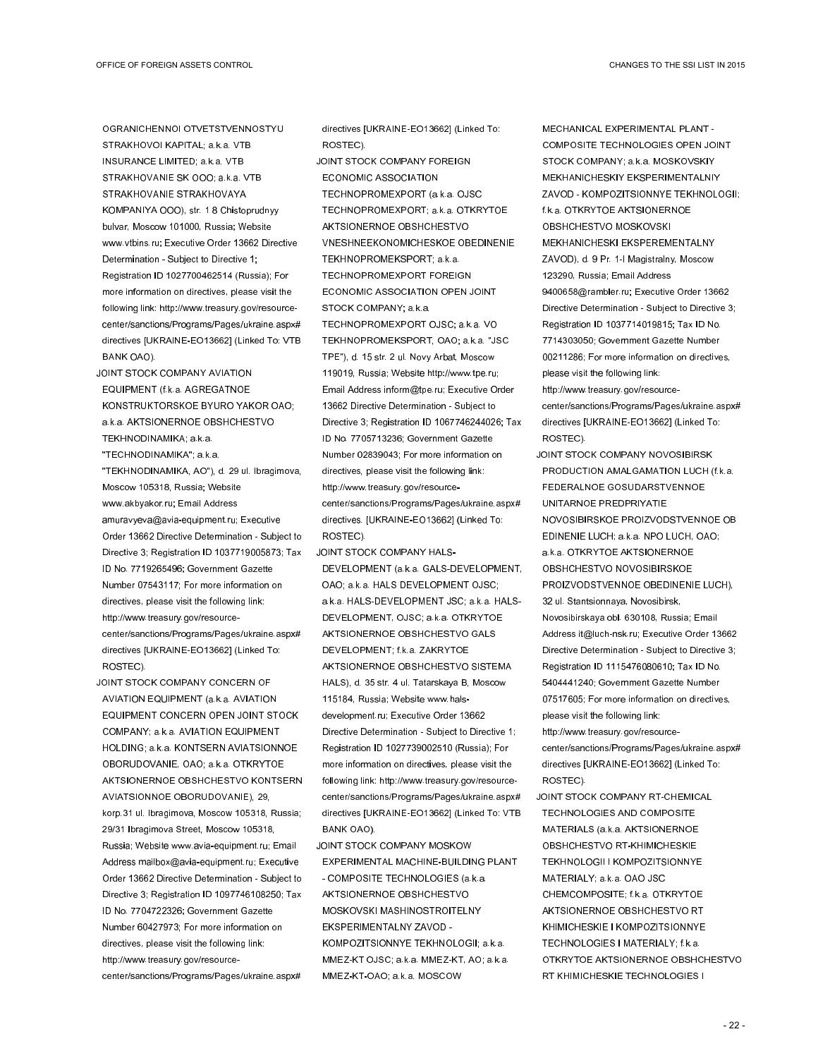OGRANICHENNOI OTVETSTVENNOSTYU STRAKHOVOI KAPITAL; a.k.a. VTB INSURANCE LIMITED; a.k.a. VTB STRAKHOVANIE SK OOO; a.k.a. VTB STRAKHOVANIE STRAKHOVAYA KOMPANIYA OOO), str. 1 8 Chistoprudnyy bulvar, Moscow 101000, Russia; Website www.vtbins.ru; Executive Order 13662 Directive Determination - Subject to Directive 1; Registration ID 1027700462514 (Russia); For more information on directives, please visit the following link: http://www.treasury.gov/resource-center/sanctions/Programs/Pages/ukraine.aspx#directives [UKRAINE-EO13662] (Linked To: VTB BANK OAO).

JOINT STOCK COMPANY AVIATION EQUIPMENT (f.k.a. AGREGATNOE KONSTRUKTORSKOE BYURO YAKOR OAO; a.k.a. AKTSIONERNOE OBSHCHESTVO TEKHNODINAMIKA; a.k.a. "TECHNODINAMIKA"; a.k.a. "TEKHNODINAMIKA, AO"), d. 29 ul. Ibragimova, Moscow 105318, Russia; Website www.akbyakor.ru; Email Address amuravyeva@avia-equipment.ru; Executive Order 13662 Directive Determination - Subject to Directive 3; Registration ID 1037719005873; Tax ID No. 7719265496; Government Gazette Number 07543117; For more information on directives, please visit the following link: http://www.treasury.gov/resource-center/sanctions/Programs/Pages/ukraine.aspx#directives [UKRAINE-EO13662] (Linked To: ROSTEC).

JOINT STOCK COMPANY CONCERN OF AVIATION EQUIPMENT (a.k.a. AVIATION EQUIPMENT CONCERN OPEN JOINT STOCK COMPANY; a.k.a. AVIATION EQUIPMENT HOLDING; a.k.a. KONTSERN AVIATSIONNOE OBORUDOVANIE, OAO; a.k.a. OTKRYTOE AKTSIONERNOE OBSHCHESTVO KONTSERN AVIATSIONNOE OBORUDOVANIE), 29, korp.31 ul. Ibragimova, Moscow 105318, Russia; 29/31 Ibragimova Street, Moscow 105318, Russia; Website www.avia-equipment.ru; Email Address mailbox@avia-equipment.ru; Executive Order 13662 Directive Determination - Subject to Directive 3; Registration ID 1097746108250; Tax ID No. 7704722326; Government Gazette Number 60427973; For more information on directives, please visit the following link: http://www.treasury.gov/resource-center/sanctions/Programs/Pages/ukraine.aspx#directives [UKRAINE-EO13662] (Linked To: ROSTEC).

JOINT STOCK COMPANY FOREIGN ECONOMIC ASSOCIATION TECHNOPROMEXPORT (a.k.a. OJSC TECHNOPROMEXPORT; a.k.a. OTKRYTOE AKTSIONERNOE OBSHCHESTVO VNESHNEEKONOMICHESKOE OBEDINENIE TEKHNOPROMEKSPORT; a.k.a. TECHNOPROMEXPORT FOREIGN ECONOMIC ASSOCIATION OPEN JOINT STOCK COMPANY; a.k.a. TECHNOPROMEXPORT OJSC; a.k.a. VO TEKHNOPROMEKSPORT, OAO; a.k.a. "JSC TPE"), d. 15 str. 2 ul. Novy Arbat, Moscow 119019, Russia; Website http://www.tpe.ru; Email Address inform@tpe.ru; Executive Order 13662 Directive Determination - Subject to Directive 3; Registration ID 1067746244026; Tax ID No. 7705713236; Government Gazette Number 02839043; For more information on directives, please visit the following link: http://www.treasury.gov/resource-center/sanctions/Programs/Pages/ukraine.aspx#directives. [UKRAINE-EO13662] (Linked To: ROSTEC).

JOINT STOCK COMPANY HALS-DEVELOPMENT (a.k.a. GALS-DEVELOPMENT, OAO; a.k.a. HALS DEVELOPMENT OJSC; a.k.a. HALS-DEVELOPMENT JSC; a.k.a. HALS-DEVELOPMENT, OJSC; a.k.a. OTKRYTOE AKTSIONERNOE OBSHCHESTVO GALS DEVELOPMENT; f.k.a. ZAKRYTOE AKTSIONERNOE OBSHCHESTVO SISTEMA HALS), d. 35 str. 4 ul. Tatarskaya B, Moscow 115184, Russia; Website www.hals-development.ru; Executive Order 13662 Directive Determination - Subject to Directive 1; Registration ID 1027739002510 (Russia); For more information on directives, please visit the following link: http://www.treasury.gov/resource-center/sanctions/Programs/Pages/ukraine.aspx#directives [UKRAINE-EO13662] (Linked To: VTB BANK OAO).

JOINT STOCK COMPANY MOSKOW EXPERIMENTAL MACHINE-BUILDING PLANT - COMPOSITE TECHNOLOGIES (a.k.a. AKTSIONERNOE OBSHCHESTVO MOSKOVSKI MASHINOSTROITELNY EKSPERIMENTALNY ZAVOD - KOMPOZITSIONNYE TEKHNOLOGII; a.k.a. MMEZ-KT OJSC; a.k.a. MMEZ-KT, AO; a.k.a. MMEZ-KT-OAO; a.k.a. MOSCOW MECHANICAL EXPERIMENTAL PLANT - COMPOSITE TECHNOLOGIES OPEN JOINT STOCK COMPANY; a.k.a. MOSKOVSKIY MEKHANICHESKIY EKSPERIMENTALNIY ZAVOD - KOMPOZITSIONNYE TEKHNOLOGII; f.k.a. OTKRYTOE AKTSIONERNOE OBSHCHESTVO MOSKOVSKI MEKHANICHESKI EKSPEREMENTALNY ZAVOD), d. 9 Pr. 1-I Magistralny, Moscow 123290, Russia; Email Address 9400658@rambler.ru; Executive Order 13662 Directive Determination - Subject to Directive 3; Registration ID 1037714019815; Tax ID No. 7714303050; Government Gazette Number 00211286; For more information on directives, please visit the following link: http://www.treasury.gov/resource-center/sanctions/Programs/Pages/ukraine.aspx#directives [UKRAINE-EO13662] (Linked To: ROSTEC).

JOINT STOCK COMPANY NOVOSIBIRSK PRODUCTION AMALGAMATION LUCH (f.k.a. FEDERALNOE GOSUDARSTVENNOE UNITARNOE PREDPRIYATIE NOVOSIBIRSKOE PROIZVODSTVENNOE OB EDINENIE LUCH; a.k.a. NPO LUCH, OAO; a.k.a. OTKRYTOE AKTSIONERNOE OBSHCHESTVO NOVOSIBIRSKOE PROIZVODSTVENNOE OBEDINENIE LUCH), 32 ul. Stantsionnaya, Novosibirsk, Novosibirskaya obl. 630108, Russia; Email Address it@luch-nsk.ru; Executive Order 13662 Directive Determination - Subject to Directive 3; Registration ID 1115476080610; Tax ID No. 5404441240; Government Gazette Number 07517605; For more information on directives, please visit the following link: http://www.treasury.gov/resource-center/sanctions/Programs/Pages/ukraine.aspx#directives [UKRAINE-EO13662] (Linked To: ROSTEC).

JOINT STOCK COMPANY RT-CHEMICAL TECHNOLOGIES AND COMPOSITE MATERIALS (a.k.a. AKTSIONERNOE OBSHCHESTVO RT-KHIMICHESKIE TEKHNOLOGII I KOMPOZITSIONNYE MATERIALY; a.k.a. OAO JSC CHEMCOMPOSITE; f.k.a. OTKRYTOE AKTSIONERNOE OBSHCHESTVO RT KHIMICHESKIE I KOMPOZITSIONNYE TECHNOLOGIES I MATERIALY; f.k.a. OTKRYTOE AKTSIONERNOE OBSHCHESTVO RT KHIMICHESKIE TECHNOLOGIES I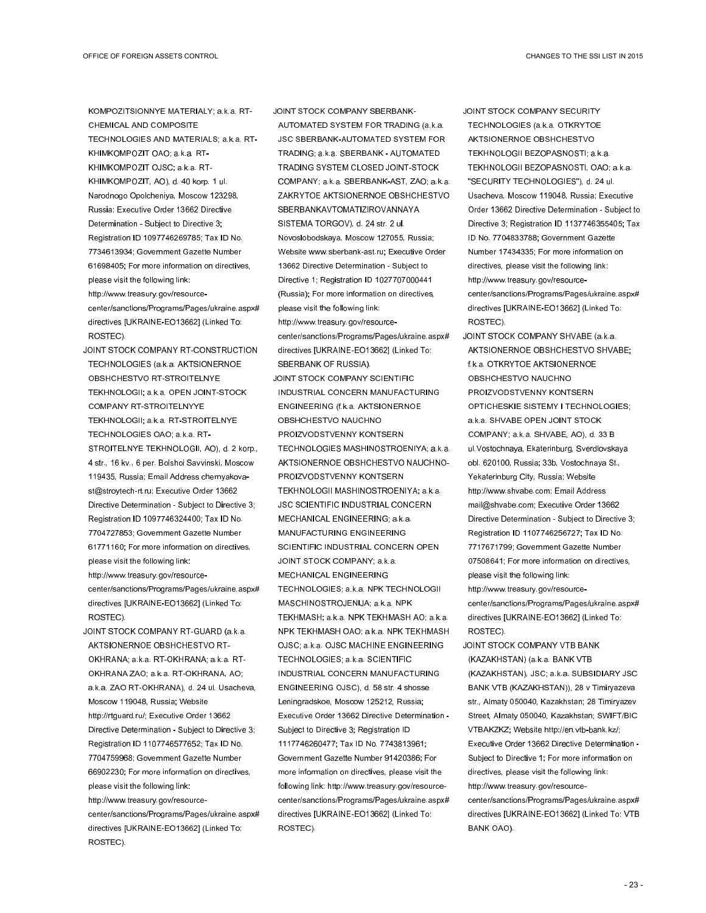KOMPOZITSIONNYE MATERIALY; a.k.a. RT-CHEMICAL AND COMPOSITE TECHNOLOGIES AND MATERIALS; a.k.a. RT-KHIMKOMPOZIT OAO; a.k.a. RT-KHIMKOMPOZIT OJSC; a.k.a. RT-KHIMKOMPOZIT, AO), d. 40 korp. 1 ul. Narodnogo Opolcheniya, Moscow 123298, Russia; Executive Order 13662 Directive Determination - Subject to Directive 3; Registration ID 1097746269785; Tax ID No. 7734613934; Government Gazette Number 61698405; For more information on directives, please visit the following link: http://www.treasury.gov/resource-center/sanctions/Programs/Pages/ukraine.aspx#directives [UKRAINE-EO13662] (Linked To: ROSTEC).

JOINT STOCK COMPANY RT-CONSTRUCTION TECHNOLOGIES (a.k.a. AKTSIONERNOE OBSHCHESTVO RT-STROITELNYE TEKHNOLOGII; a.k.a. OPEN JOINT-STOCK COMPANY RT-STROITELNYYE TEKHNOLOGII; a.k.a. RT-STROITELNYE TECHNOLOGIES OAO; a.k.a. RT-STROITELNYE TEKHNOLOGII, AO), d. 2 korp., 4 str., 16 kv., 6 per. Bolshoi Savvinski, Moscow 119435, Russia; Email Address chernyakova-st@stroytech-rt.ru; Executive Order 13662 Directive Determination - Subject to Directive 3; Registration ID 1097746324400; Tax ID No. 7704727853; Government Gazette Number 61771160; For more information on directives, please visit the following link: http://www.treasury.gov/resource-center/sanctions/Programs/Pages/ukraine.aspx#directives [UKRAINE-EO13662] (Linked To: ROSTEC).

JOINT STOCK COMPANY RT-GUARD (a.k.a. AKTSIONERNOE OBSHCHESTVO RT-OKHRANA; a.k.a. RT-OKHRANA; a.k.a. RT-OKHRANA ZAO; a.k.a. RT-OKHRANA, AO; a.k.a. ZAO RT-OKHRANA), d. 24 ul. Usacheva, Moscow 119048, Russia; Website http://rtguard.ru/; Executive Order 13662 Directive Determination - Subject to Directive 3; Registration ID 1107746577652; Tax ID No. 7704759968; Government Gazette Number 66902230; For more information on directives, please visit the following link: http://www.treasury.gov/resource-center/sanctions/Programs/Pages/ukraine.aspx#directives [UKRAINE-EO13662] (Linked To: ROSTEC).

JOINT STOCK COMPANY SBERBANK-AUTOMATED SYSTEM FOR TRADING (a.k.a. JSC SBERBANK-AUTOMATED SYSTEM FOR TRADING; a.k.a. SBERBANK - AUTOMATED TRADING SYSTEM CLOSED JOINT-STOCK COMPANY; a.k.a. SBERBANK-AST, ZAO; a.k.a. ZAKRYTOE AKTSIONERNOE OBSHCHESTVO SBERBANKAVTOMATIZIROVANNAYA SISTEMA TORGOV), d. 24 str. 2 ul. Novoslobodskaya, Moscow 127055, Russia; Website www.sberbank-ast.ru; Executive Order 13662 Directive Determination - Subject to Directive 1; Registration ID 1027707000441 (Russia); For more information on directives, please visit the following link: http://www.treasury.gov/resource-center/sanctions/Programs/Pages/ukraine.aspx#directives [UKRAINE-EO13662] (Linked To: SBERBANK OF RUSSIA).

JOINT STOCK COMPANY SCIENTIFIC INDUSTRIAL CONCERN MANUFACTURING ENGINEERING (f.k.a. AKTSIONERNOE OBSHCHESTVO NAUCHNO PROIZVODSTVENNY KONTSERN TECHNOLOGIES MASHINOSTROENIYA; a.k.a. AKTSIONERNOE OBSHCHESTVO NAUCHNO-PROIZVODSTVENNY KONTSERN TEKHNOLOGII MASHINOSTROENIYA; a.k.a. JSC SCIENTIFIC INDUSTRIAL CONCERN MECHANICAL ENGINEERING; a.k.a. MANUFACTURING ENGINEERING SCIENTIFIC INDUSTRIAL CONCERN OPEN JOINT STOCK COMPANY; a.k.a. MECHANICAL ENGINEERING TECHNOLOGIES; a.k.a. NPK TECHNOLOGII MASCHINOSTROJENIJA; a.k.a. NPK TEKHMASH; a.k.a. NPK TEKHMASH AO; a.k.a. NPK TEKHMASH OAO; a.k.a. NPK TEKHMASH OJSC; a.k.a. OJSC MACHINE ENGINEERING TECHNOLOGIES; a.k.a. SCIENTIFIC INDUSTRIAL CONCERN MANUFACTURING ENGINEERING OJSC), d. 58 str. 4 shosse Leningradskoe, Moscow 125212, Russia; Executive Order 13662 Directive Determination - Subject to Directive 3; Registration ID 1117746260477; Tax ID No. 7743813961; Government Gazette Number 91420386; For more information on directives, please visit the following link: http://www.treasury.gov/resource-center/sanctions/Programs/Pages/ukraine.aspx#directives [UKRAINE-EO13662] (Linked To: ROSTEC).

JOINT STOCK COMPANY SECURITY TECHNOLOGIES (a.k.a. OTKRYTOE AKTSIONERNOE OBSHCHESTVO TEKHNOLOGII BEZOPASNOSTI; a.k.a. TEKHNOLOGII BEZOPASNOSTI, OAO; a.k.a. "SECURITY TECHNOLOGIES"), d. 24 ul. Usacheva, Moscow 119048, Russia; Executive Order 13662 Directive Determination - Subject to Directive 3; Registration ID 1137746355405; Tax ID No. 7704833788; Government Gazette Number 17434335; For more information on directives, please visit the following link: http://www.treasury.gov/resource-center/sanctions/Programs/Pages/ukraine.aspx#directives [UKRAINE-EO13662] (Linked To: ROSTEC).

JOINT STOCK COMPANY SHVABE (a.k.a. AKTSIONERNOE OBSHCHESTVO SHVABE; f.k.a. OTKRYTOE AKTSIONERNOE OBSHCHESTVO NAUCHNO PROIZVODSTVENNY KONTSERN OPTICHESKIE SISTEMY I TECHNOLOGIES; a.k.a. SHVABE OPEN JOINT STOCK COMPANY; a.k.a. SHVABE, AO), d. 33 B ul.Vostochnaya, Ekaterinburg, Sverdlovskaya obl. 620100, Russia; 33b, Vostochnaya St., Yekaterinburg City, Russia; Website http://www.shvabe.com; Email Address mail@shvabe.com; Executive Order 13662 Directive Determination - Subject to Directive 3; Registration ID 1107746256727; Tax ID No. 7717671799; Government Gazette Number 07508641; For more information on directives, please visit the following link: http://www.treasury.gov/resource-center/sanctions/Programs/Pages/ukraine.aspx#directives [UKRAINE-EO13662] (Linked To: ROSTEC).

JOINT STOCK COMPANY VTB BANK (KAZAKHSTAN) (a.k.a. BANK VTB (KAZAKHSTAN), JSC; a.k.a. SUBSIDIARY JSC BANK VTB (KAZAKHSTAN)), 28 v Timiryazeva str., Almaty 050040, Kazakhstan; 28 Timiryazev Street, Almaty 050040, Kazakhstan; SWIFT/BIC VTBAKZKZ; Website http://en.vtb-bank.kz/; Executive Order 13662 Directive Determination - Subject to Directive 1; For more information on directives, please visit the following link: http://www.treasury.gov/resource-center/sanctions/Programs/Pages/ukraine.aspx#directives [UKRAINE-EO13662] (Linked To: VTB BANK OAO).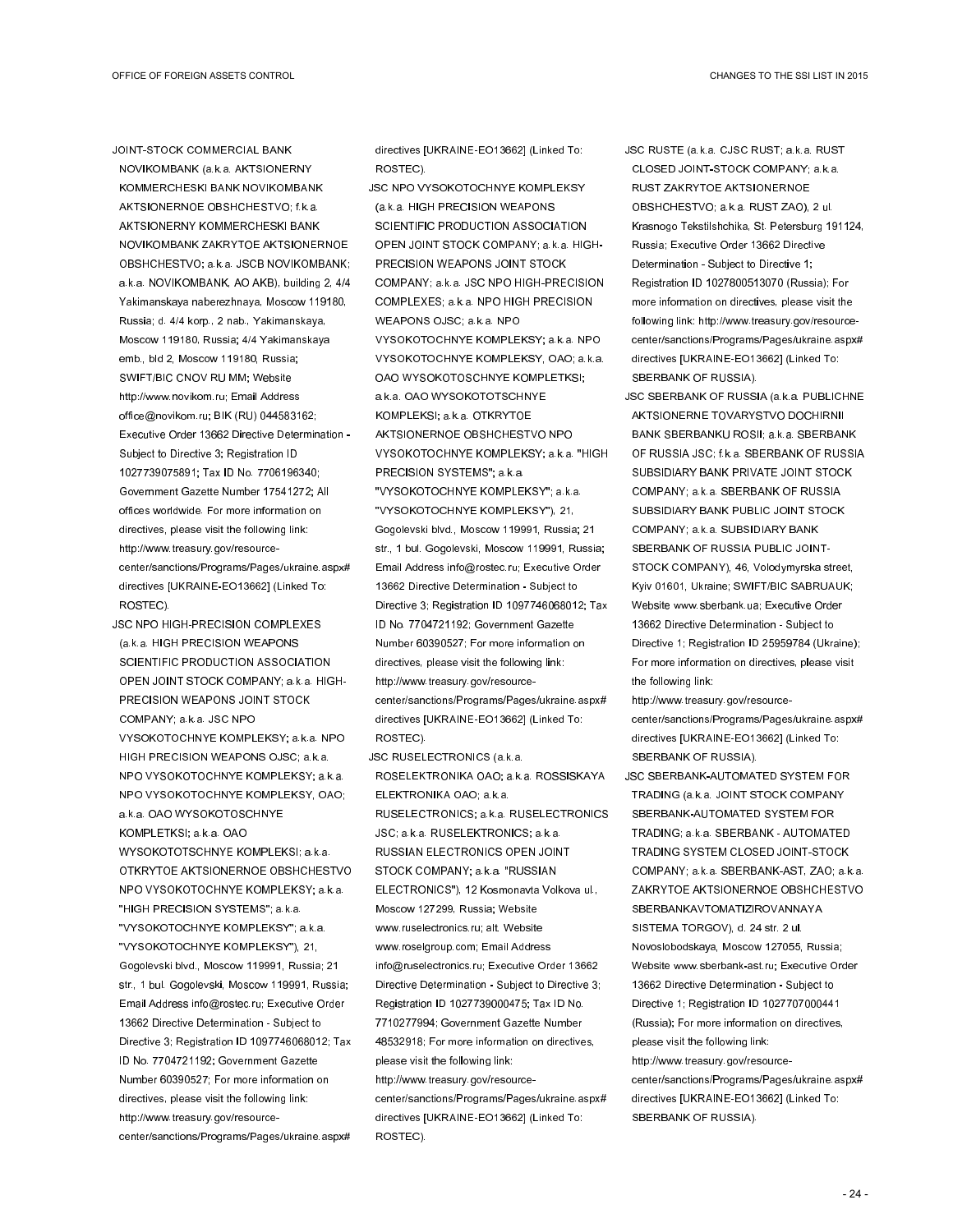JOINT-STOCK COMMERCIAL BANK NOVIKOMBANK (a.k.a. AKTSIONERNY KOMMERCHESKI BANK NOVIKOMBANK AKTSIONERNOE OBSHCHESTVO; f.k.a. AKTSIONERNY KOMMERCHESKI BANK NOVIKOMBANK ZAKRYTOE AKTSIONERNOE OBSHCHESTVO; a.k.a. JSCB NOVIKOMBANK; a.k.a. NOVIKOMBANK, AO AKB), building 2, 4/4 Yakimanskaya naberezhnaya, Moscow 119180, Russia; d. 4/4 korp., 2 nab., Yakimanskaya, Moscow 119180, Russia; 4/4 Yakimanskaya emb., bld 2, Moscow 119180, Russia; SWIFT/BIC CNOV RU MM; Website http://www.novikom.ru; Email Address office@novikom.ru; BIK (RU) 044583162; Executive Order 13662 Directive Determination - Subject to Directive 3; Registration ID 1027739075891; Tax ID No. 7706196340; Government Gazette Number 17541272; All offices worldwide. For more information on directives, please visit the following link: http://www.treasury.gov/resource-center/sanctions/Programs/Pages/ukraine.aspx#directives [UKRAINE-EO13662] (Linked To: ROSTEC).

JSC NPO HIGH-PRECISION COMPLEXES (a.k.a. HIGH PRECISION WEAPONS SCIENTIFIC PRODUCTION ASSOCIATION OPEN JOINT STOCK COMPANY; a.k.a. HIGH-PRECISION WEAPONS JOINT STOCK COMPANY; a.k.a. JSC NPO VYSOKOTOCHNYE KOMPLEKSY; a.k.a. NPO HIGH PRECISION WEAPONS OJSC; a.k.a. NPO VYSOKOTOCHNYE KOMPLEKSY; a.k.a. NPO VYSOKOTOCHNYE KOMPLEKSY, OAO; a.k.a. OAO WYSOKOTOSCHNYE KOMPLETKSI; a.k.a. OAO WYSOKOTOTSCHNYE KOMPLEKSI; a.k.a. OTKRYTOE AKTSIONERNOE OBSHCHESTVO NPO VYSOKOTOCHNYE KOMPLEKSY; a.k.a. "HIGH PRECISION SYSTEMS"; a.k.a. "VYSOKOTOCHNYE KOMPLEKSY"; a.k.a. "VYSOKOTOCHNYE KOMPLEKSY"), 21, Gogolevski blvd., Moscow 119991, Russia; 21 str., 1 bul. Gogolevski, Moscow 119991, Russia; Email Address info@rostec.ru; Executive Order 13662 Directive Determination - Subject to Directive 3; Registration ID 1097746068012; Tax ID No. 7704721192; Government Gazette Number 60390527; For more information on directives, please visit the following link: http://www.treasury.gov/resource-center/sanctions/Programs/Pages/ukraine.aspx#directives [UKRAINE-EO13662] (Linked To: ROSTEC).

JSC NPO VYSOKOTOCHNYE KOMPLEKSY (a.k.a. HIGH PRECISION WEAPONS SCIENTIFIC PRODUCTION ASSOCIATION OPEN JOINT STOCK COMPANY; a.k.a. HIGH-PRECISION WEAPONS JOINT STOCK COMPANY; a.k.a. JSC NPO HIGH-PRECISION COMPLEXES; a.k.a. NPO HIGH PRECISION WEAPONS OJSC; a.k.a. NPO VYSOKOTOCHNYE KOMPLEKSY; a.k.a. NPO VYSOKOTOCHNYE KOMPLEKSY, OAO; a.k.a. OAO WYSOKOTOSCHNYE KOMPLETKSI; a.k.a. OAO WYSOKOTOTSCHNYE KOMPLEKSI; a.k.a. OTKRYTOE AKTSIONERNOE OBSHCHESTVO NPO VYSOKOTOCHNYE KOMPLEKSY; a.k.a. "HIGH PRECISION SYSTEMS"; a.k.a. "VYSOKOTOCHNYE KOMPLEKSY"; a.k.a. "VYSOKOTOCHNYE KOMPLEKSY"), 21, Gogolevski blvd., Moscow 119991, Russia; 21 str., 1 bul. Gogolevski, Moscow 119991, Russia; Email Address info@rostec.ru; Executive Order 13662 Directive Determination - Subject to Directive 3; Registration ID 1097746068012; Tax ID No. 7704721192; Government Gazette Number 60390527; For more information on directives, please visit the following link: http://www.treasury.gov/resource-center/sanctions/Programs/Pages/ukraine.aspx#directives [UKRAINE-EO13662] (Linked To: ROSTEC).

JSC RUSELECTRONICS (a.k.a. ROSELEKTRONIKA OAO; a.k.a. ROSSISKAYA ELEKTRONIKA OAO; a.k.a. RUSELECTRONICS; a.k.a. RUSELECTRONICS JSC; a.k.a. RUSELEKTRONIKS; a.k.a. RUSSIAN ELECTRONICS OPEN JOINT STOCK COMPANY; a.k.a. "RUSSIAN ELECTRONICS"), 12 Kosmonavta Volkova ul., Moscow 127299, Russia; Website www.ruselectronics.ru; alt. Website www.roselgroup.com; Email Address info@ruselectronics.ru; Executive Order 13662 Directive Determination - Subject to Directive 3; Registration ID 1027739000475; Tax ID No. 7710277994; Government Gazette Number 48532918; For more information on directives, please visit the following link: http://www.treasury.gov/resource-center/sanctions/Programs/Pages/ukraine.aspx#directives [UKRAINE-EO13662] (Linked To: ROSTEC).

JSC RUSTE (a.k.a. CJSC RUST; a.k.a. RUST CLOSED JOINT-STOCK COMPANY; a.k.a. RUST ZAKRYTOE AKTSIONERNOE OBSHCHESTVO; a.k.a. RUST ZAO), 2 ul. Krasnogo Tekstilshchika, St. Petersburg 191124, Russia; Executive Order 13662 Directive Determination - Subject to Directive 1; Registration ID 1027800513070 (Russia); For more information on directives, please visit the following link: http://www.treasury.gov/resource-center/sanctions/Programs/Pages/ukraine.aspx#directives [UKRAINE-EO13662] (Linked To: SBERBANK OF RUSSIA).

JSC SBERBANK OF RUSSIA (a.k.a. PUBLICHNE AKTSIONERNE TOVARYSTVO DOCHIRNII BANK SBERBANKU ROSII; a.k.a. SBERBANK OF RUSSIA JSC; f.k.a. SBERBANK OF RUSSIA SUBSIDIARY BANK PRIVATE JOINT STOCK COMPANY; a.k.a. SBERBANK OF RUSSIA SUBSIDIARY BANK PUBLIC JOINT STOCK COMPANY; a.k.a. SUBSIDIARY BANK SBERBANK OF RUSSIA PUBLIC JOINT-STOCK COMPANY), 46, Volodymyrska street, Kyiv 01601, Ukraine; SWIFT/BIC SABRUAUK; Website www.sberbank.ua; Executive Order 13662 Directive Determination - Subject to Directive 1; Registration ID 25959784 (Ukraine); For more information on directives, please visit the following link: http://www.treasury.gov/resource-center/sanctions/Programs/Pages/ukraine.aspx#directives [UKRAINE-EO13662] (Linked To: SBERBANK OF RUSSIA).

JSC SBERBANK-AUTOMATED SYSTEM FOR TRADING (a.k.a. JOINT STOCK COMPANY SBERBANK-AUTOMATED SYSTEM FOR TRADING; a.k.a. SBERBANK - AUTOMATED TRADING SYSTEM CLOSED JOINT-STOCK COMPANY; a.k.a. SBERBANK-AST, ZAO; a.k.a. ZAKRYTOE AKTSIONERNOE OBSHCHESTVO SBERBANKAVTOMATIZIROVANNAYA SISTEMA TORGOV), d. 24 str. 2 ul. Novoslobodskaya, Moscow 127055, Russia; Website www.sberbank-ast.ru; Executive Order 13662 Directive Determination - Subject to Directive 1; Registration ID 1027707000441 (Russia); For more information on directives, please visit the following link: http://www.treasury.gov/resource-center/sanctions/Programs/Pages/ukraine.aspx#directives [UKRAINE-EO13662] (Linked To: SBERBANK OF RUSSIA).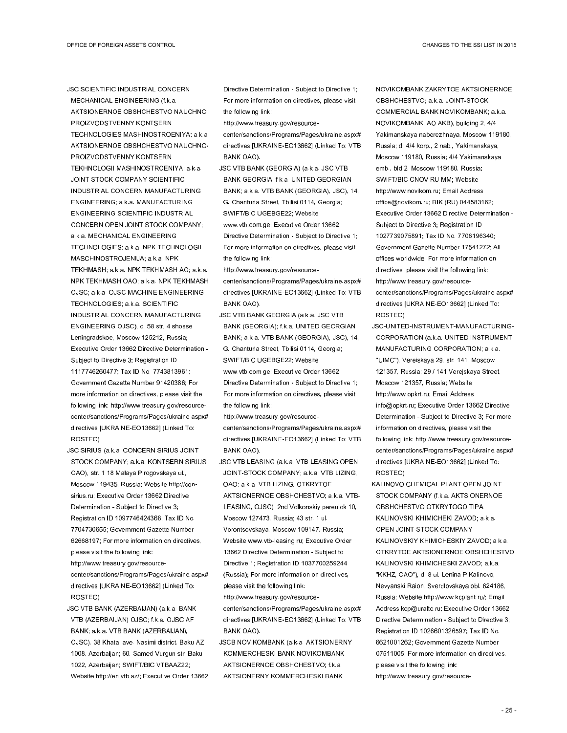JSC SCIENTIFIC INDUSTRIAL CONCERN MECHANICAL ENGINEERING (f.k.a. AKTSIONERNOE OBSHCHESTVO NAUCHNO PROIZVODSTVENNY KONTSERN TECHNOLOGIES MASHINOSTROENIYA; a.k.a. AKTSIONERNOE OBSHCHESTVO NAUCHNO-PROIZVODSTVENNY KONTSERN TEKHNOLOGII MASHINOSTROENIYA; a.k.a. JOINT STOCK COMPANY SCIENTIFIC INDUSTRIAL CONCERN MANUFACTURING ENGINEERING; a.k.a. MANUFACTURING ENGINEERING SCIENTIFIC INDUSTRIAL CONCERN OPEN JOINT STOCK COMPANY; a.k.a. MECHANICAL ENGINEERING TECHNOLOGIES; a.k.a. NPK TECHNOLOGII MASCHINOSTROJENIJA; a.k.a. NPK TEKHMASH; a.k.a. NPK TEKHMASH AO; a.k.a. NPK TEKHMASH OAO; a.k.a. NPK TEKHMASH OJSC; a.k.a. OJSC MACHINE ENGINEERING TECHNOLOGIES; a.k.a. SCIENTIFIC INDUSTRIAL CONCERN MANUFACTURING ENGINEERING OJSC), d. 58 str. 4 shosse Leningradskoe, Moscow 125212, Russia; Executive Order 13662 Directive Determination - Subject to Directive 3; Registration ID 1117746260477; Tax ID No. 7743813961; Government Gazette Number 91420386; For more information on directives, please visit the following link: http://www.treasury.gov/resource-center/sanctions/Programs/Pages/ukraine.aspx#directives [UKRAINE-EO13662] (Linked To: ROSTEC).

JSC SIRIUS (a.k.a. CONCERN SIRIUS JOINT STOCK COMPANY; a.k.a. KONTSERN SIRIUS OAO), str. 1 18 Malaya Pirogovskaya ul., Moscow 119435, Russia; Website http://con-sirius.ru; Executive Order 13662 Directive Determination - Subject to Directive 3; Registration ID 1097746424368; Tax ID No. 7704730655; Government Gazette Number 62668197; For more information on directives, please visit the following link: http://www.treasury.gov/resource-center/sanctions/Programs/Pages/ukraine.aspx#directives [UKRAINE-EO13662] (Linked To: ROSTEC).

JSC VTB BANK (AZERBAIJAN) (a.k.a. BANK VTB (AZERBAIJAN) OJSC; f.k.a. OJSC AF BANK; a.k.a. VTB BANK (AZERBAIJAN), OJSC), 38 Khatai ave. Nasimi district, Baku AZ 1008, Azerbaijan; 60, Samed Vurgun str, Baku 1022, Azerbaijan; SWIFT/BIC VTBAAZ22; Website http://en.vtb.az/; Executive Order 13662 Directive Determination - Subject to Directive 1; For more information on directives, please visit the following link: http://www.treasury.gov/resource-center/sanctions/Programs/Pages/ukraine.aspx#directives [UKRAINE-EO13662] (Linked To: VTB BANK OAO).

JSC VTB BANK (GEORGIA) (a.k.a. JSC VTB BANK GEORGIA; f.k.a. UNITED GEORGIAN BANK; a.k.a. VTB BANK (GEORGIA), JSC), 14, G. Chanturia Street, Tbilisi 0114, Georgia; SWIFT/BIC UGEBGE22; Website www.vtb.com.ge; Executive Order 13662 Directive Determination - Subject to Directive 1; For more information on directives, please visit the following link: http://www.treasury.gov/resource-center/sanctions/Programs/Pages/ukraine.aspx#directives [UKRAINE-EO13662] (Linked To: VTB BANK OAO).

JSC VTB BANK GEORGIA (a.k.a. JSC VTB BANK (GEORGIA); f.k.a. UNITED GEORGIAN BANK; a.k.a. VTB BANK (GEORGIA), JSC), 14, G. Chanturia Street, Tbilisi 0114, Georgia; SWIFT/BIC UGEBGE22; Website www.vtb.com.ge; Executive Order 13662 Directive Determination - Subject to Directive 1; For more information on directives, please visit the following link: http://www.treasury.gov/resource-center/sanctions/Programs/Pages/ukraine.aspx#directives [UKRAINE-EO13662] (Linked To: VTB BANK OAO).

JSC VTB LEASING (a.k.a. VTB LEASING OPEN JOINT-STOCK COMPANY; a.k.a. VTB LIZING, OAO; a.k.a. VTB LIZING, OTKRYTOE AKTSIONERNOE OBSHCHESTVO; a.k.a. VTB-LEASING, OJSC), 2nd Volkonskiy pereulok 10, Moscow 127473, Russia; 43 str. 1 ul. Vorontsovskaya, Moscow 109147, Russia; Website www.vtb-leasing.ru; Executive Order 13662 Directive Determination - Subject to Directive 1; Registration ID 1037700259244 (Russia); For more information on directives, please visit the following link: http://www.treasury.gov/resource-center/sanctions/Programs/Pages/ukraine.aspx#directives [UKRAINE-EO13662] (Linked To: VTB BANK OAO).

JSCB NOVIKOMBANK (a.k.a. AKTSIONERNY KOMMERCHESKI BANK NOVIKOMBANK AKTSIONERNOE OBSHCHESTVO; f.k.a. AKTSIONERNY KOMMERCHESKI BANK NOVIKOMBANK ZAKRYTOE AKTSIONERNOE OBSHCHESTVO; a.k.a. JOINT-STOCK COMMERCIAL BANK NOVIKOMBANK; a.k.a. NOVIKOMBANK, AO AKB), building 2, 4/4 Yakimanskaya naberezhnaya, Moscow 119180, Russia; d. 4/4 korp., 2 nab., Yakimanskaya, Moscow 119180, Russia; 4/4 Yakimanskaya emb., bld 2, Moscow 119180, Russia; SWIFT/BIC CNOV RU MM; Website http://www.novikom.ru; Email Address office@novikom.ru; BIK (RU) 044583162; Executive Order 13662 Directive Determination - Subject to Directive 3; Registration ID 1027739075891; Tax ID No. 7706196340; Government Gazette Number 17541272; All offices worldwide. For more information on directives, please visit the following link: http://www.treasury.gov/resource-center/sanctions/Programs/Pages/ukraine.aspx#directives [UKRAINE-EO13662] (Linked To: ROSTEC).

JSC-UNITED-INSTRUMENT-MANUFACTURING-CORPORATION (a.k.a. UNITED INSTRUMENT MANUFACTURING CORPORATION; a.k.a. "UIMC"), Vereiskaya 29, str. 141, Moscow 121357, Russia; 29 / 141 Verejskaya Street, Moscow 121357, Russia; Website http://www.opkrt.ru; Email Address info@opkrt.ru; Executive Order 13662 Directive Determination - Subject to Directive 3; For more information on directives, please visit the following link: http://www.treasury.gov/resource-center/sanctions/Programs/Pages/ukraine.aspx#directives [UKRAINE-EO13662] (Linked To: ROSTEC).

KALINOVO CHEMICAL PLANT OPEN JOINT STOCK COMPANY (f.k.a. AKTSIONERNOE OBSHCHESTVO OTKRYTOGO TIPA KALINOVSKI KHIMICHEKI ZAVOD; a.k.a. OPEN JOINT-STOCK COMPANY KALINOVSKIY KHIMICHESKIY ZAVOD; a.k.a. OTKRYTOE AKTSIONERNOE OBSHCHESTVO KALINOVSKI KHIMICHESKI ZAVOD; a.k.a. "KKHZ, OAO"), d. 8 ul. Lenina P Kalinovo, Nevyanski Raion, Sverdlovskaya obl. 624186, Russia; Website http://www.kcplant.ru/; Email Address kcp@uraltc.ru; Executive Order 13662 Directive Determination - Subject to Directive 3; Registration ID 1026601326597; Tax ID No. 6621001262; Government Gazette Number 07511005; For more information on directives, please visit the following link: http://www.treasury.gov/resource-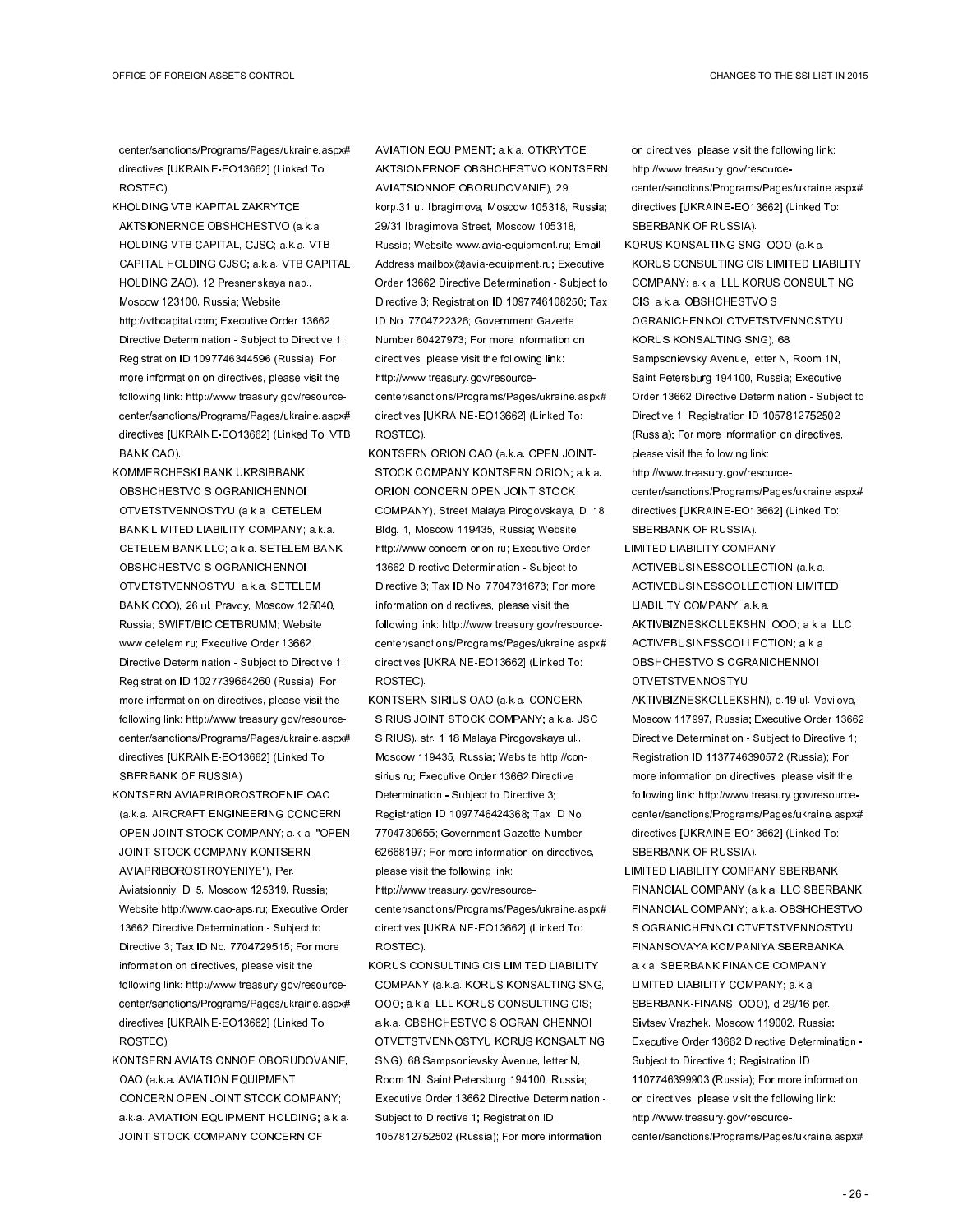center/sanctions/Programs/Pages/ukraine.aspx#directives [UKRAINE-EO13662] (Linked To: ROSTEC).

KHOLDING VTB KAPITAL ZAKRYTOE AKTSIONERNOE OBSHCHESTVO (a.k.a. HOLDING VTB CAPITAL, CJSC; a.k.a. VTB CAPITAL HOLDING CJSC; a.k.a. VTB CAPITAL HOLDING ZAO), 12 Presnenskaya nab., Moscow 123100, Russia; Website http://vtbcapital.com; Executive Order 13662 Directive Determination - Subject to Directive 1; Registration ID 1097746344596 (Russia); For more information on directives, please visit the following link: http://www.treasury.gov/resource-center/sanctions/Programs/Pages/ukraine.aspx#directives [UKRAINE-EO13662] (Linked To: VTB BANK OAO).

KOMMERCHESKI BANK UKRSIBBANK OBSHCHESTVO S OGRANICHENNOI OTVETSTVENNOSTYU (a.k.a. CETELEM BANK LIMITED LIABILITY COMPANY; a.k.a. CETELEM BANK LLC; a.k.a. SETELEM BANK OBSHCHESTVO S OGRANICHENNOI OTVETSTVENNOSTYU; a.k.a. SETELEM BANK OOO), 26 ul. Pravdy, Moscow 125040, Russia; SWIFT/BIC CETBRUMM; Website www.cetelem.ru; Executive Order 13662 Directive Determination - Subject to Directive 1; Registration ID 1027739664260 (Russia); For more information on directives, please visit the following link: http://www.treasury.gov/resource-center/sanctions/Programs/Pages/ukraine.aspx#directives [UKRAINE-EO13662] (Linked To: SBERBANK OF RUSSIA).

KONTSERN AVIAPRIBOROSTROENIE OAO (a.k.a. AIRCRAFT ENGINEERING CONCERN OPEN JOINT STOCK COMPANY; a.k.a. "OPEN JOINT-STOCK COMPANY KONTSERN AVIAPRIBOROSTROYENIYE"), Per. Aviatsionniy, D. 5, Moscow 125319, Russia; Website http://www.oao-aps.ru; Executive Order 13662 Directive Determination - Subject to Directive 3; Tax ID No. 7704729515; For more information on directives, please visit the following link: http://www.treasury.gov/resource-center/sanctions/Programs/Pages/ukraine.aspx#directives [UKRAINE-EO13662] (Linked To: ROSTEC).

KONTSERN AVIATSIONNOE OBORUDOVANIE, OAO (a.k.a. AVIATION EQUIPMENT CONCERN OPEN JOINT STOCK COMPANY; a.k.a. AVIATION EQUIPMENT HOLDING; a.k.a. JOINT STOCK COMPANY CONCERN OF AVIATION EQUIPMENT; a.k.a. OTKRYTOE AKTSIONERNOE OBSHCHESTVO KONTSERN AVIATSIONNOE OBORUDOVANIE), 29, korp.31 ul. Ibragimova, Moscow 105318, Russia; 29/31 Ibragimova Street, Moscow 105318, Russia; Website www.avia-equipment.ru; Email Address mailbox@avia-equipment.ru; Executive Order 13662 Directive Determination - Subject to Directive 3; Registration ID 1097746108250; Tax ID No. 7704722326; Government Gazette Number 60427973; For more information on directives, please visit the following link: http://www.treasury.gov/resource-center/sanctions/Programs/Pages/ukraine.aspx#directives [UKRAINE-EO13662] (Linked To: ROSTEC).

KONTSERN ORION OAO (a.k.a. OPEN JOINT-STOCK COMPANY KONTSERN ORION; a.k.a. ORION CONCERN OPEN JOINT STOCK COMPANY), Street Malaya Pirogovskaya, D. 18, Bldg. 1, Moscow 119435, Russia; Website http://www.concern-orion.ru; Executive Order 13662 Directive Determination - Subject to Directive 3; Tax ID No. 7704731673; For more information on directives, please visit the following link: http://www.treasury.gov/resource-center/sanctions/Programs/Pages/ukraine.aspx#directives [UKRAINE-EO13662] (Linked To: ROSTEC).

KONTSERN SIRIUS OAO (a.k.a. CONCERN SIRIUS JOINT STOCK COMPANY; a.k.a. JSC SIRIUS), str. 1 18 Malaya Pirogovskaya ul., Moscow 119435, Russia; Website http://con-sirius.ru; Executive Order 13662 Directive Determination - Subject to Directive 3; Registration ID 1097746424368; Tax ID No. 7704730655; Government Gazette Number 62668197; For more information on directives, please visit the following link: http://www.treasury.gov/resource-center/sanctions/Programs/Pages/ukraine.aspx#directives [UKRAINE-EO13662] (Linked To: ROSTEC).

KORUS CONSULTING CIS LIMITED LIABILITY COMPANY (a.k.a. KORUS KONSALTING SNG, OOO; a.k.a. LLL KORUS CONSULTING CIS; a.k.a. OBSHCHESTVO S OGRANICHENNOI OTVETSTVENNOSTYU KORUS KONSALTING SNG), 68 Sampsonievsky Avenue, letter N, Room 1N, Saint Petersburg 194100, Russia; Executive Order 13662 Directive Determination - Subject to Directive 1; Registration ID 1057812752502 (Russia); For more information on directives, please visit the following link: http://www.treasury.gov/resource-center/sanctions/Programs/Pages/ukraine.aspx#directives [UKRAINE-EO13662] (Linked To: SBERBANK OF RUSSIA).

KORUS KONSALTING SNG, OOO (a.k.a. KORUS CONSULTING CIS LIMITED LIABILITY COMPANY; a.k.a. LLL KORUS CONSULTING CIS; a.k.a. OBSHCHESTVO S OGRANICHENNOI OTVETSTVENNOSTYU KORUS KONSALTING SNG), 68 Sampsonievsky Avenue, letter N, Room 1N, Saint Petersburg 194100, Russia; Executive Order 13662 Directive Determination - Subject to Directive 1; Registration ID 1057812752502 (Russia); For more information on directives, please visit the following link: http://www.treasury.gov/resource-center/sanctions/Programs/Pages/ukraine.aspx#directives [UKRAINE-EO13662] (Linked To: SBERBANK OF RUSSIA).

LIMITED LIABILITY COMPANY ACTIVEBUSINESSCOLLECTION (a.k.a. ACTIVEBUSINESSCOLLECTION LIMITED LIABILITY COMPANY; a.k.a. AKTIVBIZNESKOLLEKSHN, OOO; a.k.a. LLC ACTIVEBUSINESSCOLLECTION; a.k.a. OBSHCHESTVO S OGRANICHENNOI OTVETSTVENNOSTYU AKTIVBIZNESKOLLEKSHN), d.19 ul. Vavilova, Moscow 117997, Russia; Executive Order 13662 Directive Determination - Subject to Directive 1; Registration ID 1137746390572 (Russia); For more information on directives, please visit the following link: http://www.treasury.gov/resource-center/sanctions/Programs/Pages/ukraine.aspx#directives [UKRAINE-EO13662] (Linked To: SBERBANK OF RUSSIA).

LIMITED LIABILITY COMPANY SBERBANK FINANCIAL COMPANY (a.k.a. LLC SBERBANK FINANCIAL COMPANY; a.k.a. OBSHCHESTVO S OGRANICHENNOI OTVETSTVENNOSTYU FINANSOVAYA KOMPANIYA SBERBANKA; a.k.a. SBERBANK FINANCE COMPANY LIMITED LIABILITY COMPANY; a.k.a. SBERBANK-FINANS, OOO), d.29/16 per. Sivtsev Vrazhek, Moscow 119002, Russia; Executive Order 13662 Directive Determination - Subject to Directive 1; Registration ID 1107746399903 (Russia); For more information on directives, please visit the following link: http://www.treasury.gov/resource-center/sanctions/Programs/Pages/ukraine.aspx#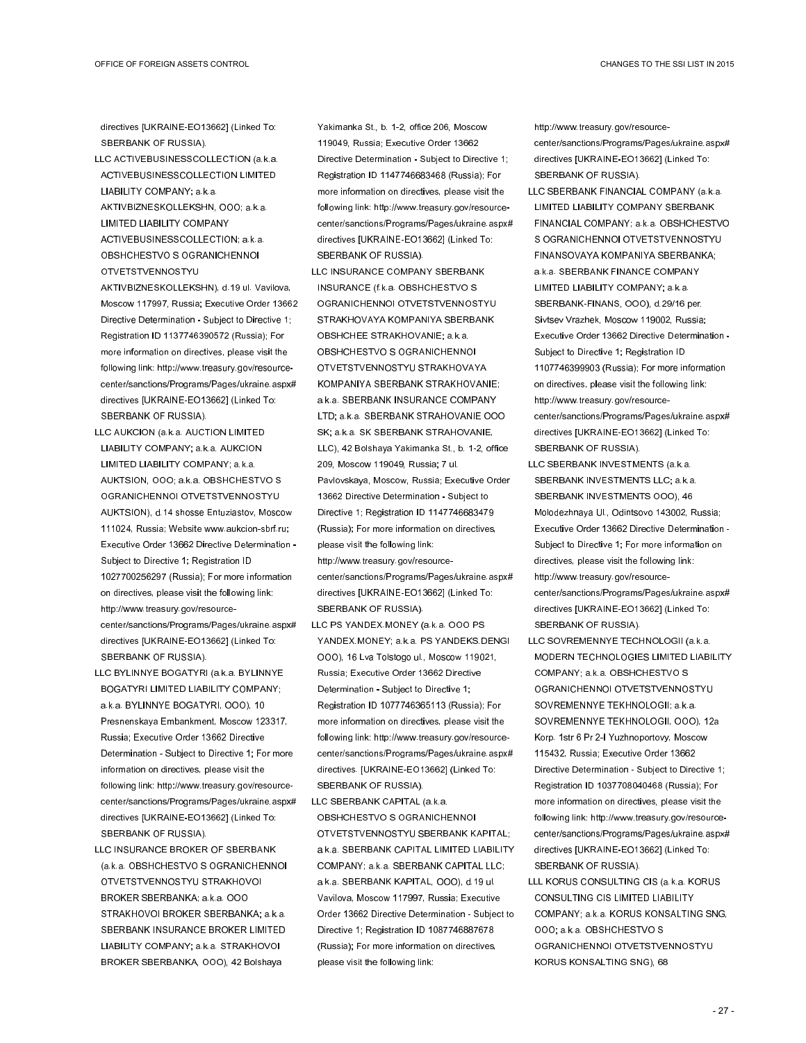directives [UKRAINE-EO13662] (Linked To: SBERBANK OF RUSSIA).

LLC ACTIVEBUSINESSCOLLECTION (a.k.a. ACTIVEBUSINESSCOLLECTION LIMITED LIABILITY COMPANY; a.k.a. AKTIVBIZNESKOLLEKSHN, OOO; a.k.a. LIMITED LIABILITY COMPANY ACTIVEBUSINESSCOLLECTION; a.k.a. OBSHCHESTVO S OGRANICHENNOI OTVETSTVENNOSTYU AKTIVBIZNESKOLLEKSHN), d.19 ul. Vavilova, Moscow 117997, Russia; Executive Order 13662 Directive Determination - Subject to Directive 1; Registration ID 1137746390572 (Russia); For more information on directives, please visit the following link: http://www.treasury.gov/resource-center/sanctions/Programs/Pages/ukraine.aspx#directives [UKRAINE-EO13662] (Linked To: SBERBANK OF RUSSIA).

LLC AUKCION (a.k.a. AUCTION LIMITED LIABILITY COMPANY; a.k.a. AUKCION LIMITED LIABILITY COMPANY; a.k.a. AUKTSION, OOO; a.k.a. OBSHCHESTVO S OGRANICHENNOI OTVETSTVENNOSTYU AUKTSION), d.14 shosse Entuziastov, Moscow 111024, Russia; Website www.aukcion-sbrf.ru; Executive Order 13662 Directive Determination - Subject to Directive 1; Registration ID 1027700256297 (Russia); For more information on directives, please visit the following link: http://www.treasury.gov/resource-center/sanctions/Programs/Pages/ukraine.aspx#directives [UKRAINE-EO13662] (Linked To: SBERBANK OF RUSSIA).

LLC BYLINNYE BOGATYRI (a.k.a. BYLINNYE BOGATYRI LIMITED LIABILITY COMPANY; a.k.a. BYLINNYE BOGATYRI, OOO), 10 Presnenskaya Embankment, Moscow 123317, Russia; Executive Order 13662 Directive Determination - Subject to Directive 1; For more information on directives, please visit the following link: http://www.treasury.gov/resource-center/sanctions/Programs/Pages/ukraine.aspx#directives [UKRAINE-EO13662] (Linked To: SBERBANK OF RUSSIA).

LLC INSURANCE BROKER OF SBERBANK (a.k.a. OBSHCHESTVO S OGRANICHENNOI OTVETSTVENNOSTYU STRAKHOVOI BROKER SBERBANKA; a.k.a. OOO STRAKHOVOI BROKER SBERBANKA; a.k.a. SBERBANK INSURANCE BROKER LIMITED LIABILITY COMPANY; a.k.a. STRAKHOVOI BROKER SBERBANKA, OOO), 42 Bolshaya Yakimanka St., b. 1-2, office 206, Moscow 119049, Russia; Executive Order 13662 Directive Determination - Subject to Directive 1; Registration ID 1147746683468 (Russia); For more information on directives, please visit the following link: http://www.treasury.gov/resource-center/sanctions/Programs/Pages/ukraine.aspx#directives [UKRAINE-EO13662] (Linked To: SBERBANK OF RUSSIA).

LLC INSURANCE COMPANY SBERBANK INSURANCE (f.k.a. OBSHCHESTVO S OGRANICHENNOI OTVETSTVENNOSTYU STRAKHOVAYA KOMPANIYA SBERBANK OBSHCHEE STRAKHOVANIE; a.k.a. OBSHCHESTVO S OGRANICHENNOI OTVETSTVENNOSTYU STRAKHOVAYA KOMPANIYA SBERBANK STRAKHOVANIE; a.k.a. SBERBANK INSURANCE COMPANY LTD; a.k.a. SBERBANK STRAHOVANIE OOO SK; a.k.a. SK SBERBANK STRAHOVANIE, LLC), 42 Bolshaya Yakimanka St., b. 1-2, office 209, Moscow 119049, Russia; 7 ul. Pavlovskaya, Moscow, Russia; Executive Order 13662 Directive Determination - Subject to Directive 1; Registration ID 1147746683479 (Russia); For more information on directives, please visit the following link: http://www.treasury.gov/resource-center/sanctions/Programs/Pages/ukraine.aspx#directives [UKRAINE-EO13662] (Linked To: SBERBANK OF RUSSIA).

LLC PS YANDEX.MONEY (a.k.a. OOO PS YANDEX.MONEY; a.k.a. PS YANDEKS.DENGI OOO), 16 Lva Tolstogo ul., Moscow 119021, Russia; Executive Order 13662 Directive Determination - Subject to Directive 1; Registration ID 1077746365113 (Russia); For more information on directives, please visit the following link: http://www.treasury.gov/resource-center/sanctions/Programs/Pages/ukraine.aspx#directives. [UKRAINE-EO13662] (Linked To: SBERBANK OF RUSSIA).

LLC SBERBANK CAPITAL (a.k.a. OBSHCHESTVO S OGRANICHENNOI OTVETSTVENNOSTYU SBERBANK KAPITAL; a.k.a. SBERBANK CAPITAL LIMITED LIABILITY COMPANY; a.k.a. SBERBANK CAPITAL LLC; a.k.a. SBERBANK KAPITAL, OOO), d.19 ul. Vavilova, Moscow 117997, Russia; Executive Order 13662 Directive Determination - Subject to Directive 1; Registration ID 1087746887678 (Russia); For more information on directives, please visit the following link: http://www.treasury.gov/resource-center/sanctions/Programs/Pages/ukraine.aspx#directives [UKRAINE-EO13662] (Linked To: SBERBANK OF RUSSIA).

LLC SBERBANK FINANCIAL COMPANY (a.k.a. LIMITED LIABILITY COMPANY SBERBANK FINANCIAL COMPANY; a.k.a. OBSHCHESTVO S OGRANICHENNOI OTVETSTVENNOSTYU FINANSOVAYA KOMPANIYA SBERBANKA; a.k.a. SBERBANK FINANCE COMPANY LIMITED LIABILITY COMPANY; a.k.a. SBERBANK-FINANS, OOO), d.29/16 per. Sivtsev Vrazhek, Moscow 119002, Russia; Executive Order 13662 Directive Determination - Subject to Directive 1; Registration ID 1107746399903 (Russia); For more information on directives, please visit the following link: http://www.treasury.gov/resource-center/sanctions/Programs/Pages/ukraine.aspx#directives [UKRAINE-EO13662] (Linked To: SBERBANK OF RUSSIA).

LLC SBERBANK INVESTMENTS (a.k.a. SBERBANK INVESTMENTS LLC; a.k.a. SBERBANK INVESTMENTS OOO), 46 Molodezhnaya Ul., Odintsovo 143002, Russia; Executive Order 13662 Directive Determination - Subject to Directive 1; For more information on directives, please visit the following link: http://www.treasury.gov/resource-center/sanctions/Programs/Pages/ukraine.aspx#directives [UKRAINE-EO13662] (Linked To: SBERBANK OF RUSSIA).

LLC SOVREMENNYE TECHNOLOGII (a.k.a. MODERN TECHNOLOGIES LIMITED LIABILITY COMPANY; a.k.a. OBSHCHESTVO S OGRANICHENNOI OTVETSTVENNOSTYU SOVREMENNYE TEKHNOLOGII; a.k.a. SOVREMENNYE TEKHNOLOGII, OOO), 12a Korp. 1str 6 Pr 2-I Yuzhnoportovy, Moscow 115432, Russia; Executive Order 13662 Directive Determination - Subject to Directive 1; Registration ID 1037708040468 (Russia); For more information on directives, please visit the following link: http://www.treasury.gov/resource-center/sanctions/Programs/Pages/ukraine.aspx#directives [UKRAINE-EO13662] (Linked To: SBERBANK OF RUSSIA).

LLL KORUS CONSULTING CIS (a.k.a. KORUS CONSULTING CIS LIMITED LIABILITY COMPANY; a.k.a. KORUS KONSALTING SNG, OOO; a.k.a. OBSHCHESTVO S OGRANICHENNOI OTVETSTVENNOSTYU KORUS KONSALTING SNG), 68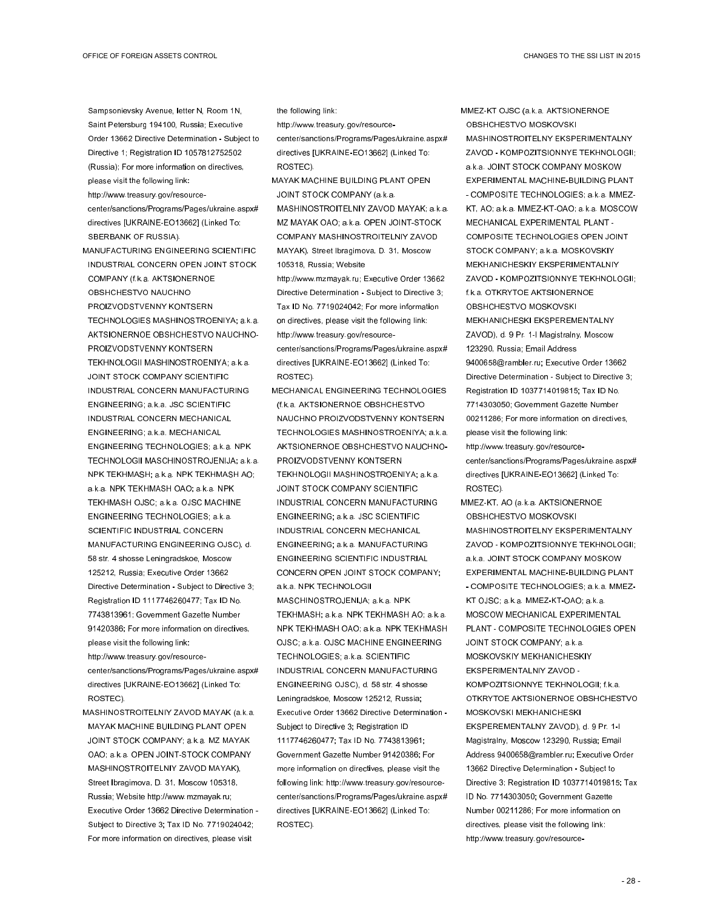Sampsonievsky Avenue, letter N, Room 1N, Saint Petersburg 194100, Russia; Executive Order 13662 Directive Determination - Subject to Directive 1; Registration ID 1057812752502 (Russia); For more information on directives, please visit the following link: http://www.treasury.gov/resource-center/sanctions/Programs/Pages/ukraine.aspx#directives [UKRAINE-EO13662] (Linked To: SBERBANK OF RUSSIA).

MANUFACTURING ENGINEERING SCIENTIFIC INDUSTRIAL CONCERN OPEN JOINT STOCK COMPANY (f.k.a. AKTSIONERNOE OBSHCHESTVO NAUCHNO PROIZVODSTVENNY KONTSERN TECHNOLOGIES MASHINOSTROENIYA; a.k.a. AKTSIONERNOE OBSHCHESTVO NAUCHNO-PROIZVODSTVENNY KONTSERN TEKHNOLOGII MASHINOSTROENIYA; a.k.a. JOINT STOCK COMPANY SCIENTIFIC INDUSTRIAL CONCERN MANUFACTURING ENGINEERING; a.k.a. JSC SCIENTIFIC INDUSTRIAL CONCERN MECHANICAL ENGINEERING; a.k.a. MECHANICAL ENGINEERING TECHNOLOGIES; a.k.a. NPK TECHNOLOGII MASCHINOSTROJENIJA; a.k.a. NPK TEKHMASH; a.k.a. NPK TEKHMASH AO; a.k.a. NPK TEKHMASH OAO; a.k.a. NPK TEKHMASH OJSC; a.k.a. OJSC MACHINE ENGINEERING TECHNOLOGIES; a.k.a. SCIENTIFIC INDUSTRIAL CONCERN MANUFACTURING ENGINEERING OJSC), d. 58 str. 4 shosse Leningradskoe, Moscow 125212, Russia; Executive Order 13662 Directive Determination - Subject to Directive 3; Registration ID 1117746260477; Tax ID No. 7743813961; Government Gazette Number 91420386; For more information on directives, please visit the following link: http://www.treasury.gov/resource-center/sanctions/Programs/Pages/ukraine.aspx#directives [UKRAINE-EO13662] (Linked To: ROSTEC).

MASHINOSTROITELNIY ZAVOD MAYAK (a.k.a. MAYAK MACHINE BUILDING PLANT OPEN JOINT STOCK COMPANY; a.k.a. MZ MAYAK OAO; a.k.a. OPEN JOINT-STOCK COMPANY MASHINOSTROITELNIY ZAVOD MAYAK), Street Ibragimova, D. 31, Moscow 105318, Russia; Website http://www.mzmayak.ru; Executive Order 13662 Directive Determination - Subject to Directive 3; Tax ID No. 7719024042; For more information on directives, please visit the following link: http://www.treasury.gov/resource-center/sanctions/Programs/Pages/ukraine.aspx#directives [UKRAINE-EO13662] (Linked To: ROSTEC).

MAYAK MACHINE BUILDING PLANT OPEN JOINT STOCK COMPANY (a.k.a. MASHINOSTROITELNIY ZAVOD MAYAK; a.k.a. MZ MAYAK OAO; a.k.a. OPEN JOINT-STOCK COMPANY MASHINOSTROITELNIY ZAVOD MAYAK), Street Ibragimova, D. 31, Moscow 105318, Russia; Website http://www.mzmayak.ru; Executive Order 13662 Directive Determination - Subject to Directive 3; Tax ID No. 7719024042; For more information on directives, please visit the following link: http://www.treasury.gov/resource-center/sanctions/Programs/Pages/ukraine.aspx#directives [UKRAINE-EO13662] (Linked To: ROSTEC).

MECHANICAL ENGINEERING TECHNOLOGIES (f.k.a. AKTSIONERNOE OBSHCHESTVO NAUCHNO PROIZVODSTVENNY KONTSERN TECHNOLOGIES MASHINOSTROENIYA; a.k.a. AKTSIONERNOE OBSHCHESTVO NAUCHNO-PROIZVODSTVENNY KONTSERN TEKHNOLOGII MASHINOSTROENIYA; a.k.a. JOINT STOCK COMPANY SCIENTIFIC INDUSTRIAL CONCERN MANUFACTURING ENGINEERING; a.k.a. JSC SCIENTIFIC INDUSTRIAL CONCERN MECHANICAL ENGINEERING; a.k.a. MANUFACTURING ENGINEERING SCIENTIFIC INDUSTRIAL CONCERN OPEN JOINT STOCK COMPANY; a.k.a. NPK TECHNOLOGII MASCHINOSTROJENIJA; a.k.a. NPK TEKHMASH; a.k.a. NPK TEKHMASH AO; a.k.a. NPK TEKHMASH OAO; a.k.a. NPK TEKHMASH OJSC; a.k.a. OJSC MACHINE ENGINEERING TECHNOLOGIES; a.k.a. SCIENTIFIC INDUSTRIAL CONCERN MANUFACTURING ENGINEERING OJSC), d. 58 str. 4 shosse Leningradskoe, Moscow 125212, Russia; Executive Order 13662 Directive Determination - Subject to Directive 3; Registration ID 1117746260477; Tax ID No. 7743813961; Government Gazette Number 91420386; For more information on directives, please visit the following link: http://www.treasury.gov/resource-center/sanctions/Programs/Pages/ukraine.aspx#directives [UKRAINE-EO13662] (Linked To: ROSTEC).

MMEZ-KT OJSC (a.k.a. AKTSIONERNOE OBSHCHESTVO MOSKOVSKI MASHINOSTROITELNY EKSPERIMENTALNY ZAVOD - KOMPOZITSIONNYE TEKHNOLOGII; a.k.a. JOINT STOCK COMPANY MOSKOW EXPERIMENTAL MACHINE-BUILDING PLANT - COMPOSITE TECHNOLOGIES; a.k.a. MMEZ-KT, AO; a.k.a. MMEZ-KT-OAO; a.k.a. MOSCOW MECHANICAL EXPERIMENTAL PLANT - COMPOSITE TECHNOLOGIES OPEN JOINT STOCK COMPANY; a.k.a. MOSKOVSKIY MEKHANICHESKIY EKSPERIMENTALNIY ZAVOD - KOMPOZITSIONNYE TEKHNOLOGII; f.k.a. OTKRYTOE AKTSIONERNOE OBSHCHESTVO MOSKOVSKI MEKHANICHESKI EKSPEREMENTALNY ZAVOD), d. 9 Pr. 1-I Magistralny, Moscow 123290, Russia; Email Address 9400658@rambler.ru; Executive Order 13662 Directive Determination - Subject to Directive 3; Registration ID 1037714019815; Tax ID No. 7714303050; Government Gazette Number 00211286; For more information on directives, please visit the following link: http://www.treasury.gov/resource-center/sanctions/Programs/Pages/ukraine.aspx#directives [UKRAINE-EO13662] (Linked To: ROSTEC).

MMEZ-KT, AO (a.k.a. AKTSIONERNOE OBSHCHESTVO MOSKOVSKI MASHINOSTROITELNY EKSPERIMENTALNY ZAVOD - KOMPOZITSIONNYE TEKHNOLOGII; a.k.a. JOINT STOCK COMPANY MOSKOW EXPERIMENTAL MACHINE-BUILDING PLANT - COMPOSITE TECHNOLOGIES; a.k.a. MMEZ-KT OJSC; a.k.a. MMEZ-KT-OAO; a.k.a. MOSCOW MECHANICAL EXPERIMENTAL PLANT - COMPOSITE TECHNOLOGIES OPEN JOINT STOCK COMPANY; a.k.a. MOSKOVSKIY MEKHANICHESKIY EKSPERIMENTALNIY ZAVOD - KOMPOZITSIONNYE TEKHNOLOGII; f.k.a. OTKRYTOE AKTSIONERNOE OBSHCHESTVO MOSKOVSKI MEKHANICHESKI EKSPEREMENTALNY ZAVOD), d. 9 Pr. 1-I Magistralny, Moscow 123290, Russia; Email Address 9400658@rambler.ru; Executive Order 13662 Directive Determination - Subject to Directive 3; Registration ID 1037714019815; Tax ID No. 7714303050; Government Gazette Number 00211286; For more information on directives, please visit the following link: http://www.treasury.gov/resource-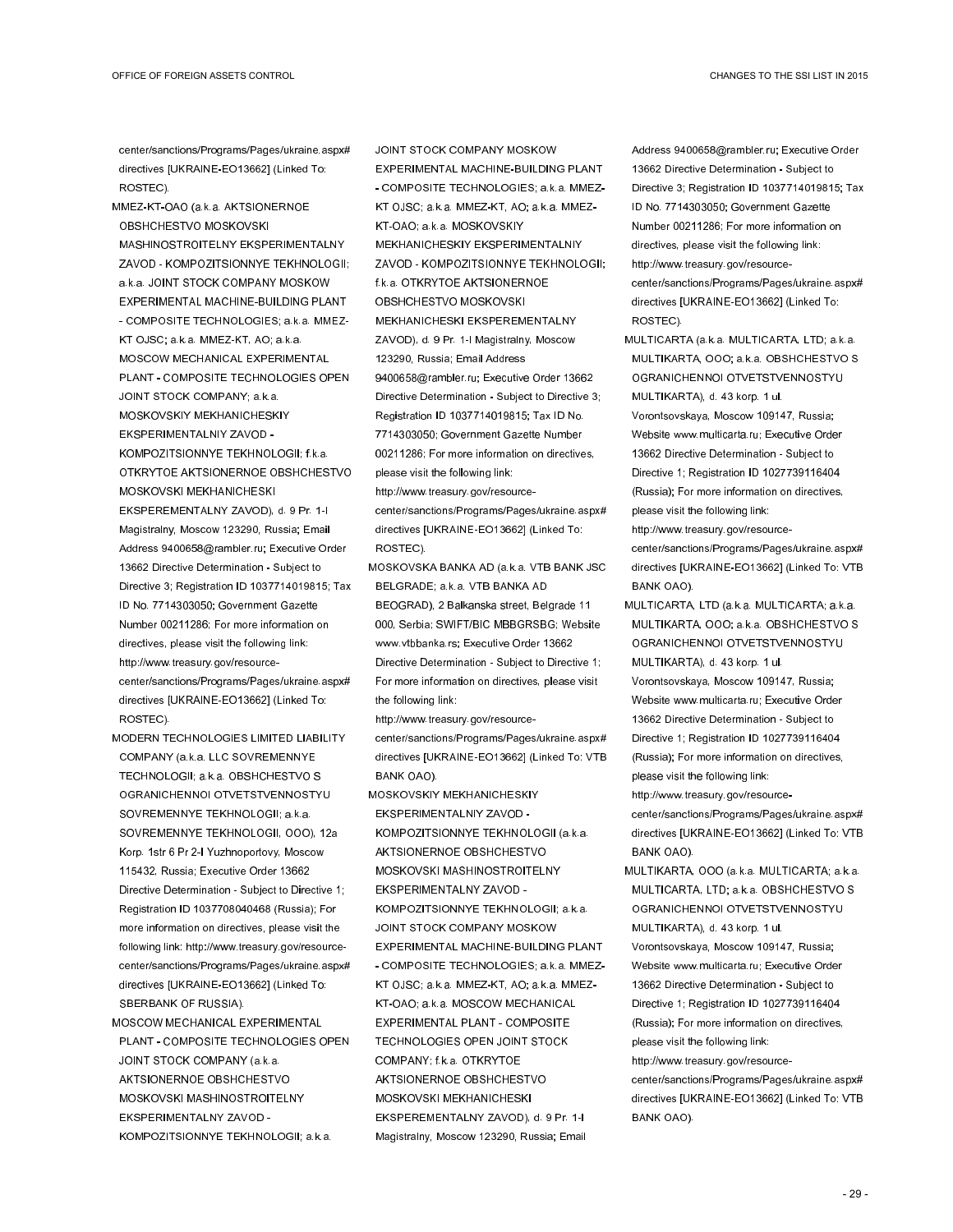center/sanctions/Programs/Pages/ukraine.aspx# directives [UKRAINE-EO13662] (Linked To: ROSTEC).

MMEZ-KT-OAO (a.k.a. AKTSIONERNOE OBSHCHESTVO MOSKOVSKI MASHINOSTROITELNY EKSPERIMENTALNY ZAVOD - KOMPOZITSIONNYE TEKHNOLOGII; a.k.a. JOINT STOCK COMPANY MOSKOW EXPERIMENTAL MACHINE-BUILDING PLANT - COMPOSITE TECHNOLOGIES; a.k.a. MMEZ-KT OJSC; a.k.a. MMEZ-KT, AO; a.k.a. MOSCOW MECHANICAL EXPERIMENTAL PLANT - COMPOSITE TECHNOLOGIES OPEN JOINT STOCK COMPANY; a.k.a. MOSKOVSKIY MEKHANICHESKIY EKSPERIMENTALNIY ZAVOD - KOMPOZITSIONNYE TEKHNOLOGII; f.k.a. OTKRYTOE AKTSIONERNOE OBSHCHESTVO MOSKOVSKI MEKHANICHESKI EKSPEREMENTALNY ZAVOD), d. 9 Pr. 1-I Magistralny, Moscow 123290, Russia; Email Address 9400658@rambler.ru; Executive Order 13662 Directive Determination - Subject to Directive 3; Registration ID 1037714019815; Tax ID No. 7714303050; Government Gazette Number 00211286; For more information on directives, please visit the following link: http://www.treasury.gov/resource-center/sanctions/Programs/Pages/ukraine.aspx# directives [UKRAINE-EO13662] (Linked To: ROSTEC).

MODERN TECHNOLOGIES LIMITED LIABILITY COMPANY (a.k.a. LLC SOVREMENNYE TECHNOLOGII; a.k.a. OBSHCHESTVO S OGRANICHENNOI OTVETSTVENNOSTYU SOVREMENNYE TEKHNOLOGII; a.k.a. SOVREMENNYE TEKHNOLOGII, OOO), 12a Korp. 1str 6 Pr 2-I Yuzhnoportovy, Moscow 115432, Russia; Executive Order 13662 Directive Determination - Subject to Directive 1; Registration ID 1037708040468 (Russia); For more information on directives, please visit the following link: http://www.treasury.gov/resource-center/sanctions/Programs/Pages/ukraine.aspx# directives [UKRAINE-EO13662] (Linked To: SBERBANK OF RUSSIA).

MOSCOW MECHANICAL EXPERIMENTAL PLANT - COMPOSITE TECHNOLOGIES OPEN JOINT STOCK COMPANY (a.k.a. AKTSIONERNOE OBSHCHESTVO MOSKOVSKI MASHINOSTROITELNY EKSPERIMENTALNY ZAVOD - KOMPOZITSIONNYE TEKHNOLOGII; a.k.a. JOINT STOCK COMPANY MOSKOW EXPERIMENTAL MACHINE-BUILDING PLANT - COMPOSITE TECHNOLOGIES; a.k.a. MMEZ-KT OJSC; a.k.a. MMEZ-KT, AO; a.k.a. MMEZ-KT-OAO; a.k.a. MOSKOVSKIY MEKHANICHESKIY EKSPERIMENTALNIY ZAVOD - KOMPOZITSIONNYE TEKHNOLOGII; f.k.a. OTKRYTOE AKTSIONERNOE OBSHCHESTVO MOSKOVSKI MEKHANICHESKI EKSPEREMENTALNY ZAVOD), d. 9 Pr. 1-I Magistralny, Moscow 123290, Russia; Email Address 9400658@rambler.ru; Executive Order 13662 Directive Determination - Subject to Directive 3; Registration ID 1037714019815; Tax ID No. 7714303050; Government Gazette Number 00211286; For more information on directives, please visit the following link: http://www.treasury.gov/resource-center/sanctions/Programs/Pages/ukraine.aspx# directives [UKRAINE-EO13662] (Linked To: ROSTEC).

MOSKOVSKA BANKA AD (a.k.a. VTB BANK JSC BELGRADE; a.k.a. VTB BANKA AD BEOGRAD), 2 Balkanska street, Belgrade 11 000, Serbia; SWIFT/BIC MBBGRSBG; Website www.vtbbanka.rs; Executive Order 13662 Directive Determination - Subject to Directive 1; For more information on directives, please visit the following link: http://www.treasury.gov/resource-center/sanctions/Programs/Pages/ukraine.aspx# directives [UKRAINE-EO13662] (Linked To: VTB BANK OAO).

MOSKOVSKIY MEKHANICHESKIY EKSPERIMENTALNIY ZAVOD - KOMPOZITSIONNYE TEKHNOLOGII (a.k.a. AKTSIONERNOE OBSHCHESTVO MOSKOVSKI MASHINOSTROITELNY EKSPERIMENTALNY ZAVOD - KOMPOZITSIONNYE TEKHNOLOGII; a.k.a. JOINT STOCK COMPANY MOSKOW EXPERIMENTAL MACHINE-BUILDING PLANT - COMPOSITE TECHNOLOGIES; a.k.a. MMEZ-KT OJSC; a.k.a. MMEZ-KT, AO; a.k.a. MMEZ-KT-OAO; a.k.a. MOSCOW MECHANICAL EXPERIMENTAL PLANT - COMPOSITE TECHNOLOGIES OPEN JOINT STOCK COMPANY; f.k.a. OTKRYTOE AKTSIONERNOE OBSHCHESTVO MOSKOVSKI MEKHANICHESKI EKSPEREMENTALNY ZAVOD), d. 9 Pr. 1-I Magistralny, Moscow 123290, Russia; Email Address 9400658@rambler.ru; Executive Order 13662 Directive Determination - Subject to Directive 3; Registration ID 1037714019815; Tax ID No. 7714303050; Government Gazette Number 00211286; For more information on directives, please visit the following link: http://www.treasury.gov/resource-center/sanctions/Programs/Pages/ukraine.aspx# directives [UKRAINE-EO13662] (Linked To: ROSTEC).

MULTICARTA (a.k.a. MULTICARTA, LTD; a.k.a. MULTIKARTA, OOO; a.k.a. OBSHCHESTVO S OGRANICHENNOI OTVETSTVENNOSTYU MULTIKARTA), d. 43 korp. 1 ul. Vorontsovskaya, Moscow 109147, Russia; Website www.multicarta.ru; Executive Order 13662 Directive Determination - Subject to Directive 1; Registration ID 1027739116404 (Russia); For more information on directives, please visit the following link: http://www.treasury.gov/resource-center/sanctions/Programs/Pages/ukraine.aspx# directives [UKRAINE-EO13662] (Linked To: VTB BANK OAO).

MULTICARTA, LTD (a.k.a. MULTICARTA; a.k.a. MULTIKARTA, OOO; a.k.a. OBSHCHESTVO S OGRANICHENNOI OTVETSTVENNOSTYU MULTIKARTA), d. 43 korp. 1 ul. Vorontsovskaya, Moscow 109147, Russia; Website www.multicarta.ru; Executive Order 13662 Directive Determination - Subject to Directive 1; Registration ID 1027739116404 (Russia); For more information on directives, please visit the following link: http://www.treasury.gov/resource-center/sanctions/Programs/Pages/ukraine.aspx# directives [UKRAINE-EO13662] (Linked To: VTB BANK OAO).

MULTIKARTA, OOO (a.k.a. MULTICARTA; a.k.a. MULTICARTA, LTD; a.k.a. OBSHCHESTVO S OGRANICHENNOI OTVETSTVENNOSTYU MULTIKARTA), d. 43 korp. 1 ul. Vorontsovskaya, Moscow 109147, Russia; Website www.multicarta.ru; Executive Order 13662 Directive Determination - Subject to Directive 1; Registration ID 1027739116404 (Russia); For more information on directives, please visit the following link: http://www.treasury.gov/resource-center/sanctions/Programs/Pages/ukraine.aspx# directives [UKRAINE-EO13662] (Linked To: VTB BANK OAO).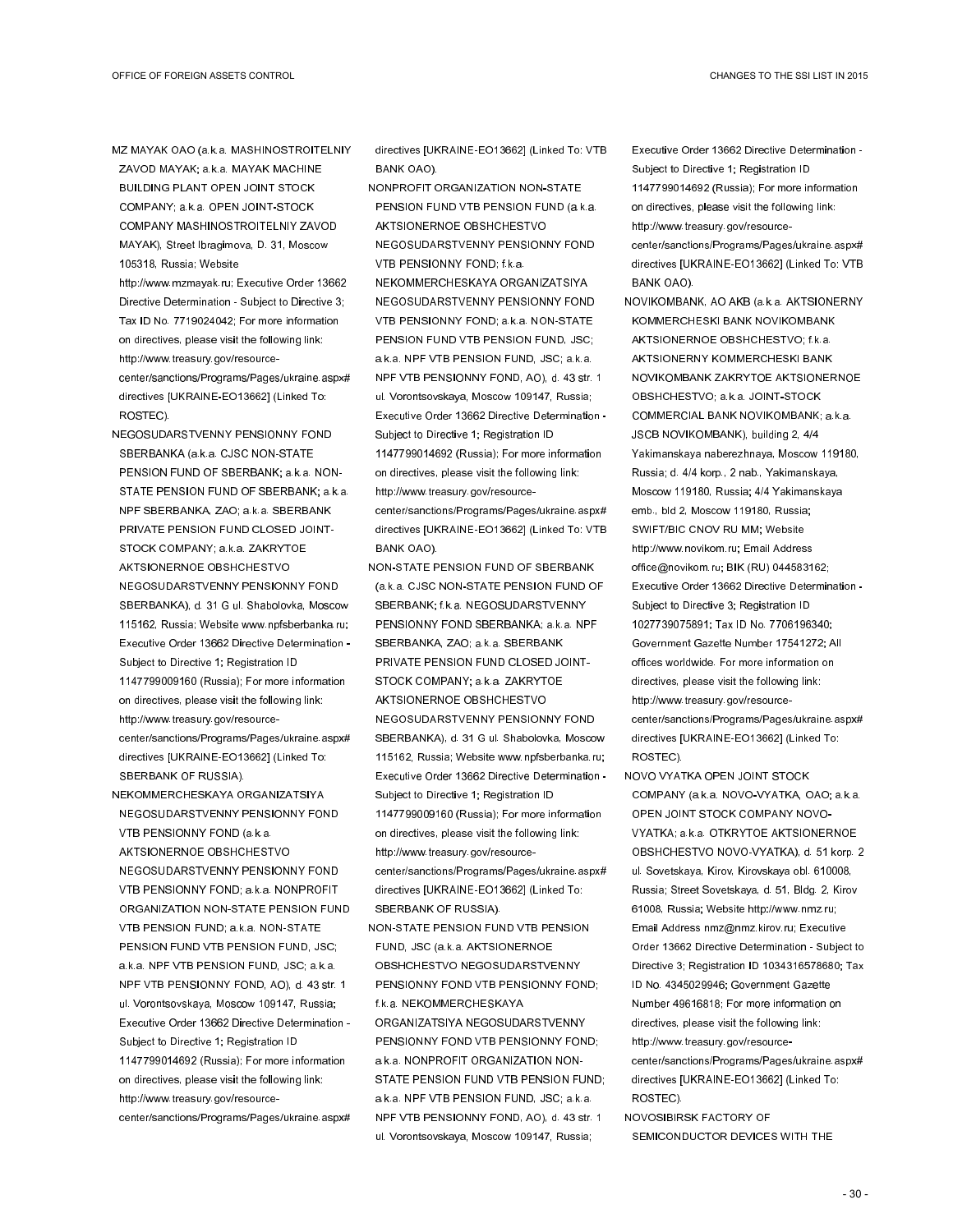MZ MAYAK OAO (a.k.a. MASHINOSTROITELNIY ZAVOD MAYAK; a.k.a. MAYAK MACHINE BUILDING PLANT OPEN JOINT STOCK COMPANY; a.k.a. OPEN JOINT-STOCK COMPANY MASHINOSTROITELNIY ZAVOD MAYAK), Street Ibragimova, D. 31, Moscow 105318, Russia; Website http://www.mzmayak.ru; Executive Order 13662 Directive Determination - Subject to Directive 3; Tax ID No. 7719024042; For more information on directives, please visit the following link: http://www.treasury.gov/resource-center/sanctions/Programs/Pages/ukraine.aspx#directives [UKRAINE-EO13662] (Linked To: ROSTEC).

NEGOSUDARSTVENNY PENSIONNY FOND SBERBANKA (a.k.a. CJSC NON-STATE PENSION FUND OF SBERBANK; a.k.a. NON-STATE PENSION FUND OF SBERBANK; a.k.a. NPF SBERBANKA, ZAO; a.k.a. SBERBANK PRIVATE PENSION FUND CLOSED JOINT-STOCK COMPANY; a.k.a. ZAKRYTOE AKTSIONERNOE OBSHCHESTVO NEGOSUDARSTVENNY PENSIONNY FOND SBERBANKA), d. 31 G ul. Shabolovka, Moscow 115162, Russia; Website www.npfsberbanka.ru; Executive Order 13662 Directive Determination - Subject to Directive 1; Registration ID 1147799009160 (Russia); For more information on directives, please visit the following link: http://www.treasury.gov/resource-center/sanctions/Programs/Pages/ukraine.aspx#directives [UKRAINE-EO13662] (Linked To: SBERBANK OF RUSSIA).

NEKOMMERCHESKAYA ORGANIZATSIYA NEGOSUDARSTVENNY PENSIONNY FOND VTB PENSIONNY FOND (a.k.a. AKTSIONERNOE OBSHCHESTVO NEGOSUDARSTVENNY PENSIONNY FOND VTB PENSIONNY FOND; a.k.a. NONPROFIT ORGANIZATION NON-STATE PENSION FUND VTB PENSION FUND; a.k.a. NON-STATE PENSION FUND VTB PENSION FUND, JSC; a.k.a. NPF VTB PENSION FUND, JSC; a.k.a. NPF VTB PENSIONNY FOND, AO), d. 43 str. 1 ul. Vorontsovskaya, Moscow 109147, Russia; Executive Order 13662 Directive Determination - Subject to Directive 1; Registration ID 1147799014692 (Russia); For more information on directives, please visit the following link: http://www.treasury.gov/resource-center/sanctions/Programs/Pages/ukraine.aspx#directives [UKRAINE-EO13662] (Linked To: VTB BANK OAO).

NONPROFIT ORGANIZATION NON-STATE PENSION FUND VTB PENSION FUND (a.k.a. AKTSIONERNOE OBSHCHESTVO NEGOSUDARSTVENNY PENSIONNY FOND VTB PENSIONNY FOND; f.k.a. NEKOMMERCHESKAYA ORGANIZATSIYA NEGOSUDARSTVENNY PENSIONNY FOND VTB PENSIONNY FOND; a.k.a. NON-STATE PENSION FUND VTB PENSION FUND, JSC; a.k.a. NPF VTB PENSION FUND, JSC; a.k.a. NPF VTB PENSIONNY FOND, AO), d. 43 str. 1 ul. Vorontsovskaya, Moscow 109147, Russia; Executive Order 13662 Directive Determination - Subject to Directive 1; Registration ID 1147799014692 (Russia); For more information on directives, please visit the following link: http://www.treasury.gov/resource-center/sanctions/Programs/Pages/ukraine.aspx#directives [UKRAINE-EO13662] (Linked To: VTB BANK OAO).

NON-STATE PENSION FUND OF SBERBANK (a.k.a. CJSC NON-STATE PENSION FUND OF SBERBANK; f.k.a. NEGOSUDARSTVENNY PENSIONNY FOND SBERBANKA; a.k.a. NPF SBERBANKA, ZAO; a.k.a. SBERBANK PRIVATE PENSION FUND CLOSED JOINT-STOCK COMPANY; a.k.a. ZAKRYTOE AKTSIONERNOE OBSHCHESTVO NEGOSUDARSTVENNY PENSIONNY FOND SBERBANKA), d. 31 G ul. Shabolovka, Moscow 115162, Russia; Website www.npfsberbanka.ru; Executive Order 13662 Directive Determination - Subject to Directive 1; Registration ID 1147799009160 (Russia); For more information on directives, please visit the following link: http://www.treasury.gov/resource-center/sanctions/Programs/Pages/ukraine.aspx#directives [UKRAINE-EO13662] (Linked To: SBERBANK OF RUSSIA).

NON-STATE PENSION FUND VTB PENSION FUND, JSC (a.k.a. AKTSIONERNOE OBSHCHESTVO NEGOSUDARSTVENNY PENSIONNY FOND VTB PENSIONNY FOND; f.k.a. NEKOMMERCHESKAYA ORGANIZATSIYA NEGOSUDARSTVENNY PENSIONNY FOND VTB PENSIONNY FOND; a.k.a. NONPROFIT ORGANIZATION NON-STATE PENSION FUND VTB PENSION FUND; a.k.a. NPF VTB PENSION FUND, JSC; a.k.a. NPF VTB PENSIONNY FOND, AO), d. 43 str. 1 ul. Vorontsovskaya, Moscow 109147, Russia; Executive Order 13662 Directive Determination - Subject to Directive 1; Registration ID 1147799014692 (Russia); For more information on directives, please visit the following link: http://www.treasury.gov/resource-center/sanctions/Programs/Pages/ukraine.aspx#directives [UKRAINE-EO13662] (Linked To: VTB BANK OAO).

NOVIKOMBANK, AO AKB (a.k.a. AKTSIONERNY KOMMERCHESKI BANK NOVIKOMBANK AKTSIONERNOE OBSHCHESTVO; f.k.a. AKTSIONERNY KOMMERCHESKI BANK NOVIKOMBANK ZAKRYTOE AKTSIONERNOE OBSHCHESTVO; a.k.a. JOINT-STOCK COMMERCIAL BANK NOVIKOMBANK; a.k.a. JSCB NOVIKOMBANK), building 2, 4/4 Yakimanskaya naberezhnaya, Moscow 119180, Russia; d. 4/4 korp., 2 nab., Yakimanskaya, Moscow 119180, Russia; 4/4 Yakimanskaya emb., bld 2, Moscow 119180, Russia; SWIFT/BIC CNOV RU MM; Website http://www.novikom.ru; Email Address office@novikom.ru; BIK (RU) 044583162; Executive Order 13662 Directive Determination - Subject to Directive 3; Registration ID 1027739075891; Tax ID No. 7706196340; Government Gazette Number 17541272; All offices worldwide. For more information on directives, please visit the following link: http://www.treasury.gov/resource-center/sanctions/Programs/Pages/ukraine.aspx#directives [UKRAINE-EO13662] (Linked To: ROSTEC).

NOVO VYATKA OPEN JOINT STOCK COMPANY (a.k.a. NOVO-VYATKA, OAO; a.k.a. OPEN JOINT STOCK COMPANY NOVO-VYATKA; a.k.a. OTKRYTOE AKTSIONERNOE OBSHCHESTVO NOVO-VYATKA), d. 51 korp. 2 ul. Sovetskaya, Kirov, Kirovskaya obl. 610008, Russia; Street Sovetskaya, d. 51, Bldg. 2, Kirov 61008, Russia; Website http://www.nmz.ru; Email Address nmz@nmz.kirov.ru; Executive Order 13662 Directive Determination - Subject to Directive 3; Registration ID 1034316578680; Tax ID No. 4345029946; Government Gazette Number 49616818; For more information on directives, please visit the following link: http://www.treasury.gov/resource-center/sanctions/Programs/Pages/ukraine.aspx#directives [UKRAINE-EO13662] (Linked To: ROSTEC).

NOVOSIBIRSK FACTORY OF SEMICONDUCTOR DEVICES WITH THE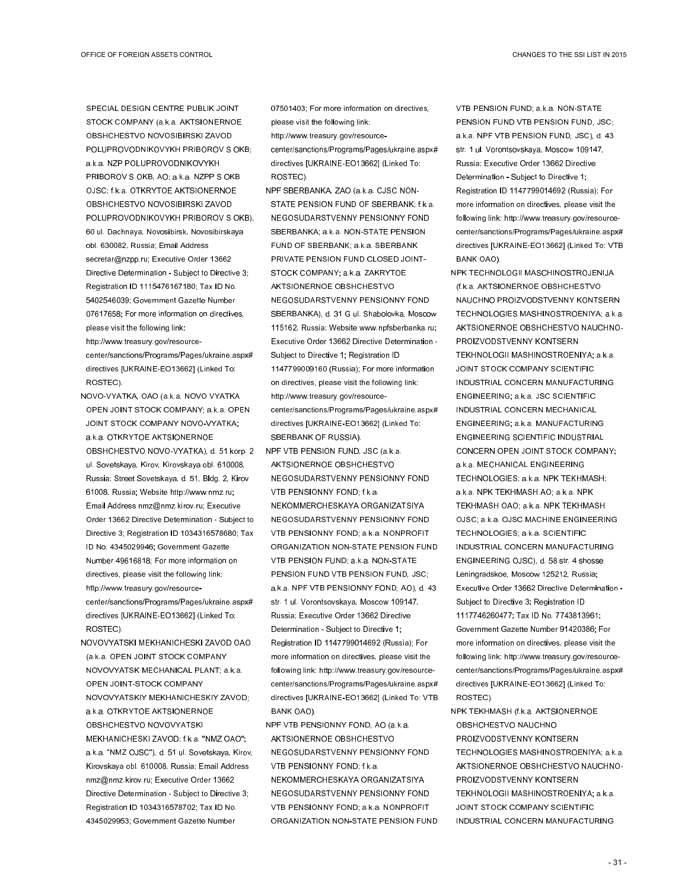SPECIAL DESIGN CENTRE PUBLIK JOINT STOCK COMPANY (a.k.a. AKTSIONERNOE OBSHCHESTVO NOVOSIBIRSKI ZAVOD POLUPROVODNIKOVYKH PRIBOROV S OKB; a.k.a. NZP POLUPROVODNIKOVYKH PRIBOROV S OKB, AO; a.k.a. NZPP S OKB OJSC; f.k.a. OTKRYTOE AKTSIONERNOE OBSHCHESTVO NOVOSIBIRSKI ZAVOD POLUPROVODNIKOVYKH PRIBOROV S OKB), 60 ul. Dachnaya, Novosibirsk, Novosibirskaya obl. 630082, Russia; Email Address secretar@nzpp.ru; Executive Order 13662 Directive Determination - Subject to Directive 3; Registration ID 1115476167180; Tax ID No. 5402546039; Government Gazette Number 07617658; For more information on directives, please visit the following link: http://www.treasury.gov/resource-center/sanctions/Programs/Pages/ukraine.aspx#directives [UKRAINE-EO13662] (Linked To: ROSTEC).

NOVO-VYATKA, OAO (a.k.a. NOVO VYATKA OPEN JOINT STOCK COMPANY; a.k.a. OPEN JOINT STOCK COMPANY NOVO-VYATKA; a.k.a. OTKRYTOE AKTSIONERNOE OBSHCHESTVO NOVO-VYATKA), d. 51 korp. 2 ul. Sovetskaya, Kirov, Kirovskaya obl. 610008, Russia; Street Sovetskaya, d. 51, Bldg. 2, Kirov 61008, Russia; Website http://www.nmz.ru; Email Address nmz@nmz.kirov.ru; Executive Order 13662 Directive Determination - Subject to Directive 3; Registration ID 1034316578680; Tax ID No. 4345029946; Government Gazette Number 49616818; For more information on directives, please visit the following link: http://www.treasury.gov/resource-center/sanctions/Programs/Pages/ukraine.aspx#directives [UKRAINE-EO13662] (Linked To: ROSTEC).

NOVOVYATSKI MEKHANICHESKI ZAVOD OAO (a.k.a. OPEN JOINT STOCK COMPANY NOVOVYATSK MECHANICAL PLANT; a.k.a. OPEN JOINT-STOCK COMPANY NOVOVYATSKIY MEKHANICHESKIY ZAVOD; a.k.a. OTKRYTOE AKTSIONERNOE OBSHCHESTVO NOVOVYATSKI MEKHANICHESKI ZAVOD; f.k.a. "NMZ OAO"; a.k.a. "NMZ OJSC"), d. 51 ul. Sovetskaya, Kirov, Kirovskaya obl. 610008, Russia; Email Address nmz@nmz.kirov.ru; Executive Order 13662 Directive Determination - Subject to Directive 3; Registration ID 1034316578702; Tax ID No. 4345029953; Government Gazette Number 07501403; For more information on directives, please visit the following link: http://www.treasury.gov/resource-center/sanctions/Programs/Pages/ukraine.aspx#directives [UKRAINE-EO13662] (Linked To: ROSTEC).

NPF SBERBANKA, ZAO (a.k.a. CJSC NON-STATE PENSION FUND OF SBERBANK; f.k.a. NEGOSUDARSTVENNY PENSIONNY FOND SBERBANKA; a.k.a. NON-STATE PENSION FUND OF SBERBANK; a.k.a. SBERBANK PRIVATE PENSION FUND CLOSED JOINT-STOCK COMPANY; a.k.a. ZAKRYTOE AKTSIONERNOE OBSHCHESTVO NEGOSUDARSTVENNY PENSIONNY FOND SBERBANKA), d. 31 G ul. Shabolovka, Moscow 115162, Russia; Website www.npfsberbanka.ru; Executive Order 13662 Directive Determination - Subject to Directive 1; Registration ID 1147799009160 (Russia); For more information on directives, please visit the following link: http://www.treasury.gov/resource-center/sanctions/Programs/Pages/ukraine.aspx#directives [UKRAINE-EO13662] (Linked To: SBERBANK OF RUSSIA).

NPF VTB PENSION FUND, JSC (a.k.a. AKTSIONERNOE OBSHCHESTVO NEGOSUDARSTVENNY PENSIONNY FOND VTB PENSIONNY FOND; f.k.a. NEKOMMERCHESKAYA ORGANIZATSIYA NEGOSUDARSTVENNY PENSIONNY FOND VTB PENSIONNY FOND; a.k.a. NONPROFIT ORGANIZATION NON-STATE PENSION FUND VTB PENSION FUND; a.k.a. NON-STATE PENSION FUND VTB PENSION FUND, JSC; a.k.a. NPF VTB PENSIONNY FOND, AO), d. 43 str. 1 ul. Vorontsovskaya, Moscow 109147, Russia; Executive Order 13662 Directive Determination - Subject to Directive 1; Registration ID 1147799014692 (Russia); For more information on directives, please visit the following link: http://www.treasury.gov/resource-center/sanctions/Programs/Pages/ukraine.aspx#directives [UKRAINE-EO13662] (Linked To: VTB BANK OAO).

NPF VTB PENSIONNY FOND, AO (a.k.a. AKTSIONERNOE OBSHCHESTVO NEGOSUDARSTVENNY PENSIONNY FOND VTB PENSIONNY FOND; f.k.a. NEKOMMERCHESKAYA ORGANIZATSIYA NEGOSUDARSTVENNY PENSIONNY FOND VTB PENSIONNY FOND; a.k.a. NONPROFIT ORGANIZATION NON-STATE PENSION FUND VTB PENSION FUND; a.k.a. NON-STATE PENSION FUND VTB PENSION FUND, JSC; a.k.a. NPF VTB PENSION FUND, JSC), d. 43 str. 1 ul. Vorontsovskaya, Moscow 109147, Russia; Executive Order 13662 Directive Determination - Subject to Directive 1; Registration ID 1147799014692 (Russia); For more information on directives, please visit the following link: http://www.treasury.gov/resource-center/sanctions/Programs/Pages/ukraine.aspx#directives [UKRAINE-EO13662] (Linked To: VTB BANK OAO).

NPK TECHNOLOGII MASCHINOSTROJENIJA (f.k.a. AKTSIONERNOE OBSHCHESTVO NAUCHNO PROIZVODSTVENNY KONTSERN TECHNOLOGIES MASHINOSTROENIYA; a.k.a. AKTSIONERNOE OBSHCHESTVO NAUCHNO-PROIZVODSTVENNY KONTSERN TEKHNOLOGII MASHINOSTROENIYA; a.k.a. JOINT STOCK COMPANY SCIENTIFIC INDUSTRIAL CONCERN MANUFACTURING ENGINEERING; a.k.a. JSC SCIENTIFIC INDUSTRIAL CONCERN MECHANICAL ENGINEERING; a.k.a. MANUFACTURING ENGINEERING SCIENTIFIC INDUSTRIAL CONCERN OPEN JOINT STOCK COMPANY; a.k.a. MECHANICAL ENGINEERING TECHNOLOGIES; a.k.a. NPK TEKHMASH; a.k.a. NPK TEKHMASH AO; a.k.a. NPK TEKHMASH OAO; a.k.a. NPK TEKHMASH OJSC; a.k.a. OJSC MACHINE ENGINEERING TECHNOLOGIES; a.k.a. SCIENTIFIC INDUSTRIAL CONCERN MANUFACTURING ENGINEERING OJSC), d. 58 str. 4 shosse Leningradskoe, Moscow 125212, Russia; Executive Order 13662 Directive Determination - Subject to Directive 3; Registration ID 1117746260477; Tax ID No. 7743813961; Government Gazette Number 91420386; For more information on directives, please visit the following link: http://www.treasury.gov/resource-center/sanctions/Programs/Pages/ukraine.aspx#directives [UKRAINE-EO13662] (Linked To: ROSTEC).

NPK TEKHMASH (f.k.a. AKTSIONERNOE OBSHCHESTVO NAUCHNO PROIZVODSTVENNY KONTSERN TECHNOLOGIES MASHINOSTROENIYA; a.k.a. AKTSIONERNOE OBSHCHESTVO NAUCHNO-PROIZVODSTVENNY KONTSERN TEKHNOLOGII MASHINOSTROENIYA; a.k.a. JOINT STOCK COMPANY SCIENTIFIC INDUSTRIAL CONCERN MANUFACTURING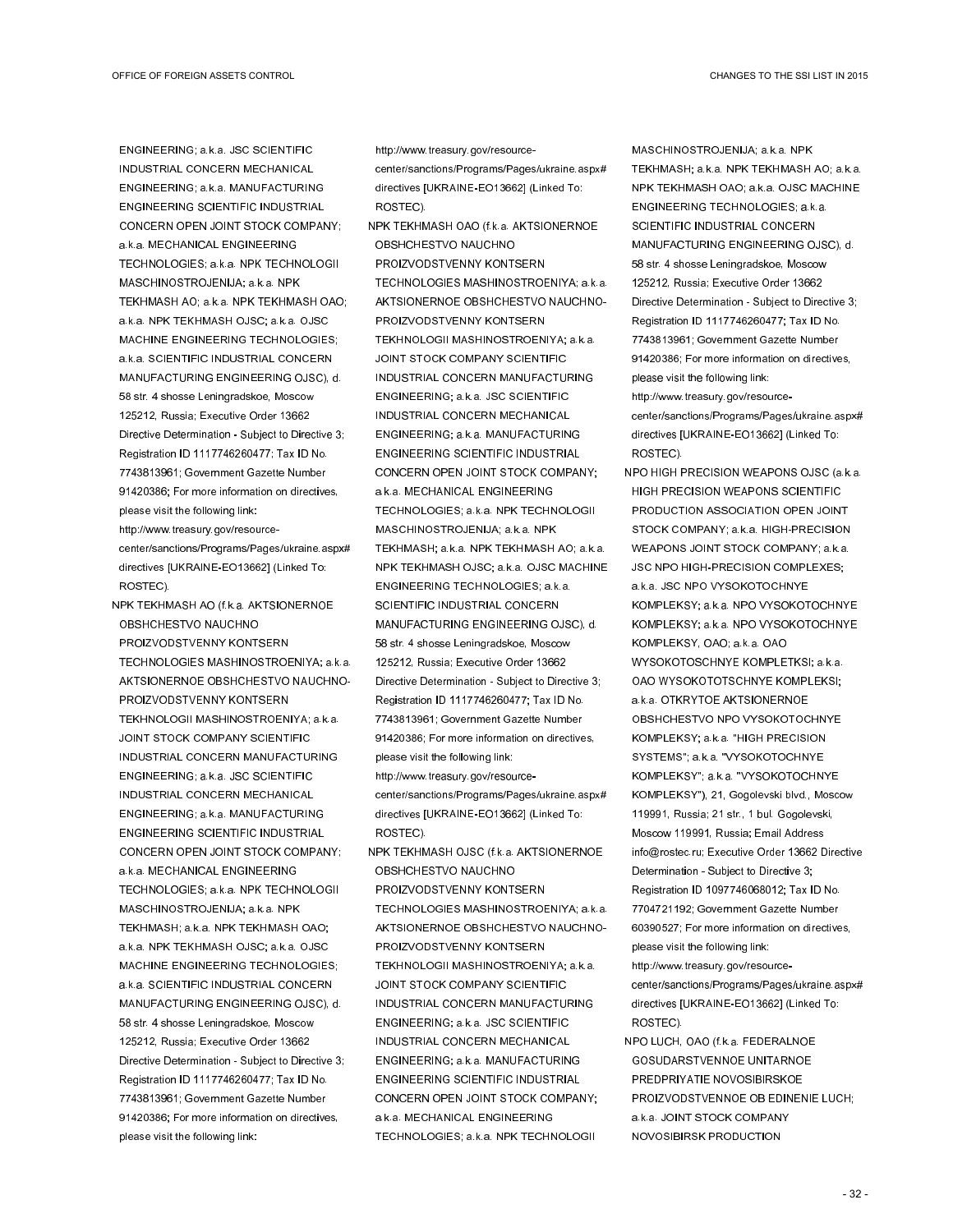ENGINEERING; a.k.a. JSC SCIENTIFIC INDUSTRIAL CONCERN MECHANICAL ENGINEERING; a.k.a. MANUFACTURING ENGINEERING SCIENTIFIC INDUSTRIAL CONCERN OPEN JOINT STOCK COMPANY; a.k.a. MECHANICAL ENGINEERING TECHNOLOGIES; a.k.a. NPK TECHNOLOGII MASCHINOSTROJENIJA; a.k.a. NPK TEKHMASH AO; a.k.a. NPK TEKHMASH OAO; a.k.a. NPK TEKHMASH OJSC; a.k.a. OJSC MACHINE ENGINEERING TECHNOLOGIES; a.k.a. SCIENTIFIC INDUSTRIAL CONCERN MANUFACTURING ENGINEERING OJSC), d. 58 str. 4 shosse Leningradskoe, Moscow 125212, Russia; Executive Order 13662 Directive Determination - Subject to Directive 3; Registration ID 1117746260477; Tax ID No. 7743813961; Government Gazette Number 91420386; For more information on directives, please visit the following link: http://www.treasury.gov/resource-center/sanctions/Programs/Pages/ukraine.aspx#directives [UKRAINE-EO13662] (Linked To: ROSTEC).

NPK TEKHMASH AO (f.k.a. AKTSIONERNOE OBSHCHESTVO NAUCHNO PROIZVODSTVENNY KONTSERN TECHNOLOGIES MASHINOSTROENIYA; a.k.a. AKTSIONERNOE OBSHCHESTVO NAUCHNO-PROIZVODSTVENNY KONTSERN TEKHNOLOGII MASHINOSTROENIYA; a.k.a. JOINT STOCK COMPANY SCIENTIFIC INDUSTRIAL CONCERN MANUFACTURING ENGINEERING; a.k.a. JSC SCIENTIFIC INDUSTRIAL CONCERN MECHANICAL ENGINEERING; a.k.a. MANUFACTURING ENGINEERING SCIENTIFIC INDUSTRIAL CONCERN OPEN JOINT STOCK COMPANY; a.k.a. MECHANICAL ENGINEERING TECHNOLOGIES; a.k.a. NPK TECHNOLOGII MASCHINOSTROJENIJA; a.k.a. NPK TEKHMASH; a.k.a. NPK TEKHMASH OAO; a.k.a. NPK TEKHMASH OJSC; a.k.a. OJSC MACHINE ENGINEERING TECHNOLOGIES; a.k.a. SCIENTIFIC INDUSTRIAL CONCERN MANUFACTURING ENGINEERING OJSC), d. 58 str. 4 shosse Leningradskoe, Moscow 125212, Russia; Executive Order 13662 Directive Determination - Subject to Directive 3; Registration ID 1117746260477; Tax ID No. 7743813961; Government Gazette Number 91420386; For more information on directives, please visit the following link: http://www.treasury.gov/resource-center/sanctions/Programs/Pages/ukraine.aspx#directives [UKRAINE-EO13662] (Linked To: ROSTEC).

NPK TEKHMASH OAO (f.k.a. AKTSIONERNOE OBSHCHESTVO NAUCHNO PROIZVODSTVENNY KONTSERN TECHNOLOGIES MASHINOSTROENIYA; a.k.a. AKTSIONERNOE OBSHCHESTVO NAUCHNO-PROIZVODSTVENNY KONTSERN TEKHNOLOGII MASHINOSTROENIYA; a.k.a. JOINT STOCK COMPANY SCIENTIFIC INDUSTRIAL CONCERN MANUFACTURING ENGINEERING; a.k.a. JSC SCIENTIFIC INDUSTRIAL CONCERN MECHANICAL ENGINEERING; a.k.a. MANUFACTURING ENGINEERING SCIENTIFIC INDUSTRIAL CONCERN OPEN JOINT STOCK COMPANY; a.k.a. MECHANICAL ENGINEERING TECHNOLOGIES; a.k.a. NPK TECHNOLOGII MASCHINOSTROJENIJA; a.k.a. NPK TEKHMASH; a.k.a. NPK TEKHMASH AO; a.k.a. NPK TEKHMASH OJSC; a.k.a. OJSC MACHINE ENGINEERING TECHNOLOGIES; a.k.a. SCIENTIFIC INDUSTRIAL CONCERN MANUFACTURING ENGINEERING OJSC), d. 58 str. 4 shosse Leningradskoe, Moscow 125212, Russia; Executive Order 13662 Directive Determination - Subject to Directive 3; Registration ID 1117746260477; Tax ID No. 7743813961; Government Gazette Number 91420386; For more information on directives, please visit the following link: http://www.treasury.gov/resource-center/sanctions/Programs/Pages/ukraine.aspx#directives [UKRAINE-EO13662] (Linked To: ROSTEC).

NPK TEKHMASH OJSC (f.k.a. AKTSIONERNOE OBSHCHESTVO NAUCHNO PROIZVODSTVENNY KONTSERN TECHNOLOGIES MASHINOSTROENIYA; a.k.a. AKTSIONERNOE OBSHCHESTVO NAUCHNO-PROIZVODSTVENNY KONTSERN TEKHNOLOGII MASHINOSTROENIYA; a.k.a. JOINT STOCK COMPANY SCIENTIFIC INDUSTRIAL CONCERN MANUFACTURING ENGINEERING; a.k.a. JSC SCIENTIFIC INDUSTRIAL CONCERN MECHANICAL ENGINEERING; a.k.a. MANUFACTURING ENGINEERING SCIENTIFIC INDUSTRIAL CONCERN OPEN JOINT STOCK COMPANY; a.k.a. MECHANICAL ENGINEERING TECHNOLOGIES; a.k.a. NPK TECHNOLOGII MASCHINOSTROJENIJA; a.k.a. NPK TEKHMASH; a.k.a. NPK TEKHMASH AO; a.k.a. NPK TEKHMASH OAO; a.k.a. OJSC MACHINE ENGINEERING TECHNOLOGIES; a.k.a. SCIENTIFIC INDUSTRIAL CONCERN MANUFACTURING ENGINEERING OJSC), d. 58 str. 4 shosse Leningradskoe, Moscow 125212, Russia; Executive Order 13662 Directive Determination - Subject to Directive 3; Registration ID 1117746260477; Tax ID No. 7743813961; Government Gazette Number 91420386; For more information on directives, please visit the following link: http://www.treasury.gov/resource-center/sanctions/Programs/Pages/ukraine.aspx#directives [UKRAINE-EO13662] (Linked To: ROSTEC).

NPO HIGH PRECISION WEAPONS OJSC (a.k.a. HIGH PRECISION WEAPONS SCIENTIFIC PRODUCTION ASSOCIATION OPEN JOINT STOCK COMPANY; a.k.a. HIGH-PRECISION WEAPONS JOINT STOCK COMPANY; a.k.a. JSC NPO HIGH-PRECISION COMPLEXES; a.k.a. JSC NPO VYSOKOTOCHNYE KOMPLEKSY; a.k.a. NPO VYSOKOTOCHNYE KOMPLEKSY; a.k.a. NPO VYSOKOTOCHNYE KOMPLEKSY, OAO; a.k.a. OAO WYSOKOTOSCHNYE KOMPLETKSI; a.k.a. OAO WYSOKOTOTSCHNYE KOMPLEKSI; a.k.a. OTKRYTOE AKTSIONERNOE OBSHCHESTVO NPO VYSOKOTOCHNYE KOMPLEKSY; a.k.a. "HIGH PRECISION SYSTEMS"; a.k.a. "VYSOKOTOCHNYE KOMPLEKSY"; a.k.a. "VYSOKOTOCHNYE KOMPLEKSY"), 21, Gogolevski blvd., Moscow 119991, Russia; 21 str., 1 bul. Gogolevski, Moscow 119991, Russia; Email Address info@rostec.ru; Executive Order 13662 Directive Determination - Subject to Directive 3; Registration ID 1097746068012; Tax ID No. 7704721192; Government Gazette Number 60390527; For more information on directives, please visit the following link: http://www.treasury.gov/resource-center/sanctions/Programs/Pages/ukraine.aspx#directives [UKRAINE-EO13662] (Linked To: ROSTEC).

NPO LUCH, OAO (f.k.a. FEDERALNOE GOSUDARSTVENNOE UNITARNOE PREDPRIYATIE NOVOSIBIRSKOE PROIZVODSTVENNOE OB EDINENIE LUCH; a.k.a. JOINT STOCK COMPANY NOVOSIBIRSK PRODUCTION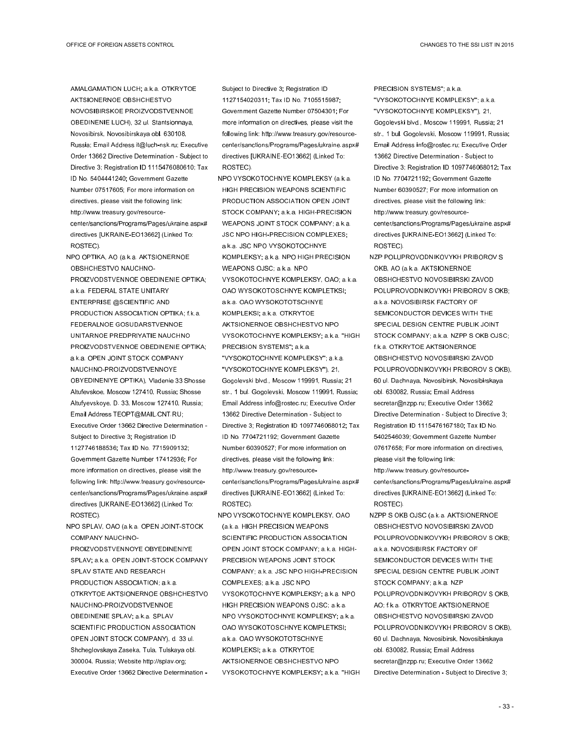AMALGAMATION LUCH; a.k.a. OTKRYTOE AKTSIONERNOE OBSHCHESTVO NOVOSIBIRSKOE PROIZVODSTVENNOE OBEDINENIE LUCH), 32 ul. Stantsionnaya, Novosibirsk, Novosibirskaya obl. 630108, Russia; Email Address it@luch-nsk.ru; Executive Order 13662 Directive Determination - Subject to Directive 3; Registration ID 1115476080610; Tax ID No. 5404441240; Government Gazette Number 07517605; For more information on directives, please visit the following link: http://www.treasury.gov/resource-center/sanctions/Programs/Pages/ukraine.aspx#directives [UKRAINE-EO13662] (Linked To: ROSTEC).

NPO OPTIKA, AO (a.k.a. AKTSIONERNOE OBSHCHESTVO NAUCHNO-PROIZVODSTVENNOE OBEDINENIE OPTIKA; a.k.a. FEDERAL STATE UNITARY ENTERPRISE @SCIENTIFIC AND PRODUCTION ASSOCIATION OPTIKA; f.k.a. FEDERALNOE GOSUDARSTVENNOE UNITARNOE PREDPRIYATIE NAUCHNO PROIZVODSTVENNOE OBEDINENIE OPTIKA; a.k.a. OPEN JOINT STOCK COMPANY NAUCHNO-PROIZVODSTVENNOYE OBYEDINENIYE OPTIKA), Vladenie 33 Shosse Altufevskoe, Moscow 127410, Russia; Shosse Altufyevskoye, D. 33, Moscow 127410, Russia; Email Address TEOPT@MAIL.CNT.RU; Executive Order 13662 Directive Determination - Subject to Directive 3; Registration ID 1127746188536; Tax ID No. 7715909132; Government Gazette Number 17412936; For more information on directives, please visit the following link: http://www.treasury.gov/resource-center/sanctions/Programs/Pages/ukraine.aspx#directives [UKRAINE-EO13662] (Linked To: ROSTEC).

NPO SPLAV, OAO (a.k.a. OPEN JOINT-STOCK COMPANY NAUCHNO-PROIZVODSTVENNOYE OBYEDINENIYE SPLAV; a.k.a. OPEN JOINT-STOCK COMPANY SPLAV STATE AND RESEARCH PRODUCTION ASSOCIATION; a.k.a. OTKRYTOE AKTSIONERNOE OBSHCHESTVO NAUCHNO-PROIZVODSTVENNOE OBEDINENIE SPLAV; a.k.a. SPLAV SCIENTIFIC PRODUCTION ASSOCIATION OPEN JOINT STOCK COMPANY), d. 33 ul. Shcheglovskaya Zaseka, Tula, Tulskaya obl. 300004, Russia; Website http://splav.org; Executive Order 13662 Directive Determination - Subject to Directive 3; Registration ID 1127154020311; Tax ID No. 7105515987; Government Gazette Number 07504301; For more information on directives, please visit the following link: http://www.treasury.gov/resource-center/sanctions/Programs/Pages/ukraine.aspx#directives [UKRAINE-EO13662] (Linked To: ROSTEC).

NPO VYSOKOTOCHNYE KOMPLEKSY (a.k.a. HIGH PRECISION WEAPONS SCIENTIFIC PRODUCTION ASSOCIATION OPEN JOINT STOCK COMPANY; a.k.a. HIGH-PRECISION WEAPONS JOINT STOCK COMPANY; a.k.a. JSC NPO HIGH-PRECISION COMPLEXES; a.k.a. JSC NPO VYSOKOTOCHNYE KOMPLEKSY; a.k.a. NPO HIGH PRECISION WEAPONS OJSC; a.k.a. NPO VYSOKOTOCHNYE KOMPLEKSY, OAO; a.k.a. OAO WYSOKOTOSCHNYE KOMPLETKSI; a.k.a. OAO WYSOKOTOTSCHNYE KOMPLEKSI; a.k.a. OTKRYTOE AKTSIONERNOE OBSHCHESTVO NPO VYSOKOTOCHNYE KOMPLEKSY; a.k.a. "HIGH PRECISION SYSTEMS"; a.k.a. "VYSOKOTOCHNYE KOMPLEKSY"; a.k.a. "VYSOKOTOCHNYE KOMPLEKSY"), 21, Gogolevski blvd., Moscow 119991, Russia; 21 str., 1 bul. Gogolevski, Moscow 119991, Russia; Email Address info@rostec.ru; Executive Order 13662 Directive Determination - Subject to Directive 3; Registration ID 1097746068012; Tax ID No. 7704721192; Government Gazette Number 60390527; For more information on directives, please visit the following link: http://www.treasury.gov/resource-center/sanctions/Programs/Pages/ukraine.aspx#directives [UKRAINE-EO13662] (Linked To: ROSTEC).

NPO VYSOKOTOCHNYE KOMPLEKSY, OAO (a.k.a. HIGH PRECISION WEAPONS SCIENTIFIC PRODUCTION ASSOCIATION OPEN JOINT STOCK COMPANY; a.k.a. HIGH-PRECISION WEAPONS JOINT STOCK COMPANY; a.k.a. JSC NPO HIGH-PRECISION COMPLEXES; a.k.a. JSC NPO VYSOKOTOCHNYE KOMPLEKSY; a.k.a. NPO HIGH PRECISION WEAPONS OJSC; a.k.a. NPO VYSOKOTOCHNYE KOMPLEKSY; a.k.a. OAO WYSOKOTOSCHNYE KOMPLETKSI; a.k.a. OAO WYSOKOTOTSCHNYE KOMPLEKSI; a.k.a. OTKRYTOE AKTSIONERNOE OBSHCHESTVO NPO VYSOKOTOCHNYE KOMPLEKSY; a.k.a. "HIGH PRECISION SYSTEMS"; a.k.a. "VYSOKOTOCHNYE KOMPLEKSY"; a.k.a. "VYSOKOTOCHNYE KOMPLEKSY"), 21, Gogolevski blvd., Moscow 119991, Russia; 21 str., 1 bul. Gogolevski, Moscow 119991, Russia; Email Address info@rostec.ru; Executive Order 13662 Directive Determination - Subject to Directive 3; Registration ID 1097746068012; Tax ID No. 7704721192; Government Gazette Number 60390527; For more information on directives, please visit the following link: http://www.treasury.gov/resource-center/sanctions/Programs/Pages/ukraine.aspx#directives [UKRAINE-EO13662] (Linked To: ROSTEC).

NZP POLUPROVODNIKOVYKH PRIBOROV S OKB, AO (a.k.a. AKTSIONERNOE OBSHCHESTVO NOVOSIBIRSKI ZAVOD POLUPROVODNIKOVYKH PRIBOROV S OKB; a.k.a. NOVOSIBIRSK FACTORY OF SEMICONDUCTOR DEVICES WITH THE SPECIAL DESIGN CENTRE PUBLIK JOINT STOCK COMPANY; a.k.a. NZPP S OKB OJSC; f.k.a. OTKRYTOE AKTSIONERNOE OBSHCHESTVO NOVOSIBIRSKI ZAVOD POLUPROVODNIKOVYKH PRIBOROV S OKB), 60 ul. Dachnaya, Novosibirsk, Novosibirskaya obl. 630082, Russia; Email Address secretar@nzpp.ru; Executive Order 13662 Directive Determination - Subject to Directive 3; Registration ID 1115476167180; Tax ID No. 5402546039; Government Gazette Number 07617658; For more information on directives, please visit the following link: http://www.treasury.gov/resource-center/sanctions/Programs/Pages/ukraine.aspx#directives [UKRAINE-EO13662] (Linked To: ROSTEC).

NZPP S OKB OJSC (a.k.a. AKTSIONERNOE OBSHCHESTVO NOVOSIBIRSKI ZAVOD POLUPROVODNIKOVYKH PRIBOROV S OKB; a.k.a. NOVOSIBIRSK FACTORY OF SEMICONDUCTOR DEVICES WITH THE SPECIAL DESIGN CENTRE PUBLIK JOINT STOCK COMPANY; a.k.a. NZP POLUPROVODNIKOVYKH PRIBOROV S OKB, AO; f.k.a. OTKRYTOE AKTSIONERNOE OBSHCHESTVO NOVOSIBIRSKI ZAVOD POLUPROVODNIKOVYKH PRIBOROV S OKB), 60 ul. Dachnaya, Novosibirsk, Novosibirskaya obl. 630082, Russia; Email Address secretar@nzpp.ru; Executive Order 13662 Directive Determination - Subject to Directive 3;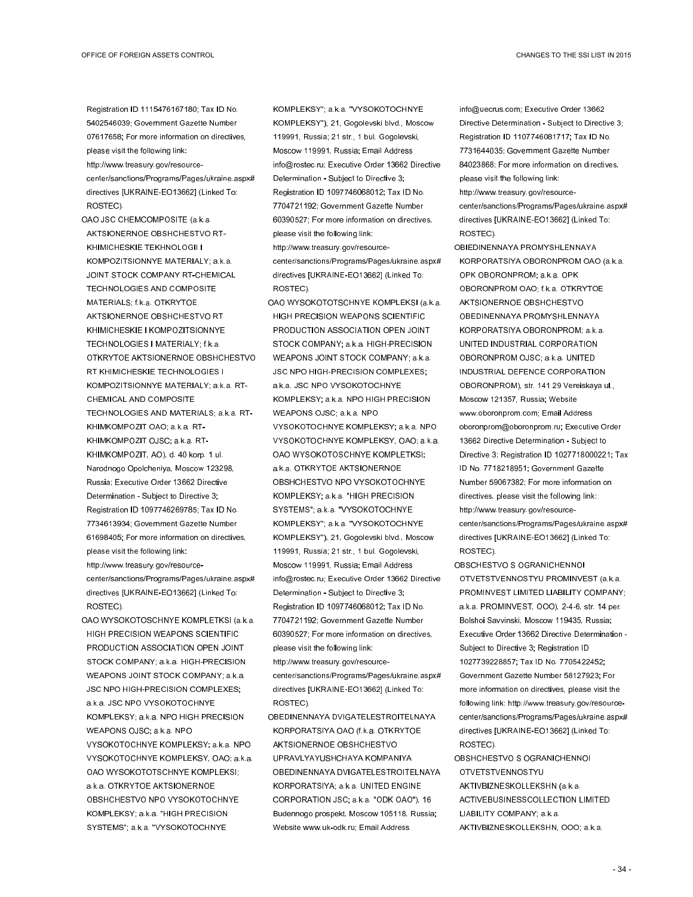Registration ID 1115476167180; Tax ID No. 5402546039; Government Gazette Number 07617658; For more information on directives, please visit the following link: http://www.treasury.gov/resource-center/sanctions/Programs/Pages/ukraine.aspx#directives [UKRAINE-EO13662] (Linked To: ROSTEC).

OAO JSC CHEMCOMPOSITE (a.k.a. AKTSIONERNOE OBSHCHESTVO RT-KHIMICHESKIE TEKHNOLOGII I KOMPOZITSIONNYE MATERIALY; a.k.a. JOINT STOCK COMPANY RT-CHEMICAL TECHNOLOGIES AND COMPOSITE MATERIALS; f.k.a. OTKRYTOE AKTSIONERNOE OBSHCHESTVO RT KHIMICHESKIE I KOMPOZITSIONNYE TECHNOLOGIES I MATERIALY; f.k.a. OTKRYTOE AKTSIONERNOE OBSHCHESTVO RT KHIMICHESKIE TECHNOLOGIES I KOMPOZITSIONNYE MATERIALY; a.k.a. RT-CHEMICAL AND COMPOSITE TECHNOLOGIES AND MATERIALS; a.k.a. RT-KHIMKOMPOZIT OAO; a.k.a. RT-KHIMKOMPOZIT OJSC; a.k.a. RT-KHIMKOMPOZIT, AO), d. 40 korp. 1 ul. Narodnogo Opolcheniya, Moscow 123298, Russia; Executive Order 13662 Directive Determination - Subject to Directive 3; Registration ID 1097746269785; Tax ID No. 7734613934; Government Gazette Number 61698405; For more information on directives, please visit the following link: http://www.treasury.gov/resource-center/sanctions/Programs/Pages/ukraine.aspx#directives [UKRAINE-EO13662] (Linked To: ROSTEC).

OAO WYSOKOTOSCHNYE KOMPLETKSI (a.k.a. HIGH PRECISION WEAPONS SCIENTIFIC PRODUCTION ASSOCIATION OPEN JOINT STOCK COMPANY; a.k.a. HIGH-PRECISION WEAPONS JOINT STOCK COMPANY; a.k.a. JSC NPO HIGH-PRECISION COMPLEXES; a.k.a. JSC NPO VYSOKOTOCHNYE KOMPLEKSY; a.k.a. NPO HIGH PRECISION WEAPONS OJSC; a.k.a. NPO VYSOKOTOCHNYE KOMPLEKSY; a.k.a. NPO VYSOKOTOCHNYE KOMPLEKSY, OAO; a.k.a. OAO WYSOKOTOTSCHNYE KOMPLEKSI; a.k.a. OTKRYTOE AKTSIONERNOE OBSHCHESTVO NPO VYSOKOTOCHNYE KOMPLEKSY; a.k.a. "HIGH PRECISION SYSTEMS"; a.k.a. "VYSOKOTOCHNYE KOMPLEKSY"; a.k.a. "VYSOKOTOCHNYE KOMPLEKSY"), 21, Gogolevski blvd., Moscow 119991, Russia; 21 str., 1 bul. Gogolevski, Moscow 119991, Russia; Email Address info@rostec.ru; Executive Order 13662 Directive Determination - Subject to Directive 3; Registration ID 1097746068012; Tax ID No. 7704721192; Government Gazette Number 60390527; For more information on directives, please visit the following link: http://www.treasury.gov/resource-center/sanctions/Programs/Pages/ukraine.aspx#directives [UKRAINE-EO13662] (Linked To: ROSTEC).

OAO WYSOKOTOTSCHNYE KOMPLEKSI (a.k.a. HIGH PRECISION WEAPONS SCIENTIFIC PRODUCTION ASSOCIATION OPEN JOINT STOCK COMPANY; a.k.a. HIGH-PRECISION WEAPONS JOINT STOCK COMPANY; a.k.a. JSC NPO HIGH-PRECISION COMPLEXES; a.k.a. JSC NPO VYSOKOTOCHNYE KOMPLEKSY; a.k.a. NPO HIGH PRECISION WEAPONS OJSC; a.k.a. NPO VYSOKOTOCHNYE KOMPLEKSY; a.k.a. NPO VYSOKOTOCHNYE KOMPLEKSY, OAO; a.k.a. OAO WYSOKOTOSCHNYE KOMPLETKSI; a.k.a. OTKRYTOE AKTSIONERNOE OBSHCHESTVO NPO VYSOKOTOCHNYE KOMPLEKSY; a.k.a. "HIGH PRECISION SYSTEMS"; a.k.a. "VYSOKOTOCHNYE KOMPLEKSY"; a.k.a. "VYSOKOTOCHNYE KOMPLEKSY"), 21, Gogolevski blvd., Moscow 119991, Russia; 21 str., 1 bul. Gogolevski, Moscow 119991, Russia; Email Address info@rostec.ru; Executive Order 13662 Directive Determination - Subject to Directive 3; Registration ID 1097746068012; Tax ID No. 7704721192; Government Gazette Number 60390527; For more information on directives, please visit the following link: http://www.treasury.gov/resource-center/sanctions/Programs/Pages/ukraine.aspx#directives [UKRAINE-EO13662] (Linked To: ROSTEC).

OBEDINENNAYA DVIGATELESTROITELNAYA KORPORATSIYA OAO (f.k.a. OTKRYTOE AKTSIONERNOE OBSHCHESTVO UPRAVLYAYUSHCHAYA KOMPANIYA OBEDINENNAYA DVIGATELESTROITELNAYA KORPORATSIYA; a.k.a. UNITED ENGINE CORPORATION JSC; a.k.a. "ODK OAO"), 16 Budennogo prospekt, Moscow 105118, Russia; Website www.uk-odk.ru; Email Address info@uecrus.com; Executive Order 13662 Directive Determination - Subject to Directive 3; Registration ID 1107746081717; Tax ID No. 7731644035; Government Gazette Number 84023868; For more information on directives, please visit the following link: http://www.treasury.gov/resource-center/sanctions/Programs/Pages/ukraine.aspx#directives [UKRAINE-EO13662] (Linked To: ROSTEC).

OBIEDINENNAYA PROMYSHLENNAYA KORPORATSIYA OBORONPROM OAO (a.k.a. OPK OBORONPROM; a.k.a. OPK OBORONPROM OAO; f.k.a. OTKRYTOE AKTSIONERNOE OBSHCHESTVO OBEDINENNAYA PROMYSHLENNAYA KORPORATSIYA OBORONPROM; a.k.a. UNITED INDUSTRIAL CORPORATION OBORONPROM OJSC; a.k.a. UNITED INDUSTRIAL DEFENCE CORPORATION OBORONPROM), str. 141 29 Vereiskaya ul., Moscow 121357, Russia; Website www.oboronprom.com; Email Address oboronprom@oboronprom.ru; Executive Order 13662 Directive Determination - Subject to Directive 3; Registration ID 1027718000221; Tax ID No. 7718218951; Government Gazette Number 59067382; For more information on directives, please visit the following link: http://www.treasury.gov/resource-center/sanctions/Programs/Pages/ukraine.aspx#directives [UKRAINE-EO13662] (Linked To: ROSTEC).

OBSCHESTVO S OGRANICHENNOI OTVETSTVENNOSTYU PROMINVEST (a.k.a. PROMINVEST LIMITED LIABILITY COMPANY; a.k.a. PROMINVEST, OOO), 2-4-6, str. 14 per. Bolshoi Savvinski, Moscow 119435, Russia; Executive Order 13662 Directive Determination - Subject to Directive 3; Registration ID 1027739228857; Tax ID No. 7705422452; Government Gazette Number 58127923; For more information on directives, please visit the following link: http://www.treasury.gov/resource-center/sanctions/Programs/Pages/ukraine.aspx#directives [UKRAINE-EO13662] (Linked To: ROSTEC).

OBSHCHESTVO S OGRANICHENNOI OTVETSTVENNOSTYU AKTIVBIZNESKOLLEKSHN (a.k.a. ACTIVEBUSINESSCOLLECTION LIMITED LIABILITY COMPANY; a.k.a. AKTIVBIZNESKOLLEKSHN, OOO; a.k.a.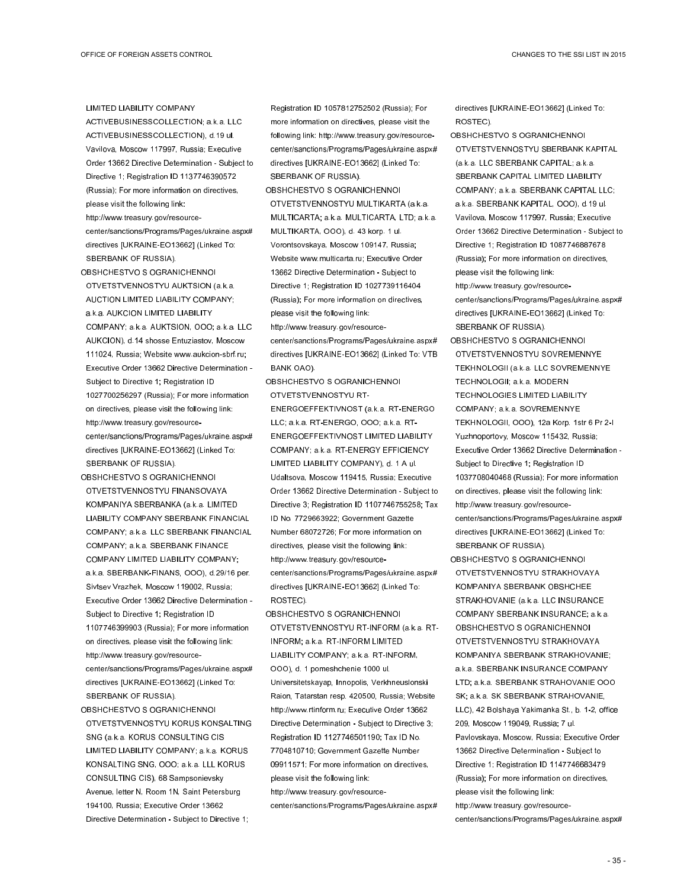LIMITED LIABILITY COMPANY ACTIVEBUSINESSCOLLECTION; a.k.a. LLC ACTIVEBUSINESSCOLLECTION), d.19 ul. Vavilova, Moscow 117997, Russia; Executive Order 13662 Directive Determination - Subject to Directive 1; Registration ID 1137746390572 (Russia); For more information on directives, please visit the following link: http://www.treasury.gov/resource-center/sanctions/Programs/Pages/ukraine.aspx#directives [UKRAINE-EO13662] (Linked To: SBERBANK OF RUSSIA).

OBSHCHESTVO S OGRANICHENNOI OTVETSTVENNOSTYU AUKTSION (a.k.a. AUCTION LIMITED LIABILITY COMPANY; a.k.a. AUKCION LIMITED LIABILITY COMPANY; a.k.a. AUKTSION, OOO; a.k.a. LLC AUKCION), d.14 shosse Entuziastov, Moscow 111024, Russia; Website www.aukcion-sbrf.ru; Executive Order 13662 Directive Determination - Subject to Directive 1; Registration ID 1027700256297 (Russia); For more information on directives, please visit the following link: http://www.treasury.gov/resource-center/sanctions/Programs/Pages/ukraine.aspx#directives [UKRAINE-EO13662] (Linked To: SBERBANK OF RUSSIA).

OBSHCHESTVO S OGRANICHENNOI OTVETSTVENNOSTYU FINANSOVAYA KOMPANIYA SBERBANKA (a.k.a. LIMITED LIABILITY COMPANY SBERBANK FINANCIAL COMPANY; a.k.a. LLC SBERBANK FINANCIAL COMPANY; a.k.a. SBERBANK FINANCE COMPANY LIMITED LIABILITY COMPANY; a.k.a. SBERBANK-FINANS, OOO), d.29/16 per. Sivtsev Vrazhek, Moscow 119002, Russia; Executive Order 13662 Directive Determination - Subject to Directive 1; Registration ID 1107746399903 (Russia); For more information on directives, please visit the following link: http://www.treasury.gov/resource-center/sanctions/Programs/Pages/ukraine.aspx#directives [UKRAINE-EO13662] (Linked To: SBERBANK OF RUSSIA).

OBSHCHESTVO S OGRANICHENNOI OTVETSTVENNOSTYU KORUS KONSALTING SNG (a.k.a. KORUS CONSULTING CIS LIMITED LIABILITY COMPANY; a.k.a. KORUS KONSALTING SNG, OOO; a.k.a. LLL KORUS CONSULTING CIS), 68 Sampsonievsky Avenue, letter N, Room 1N, Saint Petersburg 194100, Russia; Executive Order 13662 Directive Determination - Subject to Directive 1; Registration ID 1057812752502 (Russia); For more information on directives, please visit the following link: http://www.treasury.gov/resource-center/sanctions/Programs/Pages/ukraine.aspx#directives [UKRAINE-EO13662] (Linked To: SBERBANK OF RUSSIA).

OBSHCHESTVO S OGRANICHENNOI OTVETSTVENNOSTYU MULTIKARTA (a.k.a. MULTICARTA; a.k.a. MULTICARTA, LTD; a.k.a. MULTIKARTA, OOO), d. 43 korp. 1 ul. Vorontsovskaya, Moscow 109147, Russia; Website www.multicarta.ru; Executive Order 13662 Directive Determination - Subject to Directive 1; Registration ID 1027739116404 (Russia); For more information on directives, please visit the following link: http://www.treasury.gov/resource-center/sanctions/Programs/Pages/ukraine.aspx#directives [UKRAINE-EO13662] (Linked To: VTB BANK OAO).

OBSHCHESTVO S OGRANICHENNOI OTVETSTVENNOSTYU RT-ENERGOEFFEKTIVNOST (a.k.a. RT-ENERGO LLC; a.k.a. RT-ENERGO, OOO; a.k.a. RT-ENERGOEFFEKTIVNOST LIMITED LIABILITY COMPANY; a.k.a. RT-ENERGY EFFICIENCY LIMITED LIABILITY COMPANY), d. 1 A ul. Udaltsova, Moscow 119415, Russia; Executive Order 13662 Directive Determination - Subject to Directive 3; Registration ID 1107746755258; Tax ID No. 7729663922; Government Gazette Number 68072726; For more information on directives, please visit the following link: http://www.treasury.gov/resource-center/sanctions/Programs/Pages/ukraine.aspx#directives [UKRAINE-EO13662] (Linked To: ROSTEC).

OBSHCHESTVO S OGRANICHENNOI OTVETSTVENNOSTYU RT-INFORM (a.k.a. RT-INFORM; a.k.a. RT-INFORM LIMITED LIABILITY COMPANY; a.k.a. RT-INFORM, OOO), d. 1 pomeshchenie 1000 ul. Universitetskayap, Innopolis, Verkhneuslonski Raion, Tatarstan resp. 420500, Russia; Website http://www.rtinform.ru; Executive Order 13662 Directive Determination - Subject to Directive 3; Registration ID 1127746501190; Tax ID No. 7704810710; Government Gazette Number 09911571; For more information on directives, please visit the following link: http://www.treasury.gov/resource-center/sanctions/Programs/Pages/ukraine.aspx#directives [UKRAINE-EO13662] (Linked To: ROSTEC).

OBSHCHESTVO S OGRANICHENNOI OTVETSTVENNOSTYU SBERBANK KAPITAL (a.k.a. LLC SBERBANK CAPITAL; a.k.a. SBERBANK CAPITAL LIMITED LIABILITY COMPANY; a.k.a. SBERBANK CAPITAL LLC; a.k.a. SBERBANK KAPITAL, OOO), d.19 ul. Vavilova, Moscow 117997, Russia; Executive Order 13662 Directive Determination - Subject to Directive 1; Registration ID 1087746887678 (Russia); For more information on directives, please visit the following link: http://www.treasury.gov/resource-center/sanctions/Programs/Pages/ukraine.aspx#directives [UKRAINE-EO13662] (Linked To: SBERBANK OF RUSSIA).

OBSHCHESTVO S OGRANICHENNOI OTVETSTVENNOSTYU SOVREMENNYE TEKHNOLOGII (a.k.a. LLC SOVREMENNYE TECHNOLOGII; a.k.a. MODERN TECHNOLOGIES LIMITED LIABILITY COMPANY; a.k.a. SOVREMENNYE TEKHNOLOGII, OOO), 12a Korp. 1str 6 Pr 2-I Yuzhnoportovy, Moscow 115432, Russia; Executive Order 13662 Directive Determination - Subject to Directive 1; Registration ID 1037708040468 (Russia); For more information on directives, please visit the following link: http://www.treasury.gov/resource-center/sanctions/Programs/Pages/ukraine.aspx#directives [UKRAINE-EO13662] (Linked To: SBERBANK OF RUSSIA).

OBSHCHESTVO S OGRANICHENNOI OTVETSTVENNOSTYU STRAKHOVAYA KOMPANIYA SBERBANK OBSHCHEE STRAKHOVANIE (a.k.a. LLC INSURANCE COMPANY SBERBANK INSURANCE; a.k.a. OBSHCHESTVO S OGRANICHENNOI OTVETSTVENNOSTYU STRAKHOVAYA KOMPANIYA SBERBANK STRAKHOVANIE; a.k.a. SBERBANK INSURANCE COMPANY LTD; a.k.a. SBERBANK STRAHOVANIE OOO SK; a.k.a. SK SBERBANK STRAHOVANIE, LLC), 42 Bolshaya Yakimanka St., b. 1-2, office 209, Moscow 119049, Russia; 7 ul. Pavlovskaya, Moscow, Russia; Executive Order 13662 Directive Determination - Subject to Directive 1; Registration ID 1147746683479 (Russia); For more information on directives, please visit the following link: http://www.treasury.gov/resource-center/sanctions/Programs/Pages/ukraine.aspx#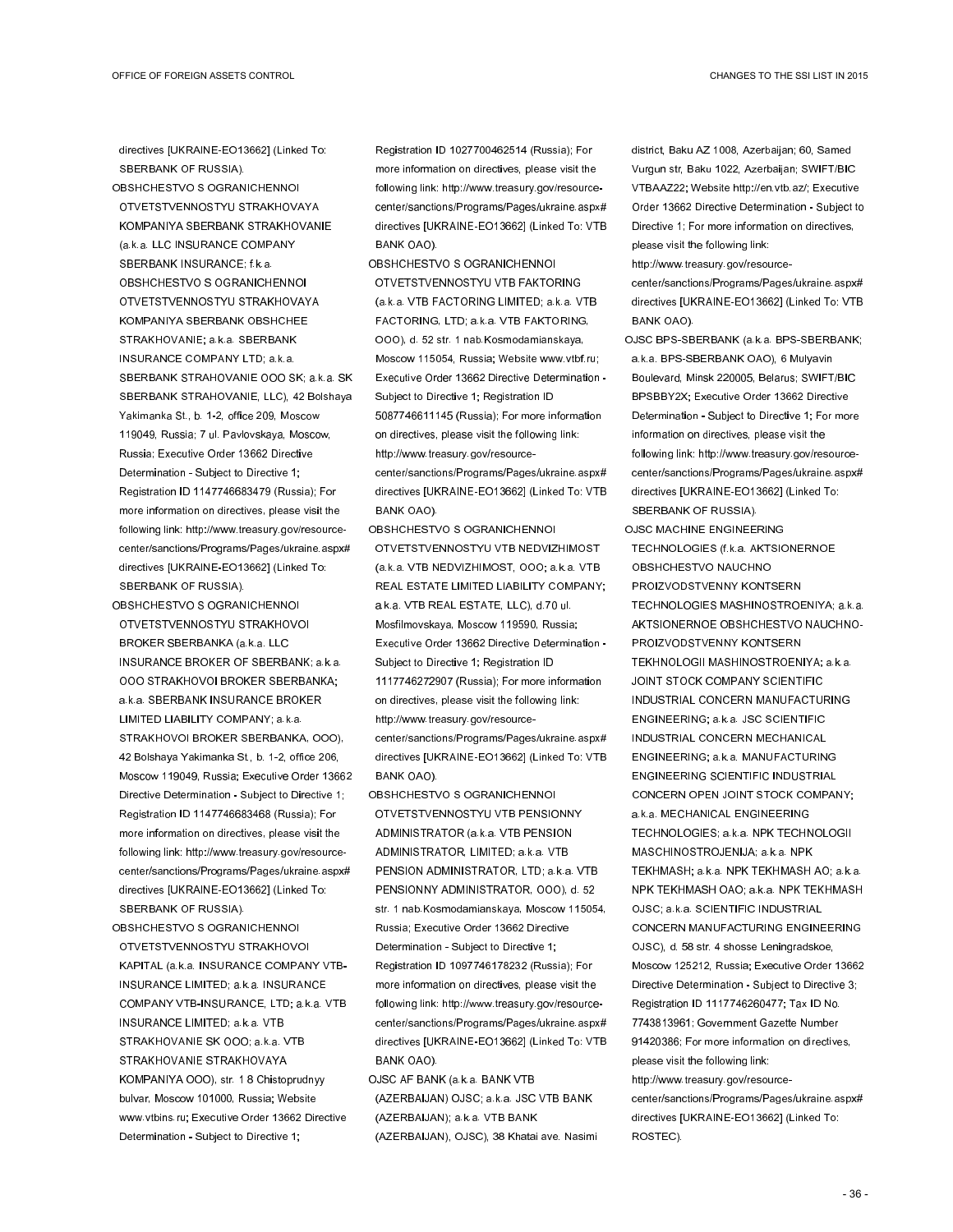directives [UKRAINE-EO13662] (Linked To: SBERBANK OF RUSSIA).

OBSHCHESTVO S OGRANICHENNOI OTVETSTVENNOSTYU STRAKHOVAYA KOMPANIYA SBERBANK STRAKHOVANIE (a.k.a. LLC INSURANCE COMPANY SBERBANK INSURANCE; f.k.a. OBSHCHESTVO S OGRANICHENNOI OTVETSTVENNOSTYU STRAKHOVAYA KOMPANIYA SBERBANK OBSHCHEE STRAKHOVANIE; a.k.a. SBERBANK INSURANCE COMPANY LTD; a.k.a. SBERBANK STRAHOVANIE OOO SK; a.k.a. SK SBERBANK STRAHOVANIE, LLC), 42 Bolshaya Yakimanka St., b. 1-2, office 209, Moscow 119049, Russia; 7 ul. Pavlovskaya, Moscow, Russia; Executive Order 13662 Directive Determination - Subject to Directive 1; Registration ID 1147746683479 (Russia); For more information on directives, please visit the following link: http://www.treasury.gov/resource-center/sanctions/Programs/Pages/ukraine.aspx#directives [UKRAINE-EO13662] (Linked To: SBERBANK OF RUSSIA).

OBSHCHESTVO S OGRANICHENNOI OTVETSTVENNOSTYU STRAKHOVOI BROKER SBERBANKA (a.k.a. LLC INSURANCE BROKER OF SBERBANK; a.k.a. OOO STRAKHOVOI BROKER SBERBANKA; a.k.a. SBERBANK INSURANCE BROKER LIMITED LIABILITY COMPANY; a.k.a. STRAKHOVOI BROKER SBERBANKA, OOO), 42 Bolshaya Yakimanka St., b. 1-2, office 206, Moscow 119049, Russia; Executive Order 13662 Directive Determination - Subject to Directive 1; Registration ID 1147746683468 (Russia); For more information on directives, please visit the following link: http://www.treasury.gov/resource-center/sanctions/Programs/Pages/ukraine.aspx#directives [UKRAINE-EO13662] (Linked To: SBERBANK OF RUSSIA).

OBSHCHESTVO S OGRANICHENNOI OTVETSTVENNOSTYU STRAKHOVOI KAPITAL (a.k.a. INSURANCE COMPANY VTB-INSURANCE LIMITED; a.k.a. INSURANCE COMPANY VTB-INSURANCE, LTD; a.k.a. VTB INSURANCE LIMITED; a.k.a. VTB STRAKHOVANIE SK OOO; a.k.a. VTB STRAKHOVANIE STRAKHOVAYA KOMPANIYA OOO), str. 1 8 Chistoprudnyy bulvar, Moscow 101000, Russia; Website www.vtbins.ru; Executive Order 13662 Directive Determination - Subject to Directive 1; Registration ID 1027700462514 (Russia); For more information on directives, please visit the following link: http://www.treasury.gov/resource-center/sanctions/Programs/Pages/ukraine.aspx#directives [UKRAINE-EO13662] (Linked To: VTB BANK OAO).

OBSHCHESTVO S OGRANICHENNOI OTVETSTVENNOSTYU VTB FAKTORING (a.k.a. VTB FACTORING LIMITED; a.k.a. VTB FACTORING, LTD; a.k.a. VTB FAKTORING, OOO), d. 52 str. 1 nab.Kosmodamianskaya, Moscow 115054, Russia; Website www.vtbf.ru; Executive Order 13662 Directive Determination - Subject to Directive 1; Registration ID 5087746611145 (Russia); For more information on directives, please visit the following link: http://www.treasury.gov/resource-center/sanctions/Programs/Pages/ukraine.aspx#directives [UKRAINE-EO13662] (Linked To: VTB BANK OAO).

OBSHCHESTVO S OGRANICHENNOI OTVETSTVENNOSTYU VTB NEDVIZHIMOST (a.k.a. VTB NEDVIZHIMOST, OOO; a.k.a. VTB REAL ESTATE LIMITED LIABILITY COMPANY; a.k.a. VTB REAL ESTATE, LLC), d.70 ul. Mosfilmovskaya, Moscow 119590, Russia; Executive Order 13662 Directive Determination - Subject to Directive 1; Registration ID 1117746272907 (Russia); For more information on directives, please visit the following link: http://www.treasury.gov/resource-center/sanctions/Programs/Pages/ukraine.aspx#directives [UKRAINE-EO13662] (Linked To: VTB BANK OAO).

OBSHCHESTVO S OGRANICHENNOI OTVETSTVENNOSTYU VTB PENSIONNY ADMINISTRATOR (a.k.a. VTB PENSION ADMINISTRATOR, LIMITED; a.k.a. VTB PENSION ADMINISTRATOR, LTD; a.k.a. VTB PENSIONNY ADMINISTRATOR, OOO), d. 52 str. 1 nab.Kosmodamianskaya, Moscow 115054, Russia; Executive Order 13662 Directive Determination - Subject to Directive 1; Registration ID 1097746178232 (Russia); For more information on directives, please visit the following link: http://www.treasury.gov/resource-center/sanctions/Programs/Pages/ukraine.aspx#directives [UKRAINE-EO13662] (Linked To: VTB BANK OAO).

OJSC AF BANK (a.k.a. BANK VTB (AZERBAIJAN) OJSC; a.k.a. JSC VTB BANK (AZERBAIJAN); a.k.a. VTB BANK (AZERBAIJAN), OJSC), 38 Khatai ave. Nasimi district, Baku AZ 1008, Azerbaijan; 60, Samed Vurgun str, Baku 1022, Azerbaijan; SWIFT/BIC VTBAAZ22; Website http://en.vtb.az/; Executive Order 13662 Directive Determination - Subject to Directive 1; For more information on directives, please visit the following link: http://www.treasury.gov/resource-center/sanctions/Programs/Pages/ukraine.aspx#directives [UKRAINE-EO13662] (Linked To: VTB BANK OAO).

OJSC BPS-SBERBANK (a.k.a. BPS-SBERBANK; a.k.a. BPS-SBERBANK OAO), 6 Mulyavin Boulevard, Minsk 220005, Belarus; SWIFT/BIC BPSBBY2X; Executive Order 13662 Directive Determination - Subject to Directive 1; For more information on directives, please visit the following link: http://www.treasury.gov/resource-center/sanctions/Programs/Pages/ukraine.aspx#directives [UKRAINE-EO13662] (Linked To: SBERBANK OF RUSSIA).

OJSC MACHINE ENGINEERING TECHNOLOGIES (f.k.a. AKTSIONERNOE OBSHCHESTVO NAUCHNO PROIZVODSTVENNY KONTSERN TECHNOLOGIES MASHINOSTROENIYA; a.k.a. AKTSIONERNOE OBSHCHESTVO NAUCHNO-PROIZVODSTVENNY KONTSERN TEKHNOLOGII MASHINOSTROENIYA; a.k.a. JOINT STOCK COMPANY SCIENTIFIC INDUSTRIAL CONCERN MANUFACTURING ENGINEERING; a.k.a. JSC SCIENTIFIC INDUSTRIAL CONCERN MECHANICAL ENGINEERING; a.k.a. MANUFACTURING ENGINEERING SCIENTIFIC INDUSTRIAL CONCERN OPEN JOINT STOCK COMPANY; a.k.a. MECHANICAL ENGINEERING TECHNOLOGIES; a.k.a. NPK TECHNOLOGII MASCHINOSTROJENIJA; a.k.a. NPK TEKHMASH; a.k.a. NPK TEKHMASH AO; a.k.a. NPK TEKHMASH OAO; a.k.a. NPK TEKHMASH OJSC; a.k.a. SCIENTIFIC INDUSTRIAL CONCERN MANUFACTURING ENGINEERING OJSC), d. 58 str. 4 shosse Leningradskoe, Moscow 125212, Russia; Executive Order 13662 Directive Determination - Subject to Directive 3; Registration ID 1117746260477; Tax ID No. 7743813961; Government Gazette Number 91420386; For more information on directives, please visit the following link: http://www.treasury.gov/resource-center/sanctions/Programs/Pages/ukraine.aspx#directives [UKRAINE-EO13662] (Linked To: ROSTEC).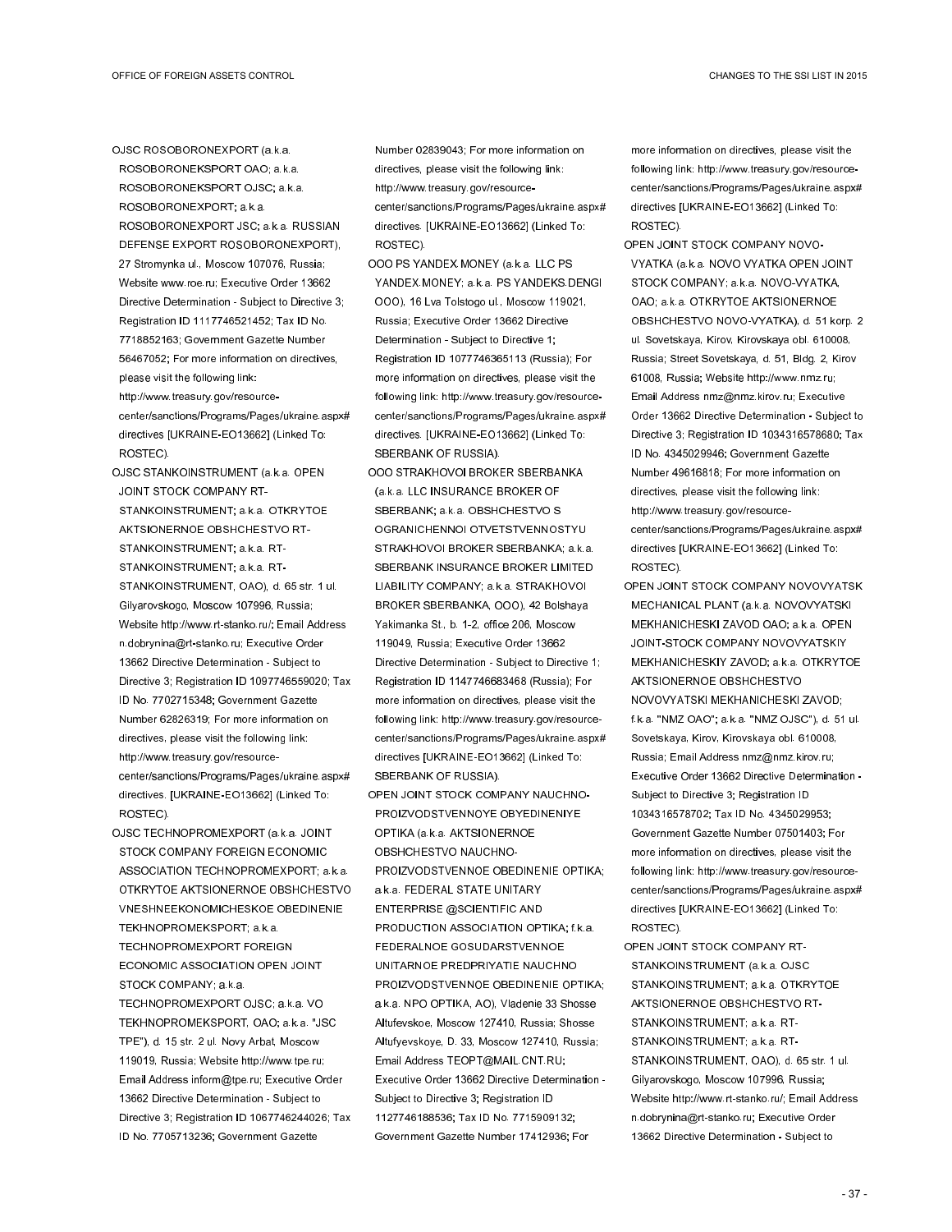OJSC ROSOBORONEXPORT (a.k.a. ROSOBORONEKSPORT OAO; a.k.a. ROSOBORONEKSPORT OJSC; a.k.a. ROSOBORONEXPORT; a.k.a. ROSOBORONEXPORT JSC; a.k.a. RUSSIAN DEFENSE EXPORT ROSOBORONEXPORT), 27 Stromynka ul., Moscow 107076, Russia; Website www.roe.ru; Executive Order 13662 Directive Determination - Subject to Directive 3; Registration ID 1117746521452; Tax ID No. 7718852163; Government Gazette Number 56467052; For more information on directives, please visit the following link: http://www.treasury.gov/resource-center/sanctions/Programs/Pages/ukraine.aspx#directives [UKRAINE-EO13662] (Linked To: ROSTEC).

OJSC STANKOINSTRUMENT (a.k.a. OPEN JOINT STOCK COMPANY RT-STANKOINSTRUMENT; a.k.a. OTKRYTOE AKTSIONERNOE OBSHCHESTVO RT-STANKOINSTRUMENT; a.k.a. RT-STANKOINSTRUMENT; a.k.a. RT-STANKOINSTRUMENT, OAO), d. 65 str. 1 ul. Gilyarovskogo, Moscow 107996, Russia; Website http://www.rt-stanko.ru/; Email Address n.dobrynina@rt-stanko.ru; Executive Order 13662 Directive Determination - Subject to Directive 3; Registration ID 1097746559020; Tax ID No. 7702715348; Government Gazette Number 62826319; For more information on directives, please visit the following link: http://www.treasury.gov/resource-center/sanctions/Programs/Pages/ukraine.aspx#directives. [UKRAINE-EO13662] (Linked To: ROSTEC).

OJSC TECHNOPROMEXPORT (a.k.a. JOINT STOCK COMPANY FOREIGN ECONOMIC ASSOCIATION TECHNOPROMEXPORT; a.k.a. OTKRYTOE AKTSIONERNOE OBSHCHESTVO VNESHNEEKONOMICHESKOE OBEDINENIE TEKHNOPROMEKSPORT; a.k.a. TECHNOPROMEXPORT FOREIGN ECONOMIC ASSOCIATION OPEN JOINT STOCK COMPANY; a.k.a. TECHNOPROMEXPORT OJSC; a.k.a. VO TEKHNOPROMEKSPORT, OAO; a.k.a. "JSC TPE"), d. 15 str. 2 ul. Novy Arbat, Moscow 119019, Russia; Website http://www.tpe.ru; Email Address inform@tpe.ru; Executive Order 13662 Directive Determination - Subject to Directive 3; Registration ID 1067746244026; Tax ID No. 7705713236; Government Gazette Number 02839043; For more information on directives, please visit the following link: http://www.treasury.gov/resource-center/sanctions/Programs/Pages/ukraine.aspx#directives. [UKRAINE-EO13662] (Linked To: ROSTEC).

OOO PS YANDEX.MONEY (a.k.a. LLC PS YANDEX.MONEY; a.k.a. PS YANDEKS.DENGI OOO), 16 Lva Tolstogo ul., Moscow 119021, Russia; Executive Order 13662 Directive Determination - Subject to Directive 1; Registration ID 1077746365113 (Russia); For more information on directives, please visit the following link: http://www.treasury.gov/resource-center/sanctions/Programs/Pages/ukraine.aspx#directives. [UKRAINE-EO13662] (Linked To: SBERBANK OF RUSSIA).

OOO STRAKHOVOI BROKER SBERBANKA (a.k.a. LLC INSURANCE BROKER OF SBERBANK; a.k.a. OBSHCHESTVO S OGRANICHENNOI OTVETSTVENNOSTYU STRAKHOVOI BROKER SBERBANKA; a.k.a. SBERBANK INSURANCE BROKER LIMITED LIABILITY COMPANY; a.k.a. STRAKHOVOI BROKER SBERBANKA, OOO), 42 Bolshaya Yakimanka St., b. 1-2, office 206, Moscow 119049, Russia; Executive Order 13662 Directive Determination - Subject to Directive 1; Registration ID 1147746683468 (Russia); For more information on directives, please visit the following link: http://www.treasury.gov/resource-center/sanctions/Programs/Pages/ukraine.aspx#directives [UKRAINE-EO13662] (Linked To: SBERBANK OF RUSSIA).

OPEN JOINT STOCK COMPANY NAUCHNO-PROIZVODSTVENNOYE OBYEDINENIYE OPTIKA (a.k.a. AKTSIONERNOE OBSHCHESTVO NAUCHNO-PROIZVODSTVENNOE OBEDINENIE OPTIKA; a.k.a. FEDERAL STATE UNITARY ENTERPRISE @SCIENTIFIC AND PRODUCTION ASSOCIATION OPTIKA; f.k.a. FEDERALNOE GOSUDARSTVENNOE UNITARNOE PREDPRIYATIE NAUCHNO PROIZVODSTVENNOE OBEDINENIE OPTIKA; a.k.a. NPO OPTIKA, AO), Vladenie 33 Shosse Altufevskoe, Moscow 127410, Russia; Shosse Altufyevskoye, D. 33, Moscow 127410, Russia; Email Address TEOPT@MAIL.CNT.RU; Executive Order 13662 Directive Determination - Subject to Directive 3; Registration ID 1127746188536; Tax ID No. 7715909132; Government Gazette Number 17412936; For more information on directives, please visit the following link: http://www.treasury.gov/resource-center/sanctions/Programs/Pages/ukraine.aspx#directives [UKRAINE-EO13662] (Linked To: ROSTEC).

OPEN JOINT STOCK COMPANY NOVO-VYATKA (a.k.a. NOVO VYATKA OPEN JOINT STOCK COMPANY; a.k.a. NOVO-VYATKA, OAO; a.k.a. OTKRYTOE AKTSIONERNOE OBSHCHESTVO NOVO-VYATKA), d. 51 korp. 2 ul. Sovetskaya, Kirov, Kirovskaya obl. 610008, Russia; Street Sovetskaya, d. 51, Bldg. 2, Kirov 61008, Russia; Website http://www.nmz.ru; Email Address nmz@nmz.kirov.ru; Executive Order 13662 Directive Determination - Subject to Directive 3; Registration ID 1034316578680; Tax ID No. 4345029946; Government Gazette Number 49616818; For more information on directives, please visit the following link: http://www.treasury.gov/resource-center/sanctions/Programs/Pages/ukraine.aspx#directives [UKRAINE-EO13662] (Linked To: ROSTEC).

OPEN JOINT STOCK COMPANY NOVOVYATSK MECHANICAL PLANT (a.k.a. NOVOVYATSKI MEKHANICHESKI ZAVOD OAO; a.k.a. OPEN JOINT-STOCK COMPANY NOVOVYATSKIY MEKHANICHESKIY ZAVOD; a.k.a. OTKRYTOE AKTSIONERNOE OBSHCHESTVO NOVOVYATSKI MEKHANICHESKI ZAVOD; f.k.a. "NMZ OAO"; a.k.a. "NMZ OJSC"), d. 51 ul. Sovetskaya, Kirov, Kirovskaya obl. 610008, Russia; Email Address nmz@nmz.kirov.ru; Executive Order 13662 Directive Determination - Subject to Directive 3; Registration ID 1034316578702; Tax ID No. 4345029953; Government Gazette Number 07501403; For more information on directives, please visit the following link: http://www.treasury.gov/resource-center/sanctions/Programs/Pages/ukraine.aspx#directives [UKRAINE-EO13662] (Linked To: ROSTEC).

OPEN JOINT STOCK COMPANY RT-STANKOINSTRUMENT (a.k.a. OJSC STANKOINSTRUMENT; a.k.a. OTKRYTOE AKTSIONERNOE OBSHCHESTVO RT-STANKOINSTRUMENT; a.k.a. RT-STANKOINSTRUMENT; a.k.a. RT-STANKOINSTRUMENT, OAO), d. 65 str. 1 ul. Gilyarovskogo, Moscow 107996, Russia; Website http://www.rt-stanko.ru/; Email Address n.dobrynina@rt-stanko.ru; Executive Order 13662 Directive Determination - Subject to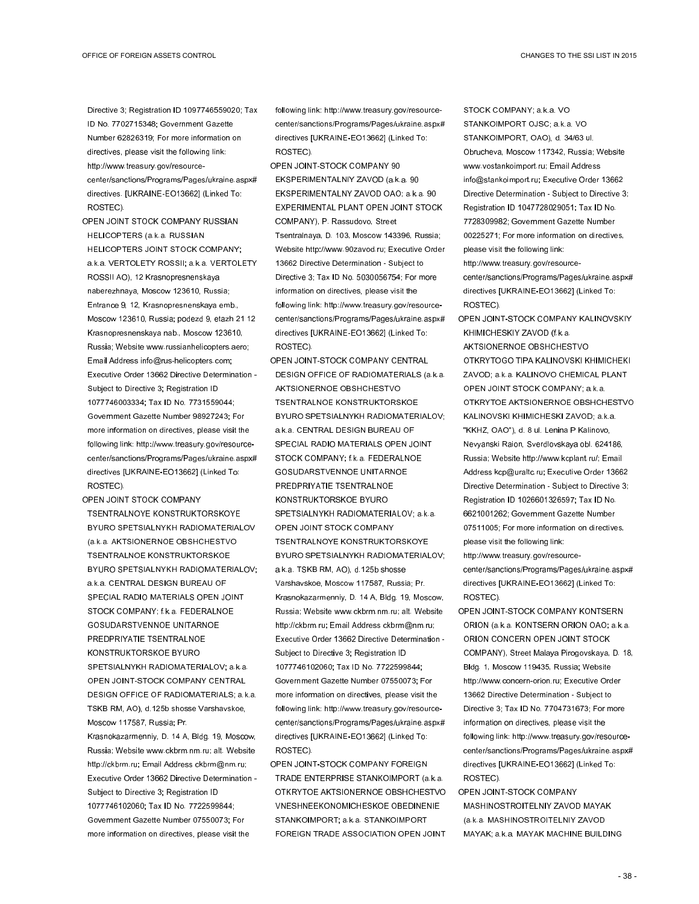Directive 3; Registration ID 1097746559020; Tax ID No. 7702715348; Government Gazette Number 62826319; For more information on directives, please visit the following link: http://www.treasury.gov/resource-center/sanctions/Programs/Pages/ukraine.aspx#directives. [UKRAINE-EO13662] (Linked To: ROSTEC).

OPEN JOINT STOCK COMPANY RUSSIAN HELICOPTERS (a.k.a. RUSSIAN HELICOPTERS JOINT STOCK COMPANY; a.k.a. VERTOLETY ROSSII; a.k.a. VERTOLETY ROSSII AO), 12 Krasnopresnenskaya naberezhnaya, Moscow 123610, Russia; Entrance 9, 12, Krasnopresnenskaya emb., Moscow 123610, Russia; podezd 9, etazh 21 12 Krasnopresnenskaya nab., Moscow 123610, Russia; Website www.russianhelicopters.aero; Email Address info@rus-helicopters.com; Executive Order 13662 Directive Determination - Subject to Directive 3; Registration ID 1077746003334; Tax ID No. 7731559044; Government Gazette Number 98927243; For more information on directives, please visit the following link: http://www.treasury.gov/resource-center/sanctions/Programs/Pages/ukraine.aspx#directives [UKRAINE-EO13662] (Linked To: ROSTEC).

OPEN JOINT STOCK COMPANY TSENTRALNOYE KONSTRUKTORSKOYE BYURO SPETSIALNYKH RADIOMATERIALOV (a.k.a. AKTSIONERNOE OBSHCHESTVO TSENTRALNOE KONSTRUKTORSKOE BYURO SPETSIALNYKH RADIOMATERIALOV; a.k.a. CENTRAL DESIGN BUREAU OF SPECIAL RADIO MATERIALS OPEN JOINT STOCK COMPANY; f.k.a. FEDERALNOE GOSUDARSTVENNOE UNITARNOE PREDPRIYATIE TSENTRALNOE KONSTRUKTORSKOE BYURO SPETSIALNYKH RADIOMATERIALOV; a.k.a. OPEN JOINT-STOCK COMPANY CENTRAL DESIGN OFFICE OF RADIOMATERIALS; a.k.a. TSKB RM, AO), d.125b shosse Varshavskoe, Moscow 117587, Russia; Pr. Krasnokazarmenniy, D. 14 A, Bldg. 19, Moscow, Russia; Website www.ckbrm.nm.ru; alt. Website http://ckbrm.ru; Email Address ckbrm@nm.ru; Executive Order 13662 Directive Determination - Subject to Directive 3; Registration ID 1077746102060; Tax ID No. 7722599844; Government Gazette Number 07550073; For more information on directives, please visit the following link: http://www.treasury.gov/resource-center/sanctions/Programs/Pages/ukraine.aspx#directives [UKRAINE-EO13662] (Linked To: ROSTEC).

OPEN JOINT-STOCK COMPANY 90 EKSPERIMENTALNIY ZAVOD (a.k.a. 90 EKSPERIMENTALNY ZAVOD OAO; a.k.a. 90 EXPERIMENTAL PLANT OPEN JOINT STOCK COMPANY), P. Rassudovo, Street Tsentralnaya, D. 103, Moscow 143396, Russia; Website http://www.90zavod.ru; Executive Order 13662 Directive Determination - Subject to Directive 3; Tax ID No. 5030056754; For more information on directives, please visit the following link: http://www.treasury.gov/resource-center/sanctions/Programs/Pages/ukraine.aspx#directives [UKRAINE-EO13662] (Linked To: ROSTEC).

OPEN JOINT-STOCK COMPANY CENTRAL DESIGN OFFICE OF RADIOMATERIALS (a.k.a. AKTSIONERNOE OBSHCHESTVO TSENTRALNOE KONSTRUKTORSKOE BYURO SPETSIALNYKH RADIOMATERIALOV; a.k.a. CENTRAL DESIGN BUREAU OF SPECIAL RADIO MATERIALS OPEN JOINT STOCK COMPANY; f.k.a. FEDERALNOE GOSUDARSTVENNOE UNITARNOE PREDPRIYATIE TSENTRALNOE KONSTRUKTORSKOE BYURO SPETSIALNYKH RADIOMATERIALOV; a.k.a. OPEN JOINT STOCK COMPANY TSENTRALNOYE KONSTRUKTORSKOYE BYURO SPETSIALNYKH RADIOMATERIALOV; a.k.a. TSKB RM, AO), d.125b shosse Varshavskoe, Moscow 117587, Russia; Pr. Krasnokazarmenniy, D. 14 A, Bldg. 19, Moscow, Russia; Website www.ckbrm.nm.ru; alt. Website http://ckbrm.ru; Email Address ckbrm@nm.ru; Executive Order 13662 Directive Determination - Subject to Directive 3; Registration ID 1077746102060; Tax ID No. 7722599844; Government Gazette Number 07550073; For more information on directives, please visit the following link: http://www.treasury.gov/resource-center/sanctions/Programs/Pages/ukraine.aspx#directives [UKRAINE-EO13662] (Linked To: ROSTEC).

OPEN JOINT-STOCK COMPANY FOREIGN TRADE ENTERPRISE STANKOIMPORT (a.k.a. OTKRYTOE AKTSIONERNOE OBSHCHESTVO VNESHNEEKONOMICHESKOE OBEDINENIE STANKOIMPORT; a.k.a. STANKOIMPORT FOREIGN TRADE ASSOCIATION OPEN JOINT STOCK COMPANY; a.k.a. VO STANKOIMPORT OJSC; a.k.a. VO STANKOIMPORT, OAO), d. 34/63 ul. Obrucheva, Moscow 117342, Russia; Website www.vostankoimport.ru; Email Address info@stankoimport.ru; Executive Order 13662 Directive Determination - Subject to Directive 3; Registration ID 1047728029051; Tax ID No. 7728309982; Government Gazette Number 00225271; For more information on directives, please visit the following link: http://www.treasury.gov/resource-center/sanctions/Programs/Pages/ukraine.aspx#directives [UKRAINE-EO13662] (Linked To: ROSTEC).

OPEN JOINT-STOCK COMPANY KALINOVSKIY KHIMICHESKIY ZAVOD (f.k.a. AKTSIONERNOE OBSHCHESTVO OTKRYTOGO TIPA KALINOVSKI KHIMICHEKI ZAVOD; a.k.a. KALINOVO CHEMICAL PLANT OPEN JOINT STOCK COMPANY; a.k.a. OTKRYTOE AKTSIONERNOE OBSHCHESTVO KALINOVSKI KHIMICHESKI ZAVOD; a.k.a. "KKHZ, OAO"), d. 8 ul. Lenina P Kalinovo, Nevyanski Raion, Sverdlovskaya obl. 624186, Russia; Website http://www.kcplant.ru/; Email Address kcp@uraltc.ru; Executive Order 13662 Directive Determination - Subject to Directive 3; Registration ID 1026601326597; Tax ID No. 6621001262; Government Gazette Number 07511005; For more information on directives, please visit the following link: http://www.treasury.gov/resource-center/sanctions/Programs/Pages/ukraine.aspx#directives [UKRAINE-EO13662] (Linked To: ROSTEC).

OPEN JOINT-STOCK COMPANY KONTSERN ORION (a.k.a. KONTSERN ORION OAO; a.k.a. ORION CONCERN OPEN JOINT STOCK COMPANY), Street Malaya Pirogovskaya, D. 18, Bldg. 1, Moscow 119435, Russia; Website http://www.concern-orion.ru; Executive Order 13662 Directive Determination - Subject to Directive 3; Tax ID No. 7704731673; For more information on directives, please visit the following link: http://www.treasury.gov/resource-center/sanctions/Programs/Pages/ukraine.aspx#directives [UKRAINE-EO13662] (Linked To: ROSTEC).

OPEN JOINT-STOCK COMPANY MASHINOSTROITELNIY ZAVOD MAYAK (a.k.a. MASHINOSTROITELNIY ZAVOD MAYAK; a.k.a. MAYAK MACHINE BUILDING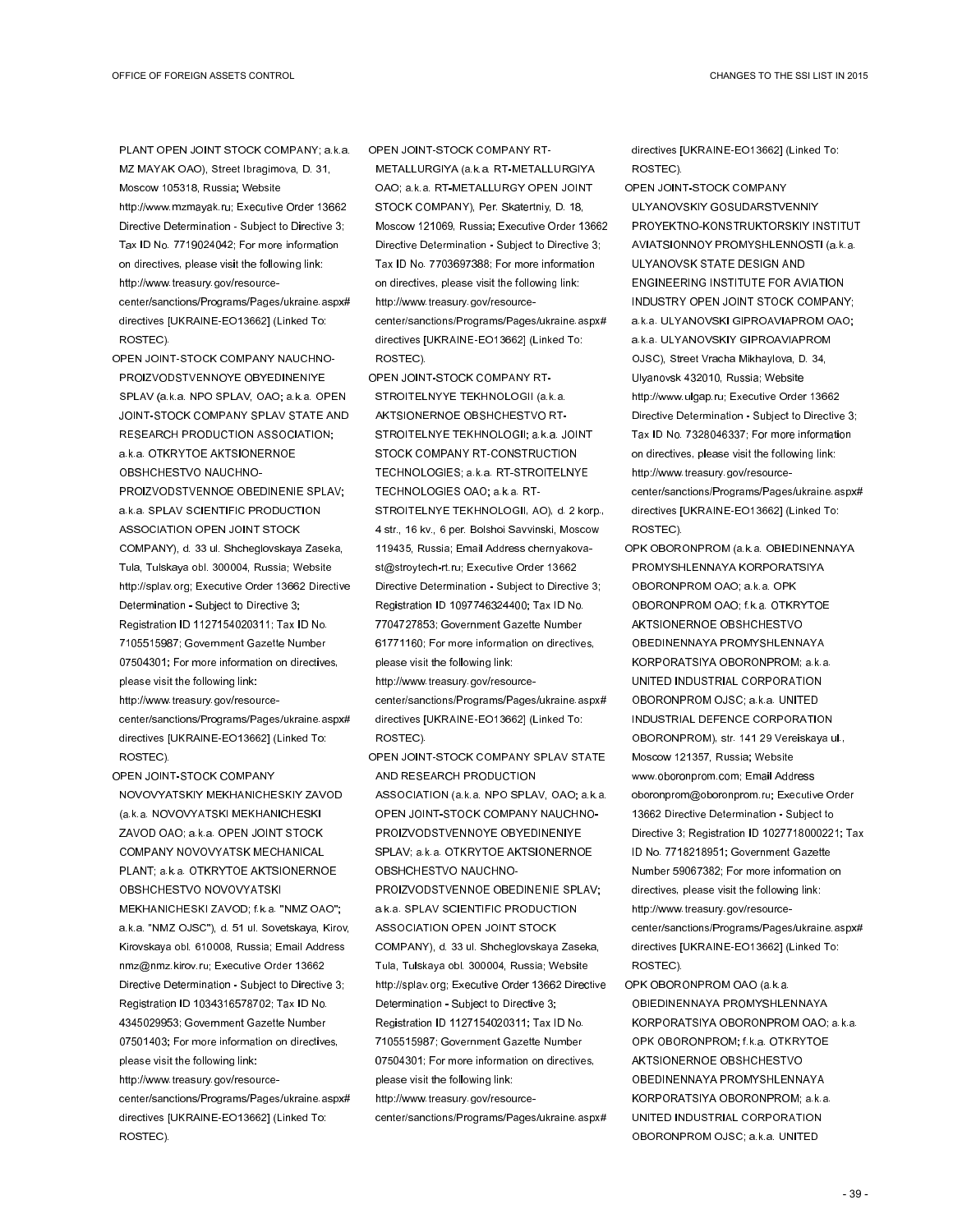PLANT OPEN JOINT STOCK COMPANY; a.k.a. MZ MAYAK OAO), Street Ibragimova, D. 31, Moscow 105318, Russia; Website http://www.mzmayak.ru; Executive Order 13662 Directive Determination - Subject to Directive 3; Tax ID No. 7719024042; For more information on directives, please visit the following link: http://www.treasury.gov/resource-center/sanctions/Programs/Pages/ukraine.aspx#directives [UKRAINE-EO13662] (Linked To: ROSTEC).

OPEN JOINT-STOCK COMPANY NAUCHNO-PROIZVODSTVENNOYE OBYEDINENIYE SPLAV (a.k.a. NPO SPLAV, OAO; a.k.a. OPEN JOINT-STOCK COMPANY SPLAV STATE AND RESEARCH PRODUCTION ASSOCIATION; a.k.a. OTKRYTOE AKTSIONERNOE OBSHCHESTVO NAUCHNO-PROIZVODSTVENNOE OBEDINENIE SPLAV; a.k.a. SPLAV SCIENTIFIC PRODUCTION ASSOCIATION OPEN JOINT STOCK COMPANY), d. 33 ul. Shcheglovskaya Zaseka, Tula, Tulskaya obl. 300004, Russia; Website http://splav.org; Executive Order 13662 Directive Determination - Subject to Directive 3; Registration ID 1127154020311; Tax ID No. 7105515987; Government Gazette Number 07504301; For more information on directives, please visit the following link: http://www.treasury.gov/resource-center/sanctions/Programs/Pages/ukraine.aspx#directives [UKRAINE-EO13662] (Linked To: ROSTEC).

OPEN JOINT-STOCK COMPANY NOVOVYATSKIY MEKHANICHESKIY ZAVOD (a.k.a. NOVOVYATSKI MEKHANICHESKI ZAVOD OAO; a.k.a. OPEN JOINT STOCK COMPANY NOVOVYATSK MECHANICAL PLANT; a.k.a. OTKRYTOE AKTSIONERNOE OBSHCHESTVO NOVOVYATSKI MEKHANICHESKI ZAVOD; f.k.a. "NMZ OAO"; a.k.a. "NMZ OJSC"), d. 51 ul. Sovetskaya, Kirov, Kirovskaya obl. 610008, Russia; Email Address nmz@nmz.kirov.ru; Executive Order 13662 Directive Determination - Subject to Directive 3; Registration ID 1034316578702; Tax ID No. 4345029953; Government Gazette Number 07501403; For more information on directives, please visit the following link: http://www.treasury.gov/resource-center/sanctions/Programs/Pages/ukraine.aspx#directives [UKRAINE-EO13662] (Linked To: ROSTEC).

OPEN JOINT-STOCK COMPANY RT-METALLURGIYA (a.k.a. RT-METALLURGIYA OAO; a.k.a. RT-METALLURGY OPEN JOINT STOCK COMPANY), Per. Skatertniy, D. 18, Moscow 121069, Russia; Executive Order 13662 Directive Determination - Subject to Directive 3; Tax ID No. 7703697388; For more information on directives, please visit the following link: http://www.treasury.gov/resource-center/sanctions/Programs/Pages/ukraine.aspx#directives [UKRAINE-EO13662] (Linked To: ROSTEC).

OPEN JOINT-STOCK COMPANY RT-STROITELNYYE TEKHNOLOGII (a.k.a. AKTSIONERNOE OBSHCHESTVO RT-STROITELNYE TEKHNOLOGII; a.k.a. JOINT STOCK COMPANY RT-CONSTRUCTION TECHNOLOGIES; a.k.a. RT-STROITELNYE TECHNOLOGIES OAO; a.k.a. RT-STROITELNYE TEKHNOLOGII, AO), d. 2 korp., 4 str., 16 kv., 6 per. Bolshoi Savvinski, Moscow 119435, Russia; Email Address chernyakova-st@stroytech-rt.ru; Executive Order 13662 Directive Determination - Subject to Directive 3; Registration ID 1097746324400; Tax ID No. 7704727853; Government Gazette Number 61771160; For more information on directives, please visit the following link: http://www.treasury.gov/resource-center/sanctions/Programs/Pages/ukraine.aspx#directives [UKRAINE-EO13662] (Linked To: ROSTEC).

OPEN JOINT-STOCK COMPANY SPLAV STATE AND RESEARCH PRODUCTION ASSOCIATION (a.k.a. NPO SPLAV, OAO; a.k.a. OPEN JOINT-STOCK COMPANY NAUCHNO-PROIZVODSTVENNOYE OBYEDINENIYE SPLAV; a.k.a. OTKRYTOE AKTSIONERNOE OBSHCHESTVO NAUCHNO-PROIZVODSTVENNOE OBEDINENIE SPLAV; a.k.a. SPLAV SCIENTIFIC PRODUCTION ASSOCIATION OPEN JOINT STOCK COMPANY), d. 33 ul. Shcheglovskaya Zaseka, Tula, Tulskaya obl. 300004, Russia; Website http://splav.org; Executive Order 13662 Directive Determination - Subject to Directive 3; Registration ID 1127154020311; Tax ID No. 7105515987; Government Gazette Number 07504301; For more information on directives, please visit the following link: http://www.treasury.gov/resource-center/sanctions/Programs/Pages/ukraine.aspx#directives [UKRAINE-EO13662] (Linked To: ROSTEC).

OPEN JOINT-STOCK COMPANY ULYANOVSKIY GOSUDARSTVENNIY PROYEKTNO-KONSTRUKTORSKIY INSTITUT AVIATSIONNOY PROMYSHLENNOSTI (a.k.a. ULYANOVSK STATE DESIGN AND ENGINEERING INSTITUTE FOR AVIATION INDUSTRY OPEN JOINT STOCK COMPANY; a.k.a. ULYANOVSKI GIPROAVIAPROM OAO; a.k.a. ULYANOVSKIY GIPROAVIAPROM OJSC), Street Vracha Mikhaylova, D. 34, Ulyanovsk 432010, Russia; Website http://www.ulgap.ru; Executive Order 13662 Directive Determination - Subject to Directive 3; Tax ID No. 7328046337; For more information on directives, please visit the following link: http://www.treasury.gov/resource-center/sanctions/Programs/Pages/ukraine.aspx#directives [UKRAINE-EO13662] (Linked To: ROSTEC).

OPK OBORONPROM (a.k.a. OBIEDINENNAYA PROMYSHLENNAYA KORPORATSIYA OBORONPROM OAO; a.k.a. OPK OBORONPROM OAO; f.k.a. OTKRYTOE AKTSIONERNOE OBSHCHESTVO OBEDINENNAYA PROMYSHLENNAYA KORPORATSIYA OBORONPROM; a.k.a. UNITED INDUSTRIAL CORPORATION OBORONPROM OJSC; a.k.a. UNITED INDUSTRIAL DEFENCE CORPORATION OBORONPROM), str. 141 29 Vereiskaya ul., Moscow 121357, Russia; Website www.oboronprom.com; Email Address oboronprom@oboronprom.ru; Executive Order 13662 Directive Determination - Subject to Directive 3; Registration ID 1027718000221; Tax ID No. 7718218951; Government Gazette Number 59067382; For more information on directives, please visit the following link: http://www.treasury.gov/resource-center/sanctions/Programs/Pages/ukraine.aspx#directives [UKRAINE-EO13662] (Linked To: ROSTEC).

OPK OBORONPROM OAO (a.k.a. OBIEDINENNAYA PROMYSHLENNAYA KORPORATSIYA OBORONPROM OAO; a.k.a. OPK OBORONPROM; f.k.a. OTKRYTOE AKTSIONERNOE OBSHCHESTVO OBEDINENNAYA PROMYSHLENNAYA KORPORATSIYA OBORONPROM; a.k.a. UNITED INDUSTRIAL CORPORATION OBORONPROM OJSC; a.k.a. UNITED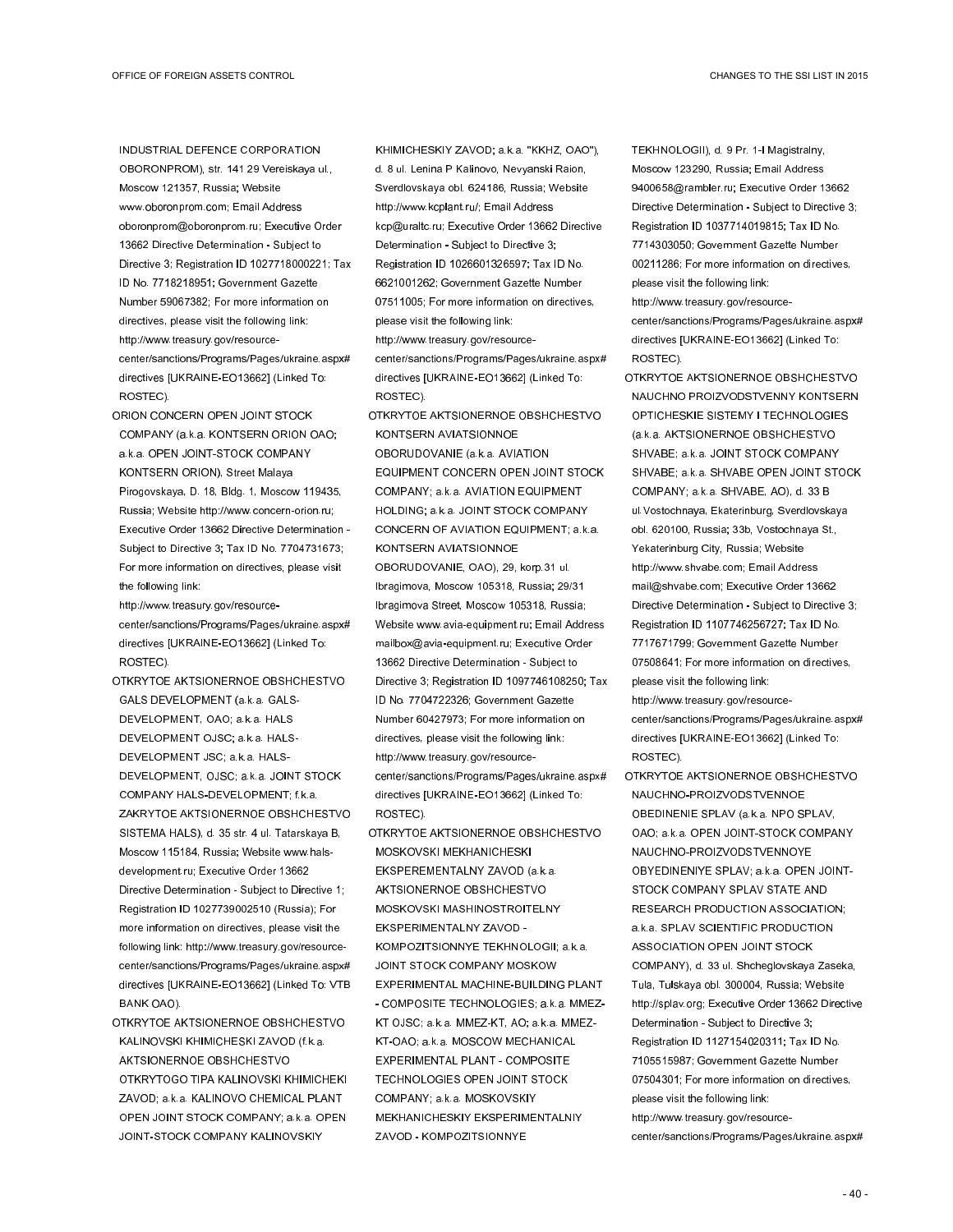INDUSTRIAL DEFENCE CORPORATION OBORONPROM), str. 141 29 Vereiskaya ul., Moscow 121357, Russia; Website www.oboronprom.com; Email Address oboronprom@oboronprom.ru; Executive Order 13662 Directive Determination - Subject to Directive 3; Registration ID 1027718000221; Tax ID No. 7718218951; Government Gazette Number 59067382; For more information on directives, please visit the following link: http://www.treasury.gov/resource-center/sanctions/Programs/Pages/ukraine.aspx#directives [UKRAINE-EO13662] (Linked To: ROSTEC).

ORION CONCERN OPEN JOINT STOCK COMPANY (a.k.a. KONTSERN ORION OAO; a.k.a. OPEN JOINT-STOCK COMPANY KONTSERN ORION), Street Malaya Pirogovskaya, D. 18, Bldg. 1, Moscow 119435, Russia; Website http://www.concern-orion.ru; Executive Order 13662 Directive Determination - Subject to Directive 3; Tax ID No. 7704731673; For more information on directives, please visit the following link: http://www.treasury.gov/resource-center/sanctions/Programs/Pages/ukraine.aspx#directives [UKRAINE-EO13662] (Linked To: ROSTEC).

OTKRYTOE AKTSIONERNOE OBSHCHESTVO GALS DEVELOPMENT (a.k.a. GALS-DEVELOPMENT, OAO; a.k.a. HALS DEVELOPMENT OJSC; a.k.a. HALS-DEVELOPMENT JSC; a.k.a. HALS-DEVELOPMENT, OJSC; a.k.a. JOINT STOCK COMPANY HALS-DEVELOPMENT; f.k.a. ZAKRYTOE AKTSIONERNOE OBSHCHESTVO SISTEMA HALS), d. 35 str. 4 ul. Tatarskaya B, Moscow 115184, Russia; Website www.hals-development.ru; Executive Order 13662 Directive Determination - Subject to Directive 1; Registration ID 1027739002510 (Russia); For more information on directives, please visit the following link: http://www.treasury.gov/resource-center/sanctions/Programs/Pages/ukraine.aspx#directives [UKRAINE-EO13662] (Linked To: VTB BANK OAO).

OTKRYTOE AKTSIONERNOE OBSHCHESTVO KALINOVSKI KHIMICHESKI ZAVOD (f.k.a. AKTSIONERNOE OBSHCHESTVO OTKRYTOGO TIPA KALINOVSKI KHIMICHEKI ZAVOD; a.k.a. KALINOVO CHEMICAL PLANT OPEN JOINT STOCK COMPANY; a.k.a. OPEN JOINT-STOCK COMPANY KALINOVSKIY KHIMICHESKIY ZAVOD; a.k.a. "KKHZ, OAO"), d. 8 ul. Lenina P Kalinovo, Nevyanski Raion, Sverdlovskaya obl. 624186, Russia; Website http://www.kcplant.ru/; Email Address kcp@uraltc.ru; Executive Order 13662 Directive Determination - Subject to Directive 3; Registration ID 1026601326597; Tax ID No. 6621001262; Government Gazette Number 07511005; For more information on directives, please visit the following link: http://www.treasury.gov/resource-center/sanctions/Programs/Pages/ukraine.aspx#directives [UKRAINE-EO13662] (Linked To: ROSTEC).

OTKRYTOE AKTSIONERNOE OBSHCHESTVO KONTSERN AVIATSIONNOE OBORUDOVANIE (a.k.a. AVIATION EQUIPMENT CONCERN OPEN JOINT STOCK COMPANY; a.k.a. AVIATION EQUIPMENT HOLDING; a.k.a. JOINT STOCK COMPANY CONCERN OF AVIATION EQUIPMENT; a.k.a. KONTSERN AVIATSIONNOE OBORUDOVANIE, OAO), 29, korp.31 ul. Ibragimova, Moscow 105318, Russia; 29/31 Ibragimova Street, Moscow 105318, Russia; Website www.avia-equipment.ru; Email Address mailbox@avia-equipment.ru; Executive Order 13662 Directive Determination - Subject to Directive 3; Registration ID 1097746108250; Tax ID No. 7704722326; Government Gazette Number 60427973; For more information on directives, please visit the following link: http://www.treasury.gov/resource-center/sanctions/Programs/Pages/ukraine.aspx#directives [UKRAINE-EO13662] (Linked To: ROSTEC).

OTKRYTOE AKTSIONERNOE OBSHCHESTVO MOSKOVSKI MEKHANICHESKI EKSPEREMENTALNY ZAVOD (a.k.a. AKTSIONERNOE OBSHCHESTVO MOSKOVSKI MASHINOSTROITELNY EKSPERIMENTALNY ZAVOD - KOMPOZITSIONNYE TEKHNOLOGII; a.k.a. JOINT STOCK COMPANY MOSKOW EXPERIMENTAL MACHINE-BUILDING PLANT - COMPOSITE TECHNOLOGIES; a.k.a. MMEZ-KT OJSC; a.k.a. MMEZ-KT, AO; a.k.a. MMEZ-KT-OAO; a.k.a. MOSCOW MECHANICAL EXPERIMENTAL PLANT - COMPOSITE TECHNOLOGIES OPEN JOINT STOCK COMPANY; a.k.a. MOSKOVSKIY MEKHANICHESKIY EKSPERIMENTALNIY ZAVOD - KOMPOZITSIONNYE TEKHNOLOGII), d. 9 Pr. 1-I Magistralny, Moscow 123290, Russia; Email Address 9400658@rambler.ru; Executive Order 13662 Directive Determination - Subject to Directive 3; Registration ID 1037714019815; Tax ID No. 7714303050; Government Gazette Number 00211286; For more information on directives, please visit the following link: http://www.treasury.gov/resource-center/sanctions/Programs/Pages/ukraine.aspx#directives [UKRAINE-EO13662] (Linked To: ROSTEC).

OTKRYTOE AKTSIONERNOE OBSHCHESTVO NAUCHNO PROIZVODSTVENNY KONTSERN OPTICHESKIE SISTEMY I TECHNOLOGIES (a.k.a. AKTSIONERNOE OBSHCHESTVO SHVABE; a.k.a. JOINT STOCK COMPANY SHVABE; a.k.a. SHVABE OPEN JOINT STOCK COMPANY; a.k.a. SHVABE, AO), d. 33 B ul.Vostochnaya, Ekaterinburg, Sverdlovskaya obl. 620100, Russia; 33b, Vostochnaya St., Yekaterinburg City, Russia; Website http://www.shvabe.com; Email Address mail@shvabe.com; Executive Order 13662 Directive Determination - Subject to Directive 3; Registration ID 1107746256727; Tax ID No. 7717671799; Government Gazette Number 07508641; For more information on directives, please visit the following link: http://www.treasury.gov/resource-center/sanctions/Programs/Pages/ukraine.aspx#directives [UKRAINE-EO13662] (Linked To: ROSTEC).

OTKRYTOE AKTSIONERNOE OBSHCHESTVO NAUCHNO-PROIZVODSTVENNOE OBEDINENIE SPLAV (a.k.a. NPO SPLAV, OAO; a.k.a. OPEN JOINT-STOCK COMPANY NAUCHNO-PROIZVODSTVENNOYE OBYEDINENIYE SPLAV; a.k.a. OPEN JOINT-STOCK COMPANY SPLAV STATE AND RESEARCH PRODUCTION ASSOCIATION; a.k.a. SPLAV SCIENTIFIC PRODUCTION ASSOCIATION OPEN JOINT STOCK COMPANY), d. 33 ul. Shcheglovskaya Zaseka, Tula, Tulskaya obl. 300004, Russia; Website http://splav.org; Executive Order 13662 Directive Determination - Subject to Directive 3; Registration ID 1127154020311; Tax ID No. 7105515987; Government Gazette Number 07504301; For more information on directives, please visit the following link: http://www.treasury.gov/resource-center/sanctions/Programs/Pages/ukraine.aspx#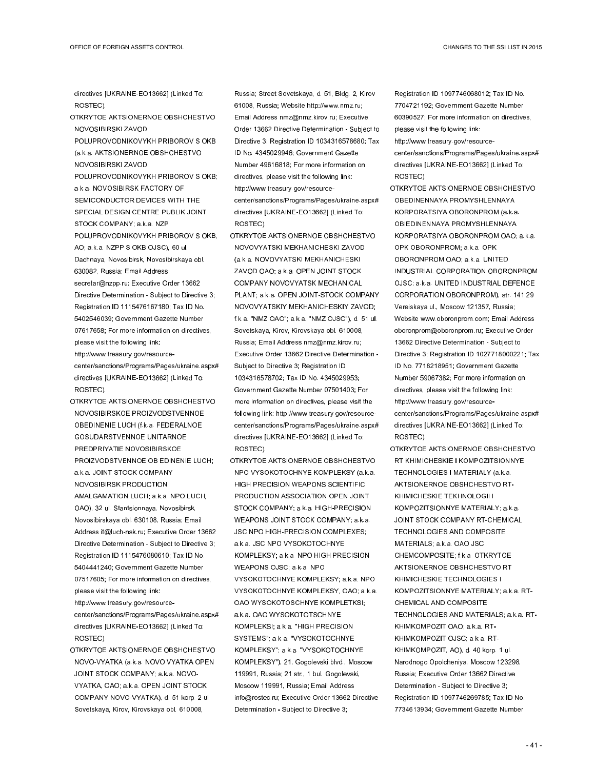directives [UKRAINE-EO13662] (Linked To: ROSTEC).

OTKRYTOE AKTSIONERNOE OBSHCHESTVO NOVOSIBIRSKI ZAVOD POLUPROVODNIKOVYKH PRIBOROV S OKB (a.k.a. AKTSIONERNOE OBSHCHESTVO NOVOSIBIRSKI ZAVOD POLUPROVODNIKOVYKH PRIBOROV S OKB; a.k.a. NOVOSIBIRSK FACTORY OF SEMICONDUCTOR DEVICES WITH THE SPECIAL DESIGN CENTRE PUBLIK JOINT STOCK COMPANY; a.k.a. NZP POLUPROVODNIKOVYKH PRIBOROV S OKB, AO; a.k.a. NZPP S OKB OJSC), 60 ul. Dachnaya, Novosibirsk, Novosibirskaya obl. 630082, Russia; Email Address secretar@nzpp.ru; Executive Order 13662 Directive Determination - Subject to Directive 3; Registration ID 1115476167180; Tax ID No. 5402546039; Government Gazette Number 07617658; For more information on directives, please visit the following link: http://www.treasury.gov/resource-center/sanctions/Programs/Pages/ukraine.aspx#directives [UKRAINE-EO13662] (Linked To: ROSTEC).

OTKRYTOE AKTSIONERNOE OBSHCHESTVO NOVOSIBIRSKOE PROIZVODSTVENNOE OBEDINENIE LUCH (f.k.a. FEDERALNOE GOSUDARSTVENNOE UNITARNOE PREDPRIYATIE NOVOSIBIRSKOE PROIZVODSTVENNOE OB EDINENIE LUCH; a.k.a. JOINT STOCK COMPANY NOVOSIBIRSK PRODUCTION AMALGAMATION LUCH; a.k.a. NPO LUCH, OAO), 32 ul. Stantsionnaya, Novosibirsk, Novosibirskaya obl. 630108, Russia; Email Address it@luch-nsk.ru; Executive Order 13662 Directive Determination - Subject to Directive 3; Registration ID 1115476080610; Tax ID No. 5404441240; Government Gazette Number 07517605; For more information on directives, please visit the following link: http://www.treasury.gov/resource-center/sanctions/Programs/Pages/ukraine.aspx#directives [UKRAINE-EO13662] (Linked To: ROSTEC).

OTKRYTOE AKTSIONERNOE OBSHCHESTVO NOVO-VYATKA (a.k.a. NOVO VYATKA OPEN JOINT STOCK COMPANY; a.k.a. NOVO-VYATKA, OAO; a.k.a. OPEN JOINT STOCK COMPANY NOVO-VYATKA), d. 51 korp. 2 ul. Sovetskaya, Kirov, Kirovskaya obl. 610008, Russia; Street Sovetskaya, d. 51, Bldg. 2, Kirov 61008, Russia; Website http://www.nmz.ru; Email Address nmz@nmz.kirov.ru; Executive Order 13662 Directive Determination - Subject to Directive 3; Registration ID 1034316578680; Tax ID No. 4345029946; Government Gazette Number 49616818; For more information on directives, please visit the following link: http://www.treasury.gov/resource-center/sanctions/Programs/Pages/ukraine.aspx#directives [UKRAINE-EO13662] (Linked To: ROSTEC).

OTKRYTOE AKTSIONERNOE OBSHCHESTVO NOVOVYATSKI MEKHANICHESKI ZAVOD (a.k.a. NOVOVYATSKI MEKHANICHESKI ZAVOD OAO; a.k.a. OPEN JOINT STOCK COMPANY NOVOVYATSK MECHANICAL PLANT; a.k.a. OPEN JOINT-STOCK COMPANY NOVOVYATSKIY MEKHANICHESKIY ZAVOD; f.k.a. "NMZ OAO"; a.k.a. "NMZ OJSC"), d. 51 ul. Sovetskaya, Kirov, Kirovskaya obl. 610008, Russia; Email Address nmz@nmz.kirov.ru; Executive Order 13662 Directive Determination - Subject to Directive 3; Registration ID 1034316578702; Tax ID No. 4345029953; Government Gazette Number 07501403; For more information on directives, please visit the following link: http://www.treasury.gov/resource-center/sanctions/Programs/Pages/ukraine.aspx#directives [UKRAINE-EO13662] (Linked To: ROSTEC).

OTKRYTOE AKTSIONERNOE OBSHCHESTVO NPO VYSOKOTOCHNYE KOMPLEKSY (a.k.a. HIGH PRECISION WEAPONS SCIENTIFIC PRODUCTION ASSOCIATION OPEN JOINT STOCK COMPANY; a.k.a. HIGH-PRECISION WEAPONS JOINT STOCK COMPANY; a.k.a. JSC NPO HIGH-PRECISION COMPLEXES; a.k.a. JSC NPO VYSOKOTOCHNYE KOMPLEKSY; a.k.a. NPO HIGH PRECISION WEAPONS OJSC; a.k.a. NPO VYSOKOTOCHNYE KOMPLEKSY; a.k.a. NPO VYSOKOTOCHNYE KOMPLEKSY, OAO; a.k.a. OAO WYSOKOTOSCHNYE KOMPLETKSI; a.k.a. OAO WYSOKOTOTSCHNYE KOMPLEKSI; a.k.a. "HIGH PRECISION SYSTEMS"; a.k.a. "VYSOKOTOCHNYE KOMPLEKSY"; a.k.a. "VYSOKOTOCHNYE KOMPLEKSY"), 21, Gogolevski blvd., Moscow 119991, Russia; 21 str., 1 bul. Gogolevski, Moscow 119991, Russia; Email Address info@rostec.ru; Executive Order 13662 Directive Determination - Subject to Directive 3; Registration ID 1097746068012; Tax ID No. 7704721192; Government Gazette Number 60390527; For more information on directives, please visit the following link: http://www.treasury.gov/resource-center/sanctions/Programs/Pages/ukraine.aspx#directives [UKRAINE-EO13662] (Linked To: ROSTEC).

OTKRYTOE AKTSIONERNOE OBSHCHESTVO OBEDINENNAYA PROMYSHLENNAYA KORPORATSIYA OBORONPROM (a.k.a. OBIEDINENNAYA PROMYSHLENNAYA KORPORATSIYA OBORONPROM OAO; a.k.a. OPK OBORONPROM; a.k.a. OPK OBORONPROM OAO; a.k.a. UNITED INDUSTRIAL CORPORATION OBORONPROM OJSC; a.k.a. UNITED INDUSTRIAL DEFENCE CORPORATION OBORONPROM), str. 141 29 Vereiskaya ul., Moscow 121357, Russia; Website www.oboronprom.com; Email Address oboronprom@oboronprom.ru; Executive Order 13662 Directive Determination - Subject to Directive 3; Registration ID 1027718000221; Tax ID No. 7718218951; Government Gazette Number 59067382; For more information on directives, please visit the following link: http://www.treasury.gov/resource-center/sanctions/Programs/Pages/ukraine.aspx#directives [UKRAINE-EO13662] (Linked To: ROSTEC).

OTKRYTOE AKTSIONERNOE OBSHCHESTVO RT KHIMICHESKIE I KOMPOZITSIONNYE TECHNOLOGIES I MATERIALY (a.k.a. AKTSIONERNOE OBSHCHESTVO RT-KHIMICHESKIE TEKHNOLOGII I KOMPOZITSIONNYE MATERIALY; a.k.a. JOINT STOCK COMPANY RT-CHEMICAL TECHNOLOGIES AND COMPOSITE MATERIALS; a.k.a. OAO JSC CHEMCOMPOSITE; f.k.a. OTKRYTOE AKTSIONERNOE OBSHCHESTVO RT KHIMICHESKIE TECHNOLOGIES I KOMPOZITSIONNYE MATERIALY; a.k.a. RT-CHEMICAL AND COMPOSITE TECHNOLOGIES AND MATERIALS; a.k.a. RT-KHIMKOMPOZIT OAO; a.k.a. RT-KHIMKOMPOZIT OJSC; a.k.a. RT-KHIMKOMPOZIT, AO), d. 40 korp. 1 ul. Narodnogo Opolcheniya, Moscow 123298, Russia; Executive Order 13662 Directive Determination - Subject to Directive 3; Registration ID 1097746269785; Tax ID No. 7734613934; Government Gazette Number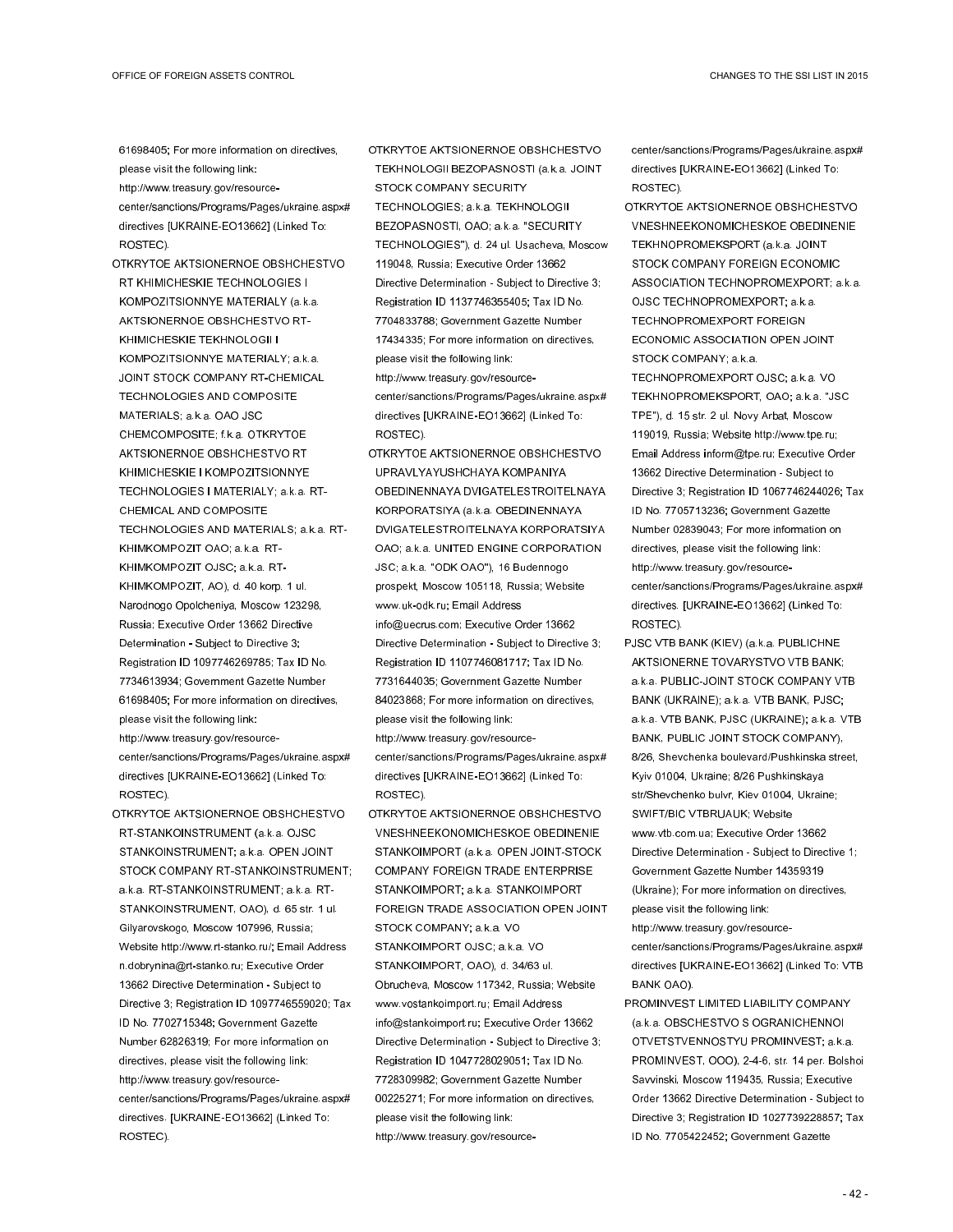61698405; For more information on directives, please visit the following link: http://www.treasury.gov/resource-center/sanctions/Programs/Pages/ukraine.aspx#directives [UKRAINE-EO13662] (Linked To: ROSTEC).

OTKRYTOE AKTSIONERNOE OBSHCHESTVO RT KHIMICHESKIE TECHNOLOGIES I KOMPOZITSIONNYE MATERIALY (a.k.a. AKTSIONERNOE OBSHCHESTVO RT-KHIMICHESKIE TEKHNOLOGII I KOMPOZITSIONNYE MATERIALY; a.k.a. JOINT STOCK COMPANY RT-CHEMICAL TECHNOLOGIES AND COMPOSITE MATERIALS; a.k.a. OAO JSC CHEMCOMPOSITE; f.k.a. OTKRYTOE AKTSIONERNOE OBSHCHESTVO RT KHIMICHESKIE I KOMPOZITSIONNYE TECHNOLOGIES I MATERIALY; a.k.a. RT-CHEMICAL AND COMPOSITE TECHNOLOGIES AND MATERIALS; a.k.a. RT-KHIMKOMPOZIT OAO; a.k.a. RT-KHIMKOMPOZIT OJSC; a.k.a. RT-KHIMKOMPOZIT, AO), d. 40 korp. 1 ul. Narodnogo Opolcheniya, Moscow 123298, Russia; Executive Order 13662 Directive Determination - Subject to Directive 3; Registration ID 1097746269785; Tax ID No. 7734613934; Government Gazette Number 61698405; For more information on directives, please visit the following link: http://www.treasury.gov/resource-center/sanctions/Programs/Pages/ukraine.aspx#directives [UKRAINE-EO13662] (Linked To: ROSTEC).

OTKRYTOE AKTSIONERNOE OBSHCHESTVO RT-STANKOINSTRUMENT (a.k.a. OJSC STANKOINSTRUMENT; a.k.a. OPEN JOINT STOCK COMPANY RT-STANKOINSTRUMENT; a.k.a. RT-STANKOINSTRUMENT; a.k.a. RT-STANKOINSTRUMENT, OAO), d. 65 str. 1 ul. Gilyarovskogo, Moscow 107996, Russia; Website http://www.rt-stanko.ru/; Email Address n.dobrynina@rt-stanko.ru; Executive Order 13662 Directive Determination - Subject to Directive 3; Registration ID 1097746559020; Tax ID No. 7702715348; Government Gazette Number 62826319; For more information on directives, please visit the following link: http://www.treasury.gov/resource-center/sanctions/Programs/Pages/ukraine.aspx#directives. [UKRAINE-EO13662] (Linked To: ROSTEC).

OTKRYTOE AKTSIONERNOE OBSHCHESTVO TEKHNOLOGII BEZOPASNOSTI (a.k.a. JOINT STOCK COMPANY SECURITY TECHNOLOGIES; a.k.a. TEKHNOLOGII BEZOPASNOSTI, OAO; a.k.a. "SECURITY TECHNOLOGIES"), d. 24 ul. Usacheva, Moscow 119048, Russia; Executive Order 13662 Directive Determination - Subject to Directive 3; Registration ID 1137746355405; Tax ID No. 7704833788; Government Gazette Number 17434335; For more information on directives, please visit the following link: http://www.treasury.gov/resource-center/sanctions/Programs/Pages/ukraine.aspx#directives [UKRAINE-EO13662] (Linked To: ROSTEC).

OTKRYTOE AKTSIONERNOE OBSHCHESTVO UPRAVLYAYUSHCHAYA KOMPANIYA OBEDINENNAYA DVIGATELESTROITELNAYA KORPORATSIYA (a.k.a. OBEDINENNAYA DVIGATELESTROITELNAYA KORPORATSIYA OAO; a.k.a. UNITED ENGINE CORPORATION JSC; a.k.a. "ODK OAO"), 16 Budennogo prospekt, Moscow 105118, Russia; Website www.uk-odk.ru; Email Address info@uecrus.com; Executive Order 13662 Directive Determination - Subject to Directive 3; Registration ID 1107746081717; Tax ID No. 7731644035; Government Gazette Number 84023868; For more information on directives, please visit the following link: http://www.treasury.gov/resource-center/sanctions/Programs/Pages/ukraine.aspx#directives [UKRAINE-EO13662] (Linked To: ROSTEC).

OTKRYTOE AKTSIONERNOE OBSHCHESTVO VNESHNEEKONOMICHESKOE OBEDINENIE STANKOIMPORT (a.k.a. OPEN JOINT-STOCK COMPANY FOREIGN TRADE ENTERPRISE STANKOIMPORT; a.k.a. STANKOIMPORT FOREIGN TRADE ASSOCIATION OPEN JOINT STOCK COMPANY; a.k.a. VO STANKOIMPORT OJSC; a.k.a. VO STANKOIMPORT, OAO), d. 34/63 ul. Obrucheva, Moscow 117342, Russia; Website www.vostankoimport.ru; Email Address info@stankoimport.ru; Executive Order 13662 Directive Determination - Subject to Directive 3; Registration ID 1047728029051; Tax ID No. 7728309982; Government Gazette Number 00225271; For more information on directives, please visit the following link: http://www.treasury.gov/resource-center/sanctions/Programs/Pages/ukraine.aspx#directives [UKRAINE-EO13662] (Linked To: ROSTEC).

OTKRYTOE AKTSIONERNOE OBSHCHESTVO VNESHNEEKONOMICHESKOE OBEDINENIE TEKHNOPROMEKSPORT (a.k.a. JOINT STOCK COMPANY FOREIGN ECONOMIC ASSOCIATION TECHNOPROMEXPORT; a.k.a. OJSC TECHNOPROMEXPORT; a.k.a. TECHNOPROMEXPORT FOREIGN ECONOMIC ASSOCIATION OPEN JOINT STOCK COMPANY; a.k.a. TECHNOPROMEXPORT OJSC; a.k.a. VO TEKHNOPROMEKSPORT, OAO; a.k.a. "JSC TPE"), d. 15 str. 2 ul. Novy Arbat, Moscow 119019, Russia; Website http://www.tpe.ru; Email Address inform@tpe.ru; Executive Order 13662 Directive Determination - Subject to Directive 3; Registration ID 1067746244026; Tax ID No. 7705713236; Government Gazette Number 02839043; For more information on directives, please visit the following link: http://www.treasury.gov/resource-center/sanctions/Programs/Pages/ukraine.aspx#directives. [UKRAINE-EO13662] (Linked To: ROSTEC).

PJSC VTB BANK (KIEV) (a.k.a. PUBLICHNE AKTSIONERNE TOVARYSTVO VTB BANK; a.k.a. PUBLIC-JOINT STOCK COMPANY VTB BANK (UKRAINE); a.k.a. VTB BANK, PJSC; a.k.a. VTB BANK, PJSC (UKRAINE); a.k.a. VTB BANK, PUBLIC JOINT STOCK COMPANY), 8/26, Shevchenka boulevard/Pushkinska street, Kyiv 01004, Ukraine; 8/26 Pushkinskaya str/Shevchenko bulvr, Kiev 01004, Ukraine; SWIFT/BIC VTBRUAUK; Website www.vtb.com.ua; Executive Order 13662 Directive Determination - Subject to Directive 1; Government Gazette Number 14359319 (Ukraine); For more information on directives, please visit the following link: http://www.treasury.gov/resource-center/sanctions/Programs/Pages/ukraine.aspx#directives [UKRAINE-EO13662] (Linked To: VTB BANK OAO).

PROMINVEST LIMITED LIABILITY COMPANY (a.k.a. OBSCHESTVO S OGRANICHENNOI OTVETSTVENNOSTYU PROMINVEST; a.k.a. PROMINVEST, OOO), 2-4-6, str. 14 per. Bolshoi Savvinski, Moscow 119435, Russia; Executive Order 13662 Directive Determination - Subject to Directive 3; Registration ID 1027739228857; Tax ID No. 7705422452; Government Gazette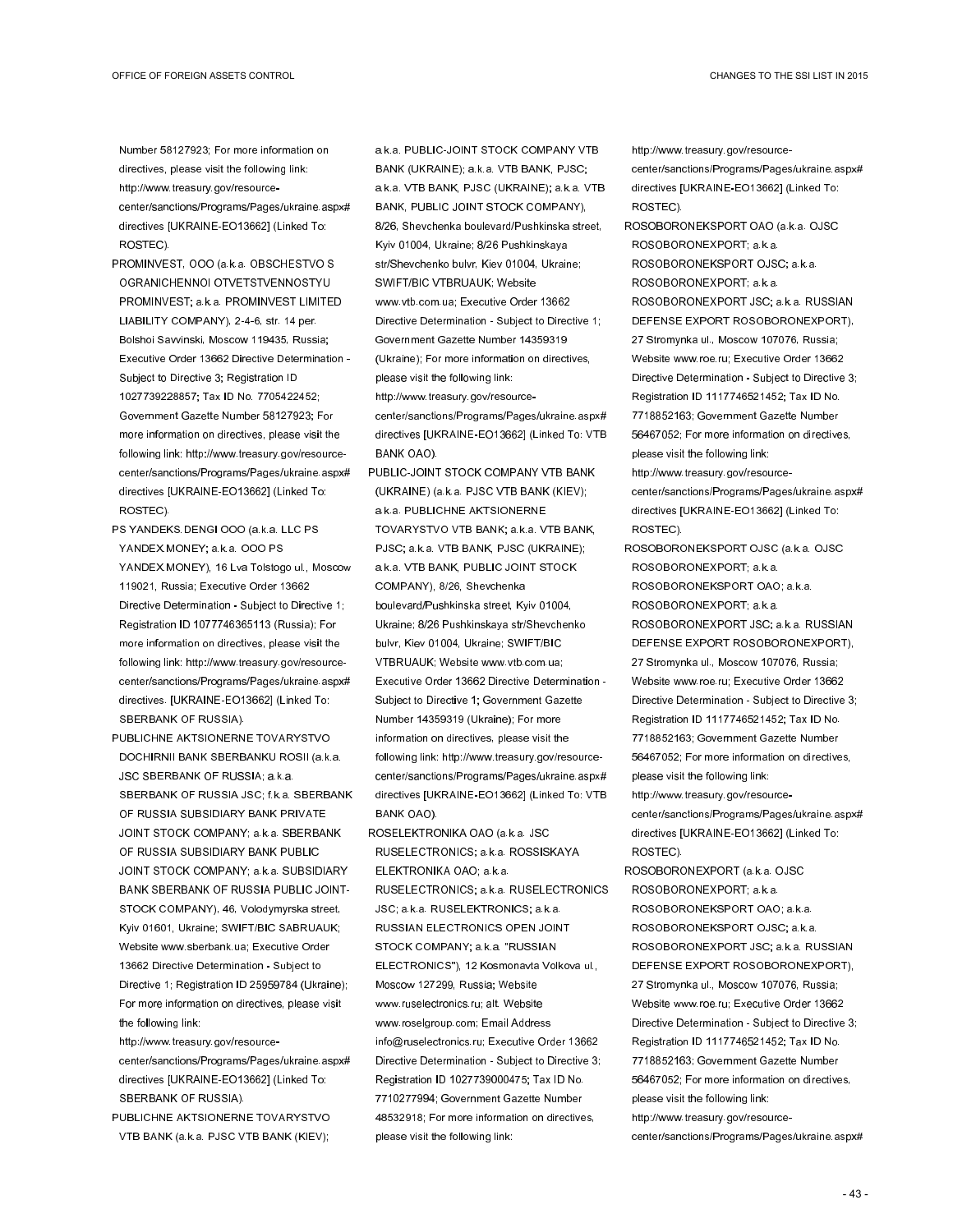Number 58127923; For more information on directives, please visit the following link: http://www.treasury.gov/resource-center/sanctions/Programs/Pages/ukraine.aspx#directives [UKRAINE-EO13662] (Linked To: ROSTEC).

PROMINVEST, OOO (a.k.a. OBSCHESTVO S OGRANICHENNOI OTVETSTVENNOSTYU PROMINVEST; a.k.a. PROMINVEST LIMITED LIABILITY COMPANY), 2-4-6, str. 14 per. Bolshoi Savvinski, Moscow 119435, Russia; Executive Order 13662 Directive Determination - Subject to Directive 3; Registration ID 1027739228857; Tax ID No. 7705422452; Government Gazette Number 58127923; For more information on directives, please visit the following link: http://www.treasury.gov/resource-center/sanctions/Programs/Pages/ukraine.aspx#directives [UKRAINE-EO13662] (Linked To: ROSTEC).

PS YANDEKS.DENGI OOO (a.k.a. LLC PS YANDEX.MONEY; a.k.a. OOO PS YANDEX.MONEY), 16 Lva Tolstogo ul., Moscow 119021, Russia; Executive Order 13662 Directive Determination - Subject to Directive 1; Registration ID 1077746365113 (Russia); For more information on directives, please visit the following link: http://www.treasury.gov/resource-center/sanctions/Programs/Pages/ukraine.aspx#directives. [UKRAINE-EO13662] (Linked To: SBERBANK OF RUSSIA).

PUBLICHNE AKTSIONERNE TOVARYSTVO DOCHIRNII BANK SBERBANKU ROSII (a.k.a. JSC SBERBANK OF RUSSIA; a.k.a. SBERBANK OF RUSSIA JSC; f.k.a. SBERBANK OF RUSSIA SUBSIDIARY BANK PRIVATE JOINT STOCK COMPANY; a.k.a. SBERBANK OF RUSSIA SUBSIDIARY BANK PUBLIC JOINT STOCK COMPANY; a.k.a. SUBSIDIARY BANK SBERBANK OF RUSSIA PUBLIC JOINT-STOCK COMPANY), 46, Volodymyrska street, Kyiv 01601, Ukraine; SWIFT/BIC SABRUAUK; Website www.sberbank.ua; Executive Order 13662 Directive Determination - Subject to Directive 1; Registration ID 25959784 (Ukraine); For more information on directives, please visit the following link: http://www.treasury.gov/resource-center/sanctions/Programs/Pages/ukraine.aspx#directives [UKRAINE-EO13662] (Linked To: SBERBANK OF RUSSIA).

PUBLICHNE AKTSIONERNE TOVARYSTVO VTB BANK (a.k.a. PJSC VTB BANK (KIEV); a.k.a. PUBLIC-JOINT STOCK COMPANY VTB BANK (UKRAINE); a.k.a. VTB BANK, PJSC; a.k.a. VTB BANK, PJSC (UKRAINE); a.k.a. VTB BANK, PUBLIC JOINT STOCK COMPANY), 8/26, Shevchenka boulevard/Pushkinska street, Kyiv 01004, Ukraine; 8/26 Pushkinskaya str/Shevchenko bulvr, Kiev 01004, Ukraine; SWIFT/BIC VTBRUAUK; Website www.vtb.com.ua; Executive Order 13662 Directive Determination - Subject to Directive 1; Government Gazette Number 14359319 (Ukraine); For more information on directives, please visit the following link: http://www.treasury.gov/resource-center/sanctions/Programs/Pages/ukraine.aspx#directives [UKRAINE-EO13662] (Linked To: VTB BANK OAO).

PUBLIC-JOINT STOCK COMPANY VTB BANK (UKRAINE) (a.k.a. PJSC VTB BANK (KIEV); a.k.a. PUBLICHNE AKTSIONERNE TOVARYSTVO VTB BANK; a.k.a. VTB BANK, PJSC; a.k.a. VTB BANK, PJSC (UKRAINE); a.k.a. VTB BANK, PUBLIC JOINT STOCK COMPANY), 8/26, Shevchenka boulevard/Pushkinska street, Kyiv 01004, Ukraine; 8/26 Pushkinskaya str/Shevchenko bulvr, Kiev 01004, Ukraine; SWIFT/BIC VTBRUAUK; Website www.vtb.com.ua; Executive Order 13662 Directive Determination - Subject to Directive 1; Government Gazette Number 14359319 (Ukraine); For more information on directives, please visit the following link: http://www.treasury.gov/resource-center/sanctions/Programs/Pages/ukraine.aspx#directives [UKRAINE-EO13662] (Linked To: VTB BANK OAO).

ROSELEKTRONIKA OAO (a.k.a. JSC RUSELECTRONICS; a.k.a. ROSSISKAYA ELEKTRONIKA OAO; a.k.a. RUSELECTRONICS; a.k.a. RUSELECTRONICS JSC; a.k.a. RUSELEKTRONICS; a.k.a. RUSSIAN ELECTRONICS OPEN JOINT STOCK COMPANY; a.k.a. "RUSSIAN ELECTRONICS"), 12 Kosmonavta Volkova ul., Moscow 127299, Russia; Website www.ruselectronics.ru; alt. Website www.roselgroup.com; Email Address info@ruselectronics.ru; Executive Order 13662 Directive Determination - Subject to Directive 3; Registration ID 1027739000475; Tax ID No. 7710277994; Government Gazette Number 48532918; For more information on directives, please visit the following link: http://www.treasury.gov/resource-center/sanctions/Programs/Pages/ukraine.aspx#directives [UKRAINE-EO13662] (Linked To: ROSTEC).

ROSOBORONEKSPORT OAO (a.k.a. OJSC ROSOBORONEXPORT; a.k.a. ROSOBORONEKSPORT OJSC; a.k.a. ROSOBORONEXPORT; a.k.a. ROSOBORONEXPORT JSC; a.k.a. RUSSIAN DEFENSE EXPORT ROSOBORONEXPORT), 27 Stromynka ul., Moscow 107076, Russia; Website www.roe.ru; Executive Order 13662 Directive Determination - Subject to Directive 3; Registration ID 1117746521452; Tax ID No. 7718852163; Government Gazette Number 56467052; For more information on directives, please visit the following link: http://www.treasury.gov/resource-center/sanctions/Programs/Pages/ukraine.aspx#directives [UKRAINE-EO13662] (Linked To: ROSTEC).

ROSOBORONEKSPORT OJSC (a.k.a. OJSC ROSOBORONEXPORT; a.k.a. ROSOBORONEKSPORT OAO; a.k.a. ROSOBORONEXPORT; a.k.a. ROSOBORONEXPORT JSC; a.k.a. RUSSIAN DEFENSE EXPORT ROSOBORONEXPORT), 27 Stromynka ul., Moscow 107076, Russia; Website www.roe.ru; Executive Order 13662 Directive Determination - Subject to Directive 3; Registration ID 1117746521452; Tax ID No. 7718852163; Government Gazette Number 56467052; For more information on directives, please visit the following link: http://www.treasury.gov/resource-center/sanctions/Programs/Pages/ukraine.aspx#directives [UKRAINE-EO13662] (Linked To: ROSTEC).

ROSOBORONEXPORT (a.k.a. OJSC ROSOBORONEXPORT; a.k.a. ROSOBORONEKSPORT OAO; a.k.a. ROSOBORONEKSPORT OJSC; a.k.a. ROSOBORONEXPORT JSC; a.k.a. RUSSIAN DEFENSE EXPORT ROSOBORONEXPORT), 27 Stromynka ul., Moscow 107076, Russia; Website www.roe.ru; Executive Order 13662 Directive Determination - Subject to Directive 3; Registration ID 1117746521452; Tax ID No. 7718852163; Government Gazette Number 56467052; For more information on directives, please visit the following link: http://www.treasury.gov/resource-center/sanctions/Programs/Pages/ukraine.aspx#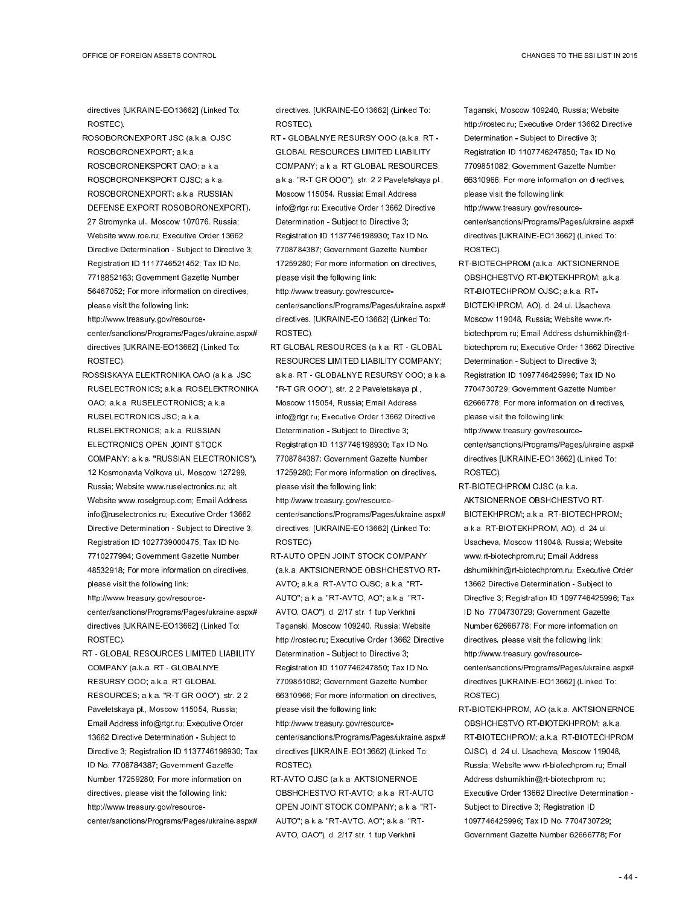directives [UKRAINE-EO13662] (Linked To: ROSTEC).

ROSOBORONEXPORT JSC (a.k.a. OJSC ROSOBORONEXPORT; a.k.a. ROSOBORONEKSPORT OAO; a.k.a. ROSOBORONEKSPORT OJSC; a.k.a. ROSOBORONEXPORT; a.k.a. RUSSIAN DEFENSE EXPORT ROSOBORONEXPORT), 27 Stromynka ul., Moscow 107076, Russia; Website www.roe.ru; Executive Order 13662 Directive Determination - Subject to Directive 3; Registration ID 1117746521452; Tax ID No. 7718852163; Government Gazette Number 56467052; For more information on directives, please visit the following link: http://www.treasury.gov/resource-center/sanctions/Programs/Pages/ukraine.aspx#directives [UKRAINE-EO13662] (Linked To: ROSTEC).

ROSSISKAYA ELEKTRONIKA OAO (a.k.a. JSC RUSELECTRONICS; a.k.a. ROSELEKTRONIKA OAO; a.k.a. RUSELECTRONICS; a.k.a. RUSELECTRONICS JSC; a.k.a. RUSELEKTRONICS; a.k.a. RUSSIAN ELECTRONICS OPEN JOINT STOCK COMPANY; a.k.a. "RUSSIAN ELECTRONICS"), 12 Kosmonavta Volkova ul., Moscow 127299, Russia; Website www.ruselectronics.ru; alt. Website www.roselgroup.com; Email Address info@ruselectronics.ru; Executive Order 13662 Directive Determination - Subject to Directive 3; Registration ID 1027739000475; Tax ID No. 7710277994; Government Gazette Number 48532918; For more information on directives, please visit the following link: http://www.treasury.gov/resource-center/sanctions/Programs/Pages/ukraine.aspx#directives [UKRAINE-EO13662] (Linked To: ROSTEC).

RT - GLOBAL RESOURCES LIMITED LIABILITY COMPANY (a.k.a. RT - GLOBALNYE RESURSY OOO; a.k.a. RT GLOBAL RESOURCES; a.k.a. "R-T GR OOO"), str. 2 2 Paveletskaya pl., Moscow 115054, Russia; Email Address info@rtgr.ru; Executive Order 13662 Directive Determination - Subject to Directive 3; Registration ID 1137746198930; Tax ID No. 7708784387; Government Gazette Number 17259280; For more information on directives, please visit the following link: http://www.treasury.gov/resource-center/sanctions/Programs/Pages/ukraine.aspx#directives. [UKRAINE-EO13662] (Linked To: ROSTEC).

RT - GLOBALNYE RESURSY OOO (a.k.a. RT - GLOBAL RESOURCES LIMITED LIABILITY COMPANY; a.k.a. RT GLOBAL RESOURCES; a.k.a. "R-T GR OOO"), str. 2 2 Paveletskaya pl., Moscow 115054, Russia; Email Address info@rtgr.ru; Executive Order 13662 Directive Determination - Subject to Directive 3; Registration ID 1137746198930; Tax ID No. 7708784387; Government Gazette Number 17259280; For more information on directives, please visit the following link: http://www.treasury.gov/resource-center/sanctions/Programs/Pages/ukraine.aspx#directives. [UKRAINE-EO13662] (Linked To: ROSTEC).

RT GLOBAL RESOURCES (a.k.a. RT - GLOBAL RESOURCES LIMITED LIABILITY COMPANY; a.k.a. RT - GLOBALNYE RESURSY OOO; a.k.a. "R-T GR OOO"), str. 2 2 Paveletskaya pl., Moscow 115054, Russia; Email Address info@rtgr.ru; Executive Order 13662 Directive Determination - Subject to Directive 3; Registration ID 1137746198930; Tax ID No. 7708784387; Government Gazette Number 17259280; For more information on directives, please visit the following link: http://www.treasury.gov/resource-center/sanctions/Programs/Pages/ukraine.aspx#directives. [UKRAINE-EO13662] (Linked To: ROSTEC).

RT-AUTO OPEN JOINT STOCK COMPANY (a.k.a. AKTSIONERNOE OBSHCHESTVO RT-AVTO; a.k.a. RT-AVTO OJSC; a.k.a. "RT-AUTO"; a.k.a. "RT-AVTO, AO"; a.k.a. "RT-AVTO, OAO"), d. 2/17 str. 1 tup Verkhni Taganski, Moscow 109240, Russia; Website http://rostec.ru; Executive Order 13662 Directive Determination - Subject to Directive 3; Registration ID 1107746247850; Tax ID No. 7709851082; Government Gazette Number 66310966; For more information on directives, please visit the following link: http://www.treasury.gov/resource-center/sanctions/Programs/Pages/ukraine.aspx#directives [UKRAINE-EO13662] (Linked To: ROSTEC).

RT-AVTO OJSC (a.k.a. AKTSIONERNOE OBSHCHESTVO RT-AVTO; a.k.a. RT-AUTO OPEN JOINT STOCK COMPANY; a.k.a. "RT-AUTO"; a.k.a. "RT-AVTO, AO"; a.k.a. "RT-AVTO, OAO"), d. 2/17 str. 1 tup Verkhni Taganski, Moscow 109240, Russia; Website http://rostec.ru; Executive Order 13662 Directive Determination - Subject to Directive 3; Registration ID 1107746247850; Tax ID No. 7709851082; Government Gazette Number 66310966; For more information on directives, please visit the following link: http://www.treasury.gov/resource-center/sanctions/Programs/Pages/ukraine.aspx#directives [UKRAINE-EO13662] (Linked To: ROSTEC).

RT-BIOTECHPROM (a.k.a. AKTSIONERNOE OBSHCHESTVO RT-BIOTEKHPROM; a.k.a. RT-BIOTECHPROM OJSC; a.k.a. RT-BIOTEKHPROM, AO), d. 24 ul. Usacheva, Moscow 119048, Russia; Website www.rt-biotechprom.ru; Email Address dshumikhin@rt-biotechprom.ru; Executive Order 13662 Directive Determination - Subject to Directive 3; Registration ID 1097746425996; Tax ID No. 7704730729; Government Gazette Number 62666778; For more information on directives, please visit the following link: http://www.treasury.gov/resource-center/sanctions/Programs/Pages/ukraine.aspx#directives [UKRAINE-EO13662] (Linked To: ROSTEC).

RT-BIOTECHPROM OJSC (a.k.a. AKTSIONERNOE OBSHCHESTVO RT-BIOTEKHPROM; a.k.a. RT-BIOTECHPROM; a.k.a. RT-BIOTEKHPROM, AO), d. 24 ul. Usacheva, Moscow 119048, Russia; Website www.rt-biotechprom.ru; Email Address dshumikhin@rt-biotechprom.ru; Executive Order 13662 Directive Determination - Subject to Directive 3; Registration ID 1097746425996; Tax ID No. 7704730729; Government Gazette Number 62666778; For more information on directives, please visit the following link: http://www.treasury.gov/resource-center/sanctions/Programs/Pages/ukraine.aspx#directives [UKRAINE-EO13662] (Linked To: ROSTEC).

RT-BIOTEKHPROM, AO (a.k.a. AKTSIONERNOE OBSHCHESTVO RT-BIOTEKHPROM; a.k.a. RT-BIOTECHPROM; a.k.a. RT-BIOTECHPROM OJSC), d. 24 ul. Usacheva, Moscow 119048, Russia; Website www.rt-biotechprom.ru; Email Address dshumikhin@rt-biotechprom.ru; Executive Order 13662 Directive Determination - Subject to Directive 3; Registration ID 1097746425996; Tax ID No. 7704730729; Government Gazette Number 62666778; For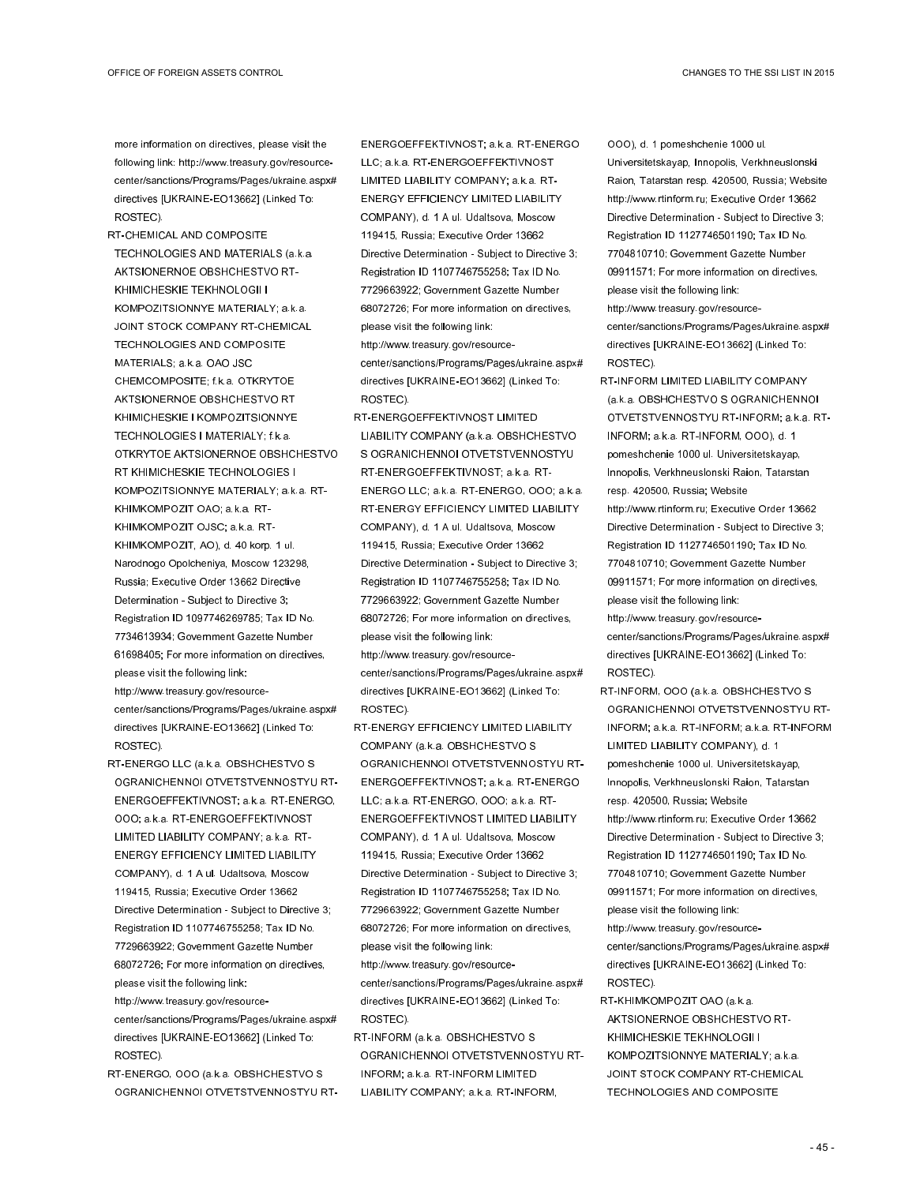more information on directives, please visit the following link: http://www.treasury.gov/resource-center/sanctions/Programs/Pages/ukraine.aspx#directives [UKRAINE-EO13662] (Linked To: ROSTEC).

RT-CHEMICAL AND COMPOSITE TECHNOLOGIES AND MATERIALS (a.k.a. AKTSIONERNOE OBSHCHESTVO RT-KHIMICHESKIE TEKHNOLOGII I KOMPOZITSIONNYE MATERIALY; a.k.a. JOINT STOCK COMPANY RT-CHEMICAL TECHNOLOGIES AND COMPOSITE MATERIALS; a.k.a. OAO JSC CHEMCOMPOSITE; f.k.a. OTKRYTOE AKTSIONERNOE OBSHCHESTVO RT KHIMICHESKIE I KOMPOZITSIONNYE TECHNOLOGIES I MATERIALY; f.k.a. OTKRYTOE AKTSIONERNOE OBSHCHESTVO RT KHIMICHESKIE TECHNOLOGIES I KOMPOZITSIONNYE MATERIALY; a.k.a. RT-KHIMKOMPOZIT OAO; a.k.a. RT-KHIMKOMPOZIT OJSC; a.k.a. RT-KHIMKOMPOZIT, AO), d. 40 korp. 1 ul. Narodnogo Opolcheniya, Moscow 123298, Russia; Executive Order 13662 Directive Determination - Subject to Directive 3; Registration ID 1097746269785; Tax ID No. 7734613934; Government Gazette Number 61698405; For more information on directives, please visit the following link: http://www.treasury.gov/resource-center/sanctions/Programs/Pages/ukraine.aspx#directives [UKRAINE-EO13662] (Linked To: ROSTEC).

RT-ENERGO LLC (a.k.a. OBSHCHESTVO S OGRANICHENNOI OTVETSTVENNOSTYU RT-ENERGOEFFEKTIVNOST; a.k.a. RT-ENERGO, OOO; a.k.a. RT-ENERGOEFFEKTIVNOST LIMITED LIABILITY COMPANY; a.k.a. RT-ENERGY EFFICIENCY LIMITED LIABILITY COMPANY), d. 1 A ul. Udaltsova, Moscow 119415, Russia; Executive Order 13662 Directive Determination - Subject to Directive 3; Registration ID 1107746755258; Tax ID No. 7729663922; Government Gazette Number 68072726; For more information on directives, please visit the following link: http://www.treasury.gov/resource-center/sanctions/Programs/Pages/ukraine.aspx#directives [UKRAINE-EO13662] (Linked To: ROSTEC).

RT-ENERGO, OOO (a.k.a. OBSHCHESTVO S OGRANICHENNOI OTVETSTVENNOSTYU RT-ENERGOEFFEKTIVNOST; a.k.a. RT-ENERGO LLC; a.k.a. RT-ENERGOEFFEKTIVNOST LIMITED LIABILITY COMPANY; a.k.a. RT-ENERGY EFFICIENCY LIMITED LIABILITY COMPANY), d. 1 A ul. Udaltsova, Moscow 119415, Russia; Executive Order 13662 Directive Determination - Subject to Directive 3; Registration ID 1107746755258; Tax ID No. 7729663922; Government Gazette Number 68072726; For more information on directives, please visit the following link: http://www.treasury.gov/resource-center/sanctions/Programs/Pages/ukraine.aspx#directives [UKRAINE-EO13662] (Linked To: ROSTEC).

RT-ENERGOEFFEKTIVNOST LIMITED LIABILITY COMPANY (a.k.a. OBSHCHESTVO S OGRANICHENNOI OTVETSTVENNOSTYU RT-ENERGOEFFEKTIVNOST; a.k.a. RT-ENERGO LLC; a.k.a. RT-ENERGO, OOO; a.k.a. RT-ENERGY EFFICIENCY LIMITED LIABILITY COMPANY), d. 1 A ul. Udaltsova, Moscow 119415, Russia; Executive Order 13662 Directive Determination - Subject to Directive 3; Registration ID 1107746755258; Tax ID No. 7729663922; Government Gazette Number 68072726; For more information on directives, please visit the following link: http://www.treasury.gov/resource-center/sanctions/Programs/Pages/ukraine.aspx#directives [UKRAINE-EO13662] (Linked To: ROSTEC).

RT-ENERGY EFFICIENCY LIMITED LIABILITY COMPANY (a.k.a. OBSHCHESTVO S OGRANICHENNOI OTVETSTVENNOSTYU RT-ENERGOEFFEKTIVNOST; a.k.a. RT-ENERGO LLC; a.k.a. RT-ENERGO, OOO; a.k.a. RT-ENERGOEFFEKTIVNOST LIMITED LIABILITY COMPANY), d. 1 A ul. Udaltsova, Moscow 119415, Russia; Executive Order 13662 Directive Determination - Subject to Directive 3; Registration ID 1107746755258; Tax ID No. 7729663922; Government Gazette Number 68072726; For more information on directives, please visit the following link: http://www.treasury.gov/resource-center/sanctions/Programs/Pages/ukraine.aspx#directives [UKRAINE-EO13662] (Linked To: ROSTEC).

RT-INFORM (a.k.a. OBSHCHESTVO S OGRANICHENNOI OTVETSTVENNOSTYU RT-INFORM; a.k.a. RT-INFORM LIMITED LIABILITY COMPANY; a.k.a. RT-INFORM, OOO), d. 1 pomeshchenie 1000 ul. Universitetskayap, Innopolis, Verkhneuslonski Raion, Tatarstan resp. 420500, Russia; Website http://www.rtinform.ru; Executive Order 13662 Directive Determination - Subject to Directive 3; Registration ID 1127746501190; Tax ID No. 7704810710; Government Gazette Number 09911571; For more information on directives, please visit the following link: http://www.treasury.gov/resource-center/sanctions/Programs/Pages/ukraine.aspx#directives [UKRAINE-EO13662] (Linked To: ROSTEC).

RT-INFORM LIMITED LIABILITY COMPANY (a.k.a. OBSHCHESTVO S OGRANICHENNOI OTVETSTVENNOSTYU RT-INFORM; a.k.a. RT-INFORM; a.k.a. RT-INFORM, OOO), d. 1 pomeshchenie 1000 ul. Universitetskayap, Innopolis, Verkhneuslonski Raion, Tatarstan resp. 420500, Russia; Website http://www.rtinform.ru; Executive Order 13662 Directive Determination - Subject to Directive 3; Registration ID 1127746501190; Tax ID No. 7704810710; Government Gazette Number 09911571; For more information on directives, please visit the following link: http://www.treasury.gov/resource-center/sanctions/Programs/Pages/ukraine.aspx#directives [UKRAINE-EO13662] (Linked To: ROSTEC).

RT-INFORM, OOO (a.k.a. OBSHCHESTVO S OGRANICHENNOI OTVETSTVENNOSTYU RT-INFORM; a.k.a. RT-INFORM; a.k.a. RT-INFORM LIMITED LIABILITY COMPANY), d. 1 pomeshchenie 1000 ul. Universitetskayap, Innopolis, Verkhneuslonski Raion, Tatarstan resp. 420500, Russia; Website http://www.rtinform.ru; Executive Order 13662 Directive Determination - Subject to Directive 3; Registration ID 1127746501190; Tax ID No. 7704810710; Government Gazette Number 09911571; For more information on directives, please visit the following link: http://www.treasury.gov/resource-center/sanctions/Programs/Pages/ukraine.aspx#directives [UKRAINE-EO13662] (Linked To: ROSTEC).

RT-KHIMKOMPOZIT OAO (a.k.a. AKTSIONERNOE OBSHCHESTVO RT-KHIMICHESKIE TEKHNOLOGII I KOMPOZITSIONNYE MATERIALY; a.k.a. JOINT STOCK COMPANY RT-CHEMICAL TECHNOLOGIES AND COMPOSITE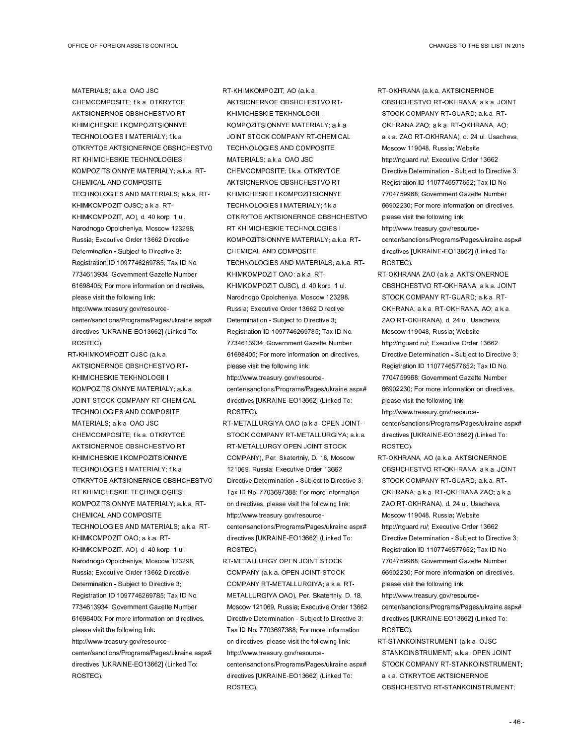MATERIALS; a.k.a. OAO JSC CHEMCOMPOSITE; f.k.a. OTKRYTOE AKTSIONERNOE OBSHCHESTVO RT KHIMICHESKIE I KOMPOZITSIONNYE TECHNOLOGIES I MATERIALY; f.k.a. OTKRYTOE AKTSIONERNOE OBSHCHESTVO RT KHIMICHESKIE TECHNOLOGIES I KOMPOZITSIONNYE MATERIALY; a.k.a. RT-CHEMICAL AND COMPOSITE TECHNOLOGIES AND MATERIALS; a.k.a. RT-KHIMKOMPOZIT OJSC; a.k.a. RT-KHIMKOMPOZIT, AO), d. 40 korp. 1 ul. Narodnogo Opolcheniya, Moscow 123298, Russia; Executive Order 13662 Directive Determination - Subject to Directive 3; Registration ID 1097746269785; Tax ID No. 7734613934; Government Gazette Number 61698405; For more information on directives, please visit the following link: http://www.treasury.gov/resource-center/sanctions/Programs/Pages/ukraine.aspx#directives [UKRAINE-EO13662] (Linked To: ROSTEC).

RT-KHIMKOMPOZIT OJSC (a.k.a. AKTSIONERNOE OBSHCHESTVO RT-KHIMICHESKIE TEKHNOLOGII I KOMPOZITSIONNYE MATERIALY; a.k.a. JOINT STOCK COMPANY RT-CHEMICAL TECHNOLOGIES AND COMPOSITE MATERIALS; a.k.a. OAO JSC CHEMCOMPOSITE; f.k.a. OTKRYTOE AKTSIONERNOE OBSHCHESTVO RT KHIMICHESKIE I KOMPOZITSIONNYE TECHNOLOGIES I MATERIALY; f.k.a. OTKRYTOE AKTSIONERNOE OBSHCHESTVO RT KHIMICHESKIE TECHNOLOGIES I KOMPOZITSIONNYE MATERIALY; a.k.a. RT-CHEMICAL AND COMPOSITE TECHNOLOGIES AND MATERIALS; a.k.a. RT-KHIMKOMPOZIT OAO; a.k.a. RT-KHIMKOMPOZIT, AO), d. 40 korp. 1 ul. Narodnogo Opolcheniya, Moscow 123298, Russia; Executive Order 13662 Directive Determination - Subject to Directive 3; Registration ID 1097746269785; Tax ID No. 7734613934; Government Gazette Number 61698405; For more information on directives, please visit the following link: http://www.treasury.gov/resource-center/sanctions/Programs/Pages/ukraine.aspx#directives [UKRAINE-EO13662] (Linked To: ROSTEC).

RT-KHIMKOMPOZIT, AO (a.k.a. AKTSIONERNOE OBSHCHESTVO RT-KHIMICHESKIE TEKHNOLOGII I KOMPOZITSIONNYE MATERIALY; a.k.a. JOINT STOCK COMPANY RT-CHEMICAL TECHNOLOGIES AND COMPOSITE MATERIALS; a.k.a. OAO JSC CHEMCOMPOSITE; f.k.a. OTKRYTOE AKTSIONERNOE OBSHCHESTVO RT KHIMICHESKIE I KOMPOZITSIONNYE TECHNOLOGIES I MATERIALY; f.k.a. OTKRYTOE AKTSIONERNOE OBSHCHESTVO RT KHIMICHESKIE TECHNOLOGIES I KOMPOZITSIONNYE MATERIALY; a.k.a. RT-CHEMICAL AND COMPOSITE TECHNOLOGIES AND MATERIALS; a.k.a. RT-KHIMKOMPOZIT OAO; a.k.a. RT-KHIMKOMPOZIT OJSC), d. 40 korp. 1 ul. Narodnogo Opolcheniya, Moscow 123298, Russia; Executive Order 13662 Directive Determination - Subject to Directive 3; Registration ID 1097746269785; Tax ID No. 7734613934; Government Gazette Number 61698405; For more information on directives, please visit the following link: http://www.treasury.gov/resource-center/sanctions/Programs/Pages/ukraine.aspx#directives [UKRAINE-EO13662] (Linked To: ROSTEC).

RT-METALLURGIYA OAO (a.k.a. OPEN JOINT-STOCK COMPANY RT-METALLURGIYA; a.k.a. RT-METALLURGY OPEN JOINT STOCK COMPANY), Per. Skatertniy, D. 18, Moscow 121069, Russia; Executive Order 13662 Directive Determination - Subject to Directive 3; Tax ID No. 7703697388; For more information on directives, please visit the following link: http://www.treasury.gov/resource-center/sanctions/Programs/Pages/ukraine.aspx#directives [UKRAINE-EO13662] (Linked To: ROSTEC).

RT-METALLURGY OPEN JOINT STOCK COMPANY (a.k.a. OPEN JOINT-STOCK COMPANY RT-METALLURGIYA; a.k.a. RT-METALLURGIYA OAO), Per. Skatertniy, D. 18, Moscow 121069, Russia; Executive Order 13662 Directive Determination - Subject to Directive 3; Tax ID No. 7703697388; For more information on directives, please visit the following link: http://www.treasury.gov/resource-center/sanctions/Programs/Pages/ukraine.aspx#directives [UKRAINE-EO13662] (Linked To: ROSTEC).

RT-OKHRANA (a.k.a. AKTSIONERNOE OBSHCHESTVO RT-OKHRANA; a.k.a. JOINT STOCK COMPANY RT-GUARD; a.k.a. RT-OKHRANA ZAO; a.k.a. RT-OKHRANA, AO; a.k.a. ZAO RT-OKHRANA), d. 24 ul. Usacheva, Moscow 119048, Russia; Website http://rtguard.ru/; Executive Order 13662 Directive Determination - Subject to Directive 3; Registration ID 1107746577652; Tax ID No. 7704759968; Government Gazette Number 66902230; For more information on directives, please visit the following link: http://www.treasury.gov/resource-center/sanctions/Programs/Pages/ukraine.aspx#directives [UKRAINE-EO13662] (Linked To: ROSTEC).

RT-OKHRANA ZAO (a.k.a. AKTSIONERNOE OBSHCHESTVO RT-OKHRANA; a.k.a. JOINT STOCK COMPANY RT-GUARD; a.k.a. RT-OKHRANA; a.k.a. RT-OKHRANA, AO; a.k.a. ZAO RT-OKHRANA), d. 24 ul. Usacheva, Moscow 119048, Russia; Website http://rtguard.ru/; Executive Order 13662 Directive Determination - Subject to Directive 3; Registration ID 1107746577652; Tax ID No. 7704759968; Government Gazette Number 66902230; For more information on directives, please visit the following link: http://www.treasury.gov/resource-center/sanctions/Programs/Pages/ukraine.aspx#directives [UKRAINE-EO13662] (Linked To: ROSTEC).

RT-OKHRANA, AO (a.k.a. AKTSIONERNOE OBSHCHESTVO RT-OKHRANA; a.k.a. JOINT STOCK COMPANY RT-GUARD; a.k.a. RT-OKHRANA; a.k.a. RT-OKHRANA ZAO; a.k.a. ZAO RT-OKHRANA), d. 24 ul. Usacheva, Moscow 119048, Russia; Website http://rtguard.ru/; Executive Order 13662 Directive Determination - Subject to Directive 3; Registration ID 1107746577652; Tax ID No. 7704759968; Government Gazette Number 66902230; For more information on directives, please visit the following link: http://www.treasury.gov/resource-center/sanctions/Programs/Pages/ukraine.aspx#directives [UKRAINE-EO13662] (Linked To: ROSTEC).

RT-STANKOINSTRUMENT (a.k.a. OJSC STANKOINSTRUMENT; a.k.a. OPEN JOINT STOCK COMPANY RT-STANKOINSTRUMENT; a.k.a. OTKRYTOE AKTSIONERNOE OBSHCHESTVO RT-STANKOINSTRUMENT;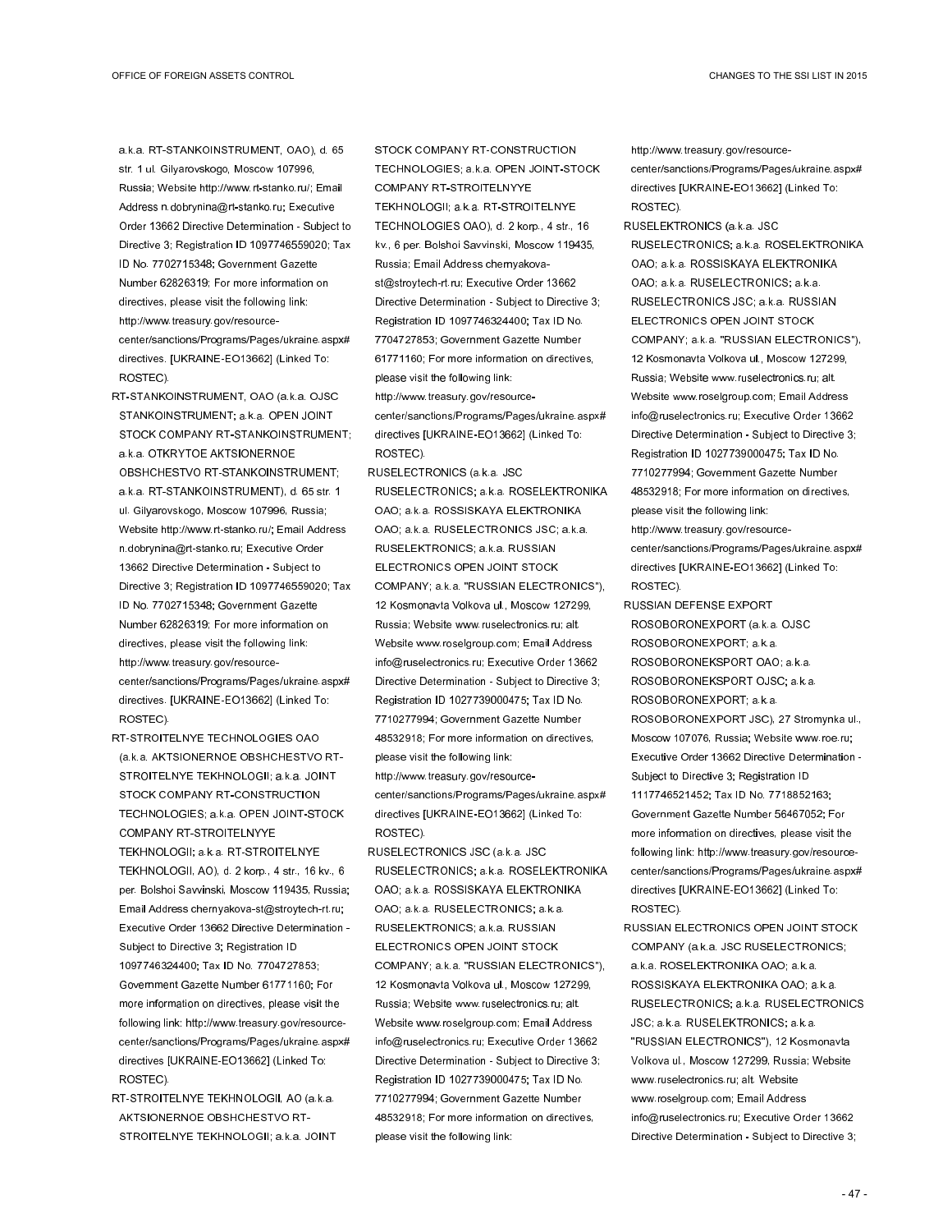a.k.a. RT-STANKOINSTRUMENT, OAO), d. 65 str. 1 ul. Gilyarovskogo, Moscow 107996, Russia; Website http://www.rt-stanko.ru/; Email Address n.dobrynina@rt-stanko.ru; Executive Order 13662 Directive Determination - Subject to Directive 3; Registration ID 1097746559020; Tax ID No. 7702715348; Government Gazette Number 62826319; For more information on directives, please visit the following link: http://www.treasury.gov/resource-center/sanctions/Programs/Pages/ukraine.aspx#directives. [UKRAINE-EO13662] (Linked To: ROSTEC).

RT-STANKOINSTRUMENT, OAO (a.k.a. OJSC STANKOINSTRUMENT; a.k.a. OPEN JOINT STOCK COMPANY RT-STANKOINSTRUMENT; a.k.a. OTKRYTOE AKTSIONERNOE OBSHCHESTVO RT-STANKOINSTRUMENT; a.k.a. RT-STANKOINSTRUMENT), d. 65 str. 1 ul. Gilyarovskogo, Moscow 107996, Russia; Website http://www.rt-stanko.ru/; Email Address n.dobrynina@rt-stanko.ru; Executive Order 13662 Directive Determination - Subject to Directive 3; Registration ID 1097746559020; Tax ID No. 7702715348; Government Gazette Number 62826319; For more information on directives, please visit the following link: http://www.treasury.gov/resource-center/sanctions/Programs/Pages/ukraine.aspx#directives. [UKRAINE-EO13662] (Linked To: ROSTEC).

RT-STROITELNYE TECHNOLOGIES OAO (a.k.a. AKTSIONERNOE OBSHCHESTVO RT-STROITELNYE TEKHNOLOGII; a.k.a. JOINT STOCK COMPANY RT-CONSTRUCTION TECHNOLOGIES; a.k.a. OPEN JOINT-STOCK COMPANY RT-STROITELNYYE TEKHNOLOGII; a.k.a. RT-STROITELNYE TEKHNOLOGII, AO), d. 2 korp., 4 str., 16 kv., 6 per. Bolshoi Savvinski, Moscow 119435, Russia; Email Address chernyakova-st@stroytech-rt.ru; Executive Order 13662 Directive Determination - Subject to Directive 3; Registration ID 1097746324400; Tax ID No. 7704727853; Government Gazette Number 61771160; For more information on directives, please visit the following link: http://www.treasury.gov/resource-center/sanctions/Programs/Pages/ukraine.aspx#directives [UKRAINE-EO13662] (Linked To: ROSTEC).

RT-STROITELNYE TEKHNOLOGII, AO (a.k.a. AKTSIONERNOE OBSHCHESTVO RT-STROITELNYE TEKHNOLOGII; a.k.a. JOINT STOCK COMPANY RT-CONSTRUCTION TECHNOLOGIES; a.k.a. OPEN JOINT-STOCK COMPANY RT-STROITELNYYE TEKHNOLOGII; a.k.a. RT-STROITELNYE TECHNOLOGIES OAO), d. 2 korp., 4 str., 16 kv., 6 per. Bolshoi Savvinski, Moscow 119435, Russia; Email Address chernyakova-st@stroytech-rt.ru; Executive Order 13662 Directive Determination - Subject to Directive 3; Registration ID 1097746324400; Tax ID No. 7704727853; Government Gazette Number 61771160; For more information on directives, please visit the following link: http://www.treasury.gov/resource-center/sanctions/Programs/Pages/ukraine.aspx#directives [UKRAINE-EO13662] (Linked To: ROSTEC).

RUSELECTRONICS (a.k.a. JSC RUSELECTRONICS; a.k.a. ROSELEKTRONIKA OAO; a.k.a. ROSSISKAYA ELEKTRONIKA OAO; a.k.a. RUSELECTRONICS JSC; a.k.a. RUSELEKTRONICS; a.k.a. RUSSIAN ELECTRONICS OPEN JOINT STOCK COMPANY; a.k.a. "RUSSIAN ELECTRONICS"), 12 Kosmonavta Volkova ul., Moscow 127299, Russia; Website www.ruselectronics.ru; alt. Website www.roselgroup.com; Email Address info@ruselectronics.ru; Executive Order 13662 Directive Determination - Subject to Directive 3; Registration ID 1027739000475; Tax ID No. 7710277994; Government Gazette Number 48532918; For more information on directives, please visit the following link: http://www.treasury.gov/resource-center/sanctions/Programs/Pages/ukraine.aspx#directives [UKRAINE-EO13662] (Linked To: ROSTEC).

RUSELECTRONICS JSC (a.k.a. JSC RUSELECTRONICS; a.k.a. ROSELEKTRONIKA OAO; a.k.a. ROSSISKAYA ELEKTRONIKA OAO; a.k.a. RUSELECTRONICS; a.k.a. RUSELEKTRONICS; a.k.a. RUSSIAN ELECTRONICS OPEN JOINT STOCK COMPANY; a.k.a. "RUSSIAN ELECTRONICS"), 12 Kosmonavta Volkova ul., Moscow 127299, Russia; Website www.ruselectronics.ru; alt. Website www.roselgroup.com; Email Address info@ruselectronics.ru; Executive Order 13662 Directive Determination - Subject to Directive 3; Registration ID 1027739000475; Tax ID No. 7710277994; Government Gazette Number 48532918; For more information on directives, please visit the following link: http://www.treasury.gov/resource-center/sanctions/Programs/Pages/ukraine.aspx#directives [UKRAINE-EO13662] (Linked To: ROSTEC).

RUSELEKTRONICS (a.k.a. JSC RUSELECTRONICS; a.k.a. ROSELEKTRONIKA OAO; a.k.a. ROSSISKAYA ELEKTRONIKA OAO; a.k.a. RUSELECTRONICS; a.k.a. RUSELECTRONICS JSC; a.k.a. RUSSIAN ELECTRONICS OPEN JOINT STOCK COMPANY; a.k.a. "RUSSIAN ELECTRONICS"), 12 Kosmonavta Volkova ul., Moscow 127299, Russia; Website www.ruselectronics.ru; alt. Website www.roselgroup.com; Email Address info@ruselectronics.ru; Executive Order 13662 Directive Determination - Subject to Directive 3; Registration ID 1027739000475; Tax ID No. 7710277994; Government Gazette Number 48532918; For more information on directives, please visit the following link: http://www.treasury.gov/resource-center/sanctions/Programs/Pages/ukraine.aspx#directives [UKRAINE-EO13662] (Linked To: ROSTEC).

RUSSIAN DEFENSE EXPORT ROSOBORONEXPORT (a.k.a. OJSC ROSOBORONEXPORT; a.k.a. ROSOBORONEKSPORT OAO; a.k.a. ROSOBORONEKSPORT OJSC; a.k.a. ROSOBORONEXPORT; a.k.a. ROSOBORONEXPORT JSC), 27 Stromynka ul., Moscow 107076, Russia; Website www.roe.ru; Executive Order 13662 Directive Determination - Subject to Directive 3; Registration ID 1117746521452; Tax ID No. 7718852163; Government Gazette Number 56467052; For more information on directives, please visit the following link: http://www.treasury.gov/resource-center/sanctions/Programs/Pages/ukraine.aspx#directives [UKRAINE-EO13662] (Linked To: ROSTEC).

RUSSIAN ELECTRONICS OPEN JOINT STOCK COMPANY (a.k.a. JSC RUSELECTRONICS; a.k.a. ROSELEKTRONIKA OAO; a.k.a. ROSSISKAYA ELEKTRONIKA OAO; a.k.a. RUSELECTRONICS; a.k.a. RUSELECTRONICS JSC; a.k.a. RUSELEKTRONICS; a.k.a. "RUSSIAN ELECTRONICS"), 12 Kosmonavta Volkova ul., Moscow 127299, Russia; Website www.ruselectronics.ru; alt. Website www.roselgroup.com; Email Address info@ruselectronics.ru; Executive Order 13662 Directive Determination - Subject to Directive 3;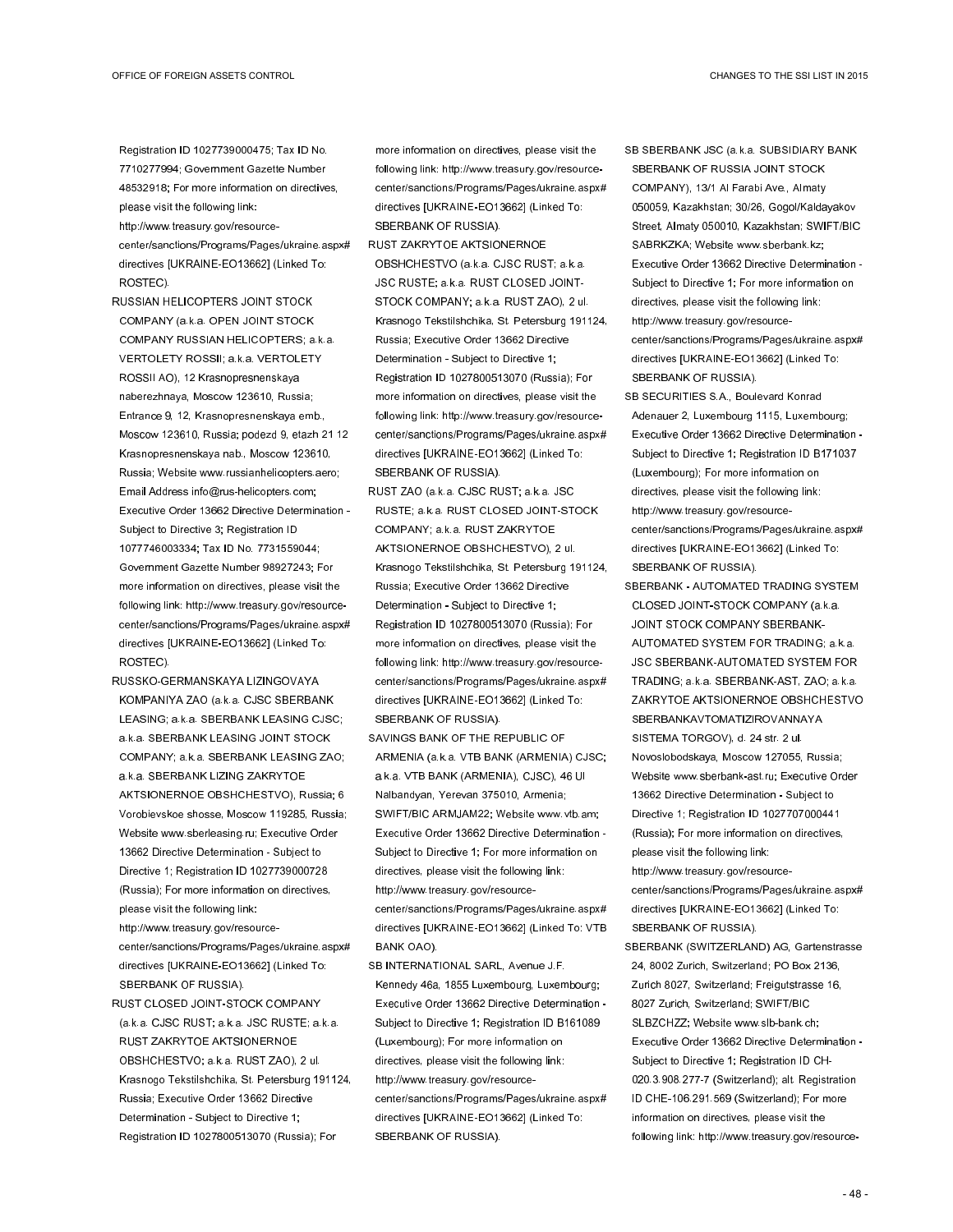Registration ID 1027739000475; Tax ID No. 7710277994; Government Gazette Number 48532918; For more information on directives, please visit the following link: http://www.treasury.gov/resource-center/sanctions/Programs/Pages/ukraine.aspx#directives [UKRAINE-EO13662] (Linked To: ROSTEC).

RUSSIAN HELICOPTERS JOINT STOCK COMPANY (a.k.a. OPEN JOINT STOCK COMPANY RUSSIAN HELICOPTERS; a.k.a. VERTOLETY ROSSII; a.k.a. VERTOLETY ROSSII AO), 12 Krasnopresnenskaya naberezhnaya, Moscow 123610, Russia; Entrance 9, 12, Krasnopresnenskaya emb., Moscow 123610, Russia; podezd 9, etazh 21 12 Krasnopresnenskaya nab., Moscow 123610, Russia; Website www.russianhelicopters.aero; Email Address info@rus-helicopters.com; Executive Order 13662 Directive Determination - Subject to Directive 3; Registration ID 1077746003334; Tax ID No. 7731559044; Government Gazette Number 98927243; For more information on directives, please visit the following link: http://www.treasury.gov/resource-center/sanctions/Programs/Pages/ukraine.aspx#directives [UKRAINE-EO13662] (Linked To: ROSTEC).

RUSSKO-GERMANSKAYA LIZINGOVAYA KOMPANIYA ZAO (a.k.a. CJSC SBERBANK LEASING; a.k.a. SBERBANK LEASING CJSC; a.k.a. SBERBANK LEASING JOINT STOCK COMPANY; a.k.a. SBERBANK LEASING ZAO; a.k.a. SBERBANK LIZING ZAKRYTOE AKTSIONERNOE OBSHCHESTVO), Russia; 6 Vorobievskoe shosse, Moscow 119285, Russia; Website www.sberleasing.ru; Executive Order 13662 Directive Determination - Subject to Directive 1; Registration ID 1027739000728 (Russia); For more information on directives, please visit the following link: http://www.treasury.gov/resource-center/sanctions/Programs/Pages/ukraine.aspx#directives [UKRAINE-EO13662] (Linked To: SBERBANK OF RUSSIA).

RUST CLOSED JOINT-STOCK COMPANY (a.k.a. CJSC RUST; a.k.a. JSC RUSTE; a.k.a. RUST ZAKRYTOE AKTSIONERNOE OBSHCHESTVO; a.k.a. RUST ZAO), 2 ul. Krasnogo Tekstilshchika, St. Petersburg 191124, Russia; Executive Order 13662 Directive Determination - Subject to Directive 1; Registration ID 1027800513070 (Russia); For more information on directives, please visit the following link: http://www.treasury.gov/resource-center/sanctions/Programs/Pages/ukraine.aspx#directives [UKRAINE-EO13662] (Linked To: SBERBANK OF RUSSIA).

RUST ZAKRYTOE AKTSIONERNOE OBSHCHESTVO (a.k.a. CJSC RUST; a.k.a. JSC RUSTE; a.k.a. RUST CLOSED JOINT-STOCK COMPANY; a.k.a. RUST ZAO), 2 ul. Krasnogo Tekstilshchika, St. Petersburg 191124, Russia; Executive Order 13662 Directive Determination - Subject to Directive 1; Registration ID 1027800513070 (Russia); For more information on directives, please visit the following link: http://www.treasury.gov/resource-center/sanctions/Programs/Pages/ukraine.aspx#directives [UKRAINE-EO13662] (Linked To: SBERBANK OF RUSSIA).

RUST ZAO (a.k.a. CJSC RUST; a.k.a. JSC RUSTE; a.k.a. RUST CLOSED JOINT-STOCK COMPANY; a.k.a. RUST ZAKRYTOE AKTSIONERNOE OBSHCHESTVO), 2 ul. Krasnogo Tekstilshchika, St. Petersburg 191124, Russia; Executive Order 13662 Directive Determination - Subject to Directive 1; Registration ID 1027800513070 (Russia); For more information on directives, please visit the following link: http://www.treasury.gov/resource-center/sanctions/Programs/Pages/ukraine.aspx#directives [UKRAINE-EO13662] (Linked To: SBERBANK OF RUSSIA).

SAVINGS BANK OF THE REPUBLIC OF ARMENIA (a.k.a. VTB BANK (ARMENIA) CJSC; a.k.a. VTB BANK (ARMENIA), CJSC), 46 Ul Nalbandyan, Yerevan 375010, Armenia; SWIFT/BIC ARMJAM22; Website www.vtb.am; Executive Order 13662 Directive Determination - Subject to Directive 1; For more information on directives, please visit the following link: http://www.treasury.gov/resource-center/sanctions/Programs/Pages/ukraine.aspx#directives [UKRAINE-EO13662] (Linked To: VTB BANK OAO).

SB INTERNATIONAL SARL, Avenue J.F. Kennedy 46a, 1855 Luxembourg, Luxembourg; Executive Order 13662 Directive Determination - Subject to Directive 1; Registration ID B161089 (Luxembourg); For more information on directives, please visit the following link: http://www.treasury.gov/resource-center/sanctions/Programs/Pages/ukraine.aspx#directives [UKRAINE-EO13662] (Linked To: SBERBANK OF RUSSIA).

SB SBERBANK JSC (a.k.a. SUBSIDIARY BANK SBERBANK OF RUSSIA JOINT STOCK COMPANY), 13/1 Al Farabi Ave., Almaty 050059, Kazakhstan; 30/26, Gogol/Kaldayakov Street, Almaty 050010, Kazakhstan; SWIFT/BIC SABRKZKA; Website www.sberbank.kz; Executive Order 13662 Directive Determination - Subject to Directive 1; For more information on directives, please visit the following link: http://www.treasury.gov/resource-center/sanctions/Programs/Pages/ukraine.aspx#directives [UKRAINE-EO13662] (Linked To: SBERBANK OF RUSSIA).

SB SECURITIES S.A., Boulevard Konrad Adenauer 2, Luxembourg 1115, Luxembourg; Executive Order 13662 Directive Determination - Subject to Directive 1; Registration ID B171037 (Luxembourg); For more information on directives, please visit the following link: http://www.treasury.gov/resource-center/sanctions/Programs/Pages/ukraine.aspx#directives [UKRAINE-EO13662] (Linked To: SBERBANK OF RUSSIA).

SBERBANK - AUTOMATED TRADING SYSTEM CLOSED JOINT-STOCK COMPANY (a.k.a. JOINT STOCK COMPANY SBERBANK-AUTOMATED SYSTEM FOR TRADING; a.k.a. JSC SBERBANK-AUTOMATED SYSTEM FOR TRADING; a.k.a. SBERBANK-AST, ZAO; a.k.a. ZAKRYTOE AKTSIONERNOE OBSHCHESTVO SBERBANKAVTOMATIZIROVANNAYA SISTEMA TORGOV), d. 24 str. 2 ul. Novoslobodskaya, Moscow 127055, Russia; Website www.sberbank-ast.ru; Executive Order 13662 Directive Determination - Subject to Directive 1; Registration ID 1027707000441 (Russia); For more information on directives, please visit the following link: http://www.treasury.gov/resource-center/sanctions/Programs/Pages/ukraine.aspx#directives [UKRAINE-EO13662] (Linked To: SBERBANK OF RUSSIA).

SBERBANK (SWITZERLAND) AG, Gartenstrasse 24, 8002 Zurich, Switzerland; PO Box 2136, Zurich 8027, Switzerland; Freigutstrasse 16, 8027 Zurich, Switzerland; SWIFT/BIC SLBZCHZZ; Website www.slb-bank.ch; Executive Order 13662 Directive Determination - Subject to Directive 1; Registration ID CH-020.3.908.277-7 (Switzerland); alt. Registration ID CHE-106.291.569 (Switzerland); For more information on directives, please visit the following link: http://www.treasury.gov/resource-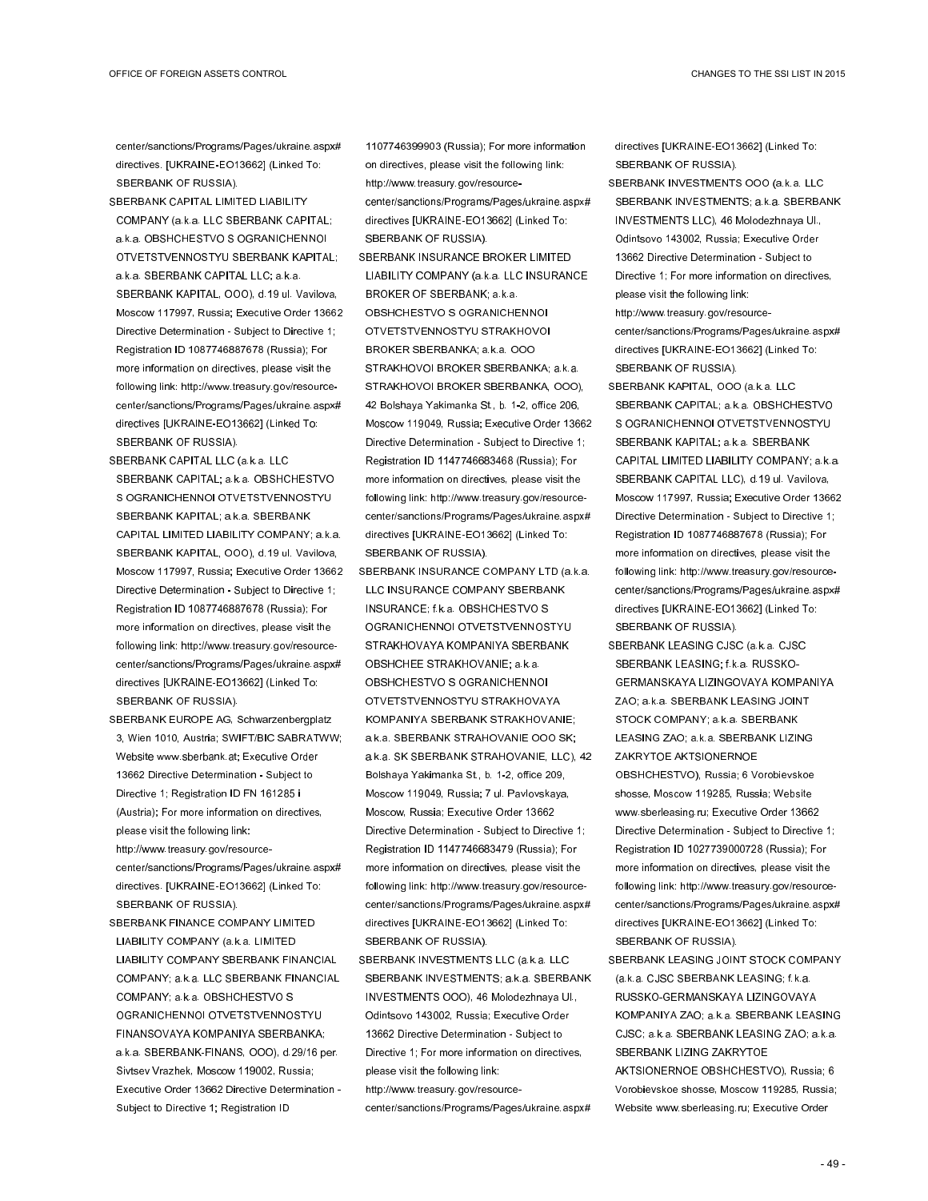center/sanctions/Programs/Pages/ukraine.aspx# directives. [UKRAINE-EO13662] (Linked To: SBERBANK OF RUSSIA).

SBERBANK CAPITAL LIMITED LIABILITY COMPANY (a.k.a. LLC SBERBANK CAPITAL; a.k.a. OBSHCHESTVO S OGRANICHENNOI OTVETSTVENNOSTYU SBERBANK KAPITAL; a.k.a. SBERBANK CAPITAL LLC; a.k.a. SBERBANK KAPITAL, OOO), d.19 ul. Vavilova, Moscow 117997, Russia; Executive Order 13662 Directive Determination - Subject to Directive 1; Registration ID 1087746887678 (Russia); For more information on directives, please visit the following link: http://www.treasury.gov/resource-center/sanctions/Programs/Pages/ukraine.aspx# directives [UKRAINE-EO13662] (Linked To: SBERBANK OF RUSSIA).

SBERBANK CAPITAL LLC (a.k.a. LLC SBERBANK CAPITAL; a.k.a. OBSHCHESTVO S OGRANICHENNOI OTVETSTVENNOSTYU SBERBANK KAPITAL; a.k.a. SBERBANK CAPITAL LIMITED LIABILITY COMPANY; a.k.a. SBERBANK KAPITAL, OOO), d.19 ul. Vavilova, Moscow 117997, Russia; Executive Order 13662 Directive Determination - Subject to Directive 1; Registration ID 1087746887678 (Russia); For more information on directives, please visit the following link: http://www.treasury.gov/resource-center/sanctions/Programs/Pages/ukraine.aspx# directives [UKRAINE-EO13662] (Linked To: SBERBANK OF RUSSIA).

SBERBANK EUROPE AG, Schwarzenbergplatz 3, Wien 1010, Austria; SWIFT/BIC SABRATWW; Website www.sberbank.at; Executive Order 13662 Directive Determination - Subject to Directive 1; Registration ID FN 161285 i (Austria); For more information on directives, please visit the following link: http://www.treasury.gov/resource-center/sanctions/Programs/Pages/ukraine.aspx# directives. [UKRAINE-EO13662] (Linked To: SBERBANK OF RUSSIA).

SBERBANK FINANCE COMPANY LIMITED LIABILITY COMPANY (a.k.a. LIMITED LIABILITY COMPANY SBERBANK FINANCIAL COMPANY; a.k.a. LLC SBERBANK FINANCIAL COMPANY; a.k.a. OBSHCHESTVO S OGRANICHENNOI OTVETSTVENNOSTYU FINANSOVAYA KOMPANIYA SBERBANKA; a.k.a. SBERBANK-FINANS, OOO), d.29/16 per. Sivtsev Vrazhek, Moscow 119002, Russia; Executive Order 13662 Directive Determination - Subject to Directive 1; Registration ID 1107746399903 (Russia); For more information on directives, please visit the following link: http://www.treasury.gov/resource-center/sanctions/Programs/Pages/ukraine.aspx# directives [UKRAINE-EO13662] (Linked To: SBERBANK OF RUSSIA).

SBERBANK INSURANCE BROKER LIMITED LIABILITY COMPANY (a.k.a. LLC INSURANCE BROKER OF SBERBANK; a.k.a. OBSHCHESTVO S OGRANICHENNOI OTVETSTVENNOSTYU STRAKHOVOI BROKER SBERBANKA; a.k.a. OOO STRAKHOVOI BROKER SBERBANKA; a.k.a. STRAKHOVOI BROKER SBERBANKA, OOO), 42 Bolshaya Yakimanka St., b. 1-2, office 206, Moscow 119049, Russia; Executive Order 13662 Directive Determination - Subject to Directive 1; Registration ID 1147746683468 (Russia); For more information on directives, please visit the following link: http://www.treasury.gov/resource-center/sanctions/Programs/Pages/ukraine.aspx# directives [UKRAINE-EO13662] (Linked To: SBERBANK OF RUSSIA).

SBERBANK INSURANCE COMPANY LTD (a.k.a. LLC INSURANCE COMPANY SBERBANK INSURANCE; f.k.a. OBSHCHESTVO S OGRANICHENNOI OTVETSTVENNOSTYU STRAKHOVAYA KOMPANIYA SBERBANK OBSHCHEE STRAKHOVANIE; a.k.a. OBSHCHESTVO S OGRANICHENNOI OTVETSTVENNOSTYU STRAKHOVAYA KOMPANIYA SBERBANK STRAKHOVANIE; a.k.a. SBERBANK STRAHOVANIE OOO SK; a.k.a. SK SBERBANK STRAHOVANIE, LLC), 42 Bolshaya Yakimanka St., b. 1-2, office 209, Moscow 119049, Russia; 7 ul. Pavlovskaya, Moscow, Russia; Executive Order 13662 Directive Determination - Subject to Directive 1; Registration ID 1147746683479 (Russia); For more information on directives, please visit the following link: http://www.treasury.gov/resource-center/sanctions/Programs/Pages/ukraine.aspx# directives [UKRAINE-EO13662] (Linked To: SBERBANK OF RUSSIA).

SBERBANK INVESTMENTS LLC (a.k.a. LLC SBERBANK INVESTMENTS; a.k.a. SBERBANK INVESTMENTS OOO), 46 Molodezhnaya Ul., Odintsovo 143002, Russia; Executive Order 13662 Directive Determination - Subject to Directive 1; For more information on directives, please visit the following link: http://www.treasury.gov/resource-center/sanctions/Programs/Pages/ukraine.aspx# directives [UKRAINE-EO13662] (Linked To: SBERBANK OF RUSSIA).

SBERBANK INVESTMENTS OOO (a.k.a. LLC SBERBANK INVESTMENTS; a.k.a. SBERBANK INVESTMENTS LLC), 46 Molodezhnaya Ul., Odintsovo 143002, Russia; Executive Order 13662 Directive Determination - Subject to Directive 1; For more information on directives, please visit the following link: http://www.treasury.gov/resource-center/sanctions/Programs/Pages/ukraine.aspx# directives [UKRAINE-EO13662] (Linked To: SBERBANK OF RUSSIA).

SBERBANK KAPITAL, OOO (a.k.a. LLC SBERBANK CAPITAL; a.k.a. OBSHCHESTVO S OGRANICHENNOI OTVETSTVENNOSTYU SBERBANK KAPITAL; a.k.a. SBERBANK CAPITAL LIMITED LIABILITY COMPANY; a.k.a. SBERBANK CAPITAL LLC), d.19 ul. Vavilova, Moscow 117997, Russia; Executive Order 13662 Directive Determination - Subject to Directive 1; Registration ID 1087746887678 (Russia); For more information on directives, please visit the following link: http://www.treasury.gov/resource-center/sanctions/Programs/Pages/ukraine.aspx# directives [UKRAINE-EO13662] (Linked To: SBERBANK OF RUSSIA).

SBERBANK LEASING CJSC (a.k.a. CJSC SBERBANK LEASING; f.k.a. RUSSKO-GERMANSKAYA LIZINGOVAYA KOMPANIYA ZAO; a.k.a. SBERBANK LEASING JOINT STOCK COMPANY; a.k.a. SBERBANK LEASING ZAO; a.k.a. SBERBANK LIZING ZAKRYTOE AKTSIONERNOE OBSHCHESTVO), Russia; 6 Vorobievskoe shosse, Moscow 119285, Russia; Website www.sberleasing.ru; Executive Order 13662 Directive Determination - Subject to Directive 1; Registration ID 1027739000728 (Russia); For more information on directives, please visit the following link: http://www.treasury.gov/resource-center/sanctions/Programs/Pages/ukraine.aspx# directives [UKRAINE-EO13662] (Linked To: SBERBANK OF RUSSIA).

SBERBANK LEASING JOINT STOCK COMPANY (a.k.a. CJSC SBERBANK LEASING; f.k.a. RUSSKO-GERMANSKAYA LIZINGOVAYA KOMPANIYA ZAO; a.k.a. SBERBANK LEASING CJSC; a.k.a. SBERBANK LEASING ZAO; a.k.a. SBERBANK LIZING ZAKRYTOE AKTSIONERNOE OBSHCHESTVO), Russia; 6 Vorobievskoe shosse, Moscow 119285, Russia; Website www.sberleasing.ru; Executive Order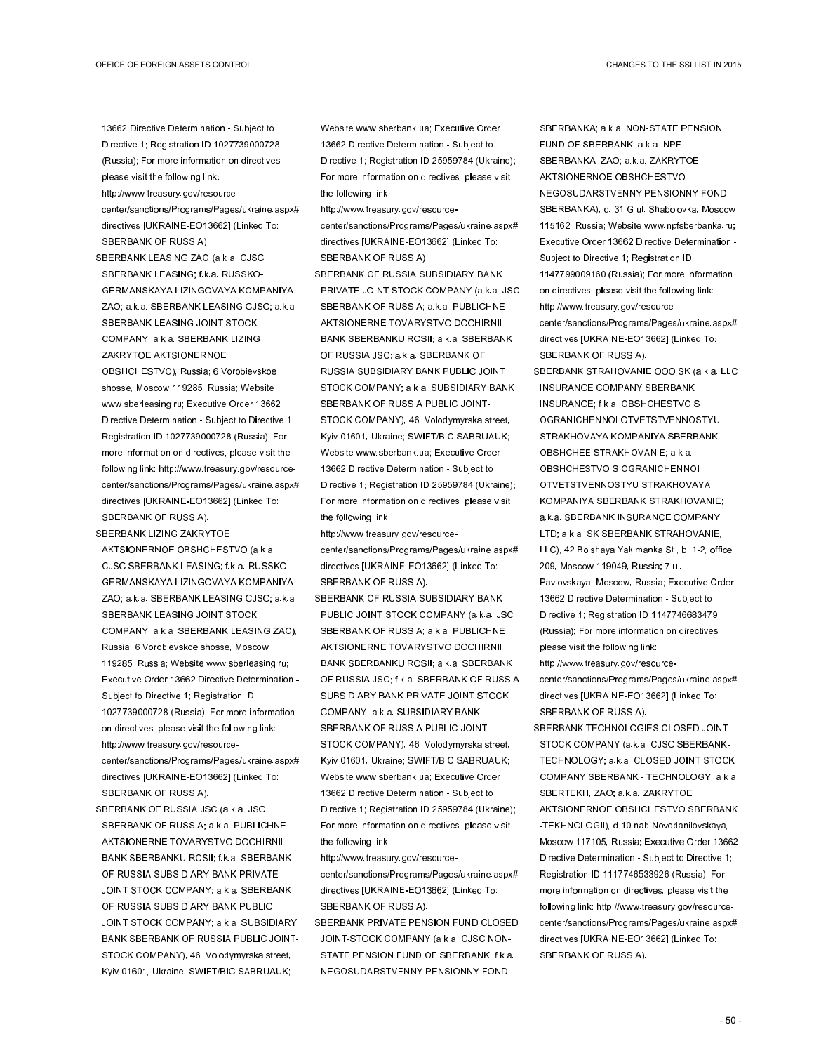13662 Directive Determination - Subject to Directive 1; Registration ID 1027739000728 (Russia); For more information on directives, please visit the following link: http://www.treasury.gov/resource-center/sanctions/Programs/Pages/ukraine.aspx#directives [UKRAINE-EO13662] (Linked To: SBERBANK OF RUSSIA).

SBERBANK LEASING ZAO (a.k.a. CJSC SBERBANK LEASING; f.k.a. RUSSKO-GERMANSKAYA LIZINGOVAYA KOMPANIYA ZAO; a.k.a. SBERBANK LEASING CJSC; a.k.a. SBERBANK LEASING JOINT STOCK COMPANY; a.k.a. SBERBANK LIZING ZAKRYTOE AKTSIONERNOE OBSHCHESTVO), Russia; 6 Vorobievskoe shosse, Moscow 119285, Russia; Website www.sberleasing.ru; Executive Order 13662 Directive Determination - Subject to Directive 1; Registration ID 1027739000728 (Russia); For more information on directives, please visit the following link: http://www.treasury.gov/resource-center/sanctions/Programs/Pages/ukraine.aspx#directives [UKRAINE-EO13662] (Linked To: SBERBANK OF RUSSIA).

SBERBANK LIZING ZAKRYTOE AKTSIONERNOE OBSHCHESTVO (a.k.a. CJSC SBERBANK LEASING; f.k.a. RUSSKO-GERMANSKAYA LIZINGOVAYA KOMPANIYA ZAO; a.k.a. SBERBANK LEASING CJSC; a.k.a. SBERBANK LEASING JOINT STOCK COMPANY; a.k.a. SBERBANK LEASING ZAO), Russia; 6 Vorobievskoe shosse, Moscow 119285, Russia; Website www.sberleasing.ru; Executive Order 13662 Directive Determination - Subject to Directive 1; Registration ID 1027739000728 (Russia); For more information on directives, please visit the following link: http://www.treasury.gov/resource-center/sanctions/Programs/Pages/ukraine.aspx#directives [UKRAINE-EO13662] (Linked To: SBERBANK OF RUSSIA).

SBERBANK OF RUSSIA JSC (a.k.a. JSC SBERBANK OF RUSSIA; a.k.a. PUBLICHNE AKTSIONERNE TOVARYSTVO DOCHIRNII BANK SBERBANKU ROSII; f.k.a. SBERBANK OF RUSSIA SUBSIDIARY BANK PRIVATE JOINT STOCK COMPANY; a.k.a. SBERBANK OF RUSSIA SUBSIDIARY BANK PUBLIC JOINT STOCK COMPANY; a.k.a. SUBSIDIARY BANK SBERBANK OF RUSSIA PUBLIC JOINT-STOCK COMPANY), 46, Volodymyrska street, Kyiv 01601, Ukraine; SWIFT/BIC SABRUAUK; Website www.sberbank.ua; Executive Order 13662 Directive Determination - Subject to Directive 1; Registration ID 25959784 (Ukraine); For more information on directives, please visit the following link: http://www.treasury.gov/resource-center/sanctions/Programs/Pages/ukraine.aspx#directives [UKRAINE-EO13662] (Linked To: SBERBANK OF RUSSIA).

SBERBANK OF RUSSIA SUBSIDIARY BANK PRIVATE JOINT STOCK COMPANY (a.k.a. JSC SBERBANK OF RUSSIA; a.k.a. PUBLICHNE AKTSIONERNE TOVARYSTVO DOCHIRNII BANK SBERBANKU ROSII; a.k.a. SBERBANK OF RUSSIA JSC; a.k.a. SBERBANK OF RUSSIA SUBSIDIARY BANK PUBLIC JOINT STOCK COMPANY; a.k.a. SUBSIDIARY BANK SBERBANK OF RUSSIA PUBLIC JOINT-STOCK COMPANY), 46, Volodymyrska street, Kyiv 01601, Ukraine; SWIFT/BIC SABRUAUK; Website www.sberbank.ua; Executive Order 13662 Directive Determination - Subject to Directive 1; Registration ID 25959784 (Ukraine); For more information on directives, please visit the following link: http://www.treasury.gov/resource-center/sanctions/Programs/Pages/ukraine.aspx#directives [UKRAINE-EO13662] (Linked To: SBERBANK OF RUSSIA).

SBERBANK OF RUSSIA SUBSIDIARY BANK PUBLIC JOINT STOCK COMPANY (a.k.a. JSC SBERBANK OF RUSSIA; a.k.a. PUBLICHNE AKTSIONERNE TOVARYSTVO DOCHIRNII BANK SBERBANKU ROSII; a.k.a. SBERBANK OF RUSSIA JSC; f.k.a. SBERBANK OF RUSSIA SUBSIDIARY BANK PRIVATE JOINT STOCK COMPANY; a.k.a. SUBSIDIARY BANK SBERBANK OF RUSSIA PUBLIC JOINT-STOCK COMPANY), 46, Volodymyrska street, Kyiv 01601, Ukraine; SWIFT/BIC SABRUAUK; Website www.sberbank.ua; Executive Order 13662 Directive Determination - Subject to Directive 1; Registration ID 25959784 (Ukraine); For more information on directives, please visit the following link: http://www.treasury.gov/resource-center/sanctions/Programs/Pages/ukraine.aspx#directives [UKRAINE-EO13662] (Linked To: SBERBANK OF RUSSIA).

SBERBANK PRIVATE PENSION FUND CLOSED JOINT-STOCK COMPANY (a.k.a. CJSC NON-STATE PENSION FUND OF SBERBANK; f.k.a. NEGOSUDARSTVENNY PENSIONNY FOND SBERBANKA; a.k.a. NON-STATE PENSION FUND OF SBERBANK; a.k.a. NPF SBERBANKA, ZAO; a.k.a. ZAKRYTOE AKTSIONERNOE OBSHCHESTVO NEGOSUDARSTVENNY PENSIONNY FOND SBERBANKA), d. 31 G ul. Shabolovka, Moscow 115162, Russia; Website www.npfsberbanka.ru; Executive Order 13662 Directive Determination - Subject to Directive 1; Registration ID 1147799009160 (Russia); For more information on directives, please visit the following link: http://www.treasury.gov/resource-center/sanctions/Programs/Pages/ukraine.aspx#directives [UKRAINE-EO13662] (Linked To: SBERBANK OF RUSSIA).

SBERBANK STRAHOVANIE OOO SK (a.k.a. LLC INSURANCE COMPANY SBERBANK INSURANCE; f.k.a. OBSHCHESTVO S OGRANICHENNOI OTVETSTVENNOSTYU STRAKHOVAYA KOMPANIYA SBERBANK OBSHCHEE STRAKHOVANIE; a.k.a. OBSHCHESTVO S OGRANICHENNOI OTVETSTVENNOSTYU STRAKHOVAYA KOMPANIYA SBERBANK STRAKHOVANIE; a.k.a. SBERBANK INSURANCE COMPANY LTD; a.k.a. SK SBERBANK STRAHOVANIE, LLC), 42 Bolshaya Yakimanka St., b. 1-2, office 209, Moscow 119049, Russia; 7 ul. Pavlovskaya, Moscow, Russia; Executive Order 13662 Directive Determination - Subject to Directive 1; Registration ID 1147746683479 (Russia); For more information on directives, please visit the following link: http://www.treasury.gov/resource-center/sanctions/Programs/Pages/ukraine.aspx#directives [UKRAINE-EO13662] (Linked To: SBERBANK OF RUSSIA).

SBERBANK TECHNOLOGIES CLOSED JOINT STOCK COMPANY (a.k.a. CJSC SBERBANK-TECHNOLOGY; a.k.a. CLOSED JOINT STOCK COMPANY SBERBANK - TECHNOLOGY; a.k.a. SBERTEKH, ZAO; a.k.a. ZAKRYTOE AKTSIONERNOE OBSHCHESTVO SBERBANK -TEKHNOLOGII), d.10 nab.Novodanilovskaya, Moscow 117105, Russia; Executive Order 13662 Directive Determination - Subject to Directive 1; Registration ID 1117746533926 (Russia); For more information on directives, please visit the following link: http://www.treasury.gov/resource-center/sanctions/Programs/Pages/ukraine.aspx#directives [UKRAINE-EO13662] (Linked To: SBERBANK OF RUSSIA).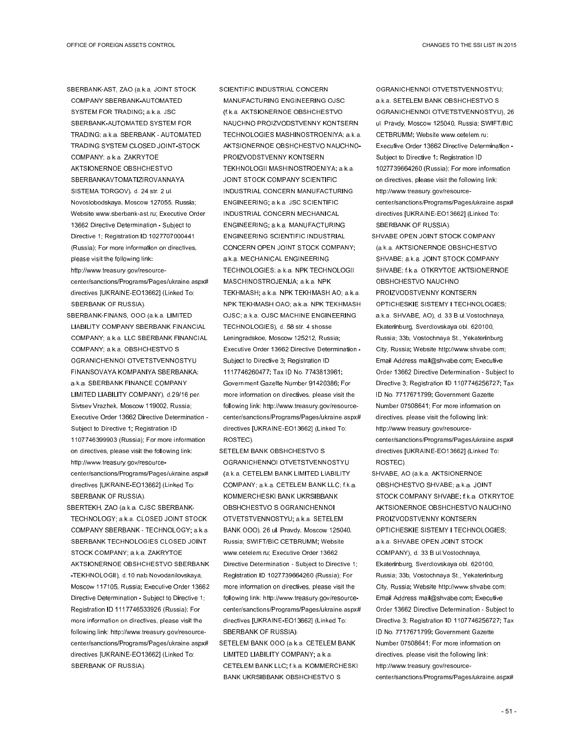SBERBANK-AST, ZAO (a.k.a. JOINT STOCK COMPANY SBERBANK-AUTOMATED SYSTEM FOR TRADING; a.k.a. JSC SBERBANK-AUTOMATED SYSTEM FOR TRADING; a.k.a. SBERBANK - AUTOMATED TRADING SYSTEM CLOSED JOINT-STOCK COMPANY; a.k.a. ZAKRYTOE AKTSIONERNOE OBSHCHESTVO SBERBANKAVTOMATIZIROVANNAYA SISTEMA TORGOV), d. 24 str. 2 ul. Novoslobodskaya, Moscow 127055, Russia; Website www.sberbank-ast.ru; Executive Order 13662 Directive Determination - Subject to Directive 1; Registration ID 1027707000441 (Russia); For more information on directives, please visit the following link: http://www.treasury.gov/resource-center/sanctions/Programs/Pages/ukraine.aspx#directives [UKRAINE-EO13662] (Linked To: SBERBANK OF RUSSIA).

SBERBANK-FINANS, OOO (a.k.a. LIMITED LIABILITY COMPANY SBERBANK FINANCIAL COMPANY; a.k.a. LLC SBERBANK FINANCIAL COMPANY; a.k.a. OBSHCHESTVO S OGRANICHENNOI OTVETSTVENNOSTYU FINANSOVAYA KOMPANIYA SBERBANKA; a.k.a. SBERBANK FINANCE COMPANY LIMITED LIABILITY COMPANY), d.29/16 per. Sivtsev Vrazhek, Moscow 119002, Russia; Executive Order 13662 Directive Determination - Subject to Directive 1; Registration ID 1107746399903 (Russia); For more information on directives, please visit the following link: http://www.treasury.gov/resource-center/sanctions/Programs/Pages/ukraine.aspx#directives [UKRAINE-EO13662] (Linked To: SBERBANK OF RUSSIA).

SBERTEKH, ZAO (a.k.a. CJSC SBERBANK-TECHNOLOGY; a.k.a. CLOSED JOINT STOCK COMPANY SBERBANK - TECHNOLOGY; a.k.a. SBERBANK TECHNOLOGIES CLOSED JOINT STOCK COMPANY; a.k.a. ZAKRYTOE AKTSIONERNOE OBSHCHESTVO SBERBANK -TEKHNOLOGII), d.10 nab.Novodanilovskaya, Moscow 117105, Russia; Executive Order 13662 Directive Determination - Subject to Directive 1; Registration ID 1117746533926 (Russia); For more information on directives, please visit the following link: http://www.treasury.gov/resource-center/sanctions/Programs/Pages/ukraine.aspx#directives [UKRAINE-EO13662] (Linked To: SBERBANK OF RUSSIA).

SCIENTIFIC INDUSTRIAL CONCERN MANUFACTURING ENGINEERING OJSC (f.k.a. AKTSIONERNOE OBSHCHESTVO NAUCHNO PROIZVODSTVENNY KONTSERN TECHNOLOGIES MASHINOSTROENIYA; a.k.a. AKTSIONERNOE OBSHCHESTVO NAUCHNO-PROIZVODSTVENNY KONTSERN TEKHNOLOGII MASHINOSTROENIYA; a.k.a. JOINT STOCK COMPANY SCIENTIFIC INDUSTRIAL CONCERN MANUFACTURING ENGINEERING; a.k.a. JSC SCIENTIFIC INDUSTRIAL CONCERN MECHANICAL ENGINEERING; a.k.a. MANUFACTURING ENGINEERING SCIENTIFIC INDUSTRIAL CONCERN OPEN JOINT STOCK COMPANY; a.k.a. MECHANICAL ENGINEERING TECHNOLOGIES; a.k.a. NPK TECHNOLOGII MASCHINOSTROJENIJA; a.k.a. NPK TEKHMASH; a.k.a. NPK TEKHMASH AO; a.k.a. NPK TEKHMASH OAO; a.k.a. NPK TEKHMASH OJSC; a.k.a. OJSC MACHINE ENGINEERING TECHNOLOGIES), d. 58 str. 4 shosse Leningradskoe, Moscow 125212, Russia; Executive Order 13662 Directive Determination - Subject to Directive 3; Registration ID 1117746260477; Tax ID No. 7743813961; Government Gazette Number 91420386; For more information on directives, please visit the following link: http://www.treasury.gov/resource-center/sanctions/Programs/Pages/ukraine.aspx#directives [UKRAINE-EO13662] (Linked To: ROSTEC).

SETELEM BANK OBSHCHESTVO S OGRANICHENNOI OTVETSTVENNOSTYU (a.k.a. CETELEM BANK LIMITED LIABILITY COMPANY; a.k.a. CETELEM BANK LLC; f.k.a. KOMMERCHESKI BANK UKRSIBBANK OBSHCHESTVO S OGRANICHENNOI OTVETSTVENNOSTYU; a.k.a. SETELEM BANK OOO), 26 ul. Pravdy, Moscow 125040, Russia; SWIFT/BIC CETBRUMM; Website www.cetelem.ru; Executive Order 13662 Directive Determination - Subject to Directive 1; Registration ID 1027739664260 (Russia); For more information on directives, please visit the following link: http://www.treasury.gov/resource-center/sanctions/Programs/Pages/ukraine.aspx#directives [UKRAINE-EO13662] (Linked To: SBERBANK OF RUSSIA).

SETELEM BANK OOO (a.k.a. CETELEM BANK LIMITED LIABILITY COMPANY; a.k.a. CETELEM BANK LLC; f.k.a. KOMMERCHESKI BANK UKRSIBBANK OBSHCHESTVO S OGRANICHENNOI OTVETSTVENNOSTYU; a.k.a. SETELEM BANK OBSHCHESTVO S OGRANICHENNOI OTVETSTVENNOSTYU), 26 ul. Pravdy, Moscow 125040, Russia; SWIFT/BIC CETBRUMM; Website www.cetelem.ru; Executive Order 13662 Directive Determination - Subject to Directive 1; Registration ID 1027739664260 (Russia); For more information on directives, please visit the following link: http://www.treasury.gov/resource-center/sanctions/Programs/Pages/ukraine.aspx#directives [UKRAINE-EO13662] (Linked To: SBERBANK OF RUSSIA).

SHVABE OPEN JOINT STOCK COMPANY (a.k.a. AKTSIONERNOE OBSHCHESTVO SHVABE; a.k.a. JOINT STOCK COMPANY SHVABE; f.k.a. OTKRYTOE AKTSIONERNOE OBSHCHESTVO NAUCHNO PROIZVODSTVENNY KONTSERN OPTICHESKIE SISTEMY I TECHNOLOGIES; a.k.a. SHVABE, AO), d. 33 B ul.Vostochnaya, Ekaterinburg, Sverdlovskaya obl. 620100, Russia; 33b, Vostochnaya St., Yekaterinburg City, Russia; Website http://www.shvabe.com; Email Address mail@shvabe.com; Executive Order 13662 Directive Determination - Subject to Directive 3; Registration ID 1107746256727; Tax ID No. 7717671799; Government Gazette Number 07508641; For more information on directives, please visit the following link: http://www.treasury.gov/resource-center/sanctions/Programs/Pages/ukraine.aspx#directives [UKRAINE-EO13662] (Linked To: ROSTEC).

SHVABE, AO (a.k.a. AKTSIONERNOE OBSHCHESTVO SHVABE; a.k.a. JOINT STOCK COMPANY SHVABE; f.k.a. OTKRYTOE AKTSIONERNOE OBSHCHESTVO NAUCHNO PROIZVODSTVENNY KONTSERN OPTICHESKIE SISTEMY I TECHNOLOGIES; a.k.a. SHVABE OPEN JOINT STOCK COMPANY), d. 33 B ul.Vostochnaya, Ekaterinburg, Sverdlovskaya obl. 620100, Russia; 33b, Vostochnaya St., Yekaterinburg City, Russia; Website http://www.shvabe.com; Email Address mail@shvabe.com; Executive Order 13662 Directive Determination - Subject to Directive 3; Registration ID 1107746256727; Tax ID No. 7717671799; Government Gazette Number 07508641; For more information on directives, please visit the following link: http://www.treasury.gov/resource-center/sanctions/Programs/Pages/ukraine.aspx#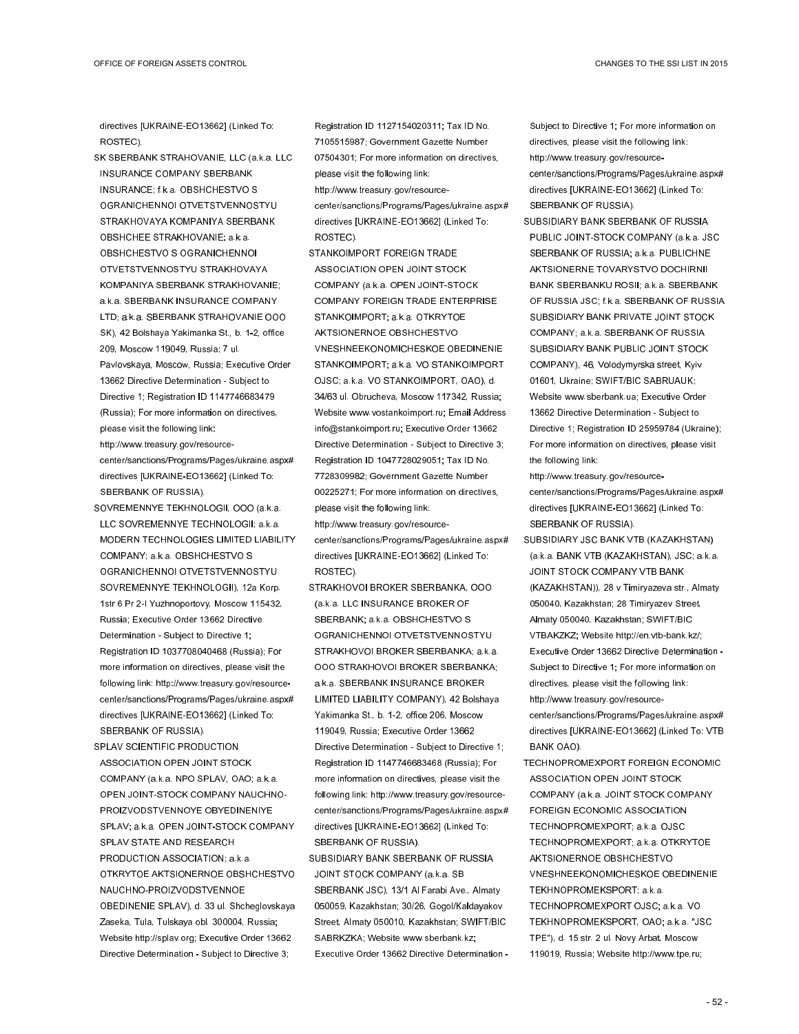directives [UKRAINE-EO13662] (Linked To: ROSTEC).

SK SBERBANK STRAHOVANIE, LLC (a.k.a. LLC INSURANCE COMPANY SBERBANK INSURANCE; f.k.a. OBSHCHESTVO S OGRANICHENNOI OTVETSTVENNOSTYU STRAKHOVAYA KOMPANIYA SBERBANK OBSHCHEE STRAKHOVANIE; a.k.a. OBSHCHESTVO S OGRANICHENNOI OTVETSTVENNOSTYU STRAKHOVAYA KOMPANIYA SBERBANK STRAKHOVANIE; a.k.a. SBERBANK INSURANCE COMPANY LTD; a.k.a. SBERBANK STRAHOVANIE OOO SK), 42 Bolshaya Yakimanka St., b. 1-2, office 209, Moscow 119049, Russia; 7 ul. Pavlovskaya, Moscow, Russia; Executive Order 13662 Directive Determination - Subject to Directive 1; Registration ID 1147746683479 (Russia); For more information on directives, please visit the following link: http://www.treasury.gov/resource-center/sanctions/Programs/Pages/ukraine.aspx#directives [UKRAINE-EO13662] (Linked To: SBERBANK OF RUSSIA).

SOVREMENNYE TEKHNOLOGII, OOO (a.k.a. LLC SOVREMENNYE TECHNOLOGII; a.k.a. MODERN TECHNOLOGIES LIMITED LIABILITY COMPANY; a.k.a. OBSHCHESTVO S OGRANICHENNOI OTVETSTVENNOSTYU SOVREMENNYE TEKHNOLOGII), 12a Korp. 1str 6 Pr 2-I Yuzhnoportovy, Moscow 115432, Russia; Executive Order 13662 Directive Determination - Subject to Directive 1; Registration ID 1037708040468 (Russia); For more information on directives, please visit the following link: http://www.treasury.gov/resource-center/sanctions/Programs/Pages/ukraine.aspx#directives [UKRAINE-EO13662] (Linked To: SBERBANK OF RUSSIA).

SPLAV SCIENTIFIC PRODUCTION ASSOCIATION OPEN JOINT STOCK COMPANY (a.k.a. NPO SPLAV, OAO; a.k.a. OPEN JOINT-STOCK COMPANY NAUCHNO-PROIZVODSTVENNOYE OBYEDINENIYE SPLAV; a.k.a. OPEN JOINT-STOCK COMPANY SPLAV STATE AND RESEARCH PRODUCTION ASSOCIATION; a.k.a. OTKRYTOE AKTSIONERNOE OBSHCHESTVO NAUCHNO-PROIZVODSTVENNOE OBEDINENIE SPLAV), d. 33 ul. Shcheglovskaya Zaseka, Tula, Tulskaya obl. 300004, Russia; Website http://splav.org; Executive Order 13662 Directive Determination - Subject to Directive 3; Registration ID 1127154020311; Tax ID No. 7105515987; Government Gazette Number 07504301; For more information on directives, please visit the following link: http://www.treasury.gov/resource-center/sanctions/Programs/Pages/ukraine.aspx#directives [UKRAINE-EO13662] (Linked To: ROSTEC).

STANKOIMPORT FOREIGN TRADE ASSOCIATION OPEN JOINT STOCK COMPANY (a.k.a. OPEN JOINT-STOCK COMPANY FOREIGN TRADE ENTERPRISE STANKOIMPORT; a.k.a. OTKRYTOE AKTSIONERNOE OBSHCHESTVO VNESHNEEKONOMICHESKOE OBEDINENIE STANKOIMPORT; a.k.a. VO STANKOIMPORT OJSC; a.k.a. VO STANKOIMPORT, OAO), d. 34/63 ul. Obrucheva, Moscow 117342, Russia; Website www.vostankoimport.ru; Email Address info@stankoimport.ru; Executive Order 13662 Directive Determination - Subject to Directive 3; Registration ID 1047728029051; Tax ID No. 7728309982; Government Gazette Number 00225271; For more information on directives, please visit the following link: http://www.treasury.gov/resource-center/sanctions/Programs/Pages/ukraine.aspx#directives [UKRAINE-EO13662] (Linked To: ROSTEC).

STRAKHOVOI BROKER SBERBANKA, OOO (a.k.a. LLC INSURANCE BROKER OF SBERBANK; a.k.a. OBSHCHESTVO S OGRANICHENNOI OTVETSTVENNOSTYU STRAKHOVOI BROKER SBERBANKA; a.k.a. OOO STRAKHOVOI BROKER SBERBANKA; a.k.a. SBERBANK INSURANCE BROKER LIMITED LIABILITY COMPANY), 42 Bolshaya Yakimanka St., b. 1-2, office 206, Moscow 119049, Russia; Executive Order 13662 Directive Determination - Subject to Directive 1; Registration ID 1147746683468 (Russia); For more information on directives, please visit the following link: http://www.treasury.gov/resource-center/sanctions/Programs/Pages/ukraine.aspx#directives [UKRAINE-EO13662] (Linked To: SBERBANK OF RUSSIA).

SUBSIDIARY BANK SBERBANK OF RUSSIA JOINT STOCK COMPANY (a.k.a. SB SBERBANK JSC), 13/1 Al Farabi Ave., Almaty 050059, Kazakhstan; 30/26, Gogol/Kaldayakov Street, Almaty 050010, Kazakhstan; SWIFT/BIC SABRKZKA; Website www.sberbank.kz; Executive Order 13662 Directive Determination - Subject to Directive 1; For more information on directives, please visit the following link: http://www.treasury.gov/resource-center/sanctions/Programs/Pages/ukraine.aspx#directives [UKRAINE-EO13662] (Linked To: SBERBANK OF RUSSIA).

SUBSIDIARY BANK SBERBANK OF RUSSIA PUBLIC JOINT-STOCK COMPANY (a.k.a. JSC SBERBANK OF RUSSIA; a.k.a. PUBLICHNE AKTSIONERNE TOVARYSTVO DOCHIRNII BANK SBERBANKU ROSII; a.k.a. SBERBANK OF RUSSIA JSC; f.k.a. SBERBANK OF RUSSIA SUBSIDIARY BANK PRIVATE JOINT STOCK COMPANY; a.k.a. SBERBANK OF RUSSIA SUBSIDIARY BANK PUBLIC JOINT STOCK COMPANY), 46, Volodymyrska street, Kyiv 01601, Ukraine; SWIFT/BIC SABRUAUK; Website www.sberbank.ua; Executive Order 13662 Directive Determination - Subject to Directive 1; Registration ID 25959784 (Ukraine); For more information on directives, please visit the following link: http://www.treasury.gov/resource-center/sanctions/Programs/Pages/ukraine.aspx#directives [UKRAINE-EO13662] (Linked To: SBERBANK OF RUSSIA).

SUBSIDIARY JSC BANK VTB (KAZAKHSTAN) (a.k.a. BANK VTB (KAZAKHSTAN), JSC; a.k.a. JOINT STOCK COMPANY VTB BANK (KAZAKHSTAN)), 28 v Timiryazeva str., Almaty 050040, Kazakhstan; 28 Timiryazev Street, Almaty 050040, Kazakhstan; SWIFT/BIC VTBAKZKZ; Website http://en.vtb-bank.kz/; Executive Order 13662 Directive Determination - Subject to Directive 1; For more information on directives, please visit the following link: http://www.treasury.gov/resource-center/sanctions/Programs/Pages/ukraine.aspx#directives [UKRAINE-EO13662] (Linked To: VTB BANK OAO).

TECHNOPROMEXPORT FOREIGN ECONOMIC ASSOCIATION OPEN JOINT STOCK COMPANY (a.k.a. JOINT STOCK COMPANY FOREIGN ECONOMIC ASSOCIATION TECHNOPROMEXPORT; a.k.a. OJSC TECHNOPROMEXPORT; a.k.a. OTKRYTOE AKTSIONERNOE OBSHCHESTVO VNESHNEEKONOMICHESKOE OBEDINENIE TEKHNOPROMEKSPORT; a.k.a. TECHNOPROMEXPORT OJSC; a.k.a. VO TEKHNOPROMEKSPORT, OAO; a.k.a. "JSC TPE"), d. 15 str. 2 ul. Novy Arbat, Moscow 119019, Russia; Website http://www.tpe.ru;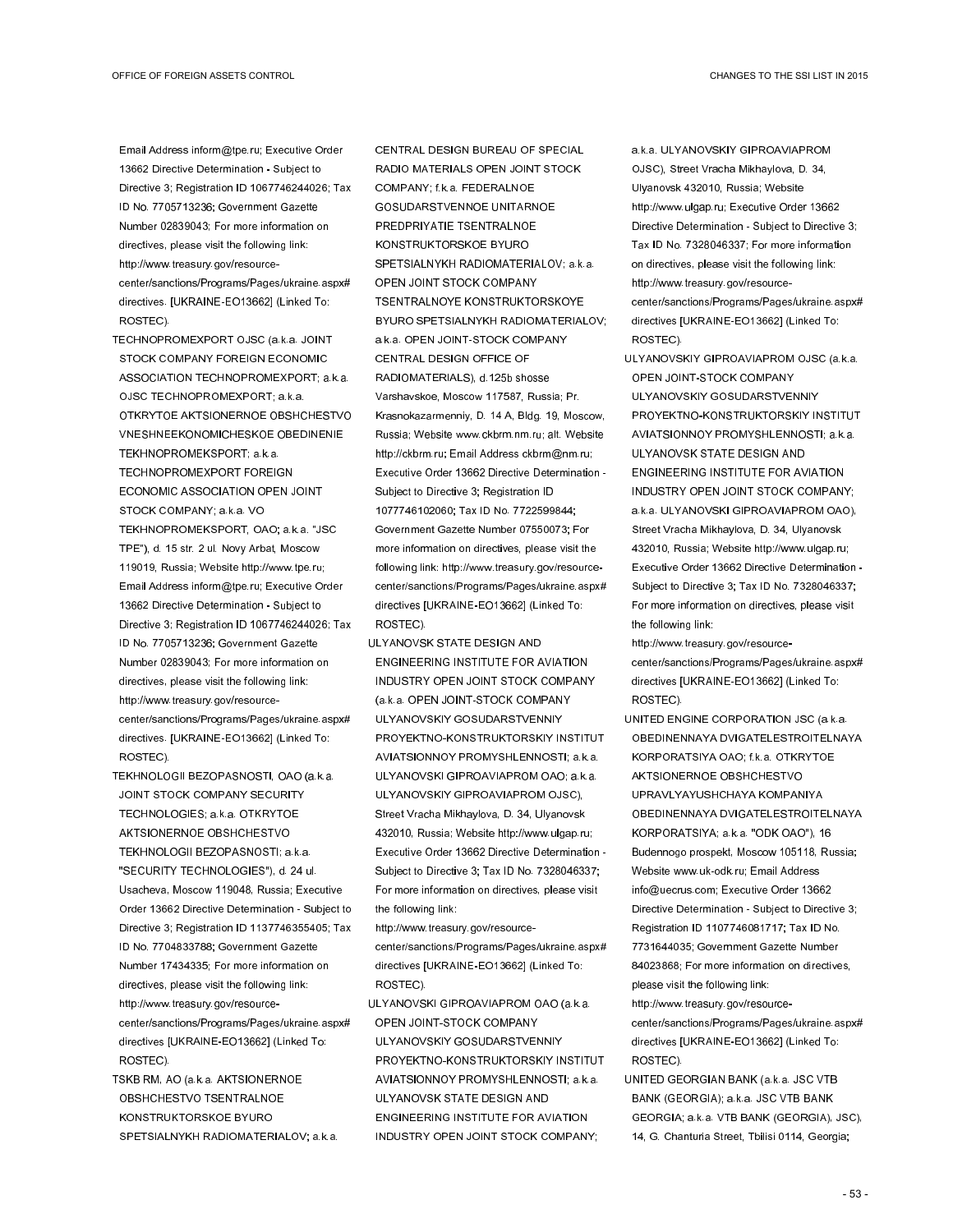Email Address inform@tpe.ru; Executive Order 13662 Directive Determination - Subject to Directive 3; Registration ID 1067746244026; Tax ID No. 7705713236; Government Gazette Number 02839043; For more information on directives, please visit the following link: http://www.treasury.gov/resource-center/sanctions/Programs/Pages/ukraine.aspx#directives. [UKRAINE-EO13662] (Linked To: ROSTEC).

TECHNOPROMEXPORT OJSC (a.k.a. JOINT STOCK COMPANY FOREIGN ECONOMIC ASSOCIATION TECHNOPROMEXPORT; a.k.a. OJSC TECHNOPROMEXPORT; a.k.a. OTKRYTOE AKTSIONERNOE OBSHCHESTVO VNESHNEEKONOMICHESKOE OBEDINENIE TEKHNOPROMEKSPORT; a.k.a. TECHNOPROMEXPORT FOREIGN ECONOMIC ASSOCIATION OPEN JOINT STOCK COMPANY; a.k.a. VO TEKHNOPROMEKSPORT, OAO; a.k.a. "JSC TPE"), d. 15 str. 2 ul. Novy Arbat, Moscow 119019, Russia; Website http://www.tpe.ru; Email Address inform@tpe.ru; Executive Order 13662 Directive Determination - Subject to Directive 3; Registration ID 1067746244026; Tax ID No. 7705713236; Government Gazette Number 02839043; For more information on directives, please visit the following link: http://www.treasury.gov/resource-center/sanctions/Programs/Pages/ukraine.aspx#directives. [UKRAINE-EO13662] (Linked To: ROSTEC).

TEKHNOLOGII BEZOPASNOSTI, OAO (a.k.a. JOINT STOCK COMPANY SECURITY TECHNOLOGIES; a.k.a. OTKRYTOE AKTSIONERNOE OBSHCHESTVO TEKHNOLOGII BEZOPASNOSTI; a.k.a. "SECURITY TECHNOLOGIES"), d. 24 ul. Usacheva, Moscow 119048, Russia; Executive Order 13662 Directive Determination - Subject to Directive 3; Registration ID 1137746355405; Tax ID No. 7704833788; Government Gazette Number 17434335; For more information on directives, please visit the following link: http://www.treasury.gov/resource-center/sanctions/Programs/Pages/ukraine.aspx#directives [UKRAINE-EO13662] (Linked To: ROSTEC).

TSKB RM, AO (a.k.a. AKTSIONERNOE OBSHCHESTVO TSENTRALNOE KONSTRUKTORSKOE BYURO SPETSIALNYKH RADIOMATERIALOV; a.k.a. CENTRAL DESIGN BUREAU OF SPECIAL RADIO MATERIALS OPEN JOINT STOCK COMPANY; f.k.a. FEDERALNOE GOSUDARSTVENNOE UNITARNOE PREDPRIYATIE TSENTRALNOE KONSTRUKTORSKOE BYURO SPETSIALNYKH RADIOMATERIALOV; a.k.a. OPEN JOINT STOCK COMPANY TSENTRALNOYE KONSTRUKTORSKOYE BYURO SPETSIALNYKH RADIOMATERIALOV; a.k.a. OPEN JOINT-STOCK COMPANY CENTRAL DESIGN OFFICE OF RADIOMATERIALS), d.125b shosse Varshavskoe, Moscow 117587, Russia; Pr. Krasnokazarmenniy, D. 14 A, Bldg. 19, Moscow, Russia; Website www.ckbrm.nm.ru; alt. Website http://ckbrm.ru; Email Address ckbrm@nm.ru; Executive Order 13662 Directive Determination - Subject to Directive 3; Registration ID 1077746102060; Tax ID No. 7722599844; Government Gazette Number 07550073; For more information on directives, please visit the following link: http://www.treasury.gov/resource-center/sanctions/Programs/Pages/ukraine.aspx#directives [UKRAINE-EO13662] (Linked To: ROSTEC).

ULYANOVSK STATE DESIGN AND ENGINEERING INSTITUTE FOR AVIATION INDUSTRY OPEN JOINT STOCK COMPANY (a.k.a. OPEN JOINT-STOCK COMPANY ULYANOVSKIY GOSUDARSTVENNIY PROYEKTNO-KONSTRUKTORSKIY INSTITUT AVIATSIONNOY PROMYSHLENNOSTI; a.k.a. ULYANOVSKI GIPROAVIAPROM OAO; a.k.a. ULYANOVSKIY GIPROAVIAPROM OJSC), Street Vracha Mikhaylova, D. 34, Ulyanovsk 432010, Russia; Website http://www.ulgap.ru; Executive Order 13662 Directive Determination - Subject to Directive 3; Tax ID No. 7328046337; For more information on directives, please visit the following link: http://www.treasury.gov/resource-center/sanctions/Programs/Pages/ukraine.aspx#directives [UKRAINE-EO13662] (Linked To: ROSTEC).

ULYANOVSKI GIPROAVIAPROM OAO (a.k.a. OPEN JOINT-STOCK COMPANY ULYANOVSKIY GOSUDARSTVENNIY PROYEKTNO-KONSTRUKTORSKIY INSTITUT AVIATSIONNOY PROMYSHLENNOSTI; a.k.a. ULYANOVSK STATE DESIGN AND ENGINEERING INSTITUTE FOR AVIATION INDUSTRY OPEN JOINT STOCK COMPANY; a.k.a. ULYANOVSKIY GIPROAVIAPROM OJSC), Street Vracha Mikhaylova, D. 34, Ulyanovsk 432010, Russia; Website http://www.ulgap.ru; Executive Order 13662 Directive Determination - Subject to Directive 3; Tax ID No. 7328046337; For more information on directives, please visit the following link: http://www.treasury.gov/resource-center/sanctions/Programs/Pages/ukraine.aspx#directives [UKRAINE-EO13662] (Linked To: ROSTEC).

ULYANOVSKIY GIPROAVIAPROM OJSC (a.k.a. OPEN JOINT-STOCK COMPANY ULYANOVSKIY GOSUDARSTVENNIY PROYEKTNO-KONSTRUKTORSKIY INSTITUT AVIATSIONNOY PROMYSHLENNOSTI; a.k.a. ULYANOVSK STATE DESIGN AND ENGINEERING INSTITUTE FOR AVIATION INDUSTRY OPEN JOINT STOCK COMPANY; a.k.a. ULYANOVSKI GIPROAVIAPROM OAO), Street Vracha Mikhaylova, D. 34, Ulyanovsk 432010, Russia; Website http://www.ulgap.ru; Executive Order 13662 Directive Determination - Subject to Directive 3; Tax ID No. 7328046337; For more information on directives, please visit the following link: http://www.treasury.gov/resource-center/sanctions/Programs/Pages/ukraine.aspx#directives [UKRAINE-EO13662] (Linked To: ROSTEC).

UNITED ENGINE CORPORATION JSC (a.k.a. OBEDINENNAYA DVIGATELESTROITELNAYA KORPORATSIYA OAO; f.k.a. OTKRYTOE AKTSIONERNOE OBSHCHESTVO UPRAVLYAYUSHCHAYA KOMPANIYA OBEDINENNAYA DVIGATELESTROITELNAYA KORPORATSIYA; a.k.a. "ODK OAO"), 16 Budennogo prospekt, Moscow 105118, Russia; Website www.uk-odk.ru; Email Address info@uecrus.com; Executive Order 13662 Directive Determination - Subject to Directive 3; Registration ID 1107746081717; Tax ID No. 7731644035; Government Gazette Number 84023868; For more information on directives, please visit the following link: http://www.treasury.gov/resource-center/sanctions/Programs/Pages/ukraine.aspx#directives [UKRAINE-EO13662] (Linked To: ROSTEC).

UNITED GEORGIAN BANK (a.k.a. JSC VTB BANK (GEORGIA); a.k.a. JSC VTB BANK GEORGIA; a.k.a. VTB BANK (GEORGIA), JSC), 14, G. Chanturia Street, Tbilisi 0114, Georgia;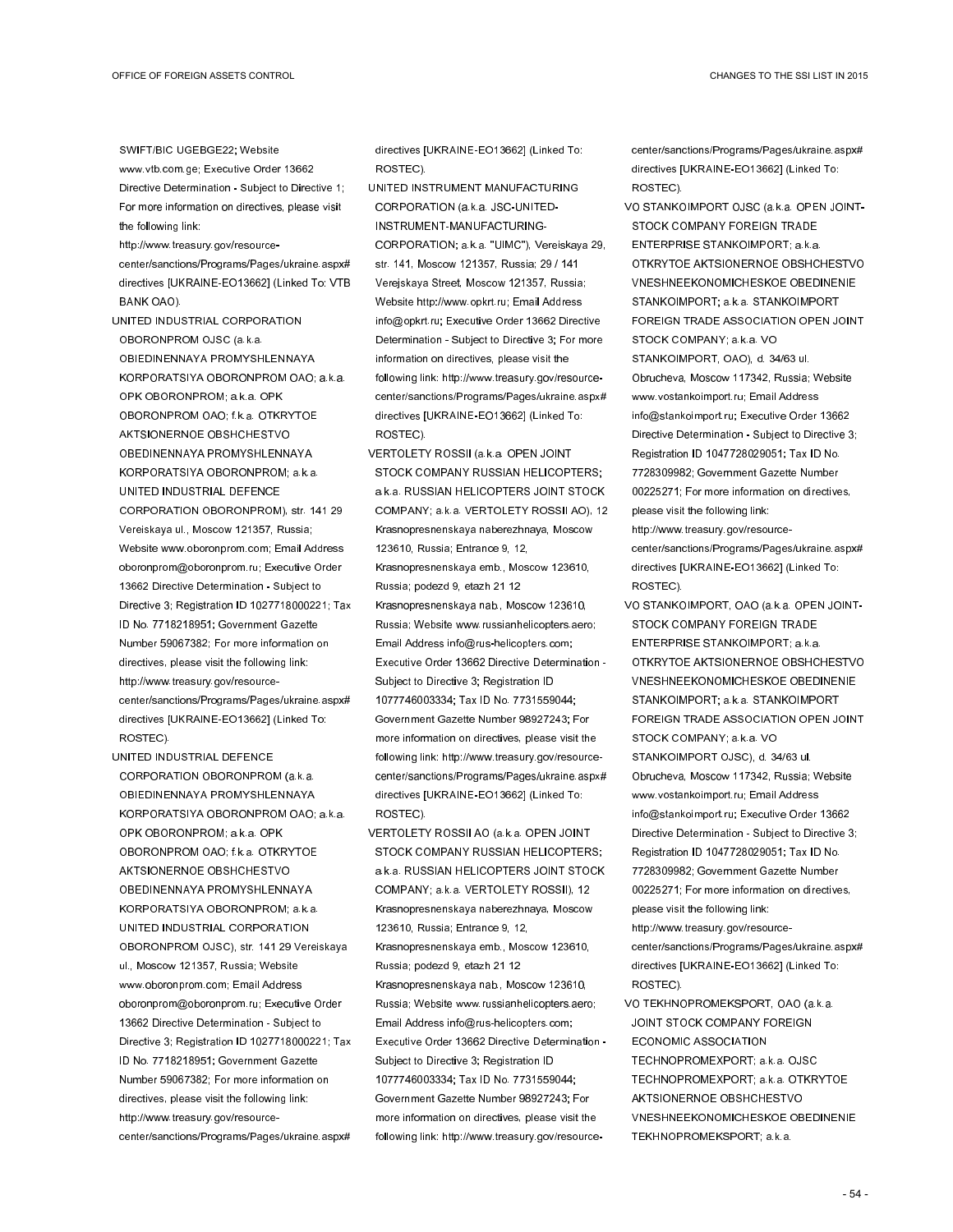SWIFT/BIC UGEBGE22; Website www.vtb.com.ge; Executive Order 13662 Directive Determination - Subject to Directive 1; For more information on directives, please visit the following link: http://www.treasury.gov/resource-center/sanctions/Programs/Pages/ukraine.aspx#directives [UKRAINE-EO13662] (Linked To: VTB BANK OAO).

UNITED INDUSTRIAL CORPORATION OBORONPROM OJSC (a.k.a. OBIEDINENNAYA PROMYSHLENNAYA KORPORATSIYA OBORONPROM OAO; a.k.a. OPK OBORONPROM; a.k.a. OPK OBORONPROM OAO; f.k.a. OTKRYTOE AKTSIONERNOE OBSHCHESTVO OBEDINENNAYA PROMYSHLENNAYA KORPORATSIYA OBORONPROM; a.k.a. UNITED INDUSTRIAL DEFENCE CORPORATION OBORONPROM), str. 141 29 Vereiskaya ul., Moscow 121357, Russia; Website www.oboronprom.com; Email Address oboronprom@oboronprom.ru; Executive Order 13662 Directive Determination - Subject to Directive 3; Registration ID 1027718000221; Tax ID No. 7718218951; Government Gazette Number 59067382; For more information on directives, please visit the following link: http://www.treasury.gov/resource-center/sanctions/Programs/Pages/ukraine.aspx#directives [UKRAINE-EO13662] (Linked To: ROSTEC).

UNITED INDUSTRIAL DEFENCE CORPORATION OBORONPROM (a.k.a. OBIEDINENNAYA PROMYSHLENNAYA KORPORATSIYA OBORONPROM OAO; a.k.a. OPK OBORONPROM; a.k.a. OPK OBORONPROM OAO; f.k.a. OTKRYTOE AKTSIONERNOE OBSHCHESTVO OBEDINENNAYA PROMYSHLENNAYA KORPORATSIYA OBORONPROM; a.k.a. UNITED INDUSTRIAL CORPORATION OBORONPROM OJSC), str. 141 29 Vereiskaya ul., Moscow 121357, Russia; Website www.oboronprom.com; Email Address oboronprom@oboronprom.ru; Executive Order 13662 Directive Determination - Subject to Directive 3; Registration ID 1027718000221; Tax ID No. 7718218951; Government Gazette Number 59067382; For more information on directives, please visit the following link: http://www.treasury.gov/resource-center/sanctions/Programs/Pages/ukraine.aspx#directives [UKRAINE-EO13662] (Linked To: ROSTEC).

UNITED INSTRUMENT MANUFACTURING CORPORATION (a.k.a. JSC-UNITED-INSTRUMENT-MANUFACTURING-CORPORATION; a.k.a. "UIMC"), Vereiskaya 29, str. 141, Moscow 121357, Russia; 29 / 141 Verejskaya Street, Moscow 121357, Russia; Website http://www.opkrt.ru; Email Address info@opkrt.ru; Executive Order 13662 Directive Determination - Subject to Directive 3; For more information on directives, please visit the following link: http://www.treasury.gov/resource-center/sanctions/Programs/Pages/ukraine.aspx#directives [UKRAINE-EO13662] (Linked To: ROSTEC).

VERTOLETY ROSSII (a.k.a. OPEN JOINT STOCK COMPANY RUSSIAN HELICOPTERS; a.k.a. RUSSIAN HELICOPTERS JOINT STOCK COMPANY; a.k.a. VERTOLETY ROSSII AO), 12 Krasnopresnenskaya naberezhnaya, Moscow 123610, Russia; Entrance 9, 12, Krasnopresnenskaya emb., Moscow 123610, Russia; podezd 9, etazh 21 12 Krasnopresnenskaya nab., Moscow 123610, Russia; Website www.russianhelicopters.aero; Email Address info@rus-helicopters.com; Executive Order 13662 Directive Determination - Subject to Directive 3; Registration ID 1077746003334; Tax ID No. 7731559044; Government Gazette Number 98927243; For more information on directives, please visit the following link: http://www.treasury.gov/resource-center/sanctions/Programs/Pages/ukraine.aspx#directives [UKRAINE-EO13662] (Linked To: ROSTEC).

VERTOLETY ROSSII AO (a.k.a. OPEN JOINT STOCK COMPANY RUSSIAN HELICOPTERS; a.k.a. RUSSIAN HELICOPTERS JOINT STOCK COMPANY; a.k.a. VERTOLETY ROSSII), 12 Krasnopresnenskaya naberezhnaya, Moscow 123610, Russia; Entrance 9, 12, Krasnopresnenskaya emb., Moscow 123610, Russia; podezd 9, etazh 21 12 Krasnopresnenskaya nab., Moscow 123610, Russia; Website www.russianhelicopters.aero; Email Address info@rus-helicopters.com; Executive Order 13662 Directive Determination - Subject to Directive 3; Registration ID 1077746003334; Tax ID No. 7731559044; Government Gazette Number 98927243; For more information on directives, please visit the following link: http://www.treasury.gov/resource-center/sanctions/Programs/Pages/ukraine.aspx#directives [UKRAINE-EO13662] (Linked To: ROSTEC).

VO STANKOIMPORT OJSC (a.k.a. OPEN JOINT-STOCK COMPANY FOREIGN TRADE ENTERPRISE STANKOIMPORT; a.k.a. OTKRYTOE AKTSIONERNOE OBSHCHESTVO VNESHNEEKONOMICHESKOE OBEDINENIE STANKOIMPORT; a.k.a. STANKOIMPORT FOREIGN TRADE ASSOCIATION OPEN JOINT STOCK COMPANY; a.k.a. VO STANKOIMPORT, OAO), d. 34/63 ul. Obrucheva, Moscow 117342, Russia; Website www.vostankoimport.ru; Email Address info@stankoimport.ru; Executive Order 13662 Directive Determination - Subject to Directive 3; Registration ID 1047728029051; Tax ID No. 7728309982; Government Gazette Number 00225271; For more information on directives, please visit the following link: http://www.treasury.gov/resource-center/sanctions/Programs/Pages/ukraine.aspx#directives [UKRAINE-EO13662] (Linked To: ROSTEC).

VO STANKOIMPORT, OAO (a.k.a. OPEN JOINT-STOCK COMPANY FOREIGN TRADE ENTERPRISE STANKOIMPORT; a.k.a. OTKRYTOE AKTSIONERNOE OBSHCHESTVO VNESHNEEKONOMICHESKOE OBEDINENIE STANKOIMPORT; a.k.a. STANKOIMPORT FOREIGN TRADE ASSOCIATION OPEN JOINT STOCK COMPANY; a.k.a. VO STANKOIMPORT OJSC), d. 34/63 ul. Obrucheva, Moscow 117342, Russia; Website www.vostankoimport.ru; Email Address info@stankoimport.ru; Executive Order 13662 Directive Determination - Subject to Directive 3; Registration ID 1047728029051; Tax ID No. 7728309982; Government Gazette Number 00225271; For more information on directives, please visit the following link: http://www.treasury.gov/resource-center/sanctions/Programs/Pages/ukraine.aspx#directives [UKRAINE-EO13662] (Linked To: ROSTEC).

VO TEKHNOPROMEKSPORT, OAO (a.k.a. JOINT STOCK COMPANY FOREIGN ECONOMIC ASSOCIATION TECHNOPROMEXPORT; a.k.a. OJSC TECHNOPROMEXPORT; a.k.a. OTKRYTOE AKTSIONERNOE OBSHCHESTVO VNESHNEEKONOMICHESKOE OBEDINENIE TEKHNOPROMEKSPORT; a.k.a.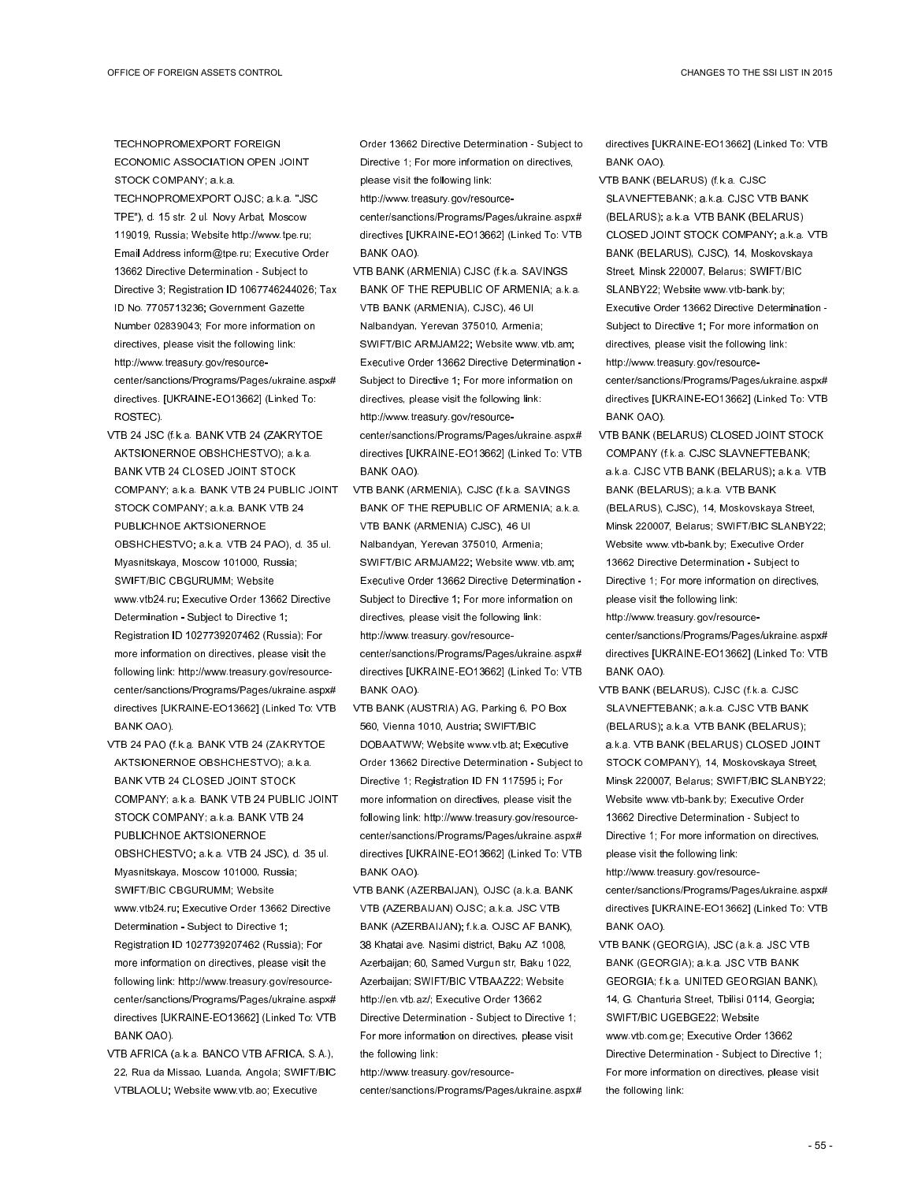TECHNOPROMEXPORT FOREIGN ECONOMIC ASSOCIATION OPEN JOINT STOCK COMPANY; a.k.a. TECHNOPROMEXPORT OJSC; a.k.a. "JSC TPE"), d. 15 str. 2 ul. Novy Arbat, Moscow 119019, Russia; Website http://www.tpe.ru; Email Address inform@tpe.ru; Executive Order 13662 Directive Determination - Subject to Directive 3; Registration ID 1067746244026; Tax ID No. 7705713236; Government Gazette Number 02839043; For more information on directives, please visit the following link: http://www.treasury.gov/resource-center/sanctions/Programs/Pages/ukraine.aspx#directives. [UKRAINE-EO13662] (Linked To: ROSTEC).

VTB 24 JSC (f.k.a. BANK VTB 24 (ZAKRYTOE AKTSIONERNOE OBSHCHESTVO); a.k.a. BANK VTB 24 CLOSED JOINT STOCK COMPANY; a.k.a. BANK VTB 24 PUBLIC JOINT STOCK COMPANY; a.k.a. BANK VTB 24 PUBLICHNOE AKTSIONERNOE OBSHCHESTVO; a.k.a. VTB 24 PAO), d. 35 ul. Myasnitskaya, Moscow 101000, Russia; SWIFT/BIC CBGURUMM; Website www.vtb24.ru; Executive Order 13662 Directive Determination - Subject to Directive 1; Registration ID 1027739207462 (Russia); For more information on directives, please visit the following link: http://www.treasury.gov/resource-center/sanctions/Programs/Pages/ukraine.aspx#directives [UKRAINE-EO13662] (Linked To: VTB BANK OAO).

VTB 24 PAO (f.k.a. BANK VTB 24 (ZAKRYTOE AKTSIONERNOE OBSHCHESTVO); a.k.a. BANK VTB 24 CLOSED JOINT STOCK COMPANY; a.k.a. BANK VTB 24 PUBLIC JOINT STOCK COMPANY; a.k.a. BANK VTB 24 PUBLICHNOE AKTSIONERNOE OBSHCHESTVO; a.k.a. VTB 24 JSC), d. 35 ul. Myasnitskaya, Moscow 101000, Russia; SWIFT/BIC CBGURUMM; Website www.vtb24.ru; Executive Order 13662 Directive Determination - Subject to Directive 1; Registration ID 1027739207462 (Russia); For more information on directives, please visit the following link: http://www.treasury.gov/resource-center/sanctions/Programs/Pages/ukraine.aspx#directives [UKRAINE-EO13662] (Linked To: VTB BANK OAO).

VTB AFRICA (a.k.a. BANCO VTB AFRICA, S.A.), 22, Rua da Missao, Luanda, Angola; SWIFT/BIC VTBLAOLU; Website www.vtb.ao; Executive Order 13662 Directive Determination - Subject to Directive 1; For more information on directives, please visit the following link: http://www.treasury.gov/resource-center/sanctions/Programs/Pages/ukraine.aspx#directives [UKRAINE-EO13662] (Linked To: VTB BANK OAO).

VTB BANK (ARMENIA) CJSC (f.k.a. SAVINGS BANK OF THE REPUBLIC OF ARMENIA; a.k.a. VTB BANK (ARMENIA), CJSC), 46 Ul Nalbandyan, Yerevan 375010, Armenia; SWIFT/BIC ARMJAM22; Website www.vtb.am; Executive Order 13662 Directive Determination - Subject to Directive 1; For more information on directives, please visit the following link: http://www.treasury.gov/resource-center/sanctions/Programs/Pages/ukraine.aspx#directives [UKRAINE-EO13662] (Linked To: VTB BANK OAO).

VTB BANK (ARMENIA), CJSC (f.k.a. SAVINGS BANK OF THE REPUBLIC OF ARMENIA; a.k.a. VTB BANK (ARMENIA) CJSC), 46 Ul Nalbandyan, Yerevan 375010, Armenia; SWIFT/BIC ARMJAM22; Website www.vtb.am; Executive Order 13662 Directive Determination - Subject to Directive 1; For more information on directives, please visit the following link: http://www.treasury.gov/resource-center/sanctions/Programs/Pages/ukraine.aspx#directives [UKRAINE-EO13662] (Linked To: VTB BANK OAO).

VTB BANK (AUSTRIA) AG, Parking 6, PO Box 560, Vienna 1010, Austria; SWIFT/BIC DOBAATWW; Website www.vtb.at; Executive Order 13662 Directive Determination - Subject to Directive 1; Registration ID FN 117595 i; For more information on directives, please visit the following link: http://www.treasury.gov/resource-center/sanctions/Programs/Pages/ukraine.aspx#directives [UKRAINE-EO13662] (Linked To: VTB BANK OAO).

VTB BANK (AZERBAIJAN), OJSC (a.k.a. BANK VTB (AZERBAIJAN) OJSC; a.k.a. JSC VTB BANK (AZERBAIJAN); f.k.a. OJSC AF BANK), 38 Khatai ave. Nasimi district, Baku AZ 1008, Azerbaijan; 60, Samed Vurgun str, Baku 1022, Azerbaijan; SWIFT/BIC VTBAAZ22; Website http://en.vtb.az/; Executive Order 13662 Directive Determination - Subject to Directive 1; For more information on directives, please visit the following link: http://www.treasury.gov/resource-center/sanctions/Programs/Pages/ukraine.aspx#directives [UKRAINE-EO13662] (Linked To: VTB BANK OAO).

VTB BANK (BELARUS) (f.k.a. CJSC SLAVNEFTEBANK; a.k.a. CJSC VTB BANK (BELARUS); a.k.a. VTB BANK (BELARUS) CLOSED JOINT STOCK COMPANY; a.k.a. VTB BANK (BELARUS), CJSC), 14, Moskovskaya Street, Minsk 220007, Belarus; SWIFT/BIC SLANBY22; Website www.vtb-bank.by; Executive Order 13662 Directive Determination - Subject to Directive 1; For more information on directives, please visit the following link: http://www.treasury.gov/resource-center/sanctions/Programs/Pages/ukraine.aspx#directives [UKRAINE-EO13662] (Linked To: VTB BANK OAO).

VTB BANK (BELARUS) CLOSED JOINT STOCK COMPANY (f.k.a. CJSC SLAVNEFTEBANK; a.k.a. CJSC VTB BANK (BELARUS); a.k.a. VTB BANK (BELARUS); a.k.a. VTB BANK (BELARUS), CJSC), 14, Moskovskaya Street, Minsk 220007, Belarus; SWIFT/BIC SLANBY22; Website www.vtb-bank.by; Executive Order 13662 Directive Determination - Subject to Directive 1; For more information on directives, please visit the following link: http://www.treasury.gov/resource-center/sanctions/Programs/Pages/ukraine.aspx#directives [UKRAINE-EO13662] (Linked To: VTB BANK OAO).

VTB BANK (BELARUS), CJSC (f.k.a. CJSC SLAVNEFTEBANK; a.k.a. CJSC VTB BANK (BELARUS); a.k.a. VTB BANK (BELARUS); a.k.a. VTB BANK (BELARUS) CLOSED JOINT STOCK COMPANY), 14, Moskovskaya Street, Minsk 220007, Belarus; SWIFT/BIC SLANBY22; Website www.vtb-bank.by; Executive Order 13662 Directive Determination - Subject to Directive 1; For more information on directives, please visit the following link: http://www.treasury.gov/resource-center/sanctions/Programs/Pages/ukraine.aspx#directives [UKRAINE-EO13662] (Linked To: VTB BANK OAO).

VTB BANK (GEORGIA), JSC (a.k.a. JSC VTB BANK (GEORGIA); a.k.a. JSC VTB BANK GEORGIA; f.k.a. UNITED GEORGIAN BANK), 14, G. Chanturia Street, Tbilisi 0114, Georgia; SWIFT/BIC UGEBGE22; Website www.vtb.com.ge; Executive Order 13662 Directive Determination - Subject to Directive 1; For more information on directives, please visit the following link: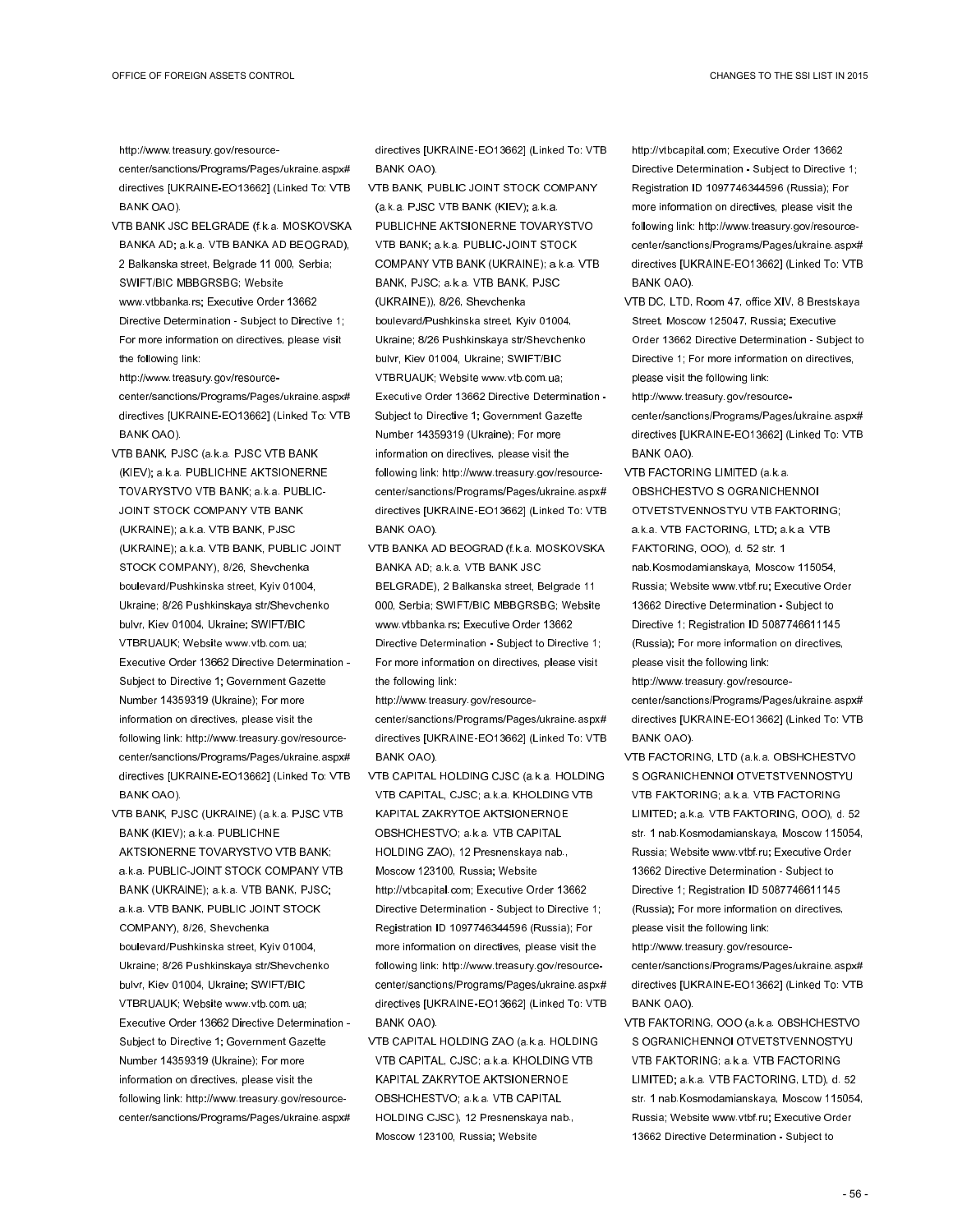http://www.treasury.gov/resource-center/sanctions/Programs/Pages/ukraine.aspx#directives [UKRAINE-EO13662] (Linked To: VTB BANK OAO).

VTB BANK JSC BELGRADE (f.k.a. MOSKOVSKA BANKA AD; a.k.a. VTB BANKA AD BEOGRAD), 2 Balkanska street, Belgrade 11 000, Serbia; SWIFT/BIC MBBGRSBG; Website www.vtbbanka.rs; Executive Order 13662 Directive Determination - Subject to Directive 1; For more information on directives, please visit the following link: http://www.treasury.gov/resource-center/sanctions/Programs/Pages/ukraine.aspx#directives [UKRAINE-EO13662] (Linked To: VTB BANK OAO).

VTB BANK, PJSC (a.k.a. PJSC VTB BANK (KIEV); a.k.a. PUBLICHNE AKTSIONERNE TOVARYSTVO VTB BANK; a.k.a. PUBLIC-JOINT STOCK COMPANY VTB BANK (UKRAINE); a.k.a. VTB BANK, PJSC (UKRAINE); a.k.a. VTB BANK, PUBLIC JOINT STOCK COMPANY), 8/26, Shevchenka boulevard/Pushkinska street, Kyiv 01004, Ukraine; 8/26 Pushkinskaya str/Shevchenko bulvr, Kiev 01004, Ukraine; SWIFT/BIC VTBRUAUK; Website www.vtb.com.ua; Executive Order 13662 Directive Determination - Subject to Directive 1; Government Gazette Number 14359319 (Ukraine); For more information on directives, please visit the following link: http://www.treasury.gov/resource-center/sanctions/Programs/Pages/ukraine.aspx#directives [UKRAINE-EO13662] (Linked To: VTB BANK OAO).

VTB BANK, PJSC (UKRAINE) (a.k.a. PJSC VTB BANK (KIEV); a.k.a. PUBLICHNE AKTSIONERNE TOVARYSTVO VTB BANK; a.k.a. PUBLIC-JOINT STOCK COMPANY VTB BANK (UKRAINE); a.k.a. VTB BANK, PJSC; a.k.a. VTB BANK, PUBLIC JOINT STOCK COMPANY), 8/26, Shevchenka boulevard/Pushkinska street, Kyiv 01004, Ukraine; 8/26 Pushkinskaya str/Shevchenko bulvr, Kiev 01004, Ukraine; SWIFT/BIC VTBRUAUK; Website www.vtb.com.ua; Executive Order 13662 Directive Determination - Subject to Directive 1; Government Gazette Number 14359319 (Ukraine); For more information on directives, please visit the following link: http://www.treasury.gov/resource-center/sanctions/Programs/Pages/ukraine.aspx#directives [UKRAINE-EO13662] (Linked To: VTB BANK OAO).

VTB BANK, PUBLIC JOINT STOCK COMPANY (a.k.a. PJSC VTB BANK (KIEV); a.k.a. PUBLICHNE AKTSIONERNE TOVARYSTVO VTB BANK; a.k.a. PUBLIC-JOINT STOCK COMPANY VTB BANK (UKRAINE); a.k.a. VTB BANK, PJSC; a.k.a. VTB BANK, PJSC (UKRAINE)), 8/26, Shevchenka boulevard/Pushkinska street, Kyiv 01004, Ukraine; 8/26 Pushkinskaya str/Shevchenko bulvr, Kiev 01004, Ukraine; SWIFT/BIC VTBRUAUK; Website www.vtb.com.ua; Executive Order 13662 Directive Determination - Subject to Directive 1; Government Gazette Number 14359319 (Ukraine); For more information on directives, please visit the following link: http://www.treasury.gov/resource-center/sanctions/Programs/Pages/ukraine.aspx#directives [UKRAINE-EO13662] (Linked To: VTB BANK OAO).

VTB BANKA AD BEOGRAD (f.k.a. MOSKOVSKA BANKA AD; a.k.a. VTB BANK JSC BELGRADE), 2 Balkanska street, Belgrade 11 000, Serbia; SWIFT/BIC MBBGRSBG; Website www.vtbbanka.rs; Executive Order 13662 Directive Determination - Subject to Directive 1; For more information on directives, please visit the following link: http://www.treasury.gov/resource-center/sanctions/Programs/Pages/ukraine.aspx#directives [UKRAINE-EO13662] (Linked To: VTB BANK OAO).

VTB CAPITAL HOLDING CJSC (a.k.a. HOLDING VTB CAPITAL, CJSC; a.k.a. KHOLDING VTB KAPITAL ZAKRYTOE AKTSIONERNOE OBSHCHESTVO; a.k.a. VTB CAPITAL HOLDING ZAO), 12 Presnenskaya nab., Moscow 123100, Russia; Website http://vtbcapital.com; Executive Order 13662 Directive Determination - Subject to Directive 1; Registration ID 1097746344596 (Russia); For more information on directives, please visit the following link: http://www.treasury.gov/resource-center/sanctions/Programs/Pages/ukraine.aspx#directives [UKRAINE-EO13662] (Linked To: VTB BANK OAO).

VTB CAPITAL HOLDING ZAO (a.k.a. HOLDING VTB CAPITAL, CJSC; a.k.a. KHOLDING VTB KAPITAL ZAKRYTOE AKTSIONERNOE OBSHCHESTVO; a.k.a. VTB CAPITAL HOLDING CJSC), 12 Presnenskaya nab., Moscow 123100, Russia; Website http://vtbcapital.com; Executive Order 13662 Directive Determination - Subject to Directive 1; Registration ID 1097746344596 (Russia); For more information on directives, please visit the following link: http://www.treasury.gov/resource-center/sanctions/Programs/Pages/ukraine.aspx#directives [UKRAINE-EO13662] (Linked To: VTB BANK OAO).

VTB DC, LTD, Room 47, office XIV, 8 Brestskaya Street, Moscow 125047, Russia; Executive Order 13662 Directive Determination - Subject to Directive 1; For more information on directives, please visit the following link: http://www.treasury.gov/resource-center/sanctions/Programs/Pages/ukraine.aspx#directives [UKRAINE-EO13662] (Linked To: VTB BANK OAO).

VTB FACTORING LIMITED (a.k.a. OBSHCHESTVO S OGRANICHENNOI OTVETSTVENNOSTYU VTB FAKTORING; a.k.a. VTB FACTORING, LTD; a.k.a. VTB FAKTORING, OOO), d. 52 str. 1 nab.Kosmodamianskaya, Moscow 115054, Russia; Website www.vtbf.ru; Executive Order 13662 Directive Determination - Subject to Directive 1; Registration ID 5087746611145 (Russia); For more information on directives, please visit the following link: http://www.treasury.gov/resource-center/sanctions/Programs/Pages/ukraine.aspx#directives [UKRAINE-EO13662] (Linked To: VTB BANK OAO).

VTB FACTORING, LTD (a.k.a. OBSHCHESTVO S OGRANICHENNOI OTVETSTVENNOSTYU VTB FAKTORING; a.k.a. VTB FACTORING LIMITED; a.k.a. VTB FAKTORING, OOO), d. 52 str. 1 nab.Kosmodamianskaya, Moscow 115054, Russia; Website www.vtbf.ru; Executive Order 13662 Directive Determination - Subject to Directive 1; Registration ID 5087746611145 (Russia); For more information on directives, please visit the following link: http://www.treasury.gov/resource-center/sanctions/Programs/Pages/ukraine.aspx#directives [UKRAINE-EO13662] (Linked To: VTB BANK OAO).

VTB FAKTORING, OOO (a.k.a. OBSHCHESTVO S OGRANICHENNOI OTVETSTVENNOSTYU VTB FAKTORING; a.k.a. VTB FACTORING LIMITED; a.k.a. VTB FACTORING, LTD), d. 52 str. 1 nab.Kosmodamianskaya, Moscow 115054, Russia; Website www.vtbf.ru; Executive Order 13662 Directive Determination - Subject to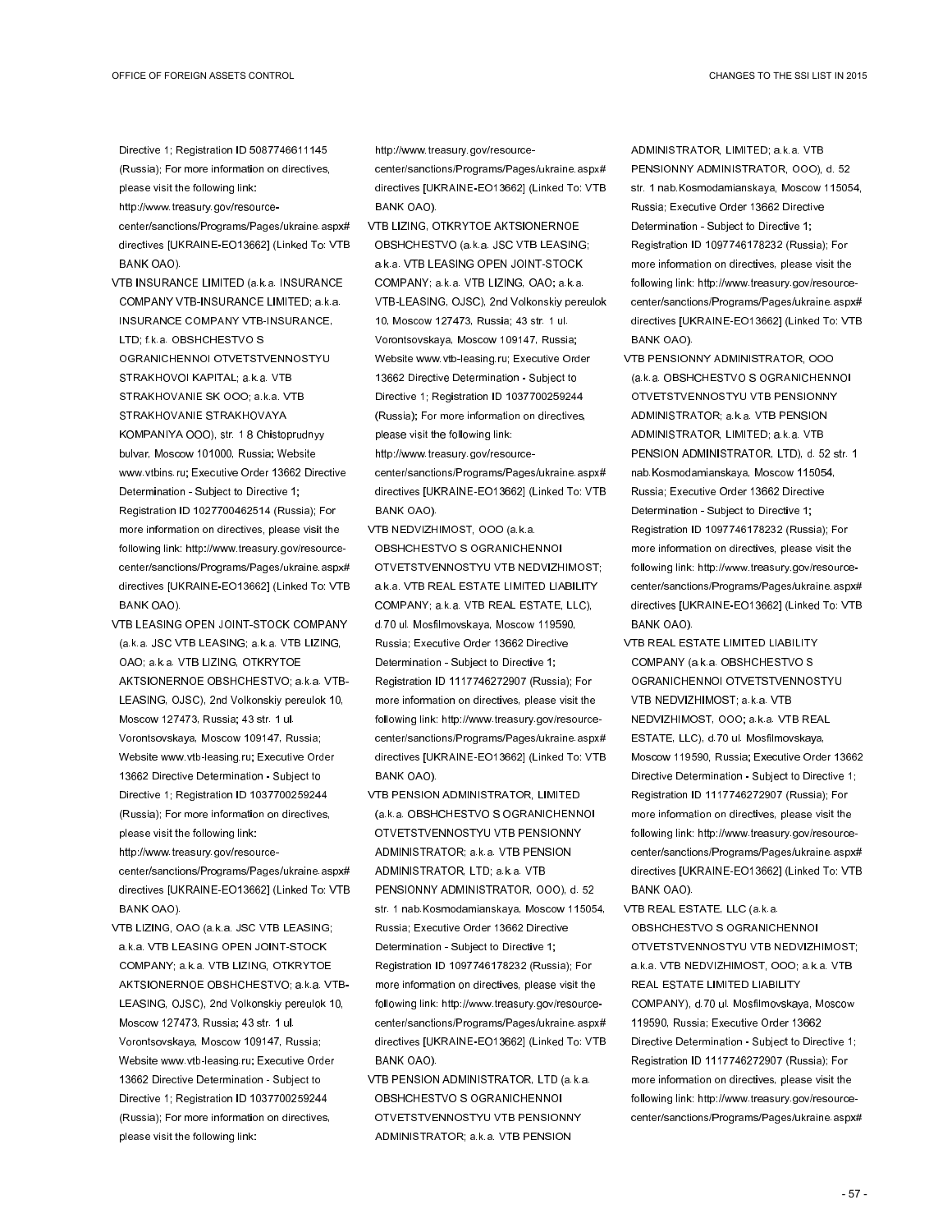Directive 1; Registration ID 5087746611145 (Russia); For more information on directives, please visit the following link: http://www.treasury.gov/resource-center/sanctions/Programs/Pages/ukraine.aspx#directives [UKRAINE-EO13662] (Linked To: VTB BANK OAO).

VTB INSURANCE LIMITED (a.k.a. INSURANCE COMPANY VTB-INSURANCE LIMITED; a.k.a. INSURANCE COMPANY VTB-INSURANCE, LTD; f.k.a. OBSHCHESTVO S OGRANICHENNOI OTVETSTVENNOSTYU STRAKHOVOI KAPITAL; a.k.a. VTB STRAKHOVANIE SK OOO; a.k.a. VTB STRAKHOVANIE STRAKHOVAYA KOMPANIYA OOO), str. 1 8 Chistoprudnyy bulvar, Moscow 101000, Russia; Website www.vtbins.ru; Executive Order 13662 Directive Determination - Subject to Directive 1; Registration ID 1027700462514 (Russia); For more information on directives, please visit the following link: http://www.treasury.gov/resource-center/sanctions/Programs/Pages/ukraine.aspx#directives [UKRAINE-EO13662] (Linked To: VTB BANK OAO).

VTB LEASING OPEN JOINT-STOCK COMPANY (a.k.a. JSC VTB LEASING; a.k.a. VTB LIZING, OAO; a.k.a. VTB LIZING, OTKRYTOE AKTSIONERNOE OBSHCHESTVO; a.k.a. VTB-LEASING, OJSC), 2nd Volkonskiy pereulok 10, Moscow 127473, Russia; 43 str. 1 ul. Vorontsovskaya, Moscow 109147, Russia; Website www.vtb-leasing.ru; Executive Order 13662 Directive Determination - Subject to Directive 1; Registration ID 1037700259244 (Russia); For more information on directives, please visit the following link: http://www.treasury.gov/resource-center/sanctions/Programs/Pages/ukraine.aspx#directives [UKRAINE-EO13662] (Linked To: VTB BANK OAO).

VTB LIZING, OAO (a.k.a. JSC VTB LEASING; a.k.a. VTB LEASING OPEN JOINT-STOCK COMPANY; a.k.a. VTB LIZING, OTKRYTOE AKTSIONERNOE OBSHCHESTVO; a.k.a. VTB-LEASING, OJSC), 2nd Volkonskiy pereulok 10, Moscow 127473, Russia; 43 str. 1 ul. Vorontsovskaya, Moscow 109147, Russia; Website www.vtb-leasing.ru; Executive Order 13662 Directive Determination - Subject to Directive 1; Registration ID 1037700259244 (Russia); For more information on directives, please visit the following link: http://www.treasury.gov/resource-center/sanctions/Programs/Pages/ukraine.aspx#directives [UKRAINE-EO13662] (Linked To: VTB BANK OAO).

VTB LIZING, OTKRYTOE AKTSIONERNOE OBSHCHESTVO (a.k.a. JSC VTB LEASING; a.k.a. VTB LEASING OPEN JOINT-STOCK COMPANY; a.k.a. VTB LIZING, OAO; a.k.a. VTB-LEASING, OJSC), 2nd Volkonskiy pereulok 10, Moscow 127473, Russia; 43 str. 1 ul. Vorontsovskaya, Moscow 109147, Russia; Website www.vtb-leasing.ru; Executive Order 13662 Directive Determination - Subject to Directive 1; Registration ID 1037700259244 (Russia); For more information on directives, please visit the following link: http://www.treasury.gov/resource-center/sanctions/Programs/Pages/ukraine.aspx#directives [UKRAINE-EO13662] (Linked To: VTB BANK OAO).

VTB NEDVIZHIMOST, OOO (a.k.a. OBSHCHESTVO S OGRANICHENNOI OTVETSTVENNOSTYU VTB NEDVIZHIMOST; a.k.a. VTB REAL ESTATE LIMITED LIABILITY COMPANY; a.k.a. VTB REAL ESTATE, LLC), d.70 ul. Mosfilmovskaya, Moscow 119590, Russia; Executive Order 13662 Directive Determination - Subject to Directive 1; Registration ID 1117746272907 (Russia); For more information on directives, please visit the following link: http://www.treasury.gov/resource-center/sanctions/Programs/Pages/ukraine.aspx#directives [UKRAINE-EO13662] (Linked To: VTB BANK OAO).

VTB PENSION ADMINISTRATOR, LIMITED (a.k.a. OBSHCHESTVO S OGRANICHENNOI OTVETSTVENNOSTYU VTB PENSIONNY ADMINISTRATOR; a.k.a. VTB PENSION ADMINISTRATOR, LTD; a.k.a. VTB PENSIONNY ADMINISTRATOR, OOO), d. 52 str. 1 nab.Kosmodamianskaya, Moscow 115054, Russia; Executive Order 13662 Directive Determination - Subject to Directive 1; Registration ID 1097746178232 (Russia); For more information on directives, please visit the following link: http://www.treasury.gov/resource-center/sanctions/Programs/Pages/ukraine.aspx#directives [UKRAINE-EO13662] (Linked To: VTB BANK OAO).

VTB PENSION ADMINISTRATOR, LTD (a.k.a. OBSHCHESTVO S OGRANICHENNOI OTVETSTVENNOSTYU VTB PENSIONNY ADMINISTRATOR; a.k.a. VTB PENSION ADMINISTRATOR, LIMITED; a.k.a. VTB PENSIONNY ADMINISTRATOR, OOO), d. 52 str. 1 nab.Kosmodamianskaya, Moscow 115054, Russia; Executive Order 13662 Directive Determination - Subject to Directive 1; Registration ID 1097746178232 (Russia); For more information on directives, please visit the following link: http://www.treasury.gov/resource-center/sanctions/Programs/Pages/ukraine.aspx#directives [UKRAINE-EO13662] (Linked To: VTB BANK OAO).

VTB PENSIONNY ADMINISTRATOR, OOO (a.k.a. OBSHCHESTVO S OGRANICHENNOI OTVETSTVENNOSTYU VTB PENSIONNY ADMINISTRATOR; a.k.a. VTB PENSION ADMINISTRATOR, LIMITED; a.k.a. VTB PENSION ADMINISTRATOR, LTD), d. 52 str. 1 nab.Kosmodamianskaya, Moscow 115054, Russia; Executive Order 13662 Directive Determination - Subject to Directive 1; Registration ID 1097746178232 (Russia); For more information on directives, please visit the following link: http://www.treasury.gov/resource-center/sanctions/Programs/Pages/ukraine.aspx#directives [UKRAINE-EO13662] (Linked To: VTB BANK OAO).

VTB REAL ESTATE LIMITED LIABILITY COMPANY (a.k.a. OBSHCHESTVO S OGRANICHENNOI OTVETSTVENNOSTYU VTB NEDVIZHIMOST; a.k.a. VTB NEDVIZHIMOST, OOO; a.k.a. VTB REAL ESTATE, LLC), d.70 ul. Mosfilmovskaya, Moscow 119590, Russia; Executive Order 13662 Directive Determination - Subject to Directive 1; Registration ID 1117746272907 (Russia); For more information on directives, please visit the following link: http://www.treasury.gov/resource-center/sanctions/Programs/Pages/ukraine.aspx#directives [UKRAINE-EO13662] (Linked To: VTB BANK OAO).

VTB REAL ESTATE, LLC (a.k.a. OBSHCHESTVO S OGRANICHENNOI OTVETSTVENNOSTYU VTB NEDVIZHIMOST; a.k.a. VTB NEDVIZHIMOST, OOO; a.k.a. VTB REAL ESTATE LIMITED LIABILITY COMPANY), d.70 ul. Mosfilmovskaya, Moscow 119590, Russia; Executive Order 13662 Directive Determination - Subject to Directive 1; Registration ID 1117746272907 (Russia); For more information on directives, please visit the following link: http://www.treasury.gov/resource-center/sanctions/Programs/Pages/ukraine.aspx#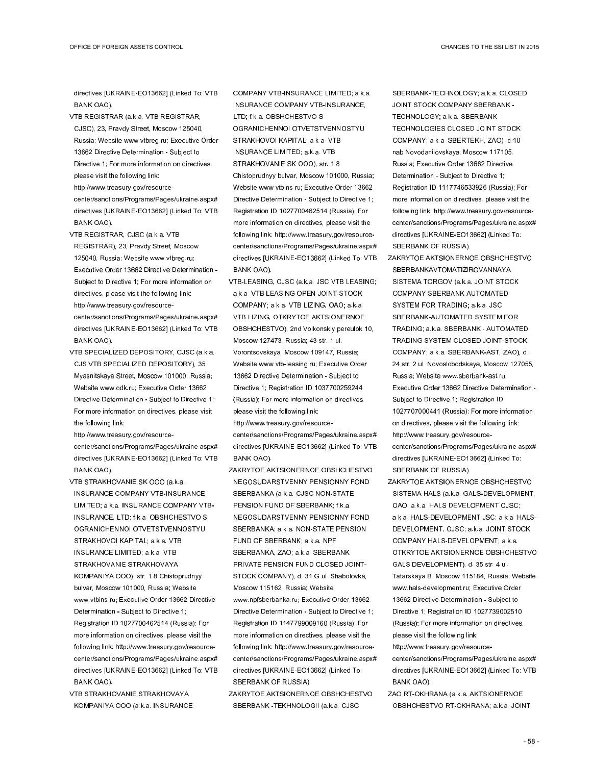directives [UKRAINE-EO13662] (Linked To: VTB BANK OAO).

VTB REGISTRAR (a.k.a. VTB REGISTRAR, CJSC), 23, Pravdy Street, Moscow 125040, Russia; Website www.vtbreg.ru; Executive Order 13662 Directive Determination - Subject to Directive 1; For more information on directives, please visit the following link: http://www.treasury.gov/resource-center/sanctions/Programs/Pages/ukraine.aspx#directives [UKRAINE-EO13662] (Linked To: VTB BANK OAO).

VTB REGISTRAR, CJSC (a.k.a. VTB REGISTRAR), 23, Pravdy Street, Moscow 125040, Russia; Website www.vtbreg.ru; Executive Order 13662 Directive Determination - Subject to Directive 1; For more information on directives, please visit the following link: http://www.treasury.gov/resource-center/sanctions/Programs/Pages/ukraine.aspx#directives [UKRAINE-EO13662] (Linked To: VTB BANK OAO).

VTB SPECIALIZED DEPOSITORY, CJSC (a.k.a. CJS VTB SPECIALIZED DEPOSITORY), 35 Myasnitskaya Street, Moscow 101000, Russia; Website www.odk.ru; Executive Order 13662 Directive Determination - Subject to Directive 1; For more information on directives, please visit the following link: http://www.treasury.gov/resource-center/sanctions/Programs/Pages/ukraine.aspx#directives [UKRAINE-EO13662] (Linked To: VTB BANK OAO).

VTB STRAKHOVANIE SK OOO (a.k.a. INSURANCE COMPANY VTB-INSURANCE LIMITED; a.k.a. INSURANCE COMPANY VTB-INSURANCE, LTD; f.k.a. OBSHCHESTVO S OGRANICHENNOI OTVETSTVENNOSTYU STRAKHOVOI KAPITAL; a.k.a. VTB INSURANCE LIMITED; a.k.a. VTB STRAKHOVANIE STRAKHOVAYA KOMPANIYA OOO), str. 1 8 Chistoprudnyy bulvar, Moscow 101000, Russia; Website www.vtbins.ru; Executive Order 13662 Directive Determination - Subject to Directive 1; Registration ID 1027700462514 (Russia); For more information on directives, please visit the following link: http://www.treasury.gov/resource-center/sanctions/Programs/Pages/ukraine.aspx#directives [UKRAINE-EO13662] (Linked To: VTB BANK OAO).

VTB STRAKHOVANIE STRAKHOVAYA KOMPANIYA OOO (a.k.a. INSURANCE COMPANY VTB-INSURANCE LIMITED; a.k.a. INSURANCE COMPANY VTB-INSURANCE, LTD; f.k.a. OBSHCHESTVO S OGRANICHENNOI OTVETSTVENNOSTYU STRAKHOVOI KAPITAL; a.k.a. VTB INSURANCE LIMITED; a.k.a. VTB STRAKHOVANIE SK OOO), str. 1 8 Chistoprudnyy bulvar, Moscow 101000, Russia; Website www.vtbins.ru; Executive Order 13662 Directive Determination - Subject to Directive 1; Registration ID 1027700462514 (Russia); For more information on directives, please visit the following link: http://www.treasury.gov/resource-center/sanctions/Programs/Pages/ukraine.aspx#directives [UKRAINE-EO13662] (Linked To: VTB BANK OAO).

VTB-LEASING, OJSC (a.k.a. JSC VTB LEASING; a.k.a. VTB LEASING OPEN JOINT-STOCK COMPANY; a.k.a. VTB LIZING, OAO; a.k.a. VTB LIZING, OTKRYTOE AKTSIONERNOE OBSHCHESTVO), 2nd Volkonskiy pereulok 10, Moscow 127473, Russia; 43 str. 1 ul. Vorontsovskaya, Moscow 109147, Russia; Website www.vtb-leasing.ru; Executive Order 13662 Directive Determination - Subject to Directive 1; Registration ID 1037700259244 (Russia); For more information on directives, please visit the following link: http://www.treasury.gov/resource-center/sanctions/Programs/Pages/ukraine.aspx#directives [UKRAINE-EO13662] (Linked To: VTB BANK OAO).

ZAKRYTOE AKTSIONERNOE OBSHCHESTVO NEGOSUDARSTVENNY PENSIONNY FOND SBERBANKA (a.k.a. CJSC NON-STATE PENSION FUND OF SBERBANK; f.k.a. NEGOSUDARSTVENNY PENSIONNY FOND SBERBANKA; a.k.a. NON-STATE PENSION FUND OF SBERBANK; a.k.a. NPF SBERBANKA, ZAO; a.k.a. SBERBANK PRIVATE PENSION FUND CLOSED JOINT-STOCK COMPANY), d. 31 G ul. Shabolovka, Moscow 115162, Russia; Website www.npfsberbanka.ru; Executive Order 13662 Directive Determination - Subject to Directive 1; Registration ID 1147799009160 (Russia); For more information on directives, please visit the following link: http://www.treasury.gov/resource-center/sanctions/Programs/Pages/ukraine.aspx#directives [UKRAINE-EO13662] (Linked To: SBERBANK OF RUSSIA).

ZAKRYTOE AKTSIONERNOE OBSHCHESTVO SBERBANK -TEKHNOLOGII (a.k.a. CJSC SBERBANK-TECHNOLOGY; a.k.a. CLOSED JOINT STOCK COMPANY SBERBANK - TECHNOLOGY; a.k.a. SBERBANK TECHNOLOGIES CLOSED JOINT STOCK COMPANY; a.k.a. SBERTEKH, ZAO), d.10 nab.Novodanilovskaya, Moscow 117105, Russia; Executive Order 13662 Directive Determination - Subject to Directive 1; Registration ID 1117746533926 (Russia); For more information on directives, please visit the following link: http://www.treasury.gov/resource-center/sanctions/Programs/Pages/ukraine.aspx#directives [UKRAINE-EO13662] (Linked To: SBERBANK OF RUSSIA).

ZAKRYTOE AKTSIONERNOE OBSHCHESTVO SBERBANKAVTOMATIZIROVANNAYA SISTEMA TORGOV (a.k.a. JOINT STOCK COMPANY SBERBANK-AUTOMATED SYSTEM FOR TRADING; a.k.a. JSC SBERBANK-AUTOMATED SYSTEM FOR TRADING; a.k.a. SBERBANK - AUTOMATED TRADING SYSTEM CLOSED JOINT-STOCK COMPANY; a.k.a. SBERBANK-AST, ZAO), d. 24 str. 2 ul. Novoslobodskaya, Moscow 127055, Russia; Website www.sberbank-ast.ru; Executive Order 13662 Directive Determination - Subject to Directive 1; Registration ID 1027707000441 (Russia); For more information on directives, please visit the following link: http://www.treasury.gov/resource-center/sanctions/Programs/Pages/ukraine.aspx#directives [UKRAINE-EO13662] (Linked To: SBERBANK OF RUSSIA).

ZAKRYTOE AKTSIONERNOE OBSHCHESTVO SISTEMA HALS (a.k.a. GALS-DEVELOPMENT, OAO; a.k.a. HALS DEVELOPMENT OJSC; a.k.a. HALS-DEVELOPMENT JSC; a.k.a. HALS-DEVELOPMENT, OJSC; a.k.a. JOINT STOCK COMPANY HALS-DEVELOPMENT; a.k.a. OTKRYTOE AKTSIONERNOE OBSHCHESTVO GALS DEVELOPMENT), d. 35 str. 4 ul. Tatarskaya B, Moscow 115184, Russia; Website www.hals-development.ru; Executive Order 13662 Directive Determination - Subject to Directive 1; Registration ID 1027739002510 (Russia); For more information on directives, please visit the following link: http://www.treasury.gov/resource-center/sanctions/Programs/Pages/ukraine.aspx#directives [UKRAINE-EO13662] (Linked To: VTB BANK OAO).

ZAO RT-OKHRANA (a.k.a. AKTSIONERNOE OBSHCHESTVO RT-OKHRANA; a.k.a. JOINT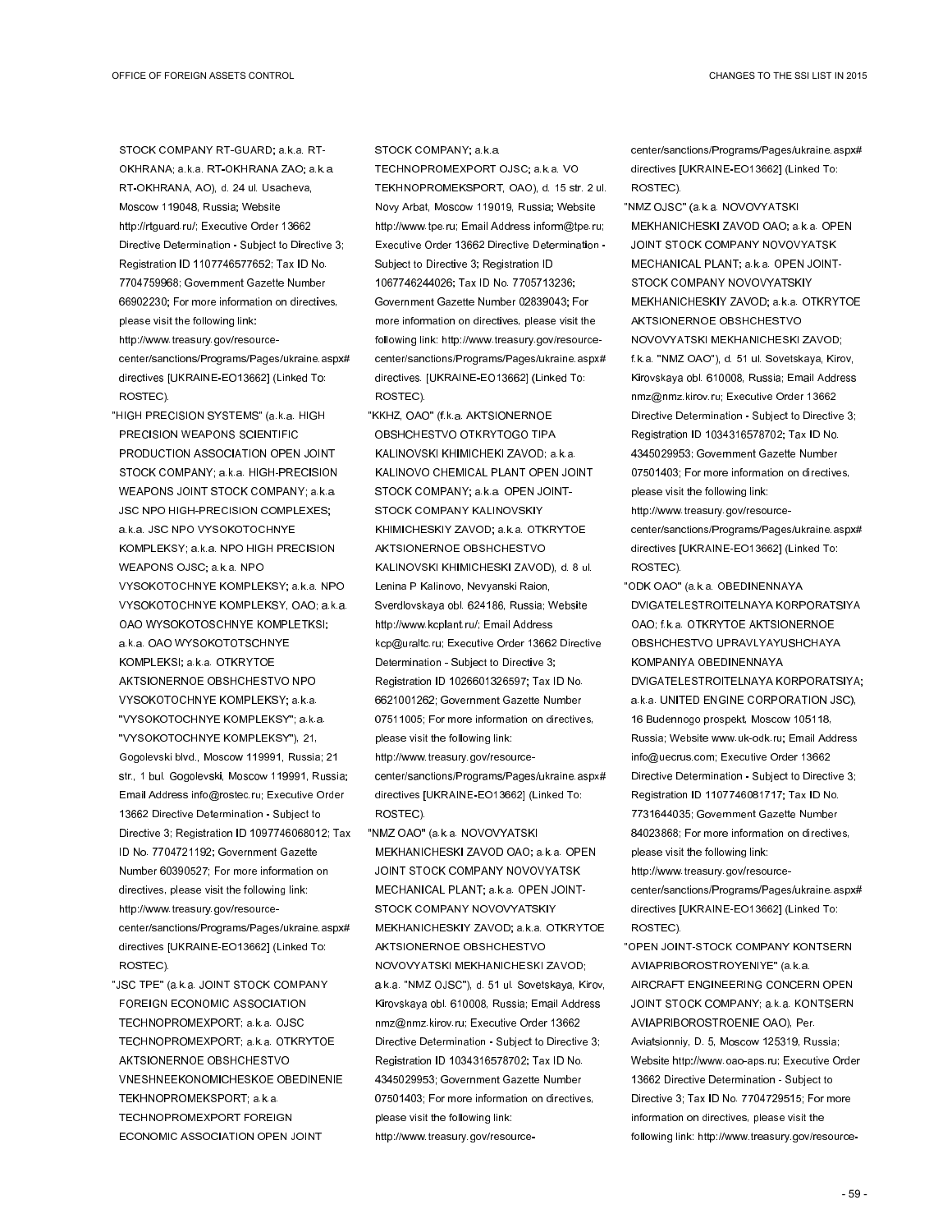STOCK COMPANY RT-GUARD; a.k.a. RT-OKHRANA; a.k.a. RT-OKHRANA ZAO; a.k.a. RT-OKHRANA, AO), d. 24 ul. Usacheva, Moscow 119048, Russia; Website http://rtguard.ru/; Executive Order 13662 Directive Determination - Subject to Directive 3; Registration ID 1107746577652; Tax ID No. 7704759968; Government Gazette Number 66902230; For more information on directives, please visit the following link: http://www.treasury.gov/resource-center/sanctions/Programs/Pages/ukraine.aspx#directives [UKRAINE-EO13662] (Linked To: ROSTEC).

"HIGH PRECISION SYSTEMS" (a.k.a. HIGH PRECISION WEAPONS SCIENTIFIC PRODUCTION ASSOCIATION OPEN JOINT STOCK COMPANY; a.k.a. HIGH-PRECISION WEAPONS JOINT STOCK COMPANY; a.k.a. JSC NPO HIGH-PRECISION COMPLEXES; a.k.a. JSC NPO VYSOKOTOCHNYE KOMPLEKSY; a.k.a. NPO HIGH PRECISION WEAPONS OJSC; a.k.a. NPO VYSOKOTOCHNYE KOMPLEKSY; a.k.a. NPO VYSOKOTOCHNYE KOMPLEKSY, OAO; a.k.a. OAO WYSOKOTOSCHNYE KOMPLETKSI; a.k.a. OAO WYSOKOTOTSCHNYE KOMPLEKSI; a.k.a. OTKRYTOE AKTSIONERNOE OBSHCHESTVO NPO VYSOKOTOCHNYE KOMPLEKSY; a.k.a. "VYSOKOTOCHNYE KOMPLEKSY"; a.k.a. "VYSOKOTOCHNYE KOMPLEKSY"), 21, Gogolevski blvd., Moscow 119991, Russia; 21 str., 1 bul. Gogolevski, Moscow 119991, Russia; Email Address info@rostec.ru; Executive Order 13662 Directive Determination - Subject to Directive 3; Registration ID 1097746068012; Tax ID No. 7704721192; Government Gazette Number 60390527; For more information on directives, please visit the following link: http://www.treasury.gov/resource-center/sanctions/Programs/Pages/ukraine.aspx#directives [UKRAINE-EO13662] (Linked To: ROSTEC).

"JSC TPE" (a.k.a. JOINT STOCK COMPANY FOREIGN ECONOMIC ASSOCIATION TECHNOPROMEXPORT; a.k.a. OJSC TECHNOPROMEXPORT; a.k.a. OTKRYTOE AKTSIONERNOE OBSHCHESTVO VNESHNEEKONOMICHESKOE OBEDINENIE TEKHNOPROMEKSPORT; a.k.a. TECHNOPROMEXPORT FOREIGN ECONOMIC ASSOCIATION OPEN JOINT STOCK COMPANY; a.k.a. TECHNOPROMEXPORT OJSC; a.k.a. VO TEKHNOPROMEKSPORT, OAO), d. 15 str. 2 ul. Novy Arbat, Moscow 119019, Russia; Website http://www.tpe.ru; Email Address inform@tpe.ru; Executive Order 13662 Directive Determination - Subject to Directive 3; Registration ID 1067746244026; Tax ID No. 7705713236; Government Gazette Number 02839043; For more information on directives, please visit the following link: http://www.treasury.gov/resource-center/sanctions/Programs/Pages/ukraine.aspx#directives. [UKRAINE-EO13662] (Linked To: ROSTEC).

"KKHZ, OAO" (f.k.a. AKTSIONERNOE OBSHCHESTVO OTKRYTOGO TIPA KALINOVSKI KHIMICHEKI ZAVOD; a.k.a. KALINOVO CHEMICAL PLANT OPEN JOINT STOCK COMPANY; a.k.a. OPEN JOINT-STOCK COMPANY KALINOVSKIY KHIMICHESKIY ZAVOD; a.k.a. OTKRYTOE AKTSIONERNOE OBSHCHESTVO KALINOVSKI KHIMICHESKI ZAVOD), d. 8 ul. Lenina P Kalinovo, Nevyanski Raion, Sverdlovskaya obl. 624186, Russia; Website http://www.kcplant.ru/; Email Address kcp@uraltc.ru; Executive Order 13662 Directive Determination - Subject to Directive 3; Registration ID 1026601326597; Tax ID No. 6621001262; Government Gazette Number 07511005; For more information on directives, please visit the following link: http://www.treasury.gov/resource-center/sanctions/Programs/Pages/ukraine.aspx#directives [UKRAINE-EO13662] (Linked To: ROSTEC).

"NMZ OAO" (a.k.a. NOVOVYATSKI MEKHANICHESKI ZAVOD OAO; a.k.a. OPEN JOINT STOCK COMPANY NOVOVYATSK MECHANICAL PLANT; a.k.a. OPEN JOINT-STOCK COMPANY NOVOVYATSKIY MEKHANICHESKIY ZAVOD; a.k.a. OTKRYTOE AKTSIONERNOE OBSHCHESTVO NOVOVYATSKI MEKHANICHESKI ZAVOD; a.k.a. "NMZ OJSC"), d. 51 ul. Sovetskaya, Kirov, Kirovskaya obl. 610008, Russia; Email Address nmz@nmz.kirov.ru; Executive Order 13662 Directive Determination - Subject to Directive 3; Registration ID 1034316578702; Tax ID No. 4345029953; Government Gazette Number 07501403; For more information on directives, please visit the following link: http://www.treasury.gov/resource-center/sanctions/Programs/Pages/ukraine.aspx#directives [UKRAINE-EO13662] (Linked To: ROSTEC).

"NMZ OJSC" (a.k.a. NOVOVYATSKI MEKHANICHESKI ZAVOD OAO; a.k.a. OPEN JOINT STOCK COMPANY NOVOVYATSK MECHANICAL PLANT; a.k.a. OPEN JOINT-STOCK COMPANY NOVOVYATSKIY MEKHANICHESKIY ZAVOD; a.k.a. OTKRYTOE AKTSIONERNOE OBSHCHESTVO NOVOVYATSKI MEKHANICHESKI ZAVOD; f.k.a. "NMZ OAO"), d. 51 ul. Sovetskaya, Kirov, Kirovskaya obl. 610008, Russia; Email Address nmz@nmz.kirov.ru; Executive Order 13662 Directive Determination - Subject to Directive 3; Registration ID 1034316578702; Tax ID No. 4345029953; Government Gazette Number 07501403; For more information on directives, please visit the following link: http://www.treasury.gov/resource-center/sanctions/Programs/Pages/ukraine.aspx#directives [UKRAINE-EO13662] (Linked To: ROSTEC).

"ODK OAO" (a.k.a. OBEDINENNAYA DVIGATELESTROITELNAYA KORPORATSIYA OAO; f.k.a. OTKRYTOE AKTSIONERNOE OBSHCHESTVO UPRAVLYAYUSHCHAYA KOMPANIYA OBEDINENNAYA DVIGATELESTROITELNAYA KORPORATSIYA; a.k.a. UNITED ENGINE CORPORATION JSC), 16 Budennogo prospekt, Moscow 105118, Russia; Website www.uk-odk.ru; Email Address info@uecrus.com; Executive Order 13662 Directive Determination - Subject to Directive 3; Registration ID 1107746081717; Tax ID No. 7731644035; Government Gazette Number 84023868; For more information on directives, please visit the following link: http://www.treasury.gov/resource-center/sanctions/Programs/Pages/ukraine.aspx#directives [UKRAINE-EO13662] (Linked To: ROSTEC).

"OPEN JOINT-STOCK COMPANY KONTSERN AVIAPRIBOROSTROYENIYE" (a.k.a. AIRCRAFT ENGINEERING CONCERN OPEN JOINT STOCK COMPANY; a.k.a. KONTSERN AVIAPRIBOROSTROENIE OAO), Per. Aviatsionniy, D. 5, Moscow 125319, Russia; Website http://www.oao-aps.ru; Executive Order 13662 Directive Determination - Subject to Directive 3; Tax ID No. 7704729515; For more information on directives, please visit the following link: http://www.treasury.gov/resource-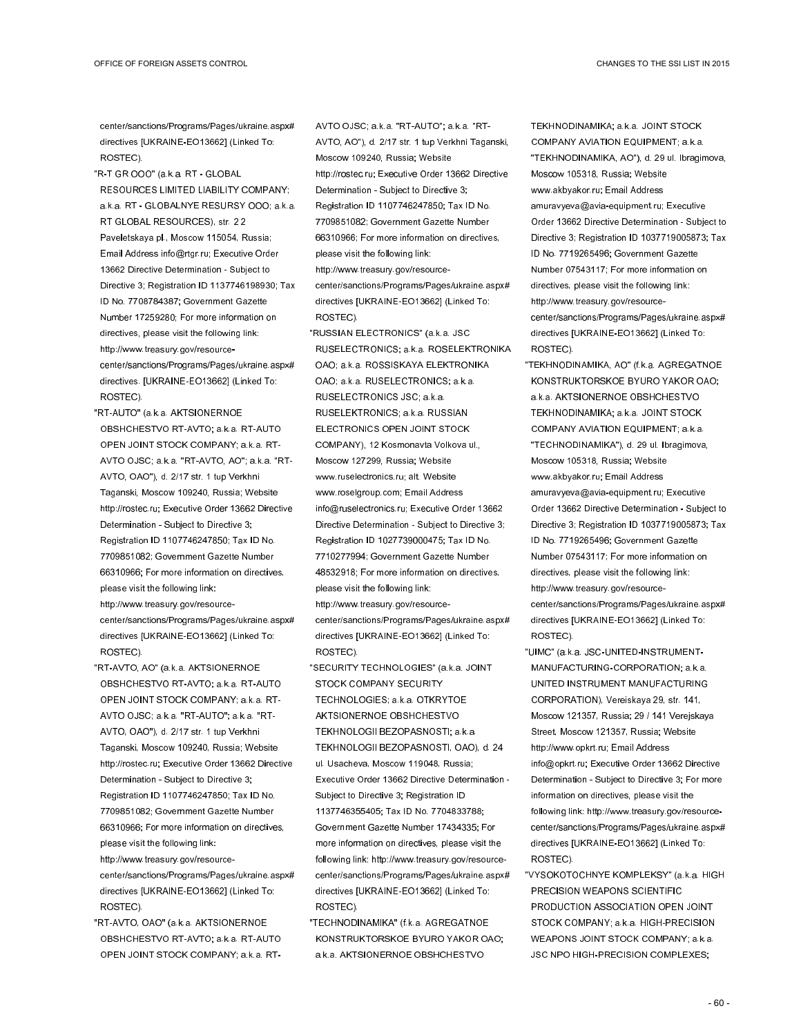center/sanctions/Programs/Pages/ukraine.aspx# directives [UKRAINE-EO13662] (Linked To: ROSTEC).

"R-T GR OOO" (a.k.a. RT - GLOBAL RESOURCES LIMITED LIABILITY COMPANY; a.k.a. RT - GLOBALNYE RESURSY OOO; a.k.a. RT GLOBAL RESOURCES), str. 2 2 Paveletskaya pl., Moscow 115054, Russia; Email Address info@rtgr.ru; Executive Order 13662 Directive Determination - Subject to Directive 3; Registration ID 1137746198930; Tax ID No. 7708784387; Government Gazette Number 17259280; For more information on directives, please visit the following link: http://www.treasury.gov/resource-center/sanctions/Programs/Pages/ukraine.aspx# directives. [UKRAINE-EO13662] (Linked To: ROSTEC).

"RT-AUTO" (a.k.a. AKTSIONERNOE OBSHCHESTVO RT-AVTO; a.k.a. RT-AUTO OPEN JOINT STOCK COMPANY; a.k.a. RT-AVTO OJSC; a.k.a. "RT-AVTO, AO"; a.k.a. "RT-AVTO, OAO"), d. 2/17 str. 1 tup Verkhni Taganski, Moscow 109240, Russia; Website http://rostec.ru; Executive Order 13662 Directive Determination - Subject to Directive 3; Registration ID 1107746247850; Tax ID No. 7709851082; Government Gazette Number 66310966; For more information on directives, please visit the following link: http://www.treasury.gov/resource-center/sanctions/Programs/Pages/ukraine.aspx# directives [UKRAINE-EO13662] (Linked To: ROSTEC).

"RT-AVTO, AO" (a.k.a. AKTSIONERNOE OBSHCHESTVO RT-AVTO; a.k.a. RT-AUTO OPEN JOINT STOCK COMPANY; a.k.a. RT-AVTO OJSC; a.k.a. "RT-AUTO"; a.k.a. "RT-AVTO, OAO"), d. 2/17 str. 1 tup Verkhni Taganski, Moscow 109240, Russia; Website http://rostec.ru; Executive Order 13662 Directive Determination - Subject to Directive 3; Registration ID 1107746247850; Tax ID No. 7709851082; Government Gazette Number 66310966; For more information on directives, please visit the following link: http://www.treasury.gov/resource-center/sanctions/Programs/Pages/ukraine.aspx# directives [UKRAINE-EO13662] (Linked To: ROSTEC).

"RT-AVTO, OAO" (a.k.a. AKTSIONERNOE OBSHCHESTVO RT-AVTO; a.k.a. RT-AUTO OPEN JOINT STOCK COMPANY; a.k.a. RT-AVTO OJSC; a.k.a. "RT-AUTO"; a.k.a. "RT-AVTO, AO"), d. 2/17 str. 1 tup Verkhni Taganski, Moscow 109240, Russia; Website http://rostec.ru; Executive Order 13662 Directive Determination - Subject to Directive 3; Registration ID 1107746247850; Tax ID No. 7709851082; Government Gazette Number 66310966; For more information on directives, please visit the following link: http://www.treasury.gov/resource-center/sanctions/Programs/Pages/ukraine.aspx# directives [UKRAINE-EO13662] (Linked To: ROSTEC).

"RUSSIAN ELECTRONICS" (a.k.a. JSC RUSELECTRONICS; a.k.a. ROSELEKTRONIKA OAO; a.k.a. ROSSISKAYA ELEKTRONIKA OAO; a.k.a. RUSELECTRONICS; a.k.a. RUSELECTRONICS JSC; a.k.a. RUSELEKTRONICS; a.k.a. RUSSIAN ELECTRONICS OPEN JOINT STOCK COMPANY), 12 Kosmonavta Volkova ul., Moscow 127299, Russia; Website www.ruselectronics.ru; alt. Website www.roselgroup.com; Email Address info@ruselectronics.ru; Executive Order 13662 Directive Determination - Subject to Directive 3; Registration ID 1027739000475; Tax ID No. 7710277994; Government Gazette Number 48532918; For more information on directives, please visit the following link: http://www.treasury.gov/resource-center/sanctions/Programs/Pages/ukraine.aspx# directives [UKRAINE-EO13662] (Linked To: ROSTEC).

"SECURITY TECHNOLOGIES" (a.k.a. JOINT STOCK COMPANY SECURITY TECHNOLOGIES; a.k.a. OTKRYTOE AKTSIONERNOE OBSHCHESTVO TEKHNOLOGII BEZOPASNOSTI; a.k.a. TEKHNOLOGII BEZOPASNOSTI, OAO), d. 24 ul. Usacheva, Moscow 119048, Russia; Executive Order 13662 Directive Determination - Subject to Directive 3; Registration ID 1137746355405; Tax ID No. 7704833788; Government Gazette Number 17434335; For more information on directives, please visit the following link: http://www.treasury.gov/resource-center/sanctions/Programs/Pages/ukraine.aspx# directives [UKRAINE-EO13662] (Linked To: ROSTEC).

"TECHNODINAMIKA" (f.k.a. AGREGATNOE KONSTRUKTORSKOE BYURO YAKOR OAO; a.k.a. AKTSIONERNOE OBSHCHESTVO TEKHNODINAMIKA; a.k.a. JOINT STOCK COMPANY AVIATION EQUIPMENT; a.k.a. "TEKHNODINAMIKA, AO"), d. 29 ul. Ibragimova, Moscow 105318, Russia; Website www.akbyakor.ru; Email Address amuravyeva@avia-equipment.ru; Executive Order 13662 Directive Determination - Subject to Directive 3; Registration ID 1037719005873; Tax ID No. 7719265496; Government Gazette Number 07543117; For more information on directives, please visit the following link: http://www.treasury.gov/resource-center/sanctions/Programs/Pages/ukraine.aspx# directives [UKRAINE-EO13662] (Linked To: ROSTEC).

"TEKHNODINAMIKA, AO" (f.k.a. AGREGATNOE KONSTRUKTORSKOE BYURO YAKOR OAO; a.k.a. AKTSIONERNOE OBSHCHESTVO TEKHNODINAMIKA; a.k.a. JOINT STOCK COMPANY AVIATION EQUIPMENT; a.k.a. "TECHNODINAMIKA"), d. 29 ul. Ibragimova, Moscow 105318, Russia; Website www.akbyakor.ru; Email Address amuravyeva@avia-equipment.ru; Executive Order 13662 Directive Determination - Subject to Directive 3; Registration ID 1037719005873; Tax ID No. 7719265496; Government Gazette Number 07543117; For more information on directives, please visit the following link: http://www.treasury.gov/resource-center/sanctions/Programs/Pages/ukraine.aspx# directives [UKRAINE-EO13662] (Linked To: ROSTEC).

"UIMC" (a.k.a. JSC-UNITED-INSTRUMENT-MANUFACTURING-CORPORATION; a.k.a. UNITED INSTRUMENT MANUFACTURING CORPORATION), Vereiskaya 29, str. 141, Moscow 121357, Russia; 29 / 141 Verejskaya Street, Moscow 121357, Russia; Website http://www.opkrt.ru; Email Address info@opkrt.ru; Executive Order 13662 Directive Determination - Subject to Directive 3; For more information on directives, please visit the following link: http://www.treasury.gov/resource-center/sanctions/Programs/Pages/ukraine.aspx# directives [UKRAINE-EO13662] (Linked To: ROSTEC).

"VYSOKOTOCHNYE KOMPLEKSY" (a.k.a. HIGH PRECISION WEAPONS SCIENTIFIC PRODUCTION ASSOCIATION OPEN JOINT STOCK COMPANY; a.k.a. HIGH-PRECISION WEAPONS JOINT STOCK COMPANY; a.k.a. JSC NPO HIGH-PRECISION COMPLEXES;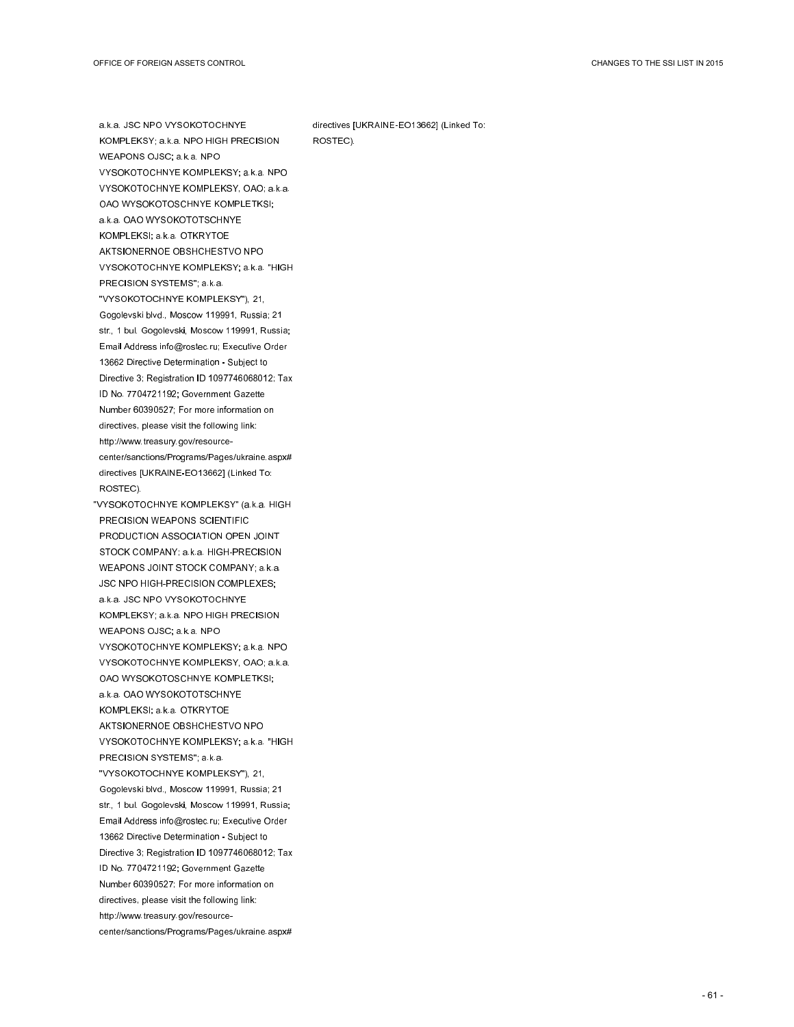a.k.a. JSC NPO VYSOKOTOCHNYE KOMPLEKSY; a.k.a. NPO HIGH PRECISION WEAPONS OJSC; a.k.a. NPO VYSOKOTOCHNYE KOMPLEKSY; a.k.a. NPO VYSOKOTOCHNYE KOMPLEKSY, OAO; a.k.a. OAO WYSOKOTOSCHNYE KOMPLETKSI; a.k.a. OAO WYSOKOTOTSCHNYE KOMPLEKSI; a.k.a. OTKRYTOE AKTSIONERNOE OBSHCHESTVO NPO VYSOKOTOCHNYE KOMPLEKSY; a.k.a. "HIGH PRECISION SYSTEMS"; a.k.a. "VYSOKOTOCHNYE KOMPLEKSY"), 21, Gogolevski blvd., Moscow 119991, Russia; 21 str., 1 bul. Gogolevski, Moscow 119991, Russia; Email Address info@rostec.ru; Executive Order 13662 Directive Determination - Subject to Directive 3; Registration ID 1097746068012; Tax ID No. 7704721192; Government Gazette Number 60390527; For more information on directives, please visit the following link: http://www.treasury.gov/resource-center/sanctions/Programs/Pages/ukraine.aspx#directives [UKRAINE-EO13662] (Linked To: ROSTEC).

"VYSOKOTOCHNYE KOMPLEKSY" (a.k.a. HIGH PRECISION WEAPONS SCIENTIFIC PRODUCTION ASSOCIATION OPEN JOINT STOCK COMPANY; a.k.a. HIGH-PRECISION WEAPONS JOINT STOCK COMPANY; a.k.a. JSC NPO HIGH-PRECISION COMPLEXES; a.k.a. JSC NPO VYSOKOTOCHNYE KOMPLEKSY; a.k.a. NPO HIGH PRECISION WEAPONS OJSC; a.k.a. NPO VYSOKOTOCHNYE KOMPLEKSY; a.k.a. NPO VYSOKOTOCHNYE KOMPLEKSY, OAO; a.k.a. OAO WYSOKOTOSCHNYE KOMPLETKSI; a.k.a. OAO WYSOKOTOTSCHNYE KOMPLEKSI; a.k.a. OTKRYTOE AKTSIONERNOE OBSHCHESTVO NPO VYSOKOTOCHNYE KOMPLEKSY; a.k.a. "HIGH PRECISION SYSTEMS"; a.k.a. "VYSOKOTOCHNYE KOMPLEKSY"), 21, Gogolevski blvd., Moscow 119991, Russia; 21 str., 1 bul. Gogolevski, Moscow 119991, Russia; Email Address info@rostec.ru; Executive Order 13662 Directive Determination - Subject to Directive 3; Registration ID 1097746068012; Tax ID No. 7704721192; Government Gazette Number 60390527; For more information on directives, please visit the following link: http://www.treasury.gov/resource-center/sanctions/Programs/Pages/ukraine.aspx#directives [UKRAINE-EO13662] (Linked To: ROSTEC).